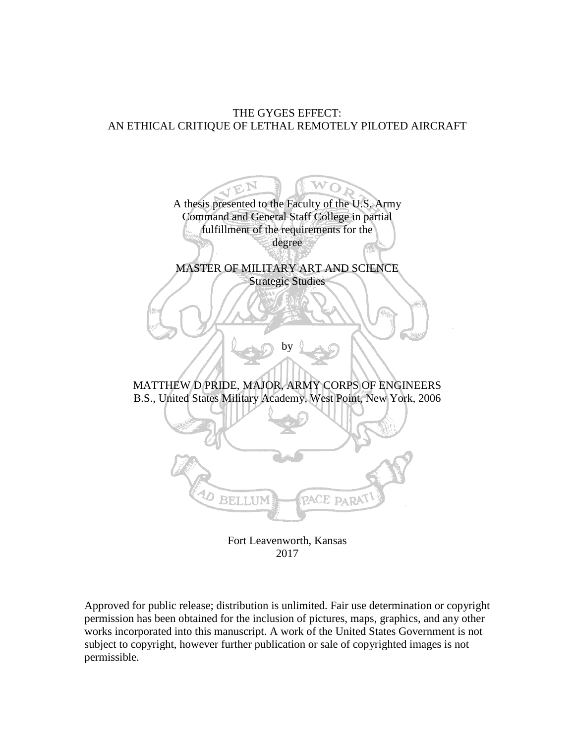# THE GYGES EFFECT:
# AN ETHICAL CRITIQUE OF LETHAL REMOTELY PILOTED AIRCRAFT

A thesis presented to the Faculty of the U.S. Army Command and General Staff College in partial fulfillment of the requirements for the degree

MASTER OF MILITARY ART AND SCIENCE
Strategic Studies

by

MATTHEW D PRIDE, MAJOR, ARMY CORPS OF ENGINEERS
B.S., United States Military Academy, West Point, New York, 2006

Fort Leavenworth, Kansas
2017

Approved for public release; distribution is unlimited. Fair use determination or copyright permission has been obtained for the inclusion of pictures, maps, graphics, and any other works incorporated into this manuscript. A work of the United States Government is not subject to copyright, however further publication or sale of copyrighted images is not permissible.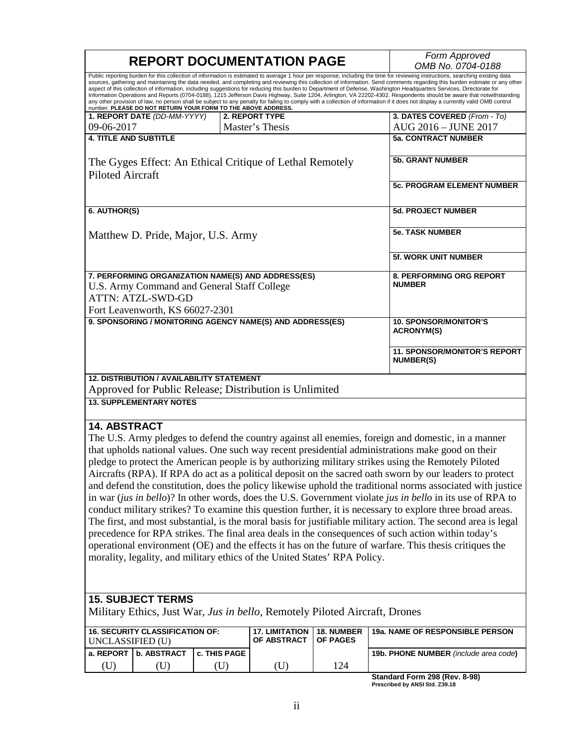# REPORT DOCUMENTATION PAGE

*Form Approved*
*OMB No. 0704-0188*

Public reporting burden for this collection of information is estimated to average 1 hour per response, including the time for reviewing instructions, searching existing data sources, gathering and maintaining the data needed, and completing and reviewing this collection of information. Send comments regarding this burden estimate or any other aspect of this collection of information, including suggestions for reducing this burden to Department of Defense, Washington Headquarters Services, Directorate for Information Operations and Reports (0704-0188), 1215 Jefferson Davis Highway, Suite 1204, Arlington, VA 22202-4302. Respondents should be aware that notwithstanding any other provision of law, no person shall be subject to any penalty for failing to comply with a collection of information if it does not display a currently valid OMB control number. **PLEASE DO NOT RETURN YOUR FORM TO THE ABOVE ADDRESS.**

| **1. REPORT DATE** *(DD-MM-YYYY)* | **2. REPORT TYPE** | **3. DATES COVERED** *(From - To)* |
|---|---|---|
| 09-06-2017 | Master's Thesis | AUG 2016 – JUNE 2017 |

**4. TITLE AND SUBTITLE**

The Gyges Effect: An Ethical Critique of Lethal Remotely Piloted Aircraft

**5a. CONTRACT NUMBER**

**5b. GRANT NUMBER**

**5c. PROGRAM ELEMENT NUMBER**

**6. AUTHOR(S)**

Matthew D. Pride, Major, U.S. Army

**5d. PROJECT NUMBER**

**5e. TASK NUMBER**

**5f. WORK UNIT NUMBER**

**7. PERFORMING ORGANIZATION NAME(S) AND ADDRESS(ES)**

U.S. Army Command and General Staff College
ATTN: ATZL-SWD-GD
Fort Leavenworth, KS 66027-2301

**8. PERFORMING ORG REPORT NUMBER**

**9. SPONSORING / MONITORING AGENCY NAME(S) AND ADDRESS(ES)**

**10. SPONSOR/MONITOR'S ACRONYM(S)**

**11. SPONSOR/MONITOR'S REPORT NUMBER(S)**

**12. DISTRIBUTION / AVAILABILITY STATEMENT**

Approved for Public Release; Distribution is Unlimited

**13. SUPPLEMENTARY NOTES**

## 14. ABSTRACT

The U.S. Army pledges to defend the country against all enemies, foreign and domestic, in a manner that upholds national values. One such way recent presidential administrations make good on their pledge to protect the American people is by authorizing military strikes using the Remotely Piloted Aircrafts (RPA). If RPA do act as a political deposit on the sacred oath sworn by our leaders to protect and defend the constitution, does the policy likewise uphold the traditional norms associated with justice in war (*jus in bello*)? In other words, does the U.S. Government violate *jus in bello* in its use of RPA to conduct military strikes? To examine this question further, it is necessary to explore three broad areas. The first, and most substantial, is the moral basis for justifiable military action. The second area is legal precedence for RPA strikes. The final area deals in the consequences of such action within today's operational environment (OE) and the effects it has on the future of warfare. This thesis critiques the morality, legality, and military ethics of the United States' RPA Policy.

## 15. SUBJECT TERMS

Military Ethics, Just War, *Jus in bello*, Remotely Piloted Aircraft, Drones

| **16. SECURITY CLASSIFICATION OF:** UNCLASSIFIED (U) | | | **17. LIMITATION OF ABSTRACT** | **18. NUMBER OF PAGES** | **19a. NAME OF RESPONSIBLE PERSON** |
|---|---|---|---|---|---|
| **a. REPORT** | **b. ABSTRACT** | **c. THIS PAGE** | | | **19b. PHONE NUMBER** *(include area code)* |
| (U) | (U) | (U) | (U) | 124 | |

**Standard Form 298 (Rev. 8-98)**
**Prescribed by ANSI Std. Z39.18**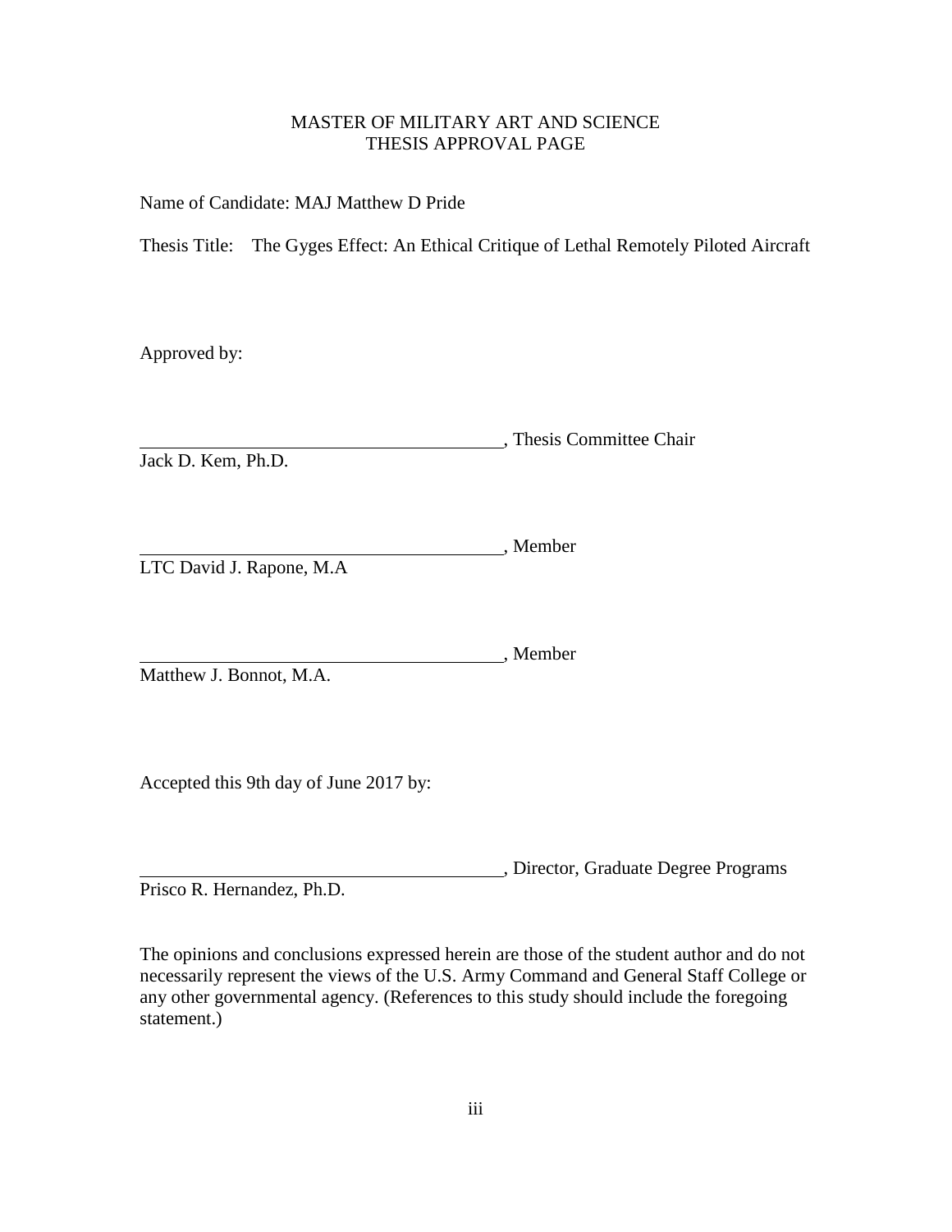MASTER OF MILITARY ART AND SCIENCE
THESIS APPROVAL PAGE

Name of Candidate: MAJ Matthew D Pride

Thesis Title: The Gyges Effect: An Ethical Critique of Lethal Remotely Piloted Aircraft

Approved by:

\_\_\_\_\_\_\_\_\_\_\_\_\_\_\_\_\_\_\_\_\_\_\_\_\_\_\_\_\_\_\_\_\_\_\_\_\_\_\_\_, Thesis Committee Chair
Jack D. Kem, Ph.D.

\_\_\_\_\_\_\_\_\_\_\_\_\_\_\_\_\_\_\_\_\_\_\_\_\_\_\_\_\_\_\_\_\_\_\_\_\_\_\_\_, Member
LTC David J. Rapone, M.A

\_\_\_\_\_\_\_\_\_\_\_\_\_\_\_\_\_\_\_\_\_\_\_\_\_\_\_\_\_\_\_\_\_\_\_\_\_\_\_\_, Member
Matthew J. Bonnot, M.A.

Accepted this 9th day of June 2017 by:

\_\_\_\_\_\_\_\_\_\_\_\_\_\_\_\_\_\_\_\_\_\_\_\_\_\_\_\_\_\_\_\_\_\_\_\_\_\_\_\_, Director, Graduate Degree Programs
Prisco R. Hernandez, Ph.D.

The opinions and conclusions expressed herein are those of the student author and do not necessarily represent the views of the U.S. Army Command and General Staff College or any other governmental agency. (References to this study should include the foregoing statement.)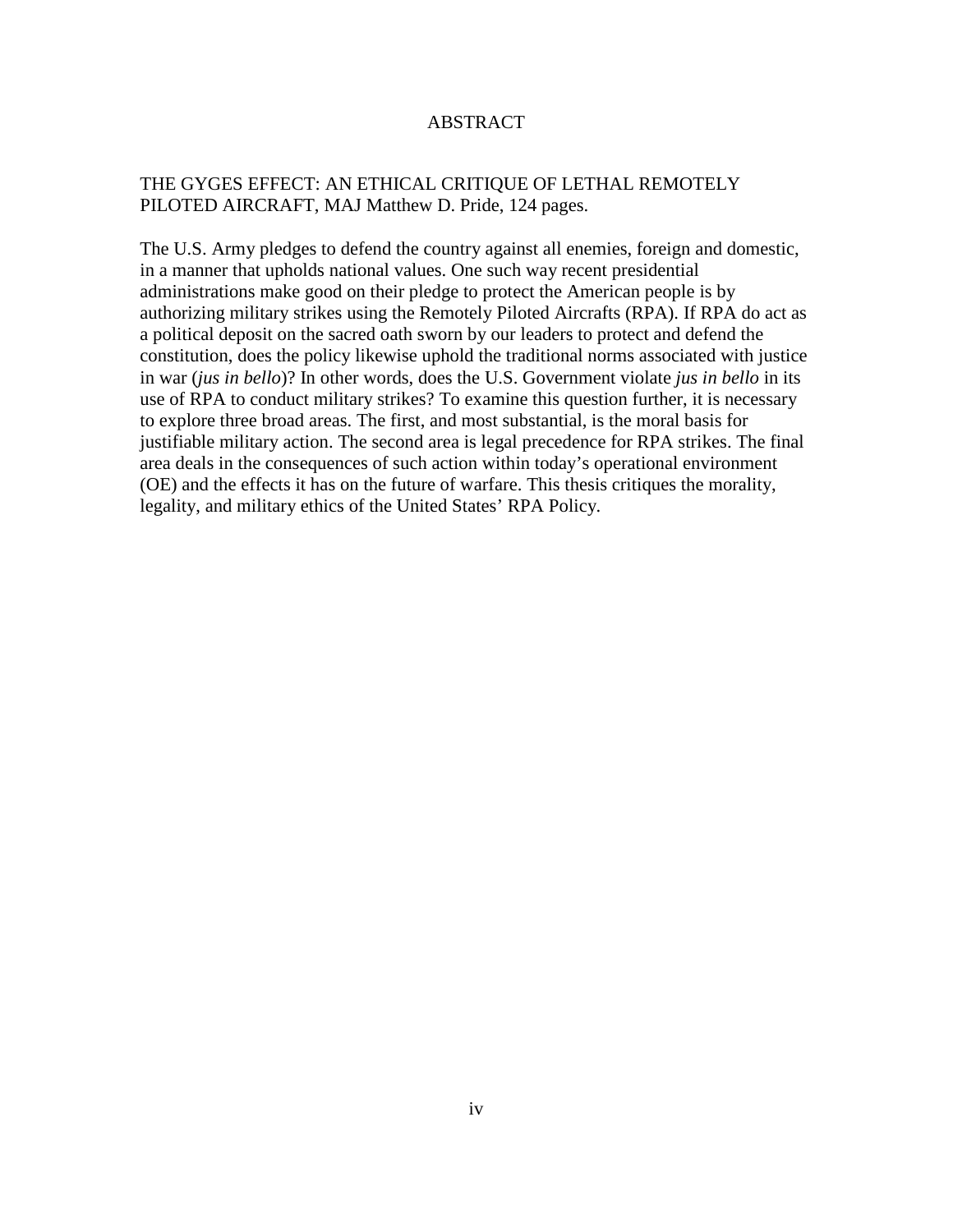# ABSTRACT

THE GYGES EFFECT: AN ETHICAL CRITIQUE OF LETHAL REMOTELY PILOTED AIRCRAFT, MAJ Matthew D. Pride, 124 pages.

The U.S. Army pledges to defend the country against all enemies, foreign and domestic, in a manner that upholds national values. One such way recent presidential administrations make good on their pledge to protect the American people is by authorizing military strikes using the Remotely Piloted Aircrafts (RPA). If RPA do act as a political deposit on the sacred oath sworn by our leaders to protect and defend the constitution, does the policy likewise uphold the traditional norms associated with justice in war (*jus in bello*)? In other words, does the U.S. Government violate *jus in bello* in its use of RPA to conduct military strikes? To examine this question further, it is necessary to explore three broad areas. The first, and most substantial, is the moral basis for justifiable military action. The second area is legal precedence for RPA strikes. The final area deals in the consequences of such action within today's operational environment (OE) and the effects it has on the future of warfare. This thesis critiques the morality, legality, and military ethics of the United States' RPA Policy.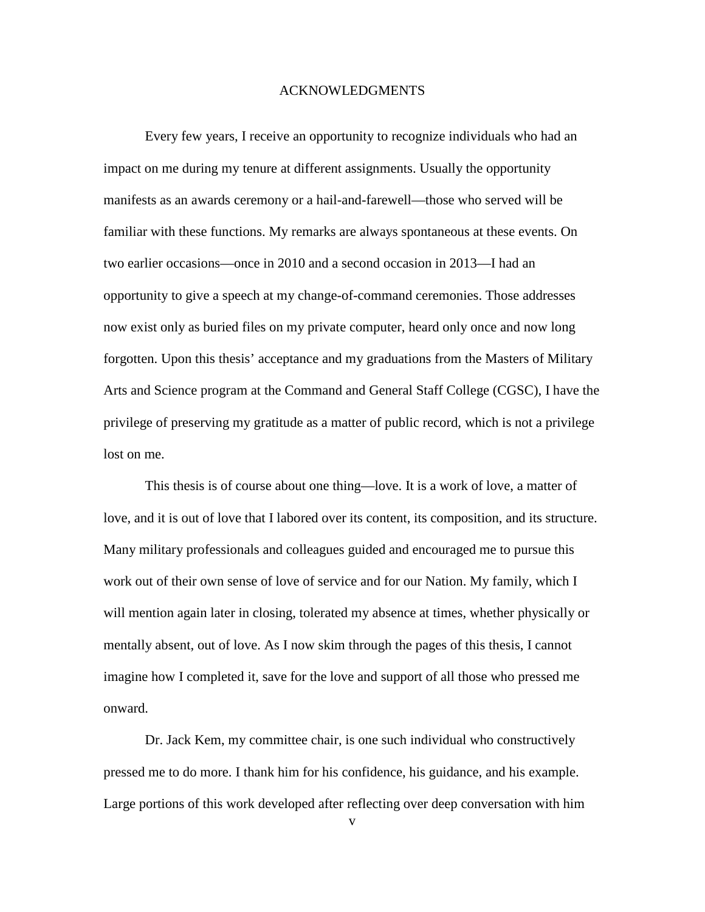# ACKNOWLEDGMENTS

Every few years, I receive an opportunity to recognize individuals who had an impact on me during my tenure at different assignments. Usually the opportunity manifests as an awards ceremony or a hail-and-farewell—those who served will be familiar with these functions. My remarks are always spontaneous at these events. On two earlier occasions—once in 2010 and a second occasion in 2013—I had an opportunity to give a speech at my change-of-command ceremonies. Those addresses now exist only as buried files on my private computer, heard only once and now long forgotten. Upon this thesis' acceptance and my graduations from the Masters of Military Arts and Science program at the Command and General Staff College (CGSC), I have the privilege of preserving my gratitude as a matter of public record, which is not a privilege lost on me.

This thesis is of course about one thing—love. It is a work of love, a matter of love, and it is out of love that I labored over its content, its composition, and its structure. Many military professionals and colleagues guided and encouraged me to pursue this work out of their own sense of love of service and for our Nation. My family, which I will mention again later in closing, tolerated my absence at times, whether physically or mentally absent, out of love. As I now skim through the pages of this thesis, I cannot imagine how I completed it, save for the love and support of all those who pressed me onward.

Dr. Jack Kem, my committee chair, is one such individual who constructively pressed me to do more. I thank him for his confidence, his guidance, and his example. Large portions of this work developed after reflecting over deep conversation with him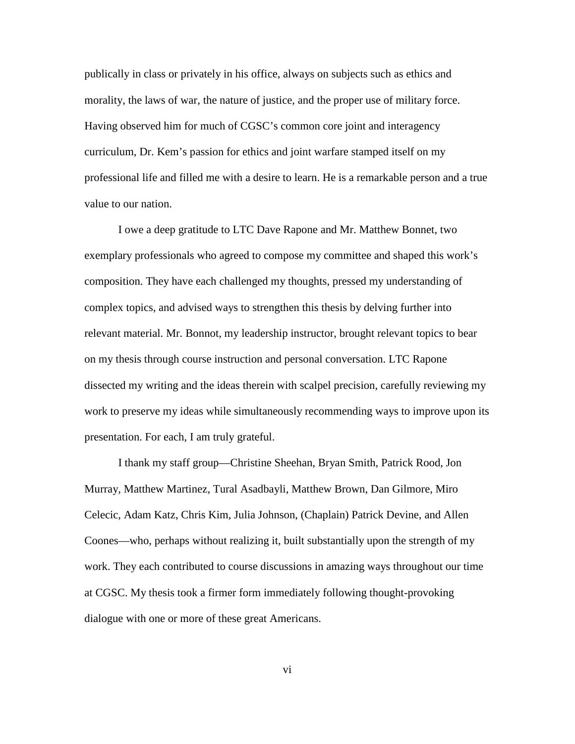publically in class or privately in his office, always on subjects such as ethics and morality, the laws of war, the nature of justice, and the proper use of military force. Having observed him for much of CGSC's common core joint and interagency curriculum, Dr. Kem's passion for ethics and joint warfare stamped itself on my professional life and filled me with a desire to learn. He is a remarkable person and a true value to our nation.

I owe a deep gratitude to LTC Dave Rapone and Mr. Matthew Bonnet, two exemplary professionals who agreed to compose my committee and shaped this work's composition. They have each challenged my thoughts, pressed my understanding of complex topics, and advised ways to strengthen this thesis by delving further into relevant material. Mr. Bonnot, my leadership instructor, brought relevant topics to bear on my thesis through course instruction and personal conversation. LTC Rapone dissected my writing and the ideas therein with scalpel precision, carefully reviewing my work to preserve my ideas while simultaneously recommending ways to improve upon its presentation. For each, I am truly grateful.

I thank my staff group—Christine Sheehan, Bryan Smith, Patrick Rood, Jon Murray, Matthew Martinez, Tural Asadbayli, Matthew Brown, Dan Gilmore, Miro Celecic, Adam Katz, Chris Kim, Julia Johnson, (Chaplain) Patrick Devine, and Allen Coones—who, perhaps without realizing it, built substantially upon the strength of my work. They each contributed to course discussions in amazing ways throughout our time at CGSC. My thesis took a firmer form immediately following thought-provoking dialogue with one or more of these great Americans.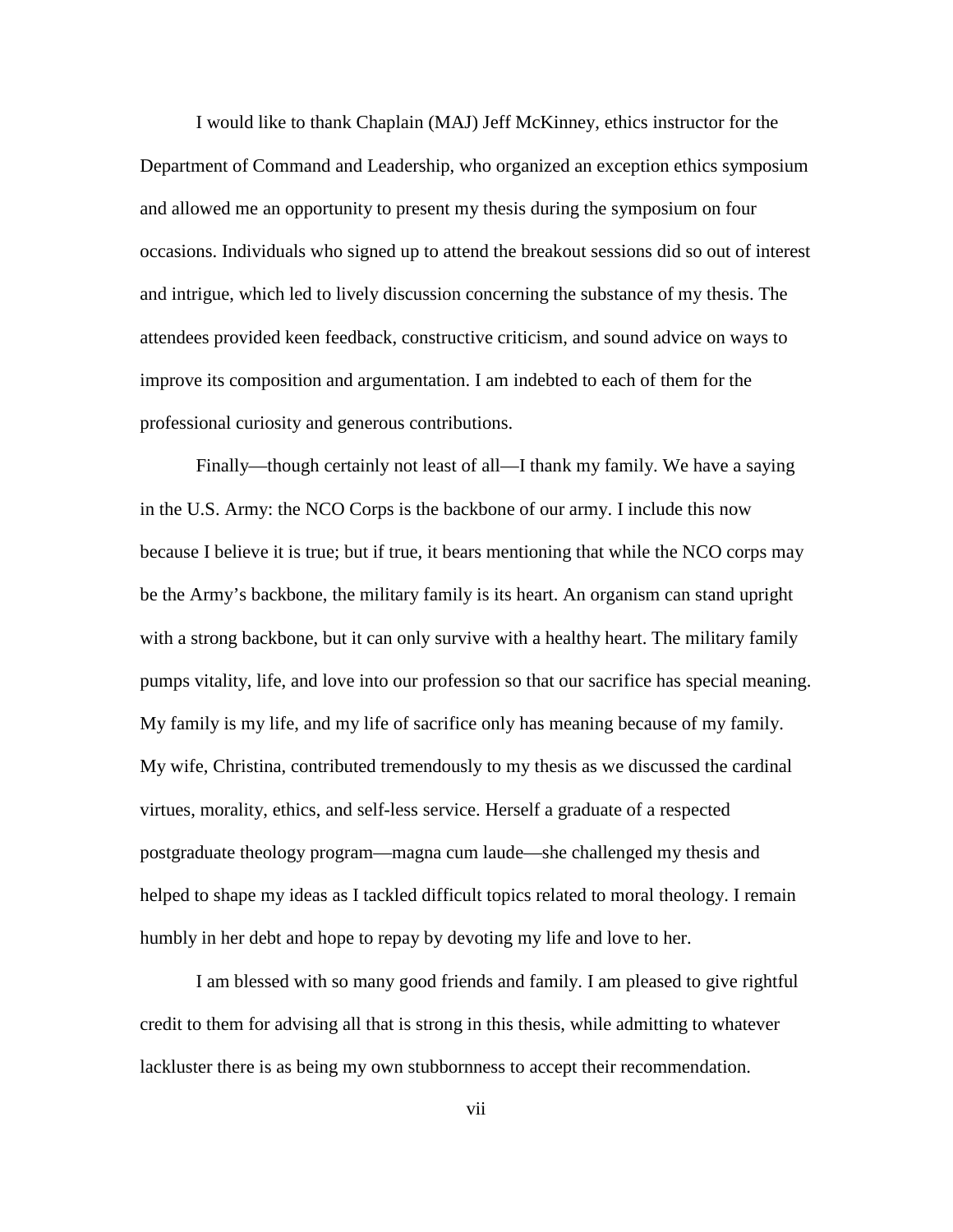I would like to thank Chaplain (MAJ) Jeff McKinney, ethics instructor for the Department of Command and Leadership, who organized an exception ethics symposium and allowed me an opportunity to present my thesis during the symposium on four occasions. Individuals who signed up to attend the breakout sessions did so out of interest and intrigue, which led to lively discussion concerning the substance of my thesis. The attendees provided keen feedback, constructive criticism, and sound advice on ways to improve its composition and argumentation. I am indebted to each of them for the professional curiosity and generous contributions.

Finally—though certainly not least of all—I thank my family. We have a saying in the U.S. Army: the NCO Corps is the backbone of our army. I include this now because I believe it is true; but if true, it bears mentioning that while the NCO corps may be the Army's backbone, the military family is its heart. An organism can stand upright with a strong backbone, but it can only survive with a healthy heart. The military family pumps vitality, life, and love into our profession so that our sacrifice has special meaning. My family is my life, and my life of sacrifice only has meaning because of my family. My wife, Christina, contributed tremendously to my thesis as we discussed the cardinal virtues, morality, ethics, and self-less service. Herself a graduate of a respected postgraduate theology program—magna cum laude—she challenged my thesis and helped to shape my ideas as I tackled difficult topics related to moral theology. I remain humbly in her debt and hope to repay by devoting my life and love to her.

I am blessed with so many good friends and family. I am pleased to give rightful credit to them for advising all that is strong in this thesis, while admitting to whatever lackluster there is as being my own stubbornness to accept their recommendation.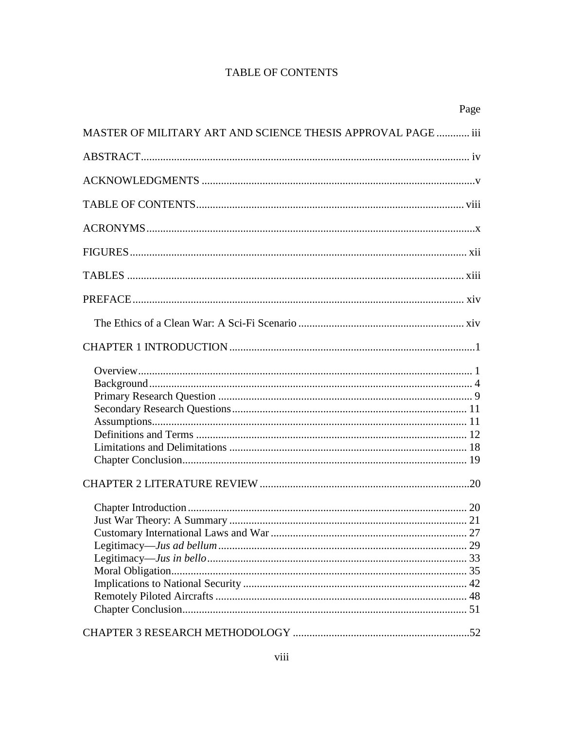# TABLE OF CONTENTS

Page

MASTER OF MILITARY ART AND SCIENCE THESIS APPROVAL PAGE ............ iii

ABSTRACT ...................................................................................................................... iv

ACKNOWLEDGMENTS ..................................................................................................v

TABLE OF CONTENTS ................................................................................................ viii

ACRONYMS .....................................................................................................................x

FIGURES ......................................................................................................................... xii

TABLES ......................................................................................................................... xiii

PREFACE ....................................................................................................................... xiv

  The Ethics of a Clean War: A Sci-Fi Scenario ............................................................ xiv

CHAPTER 1 INTRODUCTION ........................................................................................1

  Overview ........................................................................................................................ 1
  Background .................................................................................................................... 4
  Primary Research Question ........................................................................................... 9
  Secondary Research Questions .................................................................................... 11
  Assumptions ................................................................................................................. 11
  Definitions and Terms ................................................................................................. 12
  Limitations and Delimitations ..................................................................................... 18
  Chapter Conclusion ...................................................................................................... 19

CHAPTER 2 LITERATURE REVIEW ...........................................................................20

  Chapter Introduction .................................................................................................... 20
  Just War Theory: A Summary ..................................................................................... 21
  Customary International Laws and War ...................................................................... 27
  Legitimacy—*Jus ad bellum* ......................................................................................... 29
  Legitimacy—*Jus in bello* ............................................................................................. 33
  Moral Obligation .......................................................................................................... 35
  Implications to National Security ................................................................................ 42
  Remotely Piloted Aircrafts .......................................................................................... 48
  Chapter Conclusion ...................................................................................................... 51

CHAPTER 3 RESEARCH METHODOLOGY ................................................................52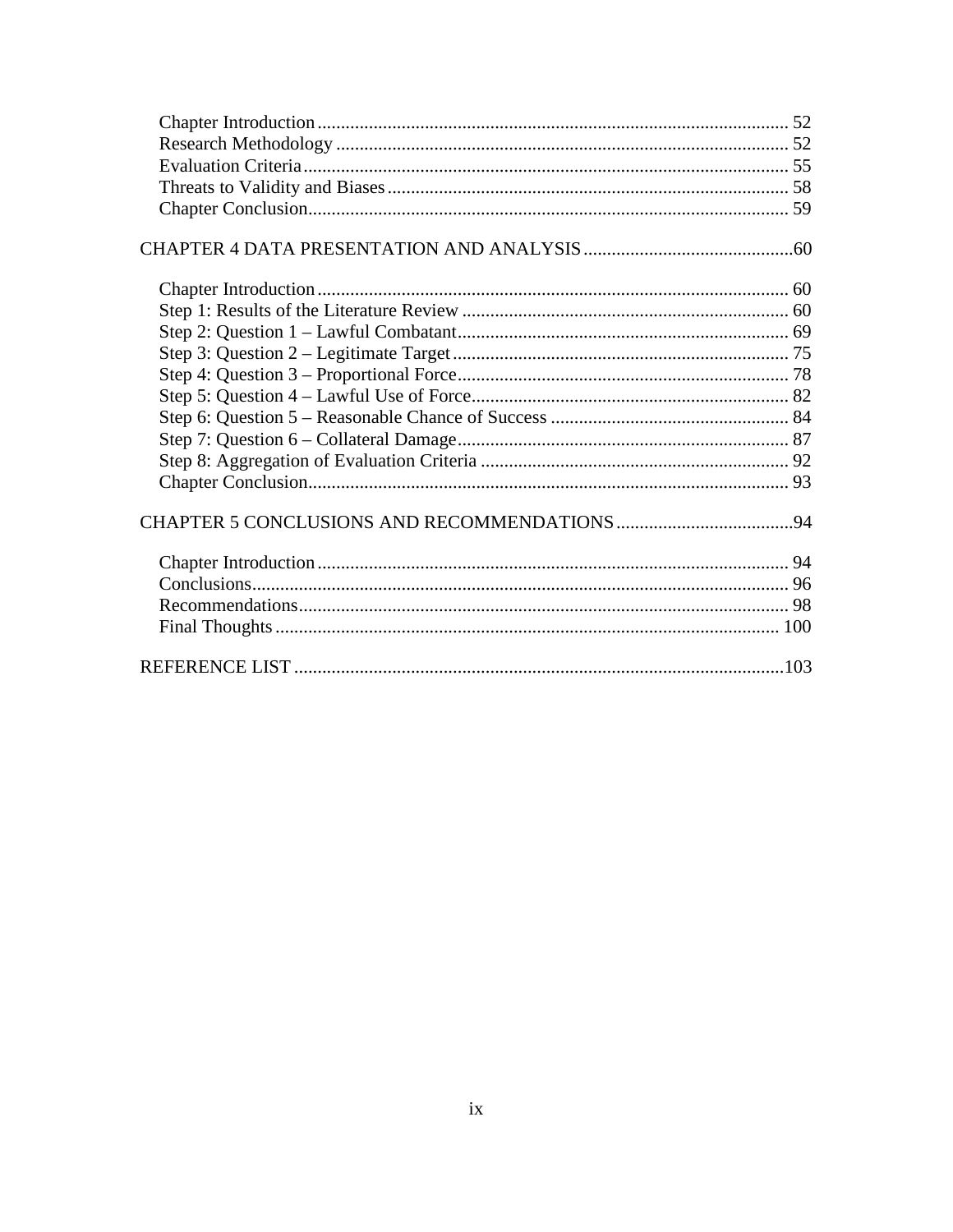Chapter Introduction ..................................................................................................... 52
Research Methodology ................................................................................................. 52
Evaluation Criteria ........................................................................................................ 55
Threats to Validity and Biases ...................................................................................... 58
Chapter Conclusion....................................................................................................... 59

CHAPTER 4 DATA PRESENTATION AND ANALYSIS .............................................60

Chapter Introduction ..................................................................................................... 60
Step 1: Results of the Literature Review ...................................................................... 60
Step 2: Question 1 – Lawful Combatant....................................................................... 69
Step 3: Question 2 – Legitimate Target ........................................................................ 75
Step 4: Question 3 – Proportional Force ....................................................................... 78
Step 5: Question 4 – Lawful Use of Force .................................................................... 82
Step 6: Question 5 – Reasonable Chance of Success ................................................... 84
Step 7: Question 6 – Collateral Damage ....................................................................... 87
Step 8: Aggregation of Evaluation Criteria .................................................................. 92
Chapter Conclusion....................................................................................................... 93

CHAPTER 5 CONCLUSIONS AND RECOMMENDATIONS ......................................94

Chapter Introduction ..................................................................................................... 94
Conclusions................................................................................................................... 96
Recommendations......................................................................................................... 98
Final Thoughts ............................................................................................................ 100

REFERENCE LIST .........................................................................................................103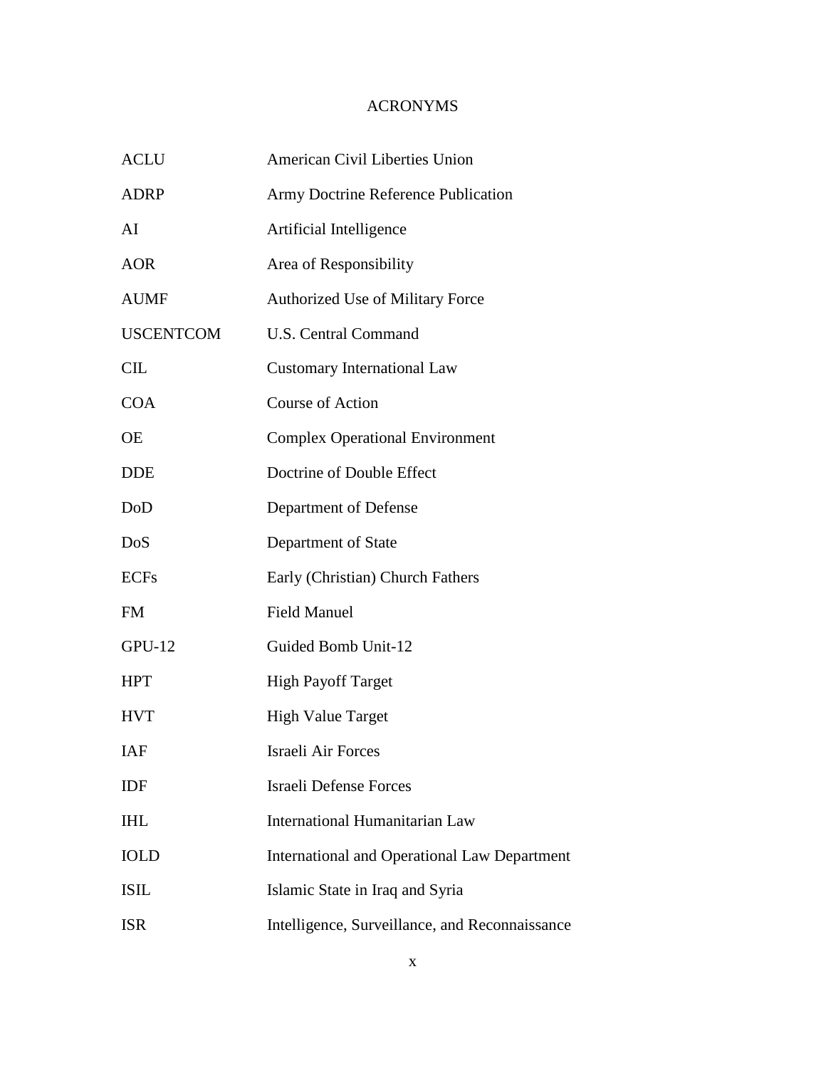# ACRONYMS

| | |
|---|---|
| ACLU | American Civil Liberties Union |
| ADRP | Army Doctrine Reference Publication |
| AI | Artificial Intelligence |
| AOR | Area of Responsibility |
| AUMF | Authorized Use of Military Force |
| USCENTCOM | U.S. Central Command |
| CIL | Customary International Law |
| COA | Course of Action |
| OE | Complex Operational Environment |
| DDE | Doctrine of Double Effect |
| DoD | Department of Defense |
| DoS | Department of State |
| ECFs | Early (Christian) Church Fathers |
| FM | Field Manuel |
| GPU-12 | Guided Bomb Unit-12 |
| HPT | High Payoff Target |
| HVT | High Value Target |
| IAF | Israeli Air Forces |
| IDF | Israeli Defense Forces |
| IHL | International Humanitarian Law |
| IOLD | International and Operational Law Department |
| ISIL | Islamic State in Iraq and Syria |
| ISR | Intelligence, Surveillance, and Reconnaissance |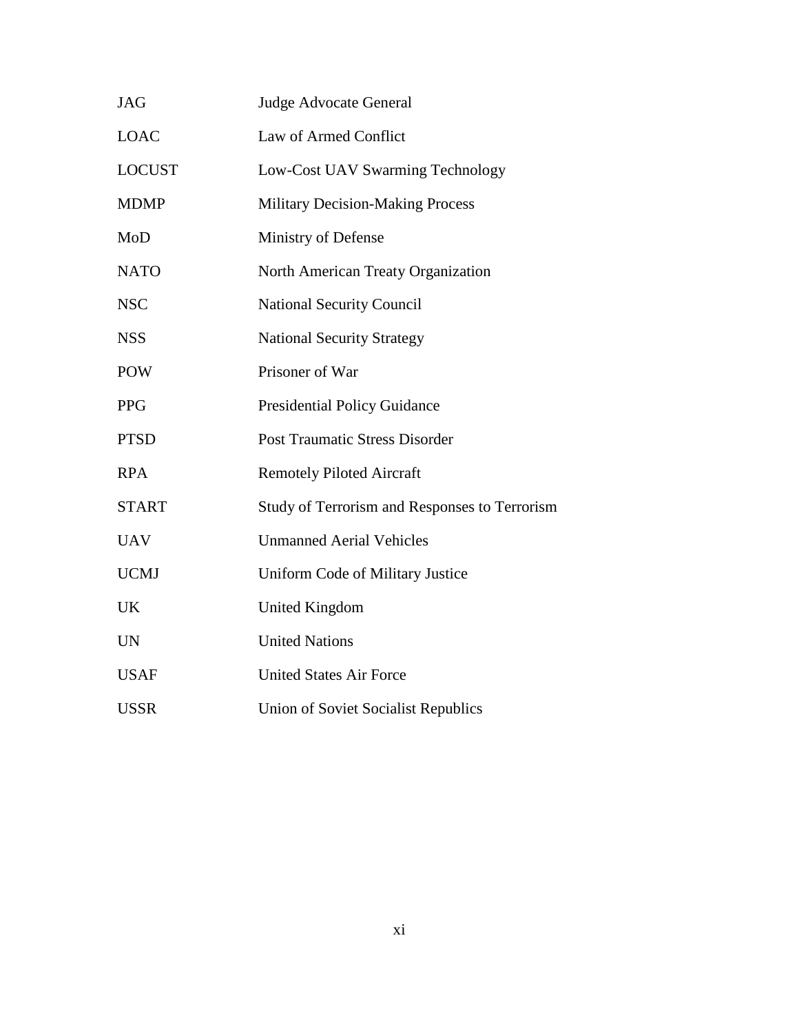| | |
|---|---|
| JAG | Judge Advocate General |
| LOAC | Law of Armed Conflict |
| LOCUST | Low-Cost UAV Swarming Technology |
| MDMP | Military Decision-Making Process |
| MoD | Ministry of Defense |
| NATO | North American Treaty Organization |
| NSC | National Security Council |
| NSS | National Security Strategy |
| POW | Prisoner of War |
| PPG | Presidential Policy Guidance |
| PTSD | Post Traumatic Stress Disorder |
| RPA | Remotely Piloted Aircraft |
| START | Study of Terrorism and Responses to Terrorism |
| UAV | Unmanned Aerial Vehicles |
| UCMJ | Uniform Code of Military Justice |
| UK | United Kingdom |
| UN | United Nations |
| USAF | United States Air Force |
| USSR | Union of Soviet Socialist Republics |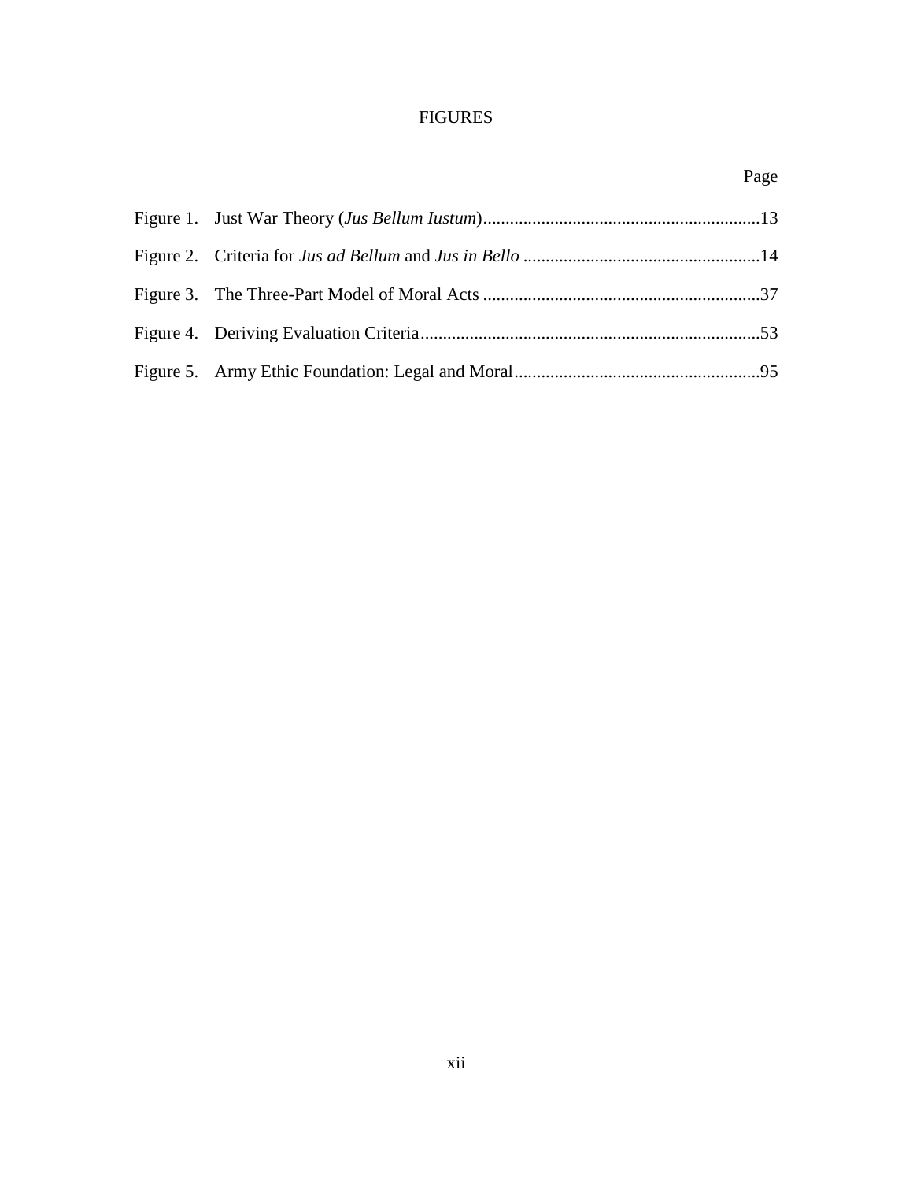# FIGURES

| | Page |
|---|---|
| Figure 1. Just War Theory (*Jus Bellum Iustum*) | 13 |
| Figure 2. Criteria for *Jus ad Bellum* and *Jus in Bello* | 14 |
| Figure 3. The Three-Part Model of Moral Acts | 37 |
| Figure 4. Deriving Evaluation Criteria | 53 |
| Figure 5. Army Ethic Foundation: Legal and Moral | 95 |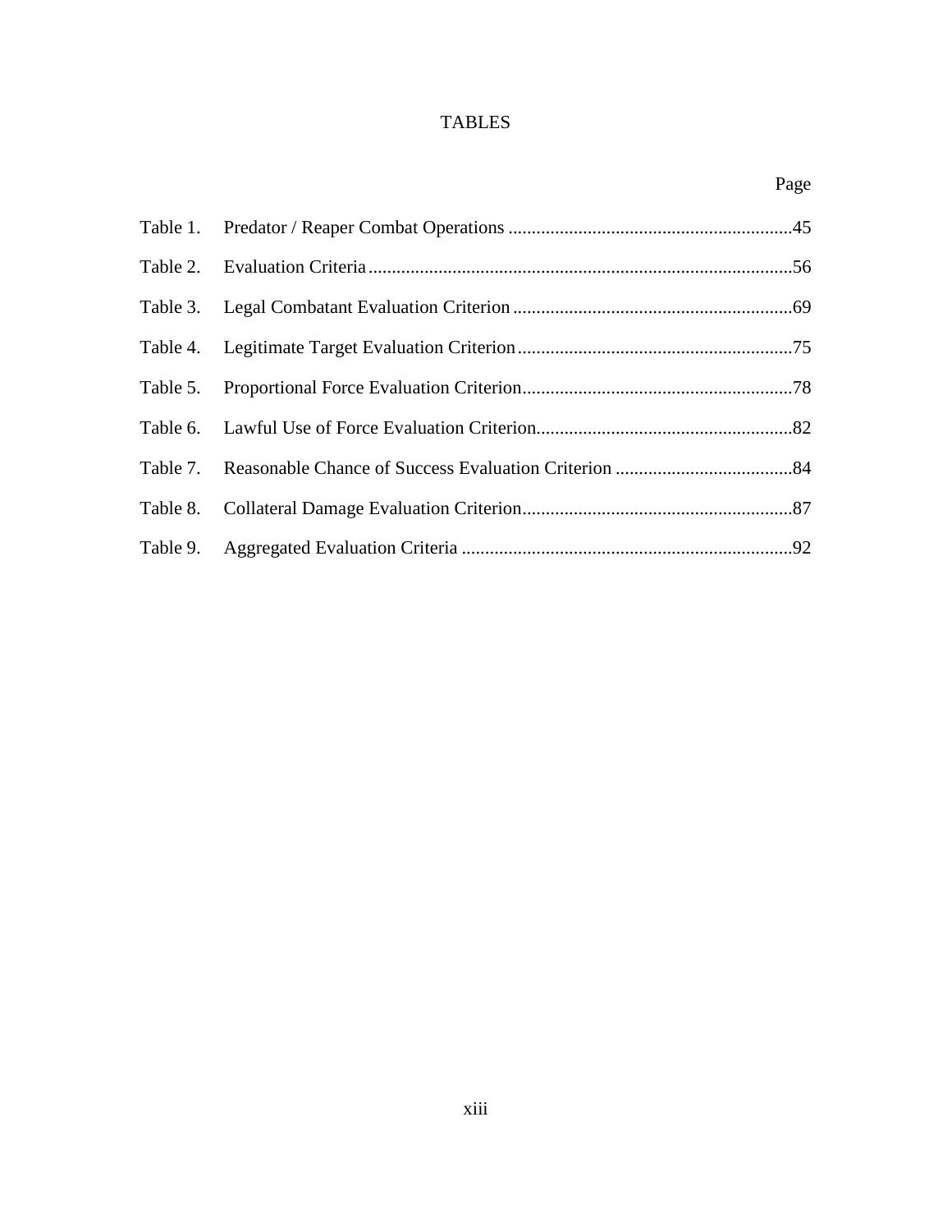# TABLES

| | | Page |
|---|---|---|
| Table 1. | Predator / Reaper Combat Operations | 45 |
| Table 2. | Evaluation Criteria | 56 |
| Table 3. | Legal Combatant Evaluation Criterion | 69 |
| Table 4. | Legitimate Target Evaluation Criterion | 75 |
| Table 5. | Proportional Force Evaluation Criterion | 78 |
| Table 6. | Lawful Use of Force Evaluation Criterion | 82 |
| Table 7. | Reasonable Chance of Success Evaluation Criterion | 84 |
| Table 8. | Collateral Damage Evaluation Criterion | 87 |
| Table 9. | Aggregated Evaluation Criteria | 92 |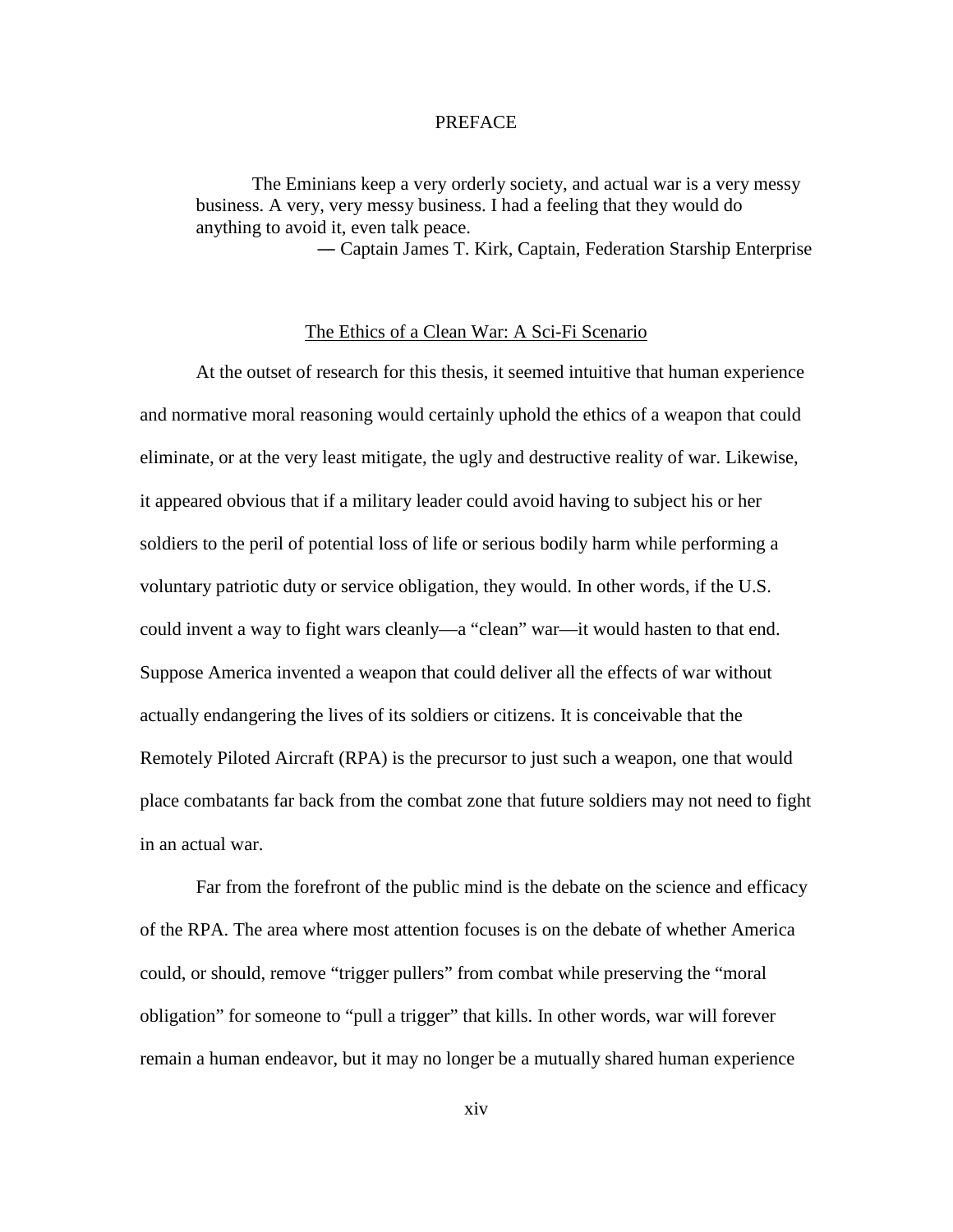# PREFACE

> The Eminians keep a very orderly society, and actual war is a very messy business. A very, very messy business. I had a feeling that they would do anything to avoid it, even talk peace.
>
> — Captain James T. Kirk, Captain, Federation Starship Enterprise

## The Ethics of a Clean War: A Sci-Fi Scenario

At the outset of research for this thesis, it seemed intuitive that human experience and normative moral reasoning would certainly uphold the ethics of a weapon that could eliminate, or at the very least mitigate, the ugly and destructive reality of war. Likewise, it appeared obvious that if a military leader could avoid having to subject his or her soldiers to the peril of potential loss of life or serious bodily harm while performing a voluntary patriotic duty or service obligation, they would. In other words, if the U.S. could invent a way to fight wars cleanly—a "clean" war—it would hasten to that end. Suppose America invented a weapon that could deliver all the effects of war without actually endangering the lives of its soldiers or citizens. It is conceivable that the Remotely Piloted Aircraft (RPA) is the precursor to just such a weapon, one that would place combatants far back from the combat zone that future soldiers may not need to fight in an actual war.

Far from the forefront of the public mind is the debate on the science and efficacy of the RPA. The area where most attention focuses is on the debate of whether America could, or should, remove "trigger pullers" from combat while preserving the "moral obligation" for someone to "pull a trigger" that kills. In other words, war will forever remain a human endeavor, but it may no longer be a mutually shared human experience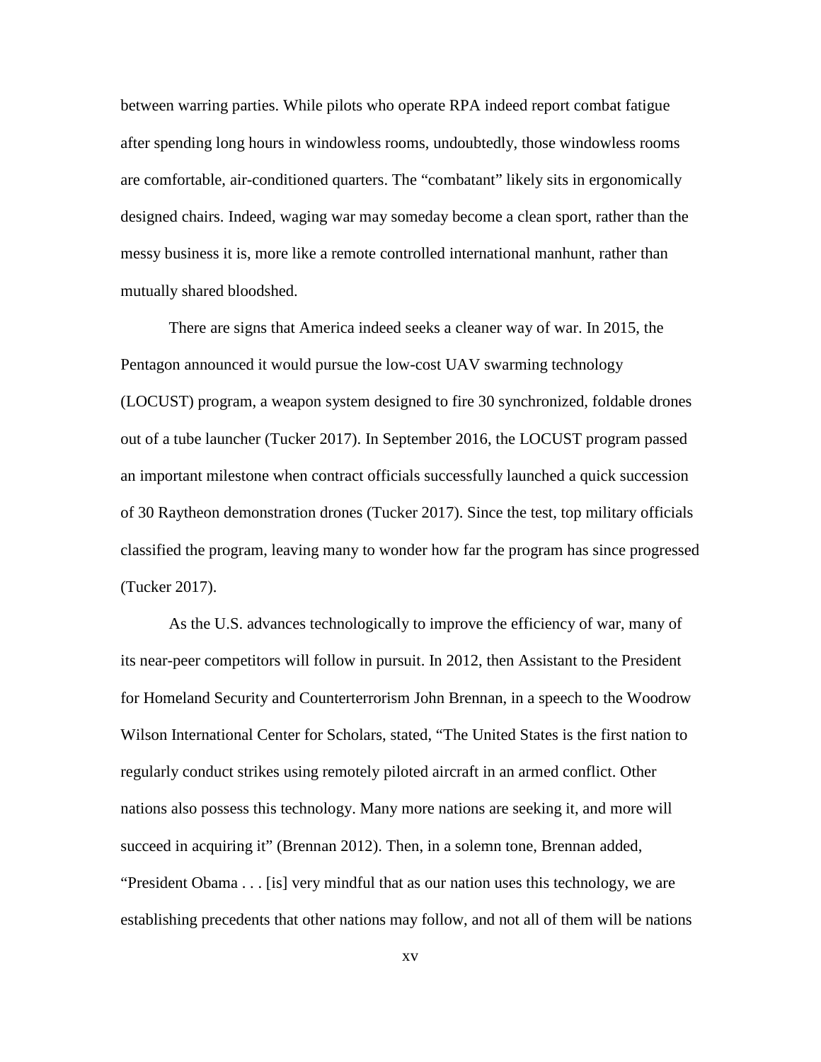between warring parties. While pilots who operate RPA indeed report combat fatigue after spending long hours in windowless rooms, undoubtedly, those windowless rooms are comfortable, air-conditioned quarters. The "combatant" likely sits in ergonomically designed chairs. Indeed, waging war may someday become a clean sport, rather than the messy business it is, more like a remote controlled international manhunt, rather than mutually shared bloodshed.

There are signs that America indeed seeks a cleaner way of war. In 2015, the Pentagon announced it would pursue the low-cost UAV swarming technology (LOCUST) program, a weapon system designed to fire 30 synchronized, foldable drones out of a tube launcher (Tucker 2017). In September 2016, the LOCUST program passed an important milestone when contract officials successfully launched a quick succession of 30 Raytheon demonstration drones (Tucker 2017). Since the test, top military officials classified the program, leaving many to wonder how far the program has since progressed (Tucker 2017).

As the U.S. advances technologically to improve the efficiency of war, many of its near-peer competitors will follow in pursuit. In 2012, then Assistant to the President for Homeland Security and Counterterrorism John Brennan, in a speech to the Woodrow Wilson International Center for Scholars, stated, "The United States is the first nation to regularly conduct strikes using remotely piloted aircraft in an armed conflict. Other nations also possess this technology. Many more nations are seeking it, and more will succeed in acquiring it" (Brennan 2012). Then, in a solemn tone, Brennan added, "President Obama . . . [is] very mindful that as our nation uses this technology, we are establishing precedents that other nations may follow, and not all of them will be nations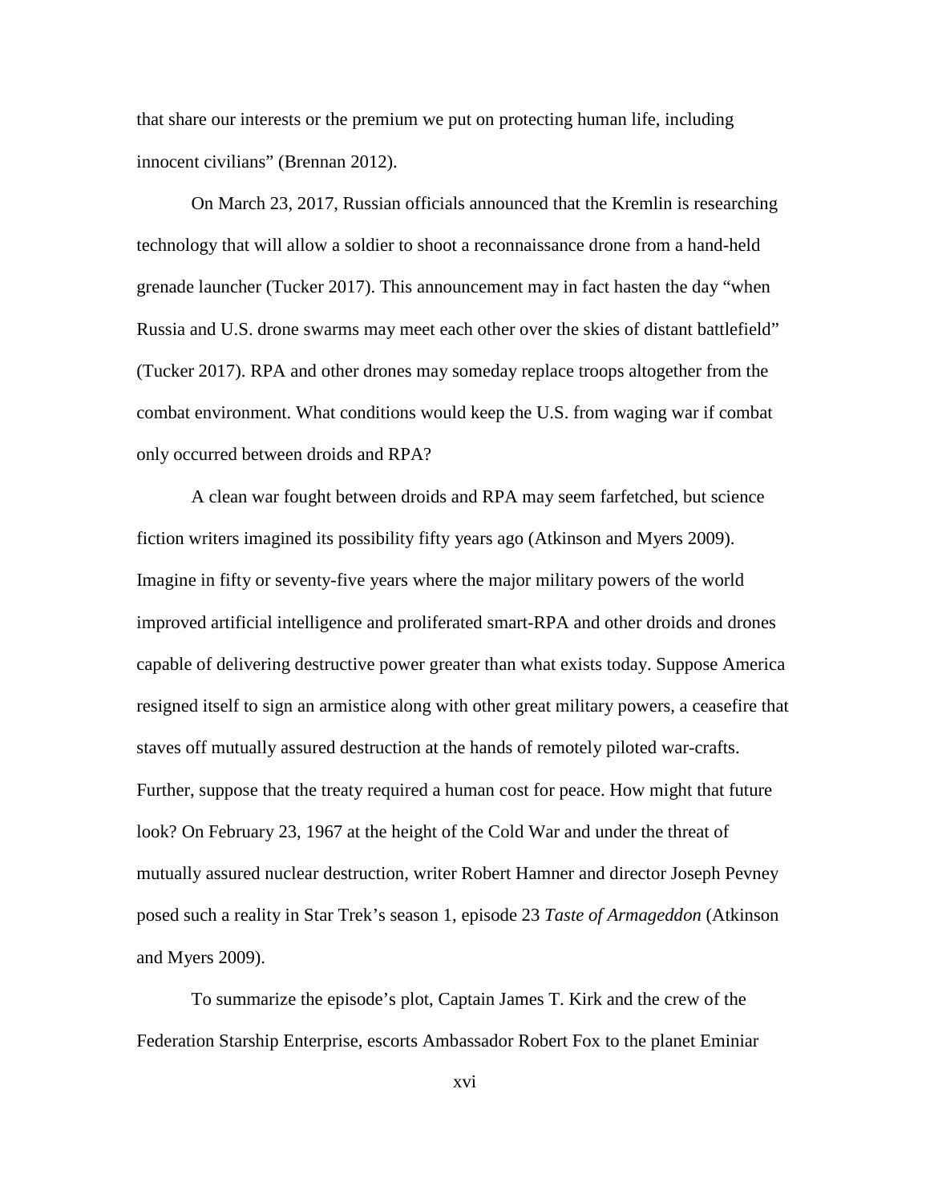that share our interests or the premium we put on protecting human life, including innocent civilians" (Brennan 2012).

On March 23, 2017, Russian officials announced that the Kremlin is researching technology that will allow a soldier to shoot a reconnaissance drone from a hand-held grenade launcher (Tucker 2017). This announcement may in fact hasten the day "when Russia and U.S. drone swarms may meet each other over the skies of distant battlefield" (Tucker 2017). RPA and other drones may someday replace troops altogether from the combat environment. What conditions would keep the U.S. from waging war if combat only occurred between droids and RPA?

A clean war fought between droids and RPA may seem farfetched, but science fiction writers imagined its possibility fifty years ago (Atkinson and Myers 2009). Imagine in fifty or seventy-five years where the major military powers of the world improved artificial intelligence and proliferated smart-RPA and other droids and drones capable of delivering destructive power greater than what exists today. Suppose America resigned itself to sign an armistice along with other great military powers, a ceasefire that staves off mutually assured destruction at the hands of remotely piloted war-crafts. Further, suppose that the treaty required a human cost for peace. How might that future look? On February 23, 1967 at the height of the Cold War and under the threat of mutually assured nuclear destruction, writer Robert Hamner and director Joseph Pevney posed such a reality in Star Trek's season 1, episode 23 *Taste of Armageddon* (Atkinson and Myers 2009).

To summarize the episode's plot, Captain James T. Kirk and the crew of the Federation Starship Enterprise, escorts Ambassador Robert Fox to the planet Eminiar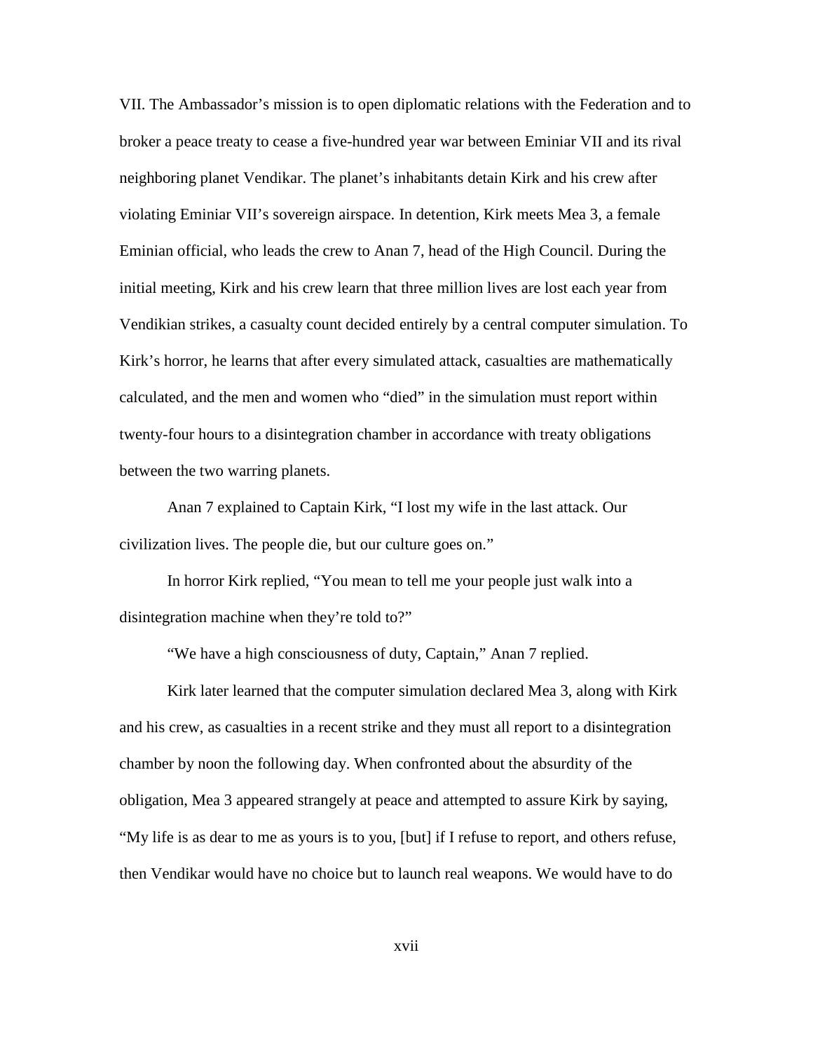VII. The Ambassador's mission is to open diplomatic relations with the Federation and to broker a peace treaty to cease a five-hundred year war between Eminiar VII and its rival neighboring planet Vendikar. The planet's inhabitants detain Kirk and his crew after violating Eminiar VII's sovereign airspace. In detention, Kirk meets Mea 3, a female Eminian official, who leads the crew to Anan 7, head of the High Council. During the initial meeting, Kirk and his crew learn that three million lives are lost each year from Vendikian strikes, a casualty count decided entirely by a central computer simulation. To Kirk's horror, he learns that after every simulated attack, casualties are mathematically calculated, and the men and women who "died" in the simulation must report within twenty-four hours to a disintegration chamber in accordance with treaty obligations between the two warring planets.

Anan 7 explained to Captain Kirk, "I lost my wife in the last attack. Our civilization lives. The people die, but our culture goes on."

In horror Kirk replied, "You mean to tell me your people just walk into a disintegration machine when they're told to?"

"We have a high consciousness of duty, Captain," Anan 7 replied.

Kirk later learned that the computer simulation declared Mea 3, along with Kirk and his crew, as casualties in a recent strike and they must all report to a disintegration chamber by noon the following day. When confronted about the absurdity of the obligation, Mea 3 appeared strangely at peace and attempted to assure Kirk by saying, "My life is as dear to me as yours is to you, [but] if I refuse to report, and others refuse, then Vendikar would have no choice but to launch real weapons. We would have to do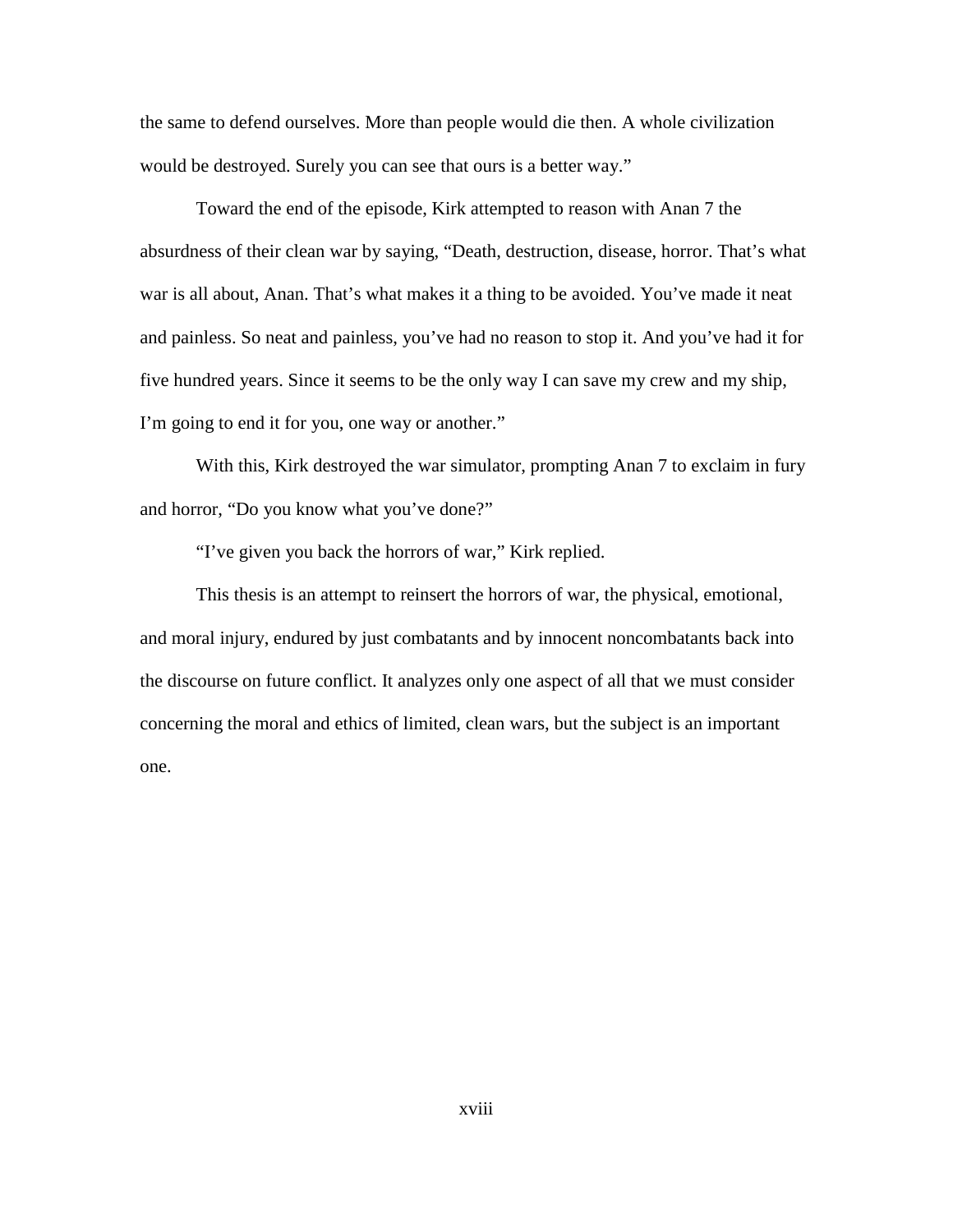the same to defend ourselves. More than people would die then. A whole civilization would be destroyed. Surely you can see that ours is a better way."

Toward the end of the episode, Kirk attempted to reason with Anan 7 the absurdness of their clean war by saying, "Death, destruction, disease, horror. That's what war is all about, Anan. That's what makes it a thing to be avoided. You've made it neat and painless. So neat and painless, you've had no reason to stop it. And you've had it for five hundred years. Since it seems to be the only way I can save my crew and my ship, I'm going to end it for you, one way or another."

With this, Kirk destroyed the war simulator, prompting Anan 7 to exclaim in fury and horror, "Do you know what you've done?"

"I've given you back the horrors of war," Kirk replied.

This thesis is an attempt to reinsert the horrors of war, the physical, emotional, and moral injury, endured by just combatants and by innocent noncombatants back into the discourse on future conflict. It analyzes only one aspect of all that we must consider concerning the moral and ethics of limited, clean wars, but the subject is an important one.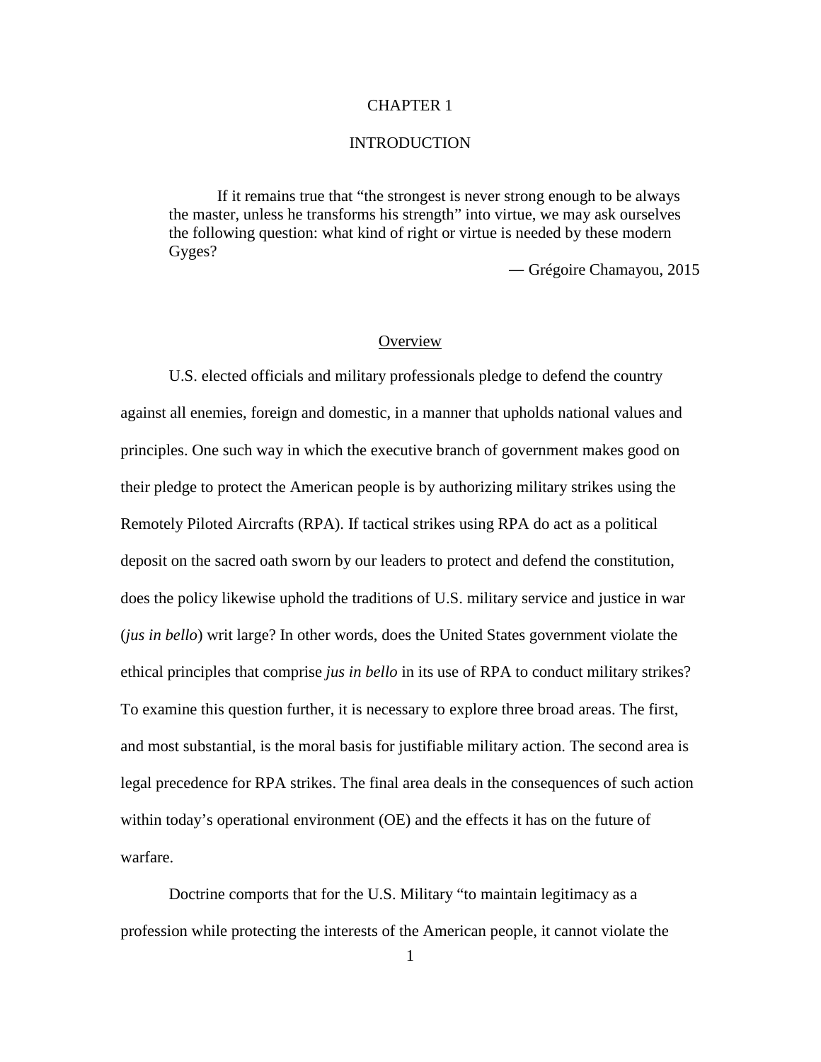# CHAPTER 1

# INTRODUCTION

> If it remains true that "the strongest is never strong enough to be always the master, unless he transforms his strength" into virtue, we may ask ourselves the following question: what kind of right or virtue is needed by these modern Gyges?
>
> ― Grégoire Chamayou, 2015

## Overview

U.S. elected officials and military professionals pledge to defend the country against all enemies, foreign and domestic, in a manner that upholds national values and principles. One such way in which the executive branch of government makes good on their pledge to protect the American people is by authorizing military strikes using the Remotely Piloted Aircrafts (RPA). If tactical strikes using RPA do act as a political deposit on the sacred oath sworn by our leaders to protect and defend the constitution, does the policy likewise uphold the traditions of U.S. military service and justice in war (*jus in bello*) writ large? In other words, does the United States government violate the ethical principles that comprise *jus in bello* in its use of RPA to conduct military strikes? To examine this question further, it is necessary to explore three broad areas. The first, and most substantial, is the moral basis for justifiable military action. The second area is legal precedence for RPA strikes. The final area deals in the consequences of such action within today's operational environment (OE) and the effects it has on the future of warfare.

Doctrine comports that for the U.S. Military "to maintain legitimacy as a profession while protecting the interests of the American people, it cannot violate the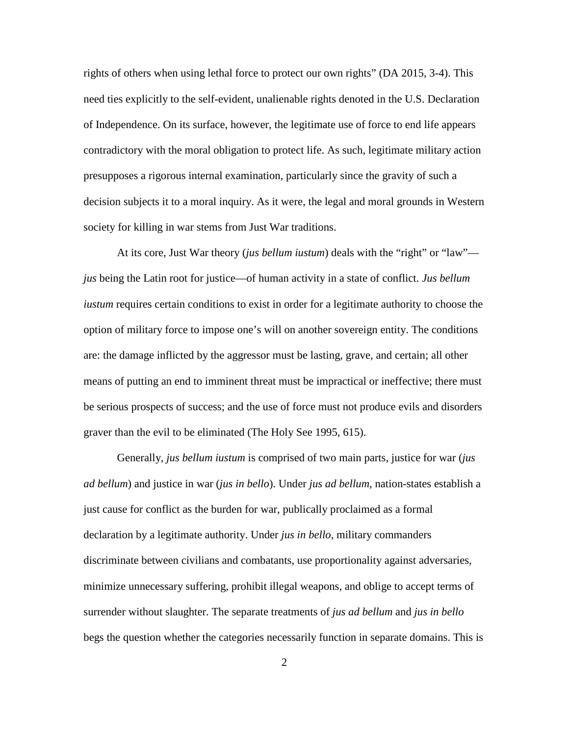rights of others when using lethal force to protect our own rights" (DA 2015, 3-4). This need ties explicitly to the self-evident, unalienable rights denoted in the U.S. Declaration of Independence. On its surface, however, the legitimate use of force to end life appears contradictory with the moral obligation to protect life. As such, legitimate military action presupposes a rigorous internal examination, particularly since the gravity of such a decision subjects it to a moral inquiry. As it were, the legal and moral grounds in Western society for killing in war stems from Just War traditions.

At its core, Just War theory (*jus bellum iustum*) deals with the "right" or "law"—*jus* being the Latin root for justice—of human activity in a state of conflict. *Jus bellum iustum* requires certain conditions to exist in order for a legitimate authority to choose the option of military force to impose one's will on another sovereign entity. The conditions are: the damage inflicted by the aggressor must be lasting, grave, and certain; all other means of putting an end to imminent threat must be impractical or ineffective; there must be serious prospects of success; and the use of force must not produce evils and disorders graver than the evil to be eliminated (The Holy See 1995, 615).

Generally, *jus bellum iustum* is comprised of two main parts, justice for war (*jus ad bellum*) and justice in war (*jus in bello*). Under *jus ad bellum*, nation-states establish a just cause for conflict as the burden for war, publically proclaimed as a formal declaration by a legitimate authority. Under *jus in bello*, military commanders discriminate between civilians and combatants, use proportionality against adversaries, minimize unnecessary suffering, prohibit illegal weapons, and oblige to accept terms of surrender without slaughter. The separate treatments of *jus ad bellum* and *jus in bello* begs the question whether the categories necessarily function in separate domains. This is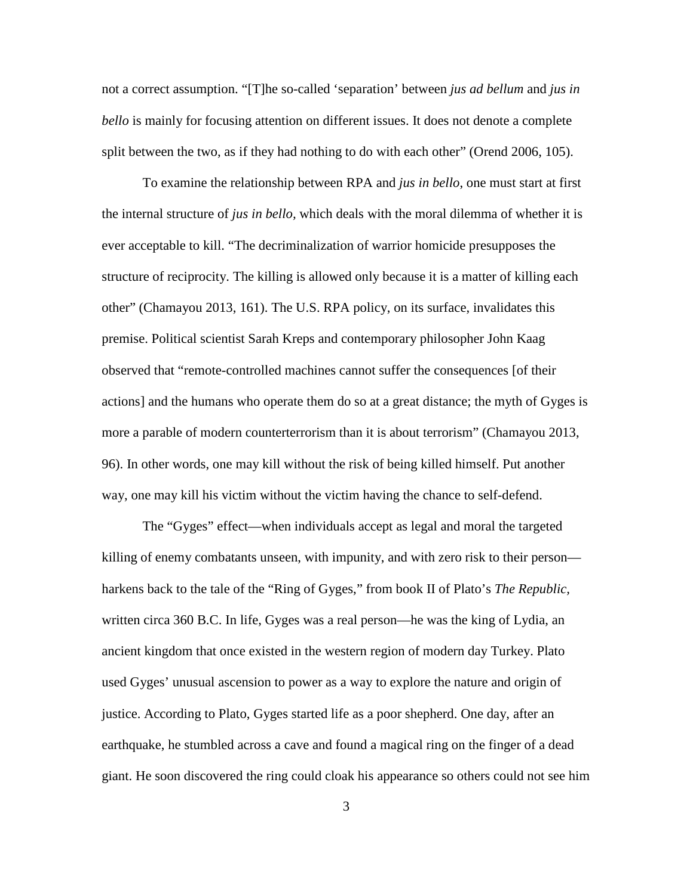not a correct assumption. "[T]he so-called 'separation' between *jus ad bellum* and *jus in bello* is mainly for focusing attention on different issues. It does not denote a complete split between the two, as if they had nothing to do with each other" (Orend 2006, 105).

To examine the relationship between RPA and *jus in bello*, one must start at first the internal structure of *jus in bello*, which deals with the moral dilemma of whether it is ever acceptable to kill. "The decriminalization of warrior homicide presupposes the structure of reciprocity. The killing is allowed only because it is a matter of killing each other" (Chamayou 2013, 161). The U.S. RPA policy, on its surface, invalidates this premise. Political scientist Sarah Kreps and contemporary philosopher John Kaag observed that "remote-controlled machines cannot suffer the consequences [of their actions] and the humans who operate them do so at a great distance; the myth of Gyges is more a parable of modern counterterrorism than it is about terrorism" (Chamayou 2013, 96). In other words, one may kill without the risk of being killed himself. Put another way, one may kill his victim without the victim having the chance to self-defend.

The "Gyges" effect—when individuals accept as legal and moral the targeted killing of enemy combatants unseen, with impunity, and with zero risk to their person—harkens back to the tale of the "Ring of Gyges," from book II of Plato's *The Republic*, written circa 360 B.C. In life, Gyges was a real person—he was the king of Lydia, an ancient kingdom that once existed in the western region of modern day Turkey. Plato used Gyges' unusual ascension to power as a way to explore the nature and origin of justice. According to Plato, Gyges started life as a poor shepherd. One day, after an earthquake, he stumbled across a cave and found a magical ring on the finger of a dead giant. He soon discovered the ring could cloak his appearance so others could not see him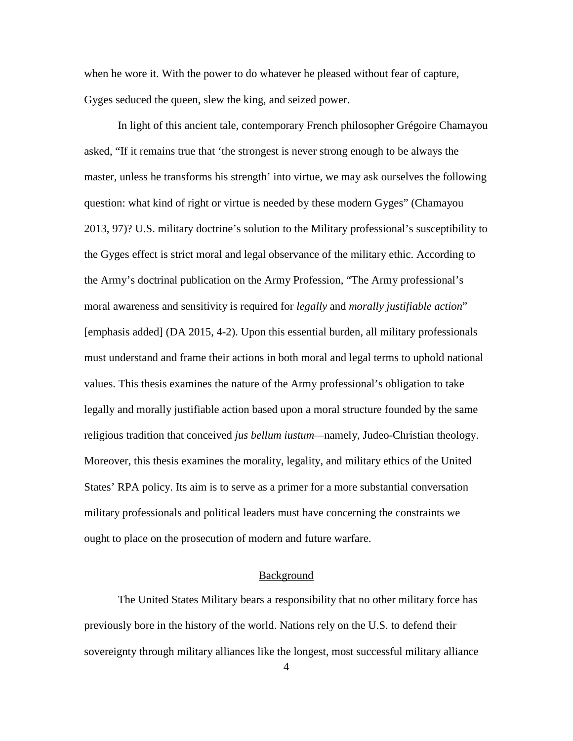when he wore it. With the power to do whatever he pleased without fear of capture, Gyges seduced the queen, slew the king, and seized power.

In light of this ancient tale, contemporary French philosopher Grégoire Chamayou asked, "If it remains true that 'the strongest is never strong enough to be always the master, unless he transforms his strength' into virtue, we may ask ourselves the following question: what kind of right or virtue is needed by these modern Gyges" (Chamayou 2013, 97)? U.S. military doctrine's solution to the Military professional's susceptibility to the Gyges effect is strict moral and legal observance of the military ethic. According to the Army's doctrinal publication on the Army Profession, "The Army professional's moral awareness and sensitivity is required for *legally* and *morally justifiable action*" [emphasis added] (DA 2015, 4-2). Upon this essential burden, all military professionals must understand and frame their actions in both moral and legal terms to uphold national values. This thesis examines the nature of the Army professional's obligation to take legally and morally justifiable action based upon a moral structure founded by the same religious tradition that conceived *jus bellum iustum*—namely, Judeo-Christian theology. Moreover, this thesis examines the morality, legality, and military ethics of the United States' RPA policy. Its aim is to serve as a primer for a more substantial conversation military professionals and political leaders must have concerning the constraints we ought to place on the prosecution of modern and future warfare.

## Background

The United States Military bears a responsibility that no other military force has previously bore in the history of the world. Nations rely on the U.S. to defend their sovereignty through military alliances like the longest, most successful military alliance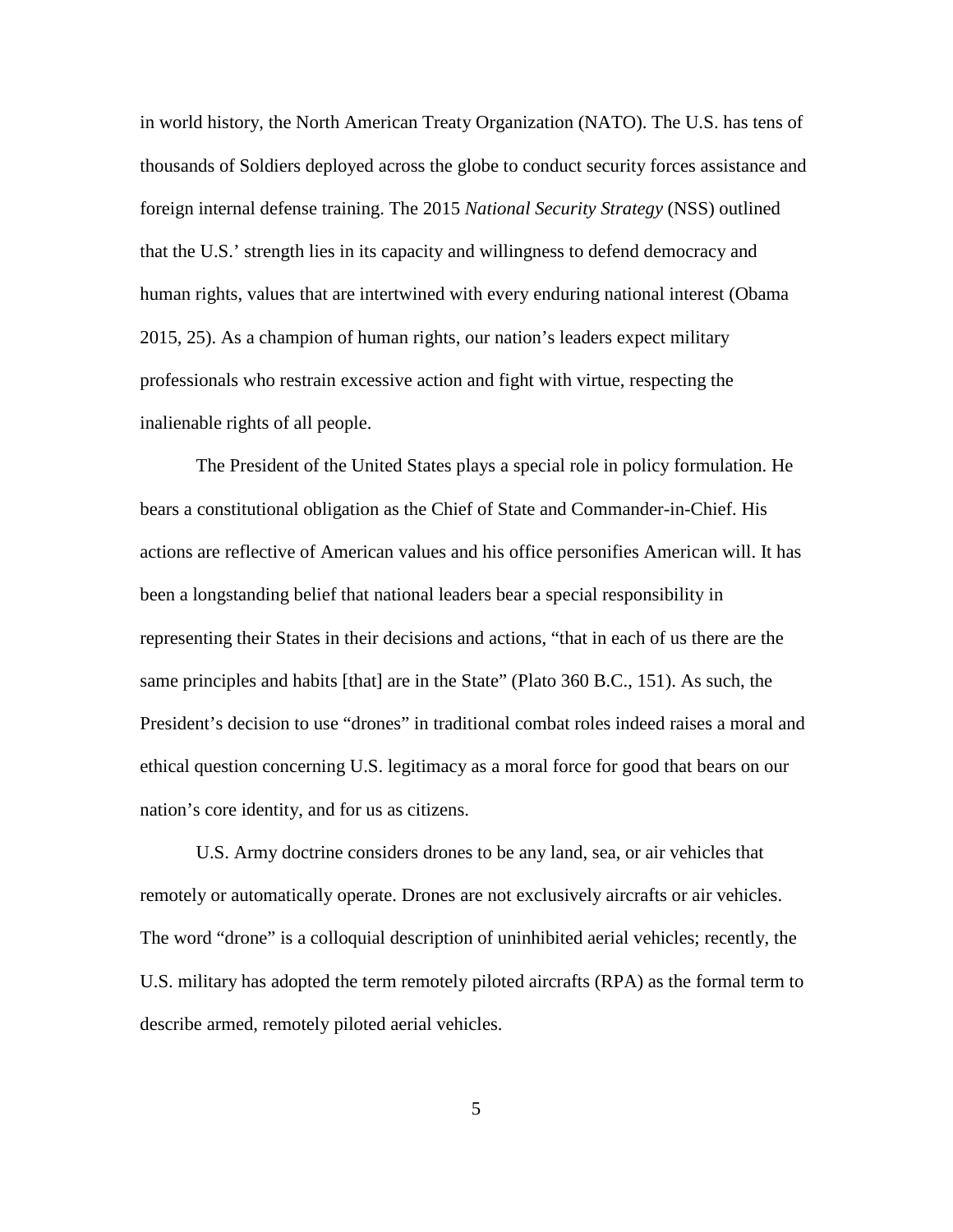in world history, the North American Treaty Organization (NATO). The U.S. has tens of thousands of Soldiers deployed across the globe to conduct security forces assistance and foreign internal defense training. The 2015 *National Security Strategy* (NSS) outlined that the U.S.' strength lies in its capacity and willingness to defend democracy and human rights, values that are intertwined with every enduring national interest (Obama 2015, 25). As a champion of human rights, our nation's leaders expect military professionals who restrain excessive action and fight with virtue, respecting the inalienable rights of all people.

The President of the United States plays a special role in policy formulation. He bears a constitutional obligation as the Chief of State and Commander-in-Chief. His actions are reflective of American values and his office personifies American will. It has been a longstanding belief that national leaders bear a special responsibility in representing their States in their decisions and actions, "that in each of us there are the same principles and habits [that] are in the State" (Plato 360 B.C., 151). As such, the President's decision to use "drones" in traditional combat roles indeed raises a moral and ethical question concerning U.S. legitimacy as a moral force for good that bears on our nation's core identity, and for us as citizens.

U.S. Army doctrine considers drones to be any land, sea, or air vehicles that remotely or automatically operate. Drones are not exclusively aircrafts or air vehicles. The word "drone" is a colloquial description of uninhibited aerial vehicles; recently, the U.S. military has adopted the term remotely piloted aircrafts (RPA) as the formal term to describe armed, remotely piloted aerial vehicles.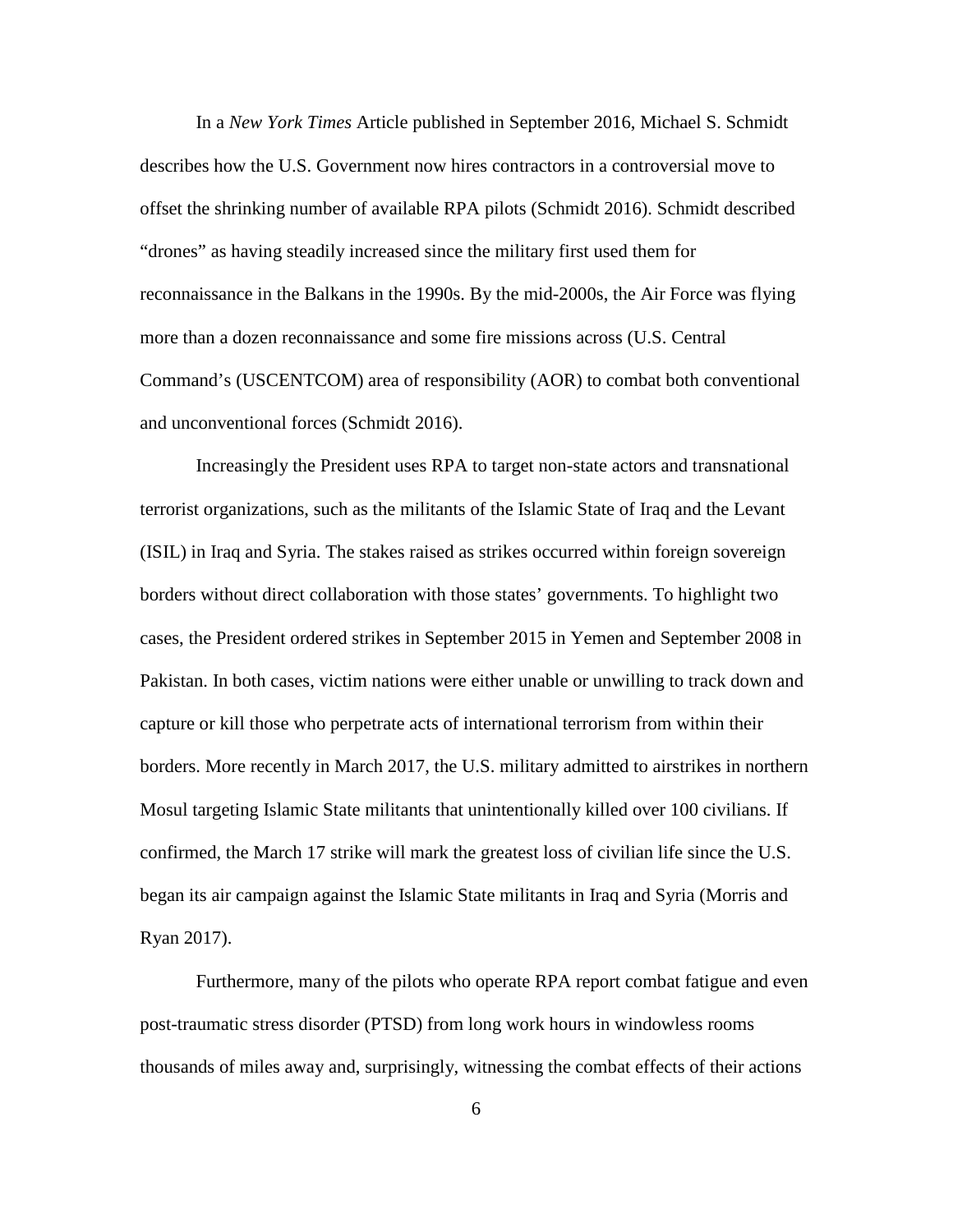In a *New York Times* Article published in September 2016, Michael S. Schmidt describes how the U.S. Government now hires contractors in a controversial move to offset the shrinking number of available RPA pilots (Schmidt 2016). Schmidt described "drones" as having steadily increased since the military first used them for reconnaissance in the Balkans in the 1990s. By the mid-2000s, the Air Force was flying more than a dozen reconnaissance and some fire missions across (U.S. Central Command's (USCENTCOM) area of responsibility (AOR) to combat both conventional and unconventional forces (Schmidt 2016).

Increasingly the President uses RPA to target non-state actors and transnational terrorist organizations, such as the militants of the Islamic State of Iraq and the Levant (ISIL) in Iraq and Syria. The stakes raised as strikes occurred within foreign sovereign borders without direct collaboration with those states' governments. To highlight two cases, the President ordered strikes in September 2015 in Yemen and September 2008 in Pakistan. In both cases, victim nations were either unable or unwilling to track down and capture or kill those who perpetrate acts of international terrorism from within their borders. More recently in March 2017, the U.S. military admitted to airstrikes in northern Mosul targeting Islamic State militants that unintentionally killed over 100 civilians. If confirmed, the March 17 strike will mark the greatest loss of civilian life since the U.S. began its air campaign against the Islamic State militants in Iraq and Syria (Morris and Ryan 2017).

Furthermore, many of the pilots who operate RPA report combat fatigue and even post-traumatic stress disorder (PTSD) from long work hours in windowless rooms thousands of miles away and, surprisingly, witnessing the combat effects of their actions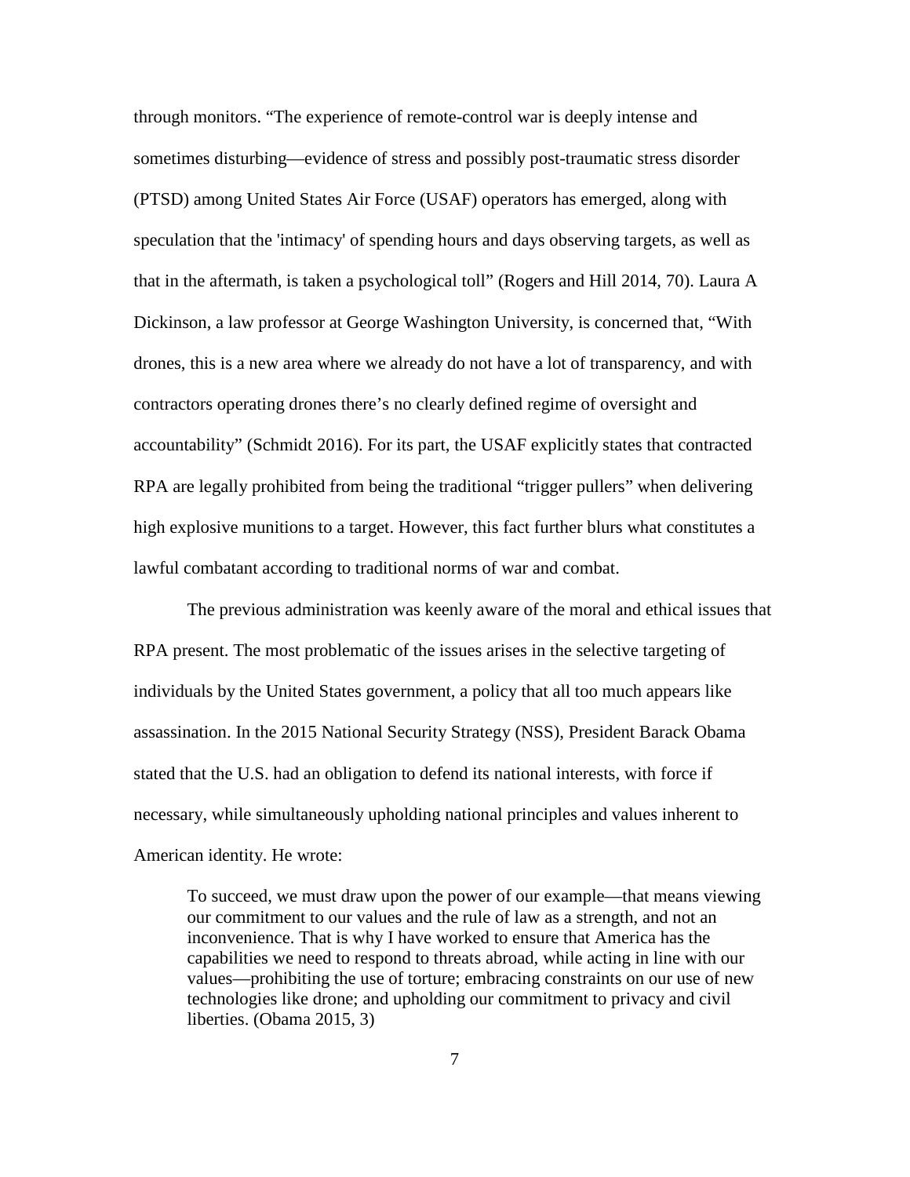through monitors. “The experience of remote-control war is deeply intense and sometimes disturbing—evidence of stress and possibly post-traumatic stress disorder (PTSD) among United States Air Force (USAF) operators has emerged, along with speculation that the 'intimacy' of spending hours and days observing targets, as well as that in the aftermath, is taken a psychological toll” (Rogers and Hill 2014, 70). Laura A Dickinson, a law professor at George Washington University, is concerned that, “With drones, this is a new area where we already do not have a lot of transparency, and with contractors operating drones there’s no clearly defined regime of oversight and accountability” (Schmidt 2016). For its part, the USAF explicitly states that contracted RPA are legally prohibited from being the traditional “trigger pullers” when delivering high explosive munitions to a target. However, this fact further blurs what constitutes a lawful combatant according to traditional norms of war and combat.

The previous administration was keenly aware of the moral and ethical issues that RPA present. The most problematic of the issues arises in the selective targeting of individuals by the United States government, a policy that all too much appears like assassination. In the 2015 National Security Strategy (NSS), President Barack Obama stated that the U.S. had an obligation to defend its national interests, with force if necessary, while simultaneously upholding national principles and values inherent to American identity. He wrote:

> To succeed, we must draw upon the power of our example—that means viewing our commitment to our values and the rule of law as a strength, and not an inconvenience. That is why I have worked to ensure that America has the capabilities we need to respond to threats abroad, while acting in line with our values—prohibiting the use of torture; embracing constraints on our use of new technologies like drone; and upholding our commitment to privacy and civil liberties. (Obama 2015, 3)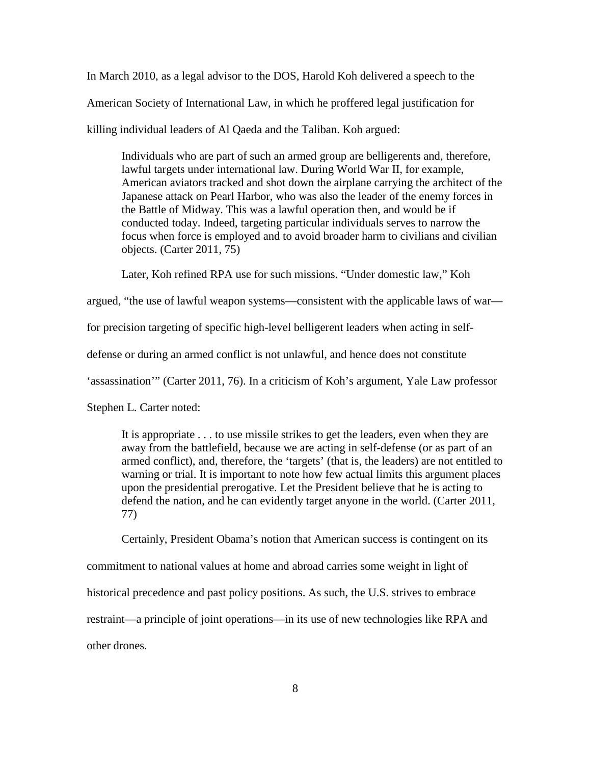In March 2010, as a legal advisor to the DOS, Harold Koh delivered a speech to the American Society of International Law, in which he proffered legal justification for killing individual leaders of Al Qaeda and the Taliban. Koh argued:

> Individuals who are part of such an armed group are belligerents and, therefore, lawful targets under international law. During World War II, for example, American aviators tracked and shot down the airplane carrying the architect of the Japanese attack on Pearl Harbor, who was also the leader of the enemy forces in the Battle of Midway. This was a lawful operation then, and would be if conducted today. Indeed, targeting particular individuals serves to narrow the focus when force is employed and to avoid broader harm to civilians and civilian objects. (Carter 2011, 75)

Later, Koh refined RPA use for such missions. "Under domestic law," Koh argued, "the use of lawful weapon systems—consistent with the applicable laws of war—for precision targeting of specific high-level belligerent leaders when acting in self-defense or during an armed conflict is not unlawful, and hence does not constitute 'assassination'" (Carter 2011, 76). In a criticism of Koh's argument, Yale Law professor Stephen L. Carter noted:

> It is appropriate . . . to use missile strikes to get the leaders, even when they are away from the battlefield, because we are acting in self-defense (or as part of an armed conflict), and, therefore, the 'targets' (that is, the leaders) are not entitled to warning or trial. It is important to note how few actual limits this argument places upon the presidential prerogative. Let the President believe that he is acting to defend the nation, and he can evidently target anyone in the world. (Carter 2011, 77)

Certainly, President Obama's notion that American success is contingent on its commitment to national values at home and abroad carries some weight in light of historical precedence and past policy positions. As such, the U.S. strives to embrace restraint—a principle of joint operations—in its use of new technologies like RPA and other drones.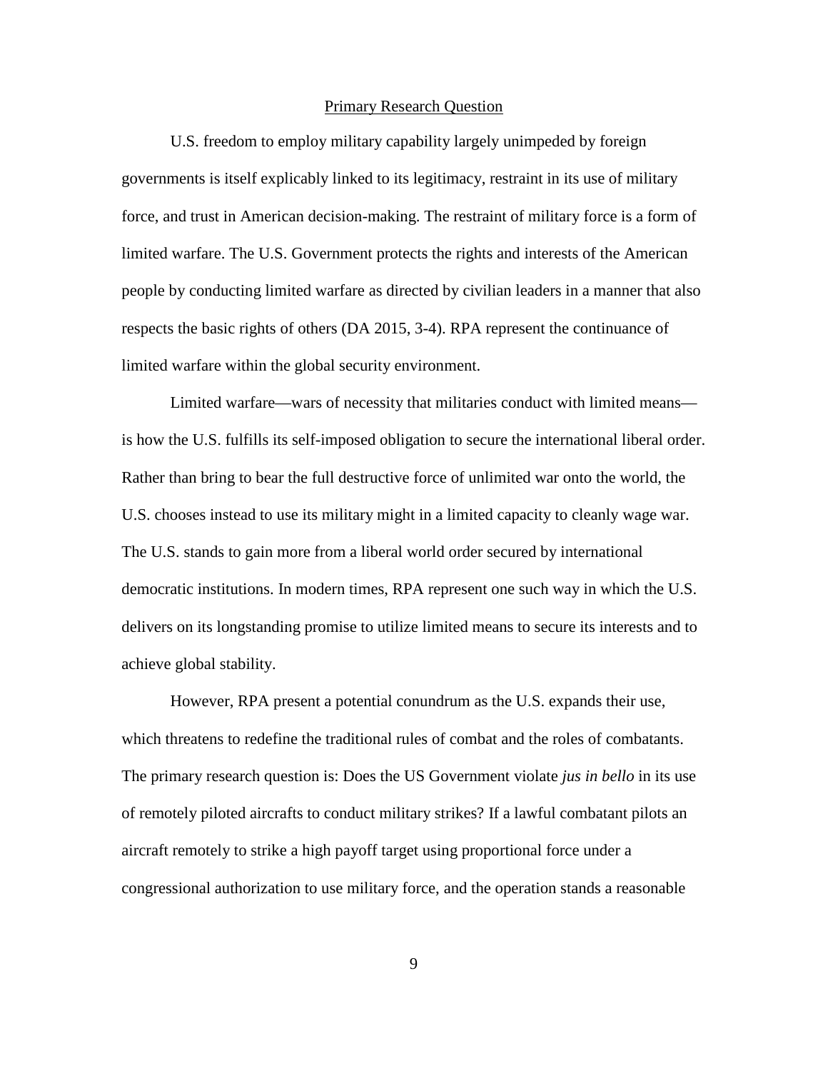## Primary Research Question

U.S. freedom to employ military capability largely unimpeded by foreign governments is itself explicably linked to its legitimacy, restraint in its use of military force, and trust in American decision-making. The restraint of military force is a form of limited warfare. The U.S. Government protects the rights and interests of the American people by conducting limited warfare as directed by civilian leaders in a manner that also respects the basic rights of others (DA 2015, 3-4). RPA represent the continuance of limited warfare within the global security environment.

Limited warfare—wars of necessity that militaries conduct with limited means—is how the U.S. fulfills its self-imposed obligation to secure the international liberal order. Rather than bring to bear the full destructive force of unlimited war onto the world, the U.S. chooses instead to use its military might in a limited capacity to cleanly wage war. The U.S. stands to gain more from a liberal world order secured by international democratic institutions. In modern times, RPA represent one such way in which the U.S. delivers on its longstanding promise to utilize limited means to secure its interests and to achieve global stability.

However, RPA present a potential conundrum as the U.S. expands their use, which threatens to redefine the traditional rules of combat and the roles of combatants. The primary research question is: Does the US Government violate *jus in bello* in its use of remotely piloted aircrafts to conduct military strikes? If a lawful combatant pilots an aircraft remotely to strike a high payoff target using proportional force under a congressional authorization to use military force, and the operation stands a reasonable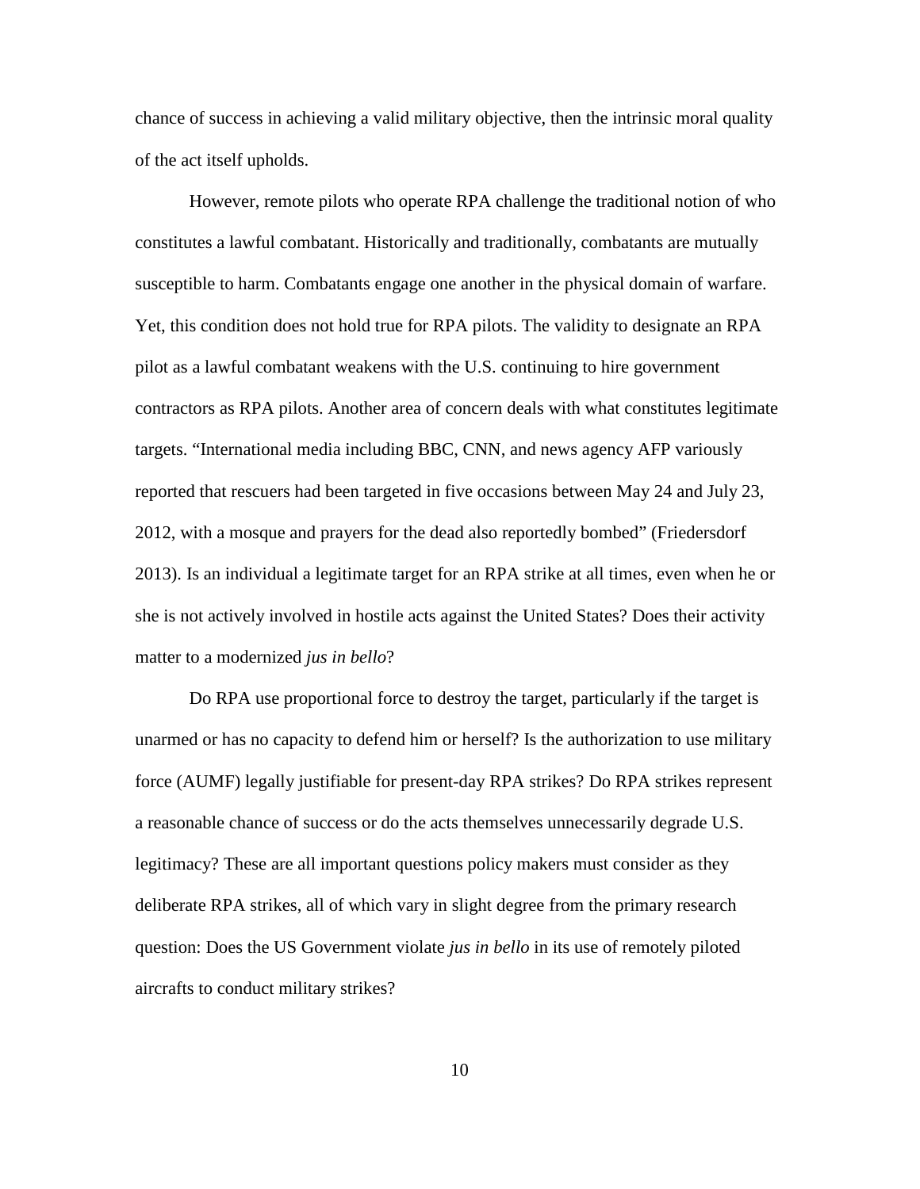chance of success in achieving a valid military objective, then the intrinsic moral quality of the act itself upholds.

However, remote pilots who operate RPA challenge the traditional notion of who constitutes a lawful combatant. Historically and traditionally, combatants are mutually susceptible to harm. Combatants engage one another in the physical domain of warfare. Yet, this condition does not hold true for RPA pilots. The validity to designate an RPA pilot as a lawful combatant weakens with the U.S. continuing to hire government contractors as RPA pilots. Another area of concern deals with what constitutes legitimate targets. "International media including BBC, CNN, and news agency AFP variously reported that rescuers had been targeted in five occasions between May 24 and July 23, 2012, with a mosque and prayers for the dead also reportedly bombed" (Friedersdorf 2013). Is an individual a legitimate target for an RPA strike at all times, even when he or she is not actively involved in hostile acts against the United States? Does their activity matter to a modernized *jus in bello*?

Do RPA use proportional force to destroy the target, particularly if the target is unarmed or has no capacity to defend him or herself? Is the authorization to use military force (AUMF) legally justifiable for present-day RPA strikes? Do RPA strikes represent a reasonable chance of success or do the acts themselves unnecessarily degrade U.S. legitimacy? These are all important questions policy makers must consider as they deliberate RPA strikes, all of which vary in slight degree from the primary research question: Does the US Government violate *jus in bello* in its use of remotely piloted aircrafts to conduct military strikes?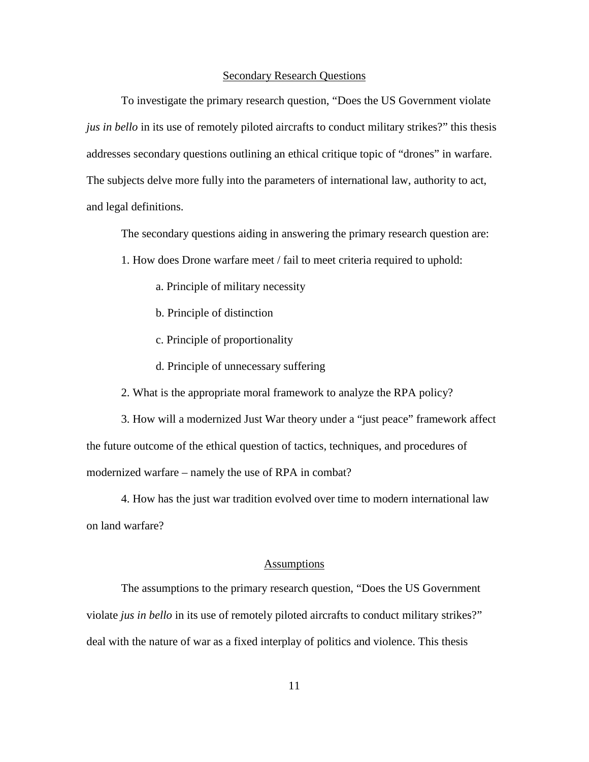## Secondary Research Questions

To investigate the primary research question, "Does the US Government violate *jus in bello* in its use of remotely piloted aircrafts to conduct military strikes?" this thesis addresses secondary questions outlining an ethical critique topic of "drones" in warfare. The subjects delve more fully into the parameters of international law, authority to act, and legal definitions.

The secondary questions aiding in answering the primary research question are:

1. How does Drone warfare meet / fail to meet criteria required to uphold:

    a. Principle of military necessity

    b. Principle of distinction

    c. Principle of proportionality

    d. Principle of unnecessary suffering

2. What is the appropriate moral framework to analyze the RPA policy?

3. How will a modernized Just War theory under a "just peace" framework affect the future outcome of the ethical question of tactics, techniques, and procedures of modernized warfare – namely the use of RPA in combat?

4. How has the just war tradition evolved over time to modern international law on land warfare?

## Assumptions

The assumptions to the primary research question, "Does the US Government violate *jus in bello* in its use of remotely piloted aircrafts to conduct military strikes?" deal with the nature of war as a fixed interplay of politics and violence. This thesis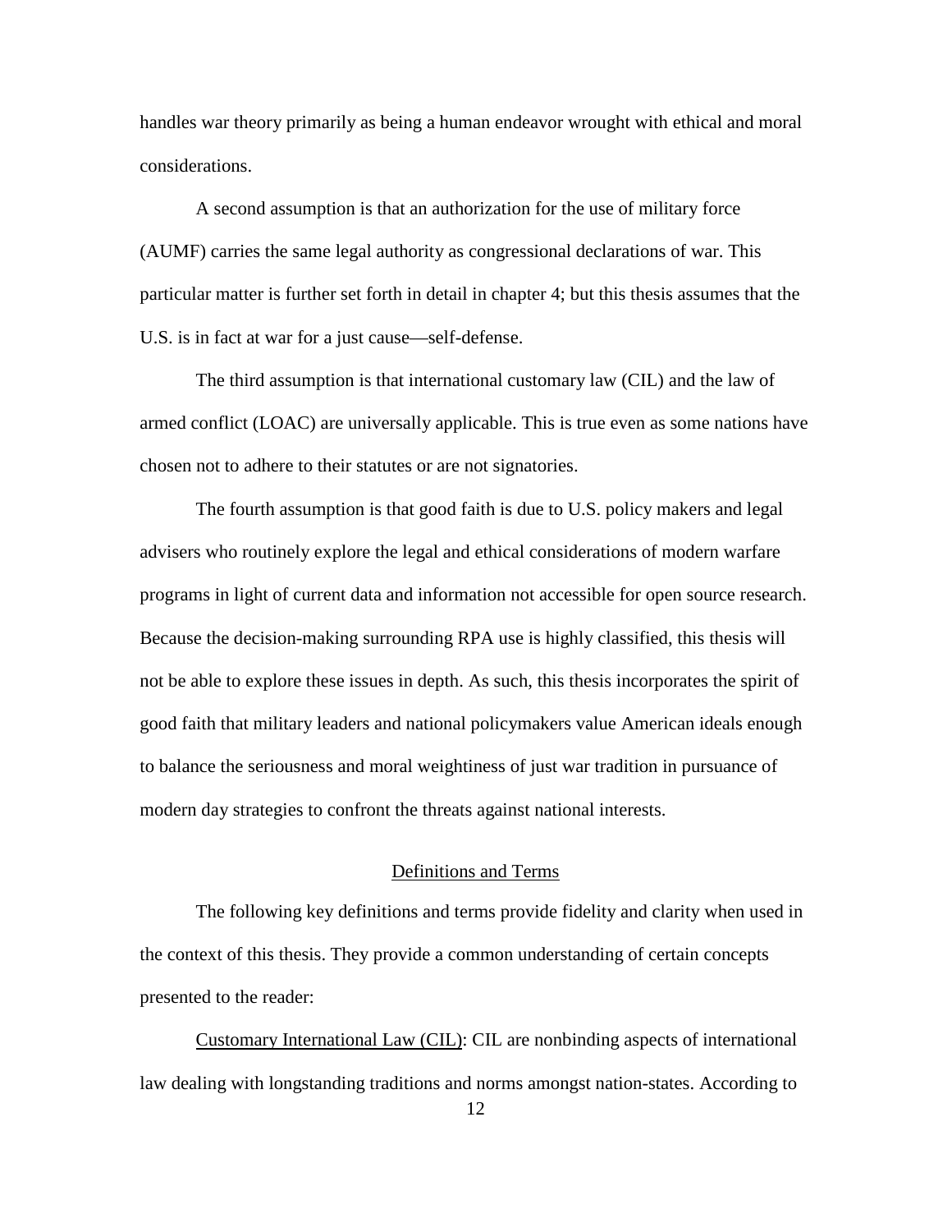handles war theory primarily as being a human endeavor wrought with ethical and moral considerations.

A second assumption is that an authorization for the use of military force (AUMF) carries the same legal authority as congressional declarations of war. This particular matter is further set forth in detail in chapter 4; but this thesis assumes that the U.S. is in fact at war for a just cause—self-defense.

The third assumption is that international customary law (CIL) and the law of armed conflict (LOAC) are universally applicable. This is true even as some nations have chosen not to adhere to their statutes or are not signatories.

The fourth assumption is that good faith is due to U.S. policy makers and legal advisers who routinely explore the legal and ethical considerations of modern warfare programs in light of current data and information not accessible for open source research. Because the decision-making surrounding RPA use is highly classified, this thesis will not be able to explore these issues in depth. As such, this thesis incorporates the spirit of good faith that military leaders and national policymakers value American ideals enough to balance the seriousness and moral weightiness of just war tradition in pursuance of modern day strategies to confront the threats against national interests.

## Definitions and Terms

The following key definitions and terms provide fidelity and clarity when used in the context of this thesis. They provide a common understanding of certain concepts presented to the reader:

Customary International Law (CIL): CIL are nonbinding aspects of international law dealing with longstanding traditions and norms amongst nation-states. According to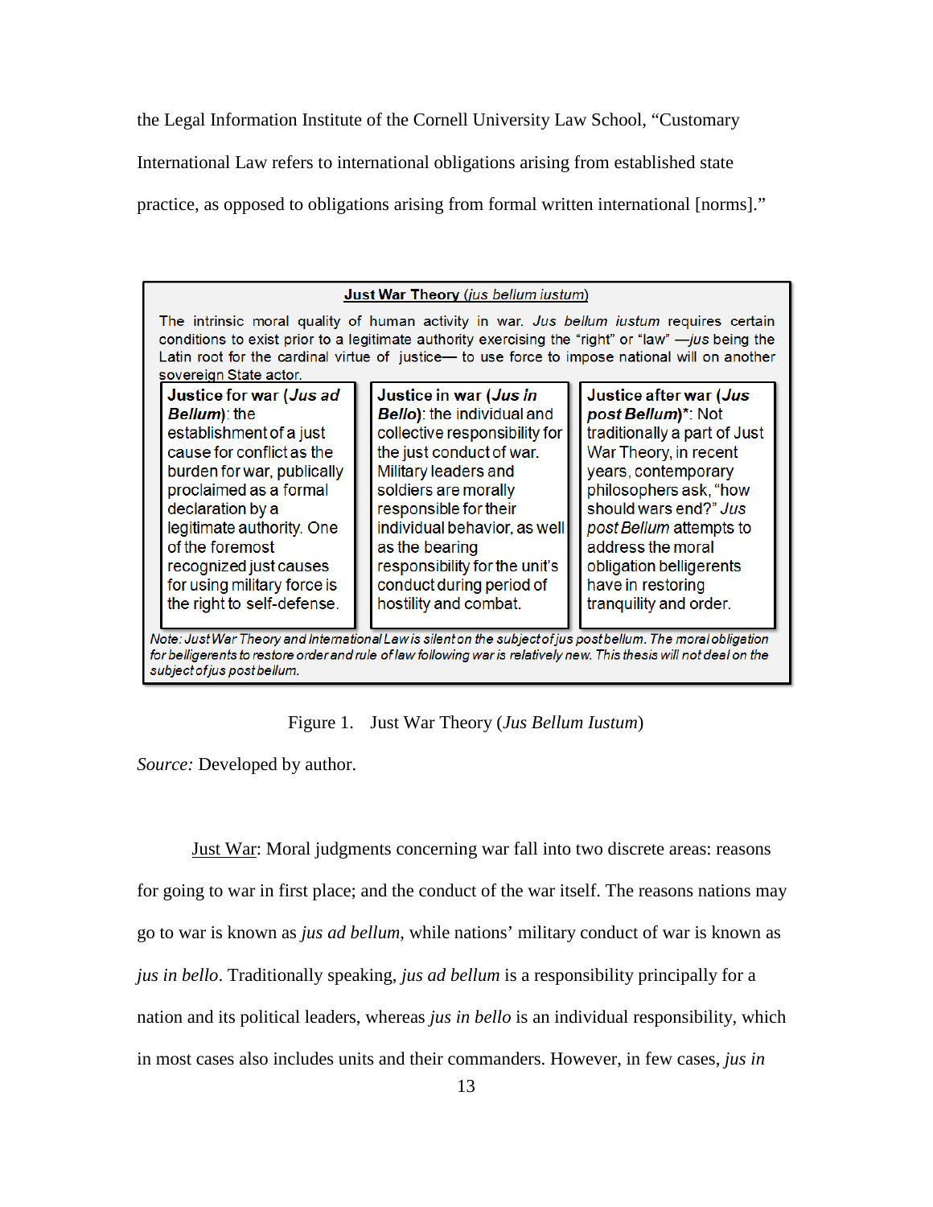the Legal Information Institute of the Cornell University Law School, "Customary International Law refers to international obligations arising from established state practice, as opposed to obligations arising from formal written international [norms]."

**<u>Just War Theory</u>** *(<u>jus bellum iustum</u>)*

The intrinsic moral quality of human activity in war. *Jus bellum iustum* requires certain conditions to exist prior to a legitimate authority exercising the "right" or "law" —*jus* being the Latin root for the cardinal virtue of justice— to use force to impose national will on another sovereign State actor.

| **Justice for war (*Jus ad Bellum*)**: the establishment of a just cause for conflict as the burden for war, publically proclaimed as a formal declaration by a legitimate authority. One of the foremost recognized just causes for using military force is the right to self-defense. | **Justice in war (*Jus in Bello*)**: the individual and collective responsibility for the just conduct of war. Military leaders and soldiers are morally responsible for their individual behavior, as well as the bearing responsibility for the unit's conduct during period of hostility and combat. | **Justice after war (*Jus post Bellum*)***: Not traditionally a part of Just War Theory, in recent years, contemporary philosophers ask, "how should wars end?" *Jus post Bellum* attempts to address the moral obligation belligerents have in restoring tranquility and order. |
|---|---|---|

*Note: Just War Theory and International Law is silent on the subject of jus post bellum. The moral obligation for belligerents to restore order and rule of law following war is relatively new. This thesis will not deel on the subject of jus post bellum.*

Figure 1. Just War Theory (*Jus Bellum Iustum*)

*Source:* Developed by author.

<u>Just War</u>: Moral judgments concerning war fall into two discrete areas: reasons for going to war in first place; and the conduct of the war itself. The reasons nations may go to war is known as *jus ad bellum*, while nations' military conduct of war is known as *jus in bello*. Traditionally speaking, *jus ad bellum* is a responsibility principally for a nation and its political leaders, whereas *jus in bello* is an individual responsibility, which in most cases also includes units and their commanders. However, in few cases, *jus in*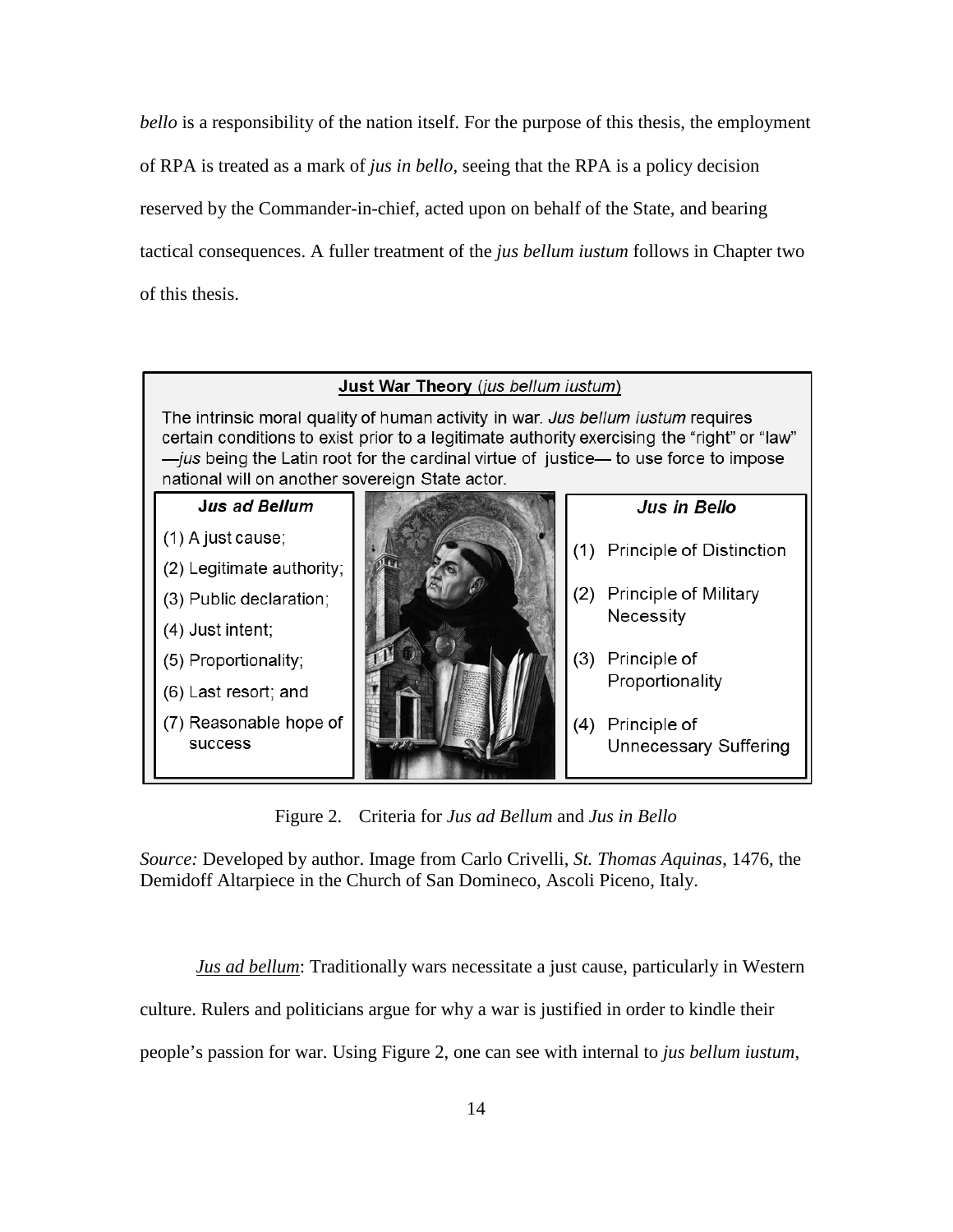*bello* is a responsibility of the nation itself. For the purpose of this thesis, the employment of RPA is treated as a mark of *jus in bello*, seeing that the RPA is a policy decision reserved by the Commander-in-chief, acted upon on behalf of the State, and bearing tactical consequences. A fuller treatment of the *jus bellum iustum* follows in Chapter two of this thesis.

**Just War Theory** (*jus bellum iustum*)

The intrinsic moral quality of human activity in war. *Jus bellum iustum* requires certain conditions to exist prior to a legitimate authority exercising the "right" or "law" —*jus* being the Latin root for the cardinal virtue of justice— to use force to impose national will on another sovereign State actor.

***Jus ad Bellum***

(1) A just cause;
(2) Legitimate authority;
(3) Public declaration;
(4) Just intent;
(5) Proportionality;
(6) Last resort; and
(7) Reasonable hope of success

***Jus in Bello***

(1) Principle of Distinction
(2) Principle of Military Necessity
(3) Principle of Proportionality
(4) Principle of Unnecessary Suffering

Figure 2. Criteria for *Jus ad Bellum* and *Jus in Bello*

*Source:* Developed by author. Image from Carlo Crivelli, *St. Thomas Aquinas*, 1476, the Demidoff Altarpiece in the Church of San Domineco, Ascoli Piceno, Italy.

*Jus ad bellum*: Traditionally wars necessitate a just cause, particularly in Western culture. Rulers and politicians argue for why a war is justified in order to kindle their people's passion for war. Using Figure 2, one can see with internal to *jus bellum iustum*,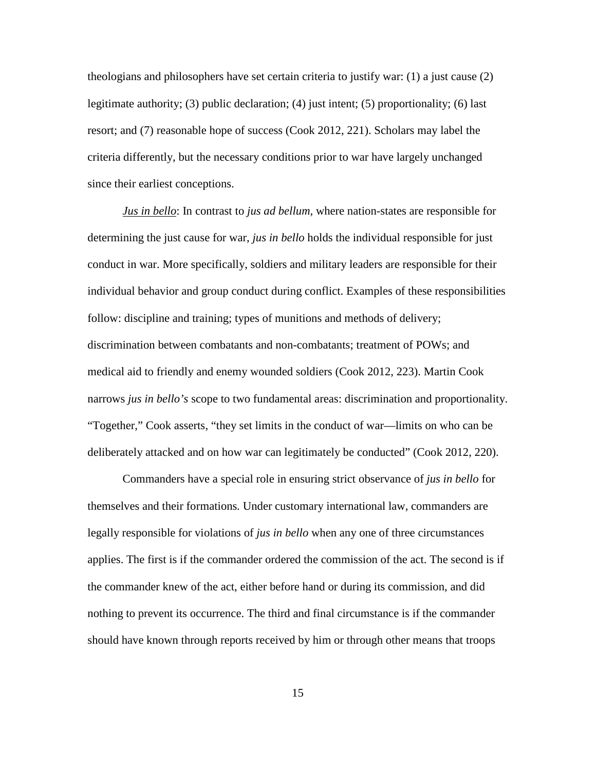theologians and philosophers have set certain criteria to justify war: (1) a just cause (2) legitimate authority; (3) public declaration; (4) just intent; (5) proportionality; (6) last resort; and (7) reasonable hope of success (Cook 2012, 221). Scholars may label the criteria differently, but the necessary conditions prior to war have largely unchanged since their earliest conceptions.

*Jus in bello*: In contrast to *jus ad bellum*, where nation-states are responsible for determining the just cause for war, *jus in bello* holds the individual responsible for just conduct in war. More specifically, soldiers and military leaders are responsible for their individual behavior and group conduct during conflict. Examples of these responsibilities follow: discipline and training; types of munitions and methods of delivery; discrimination between combatants and non-combatants; treatment of POWs; and medical aid to friendly and enemy wounded soldiers (Cook 2012, 223). Martin Cook narrows *jus in bello's* scope to two fundamental areas: discrimination and proportionality. "Together," Cook asserts, "they set limits in the conduct of war—limits on who can be deliberately attacked and on how war can legitimately be conducted" (Cook 2012, 220).

Commanders have a special role in ensuring strict observance of *jus in bello* for themselves and their formations. Under customary international law, commanders are legally responsible for violations of *jus in bello* when any one of three circumstances applies. The first is if the commander ordered the commission of the act. The second is if the commander knew of the act, either before hand or during its commission, and did nothing to prevent its occurrence. The third and final circumstance is if the commander should have known through reports received by him or through other means that troops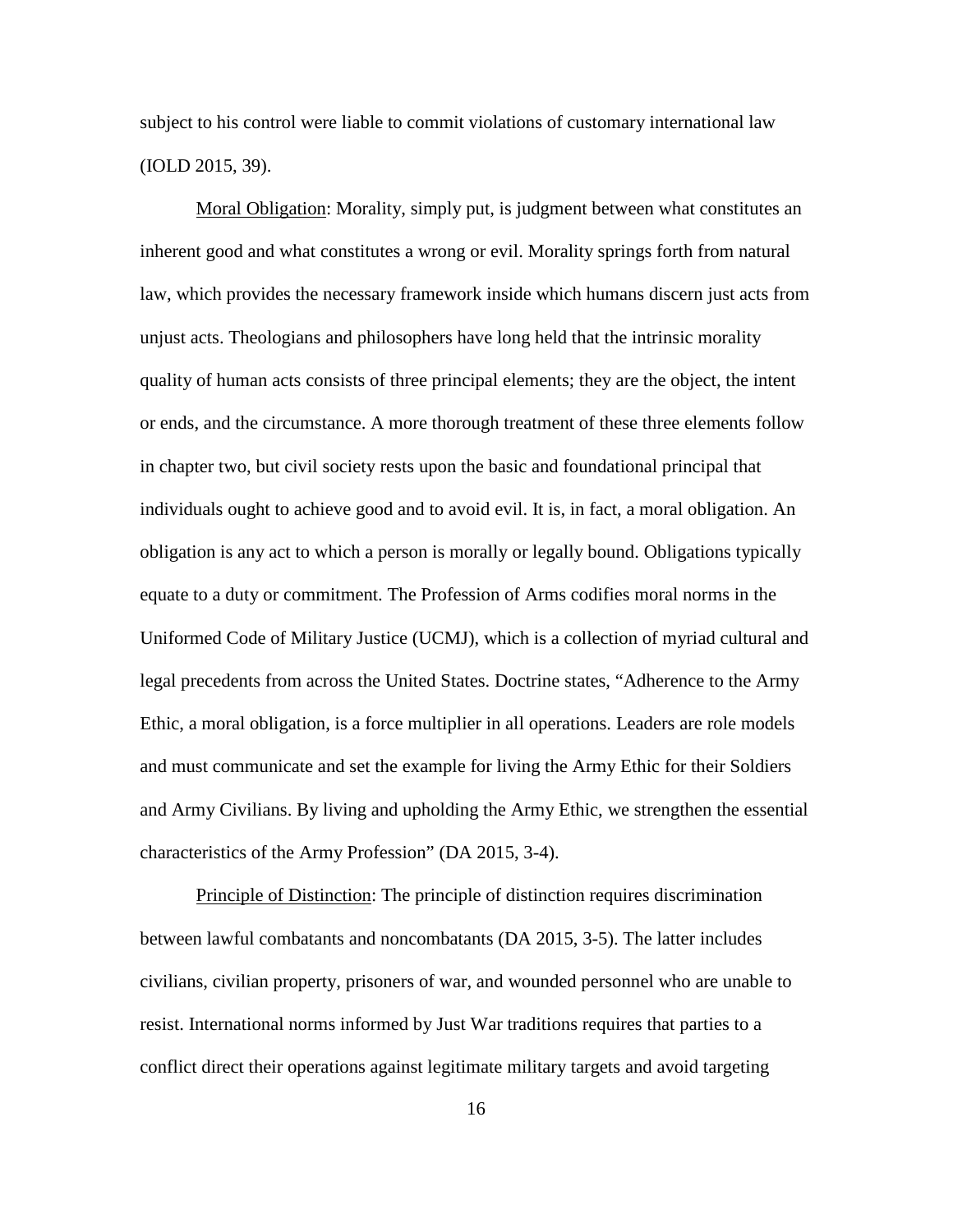subject to his control were liable to commit violations of customary international law (IOLD 2015, 39).

<u>Moral Obligation</u>: Morality, simply put, is judgment between what constitutes an inherent good and what constitutes a wrong or evil. Morality springs forth from natural law, which provides the necessary framework inside which humans discern just acts from unjust acts. Theologians and philosophers have long held that the intrinsic morality quality of human acts consists of three principal elements; they are the object, the intent or ends, and the circumstance. A more thorough treatment of these three elements follow in chapter two, but civil society rests upon the basic and foundational principal that individuals ought to achieve good and to avoid evil. It is, in fact, a moral obligation. An obligation is any act to which a person is morally or legally bound. Obligations typically equate to a duty or commitment. The Profession of Arms codifies moral norms in the Uniformed Code of Military Justice (UCMJ), which is a collection of myriad cultural and legal precedents from across the United States. Doctrine states, "Adherence to the Army Ethic, a moral obligation, is a force multiplier in all operations. Leaders are role models and must communicate and set the example for living the Army Ethic for their Soldiers and Army Civilians. By living and upholding the Army Ethic, we strengthen the essential characteristics of the Army Profession" (DA 2015, 3-4).

<u>Principle of Distinction</u>: The principle of distinction requires discrimination between lawful combatants and noncombatants (DA 2015, 3-5). The latter includes civilians, civilian property, prisoners of war, and wounded personnel who are unable to resist. International norms informed by Just War traditions requires that parties to a conflict direct their operations against legitimate military targets and avoid targeting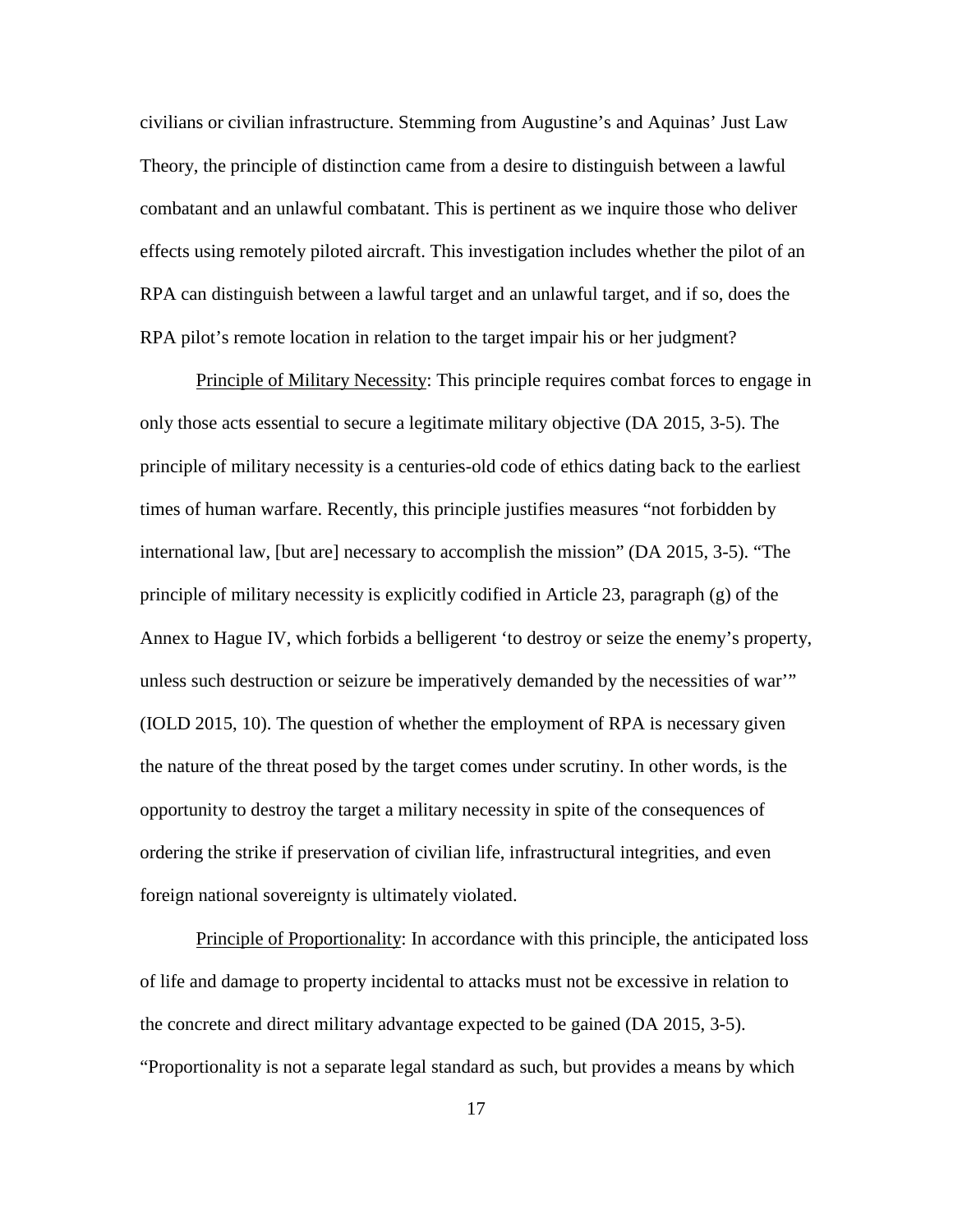civilians or civilian infrastructure. Stemming from Augustine's and Aquinas' Just Law Theory, the principle of distinction came from a desire to distinguish between a lawful combatant and an unlawful combatant. This is pertinent as we inquire those who deliver effects using remotely piloted aircraft. This investigation includes whether the pilot of an RPA can distinguish between a lawful target and an unlawful target, and if so, does the RPA pilot's remote location in relation to the target impair his or her judgment?

<u>Principle of Military Necessity</u>: This principle requires combat forces to engage in only those acts essential to secure a legitimate military objective (DA 2015, 3-5). The principle of military necessity is a centuries-old code of ethics dating back to the earliest times of human warfare. Recently, this principle justifies measures "not forbidden by international law, [but are] necessary to accomplish the mission" (DA 2015, 3-5). "The principle of military necessity is explicitly codified in Article 23, paragraph (g) of the Annex to Hague IV, which forbids a belligerent 'to destroy or seize the enemy's property, unless such destruction or seizure be imperatively demanded by the necessities of war'" (IOLD 2015, 10). The question of whether the employment of RPA is necessary given the nature of the threat posed by the target comes under scrutiny. In other words, is the opportunity to destroy the target a military necessity in spite of the consequences of ordering the strike if preservation of civilian life, infrastructural integrities, and even foreign national sovereignty is ultimately violated.

<u>Principle of Proportionality</u>: In accordance with this principle, the anticipated loss of life and damage to property incidental to attacks must not be excessive in relation to the concrete and direct military advantage expected to be gained (DA 2015, 3-5). "Proportionality is not a separate legal standard as such, but provides a means by which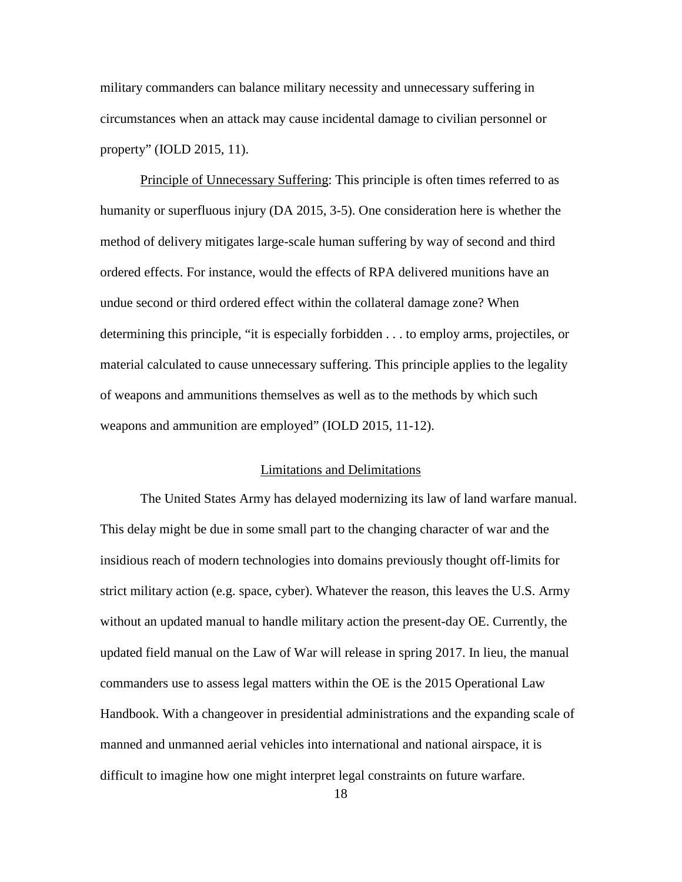military commanders can balance military necessity and unnecessary suffering in circumstances when an attack may cause incidental damage to civilian personnel or property" (IOLD 2015, 11).

Principle of Unnecessary Suffering: This principle is often times referred to as humanity or superfluous injury (DA 2015, 3-5). One consideration here is whether the method of delivery mitigates large-scale human suffering by way of second and third ordered effects. For instance, would the effects of RPA delivered munitions have an undue second or third ordered effect within the collateral damage zone? When determining this principle, "it is especially forbidden . . . to employ arms, projectiles, or material calculated to cause unnecessary suffering. This principle applies to the legality of weapons and ammunitions themselves as well as to the methods by which such weapons and ammunition are employed" (IOLD 2015, 11-12).

## Limitations and Delimitations

The United States Army has delayed modernizing its law of land warfare manual. This delay might be due in some small part to the changing character of war and the insidious reach of modern technologies into domains previously thought off-limits for strict military action (e.g. space, cyber). Whatever the reason, this leaves the U.S. Army without an updated manual to handle military action the present-day OE. Currently, the updated field manual on the Law of War will release in spring 2017. In lieu, the manual commanders use to assess legal matters within the OE is the 2015 Operational Law Handbook. With a changeover in presidential administrations and the expanding scale of manned and unmanned aerial vehicles into international and national airspace, it is difficult to imagine how one might interpret legal constraints on future warfare.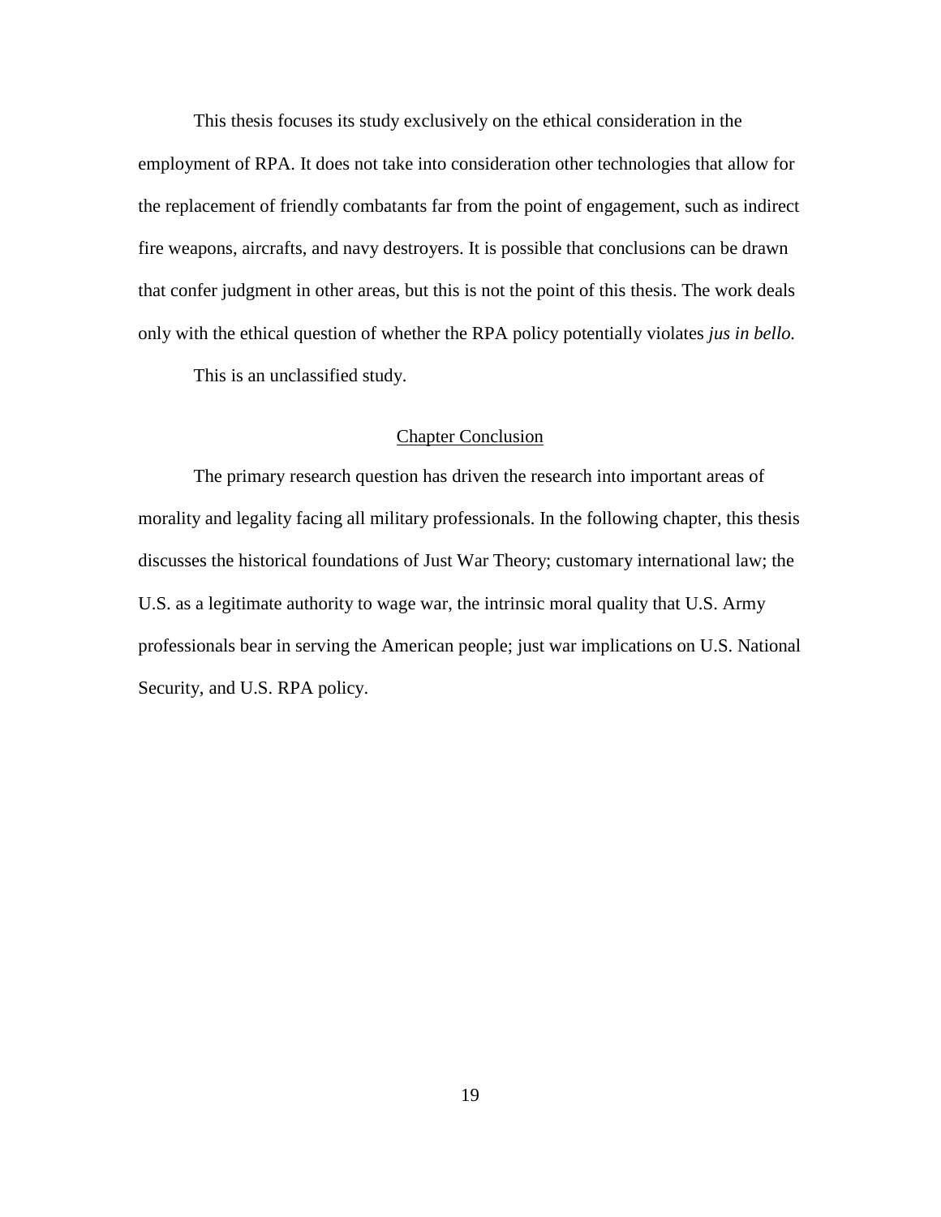This thesis focuses its study exclusively on the ethical consideration in the employment of RPA. It does not take into consideration other technologies that allow for the replacement of friendly combatants far from the point of engagement, such as indirect fire weapons, aircrafts, and navy destroyers. It is possible that conclusions can be drawn that confer judgment in other areas, but this is not the point of this thesis. The work deals only with the ethical question of whether the RPA policy potentially violates *jus in bello.*

This is an unclassified study.

## Chapter Conclusion

The primary research question has driven the research into important areas of morality and legality facing all military professionals. In the following chapter, this thesis discusses the historical foundations of Just War Theory; customary international law; the U.S. as a legitimate authority to wage war, the intrinsic moral quality that U.S. Army professionals bear in serving the American people; just war implications on U.S. National Security, and U.S. RPA policy.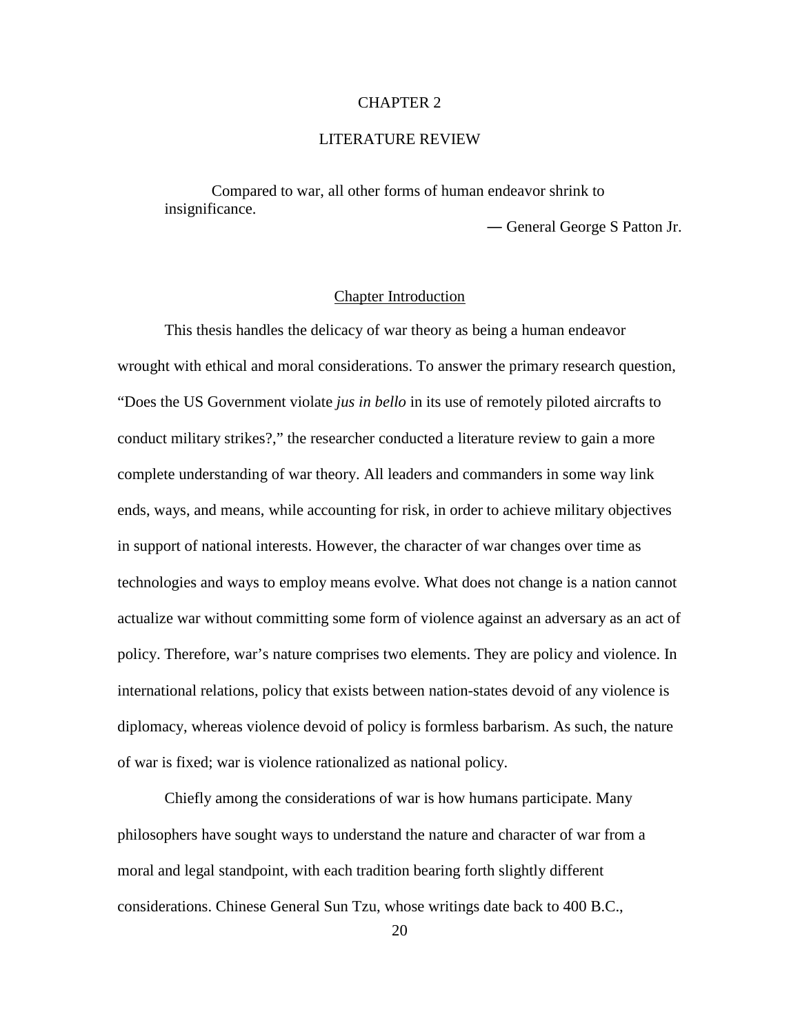# CHAPTER 2

# LITERATURE REVIEW

> Compared to war, all other forms of human endeavor shrink to insignificance.
>
> — General George S Patton Jr.

## Chapter Introduction

This thesis handles the delicacy of war theory as being a human endeavor wrought with ethical and moral considerations. To answer the primary research question, "Does the US Government violate *jus in bello* in its use of remotely piloted aircrafts to conduct military strikes?," the researcher conducted a literature review to gain a more complete understanding of war theory. All leaders and commanders in some way link ends, ways, and means, while accounting for risk, in order to achieve military objectives in support of national interests. However, the character of war changes over time as technologies and ways to employ means evolve. What does not change is a nation cannot actualize war without committing some form of violence against an adversary as an act of policy. Therefore, war's nature comprises two elements. They are policy and violence. In international relations, policy that exists between nation-states devoid of any violence is diplomacy, whereas violence devoid of policy is formless barbarism. As such, the nature of war is fixed; war is violence rationalized as national policy.

Chiefly among the considerations of war is how humans participate. Many philosophers have sought ways to understand the nature and character of war from a moral and legal standpoint, with each tradition bearing forth slightly different considerations. Chinese General Sun Tzu, whose writings date back to 400 B.C.,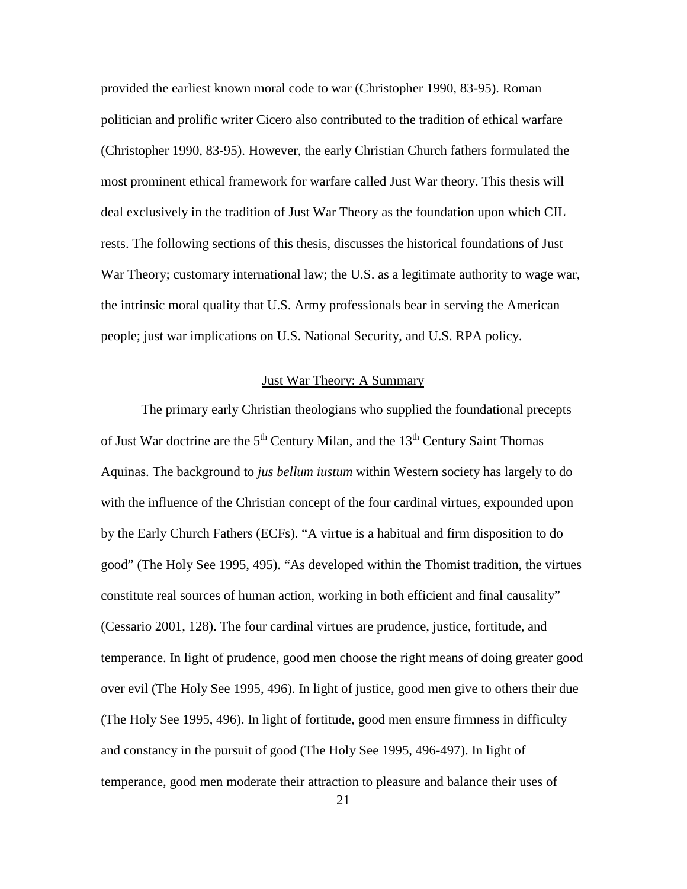provided the earliest known moral code to war (Christopher 1990, 83-95). Roman politician and prolific writer Cicero also contributed to the tradition of ethical warfare (Christopher 1990, 83-95). However, the early Christian Church fathers formulated the most prominent ethical framework for warfare called Just War theory. This thesis will deal exclusively in the tradition of Just War Theory as the foundation upon which CIL rests. The following sections of this thesis, discusses the historical foundations of Just War Theory; customary international law; the U.S. as a legitimate authority to wage war, the intrinsic moral quality that U.S. Army professionals bear in serving the American people; just war implications on U.S. National Security, and U.S. RPA policy.

## Just War Theory: A Summary

The primary early Christian theologians who supplied the foundational precepts of Just War doctrine are the 5th Century Milan, and the 13th Century Saint Thomas Aquinas. The background to *jus bellum iustum* within Western society has largely to do with the influence of the Christian concept of the four cardinal virtues, expounded upon by the Early Church Fathers (ECFs). "A virtue is a habitual and firm disposition to do good" (The Holy See 1995, 495). "As developed within the Thomist tradition, the virtues constitute real sources of human action, working in both efficient and final causality" (Cessario 2001, 128). The four cardinal virtues are prudence, justice, fortitude, and temperance. In light of prudence, good men choose the right means of doing greater good over evil (The Holy See 1995, 496). In light of justice, good men give to others their due (The Holy See 1995, 496). In light of fortitude, good men ensure firmness in difficulty and constancy in the pursuit of good (The Holy See 1995, 496-497). In light of temperance, good men moderate their attraction to pleasure and balance their uses of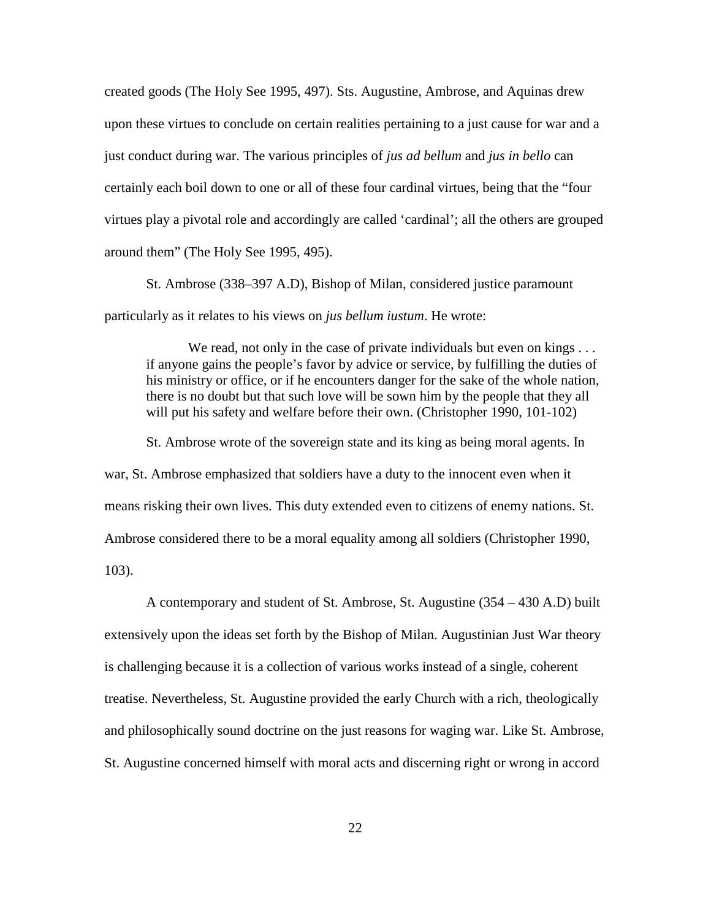created goods (The Holy See 1995, 497). Sts. Augustine, Ambrose, and Aquinas drew upon these virtues to conclude on certain realities pertaining to a just cause for war and a just conduct during war. The various principles of *jus ad bellum* and *jus in bello* can certainly each boil down to one or all of these four cardinal virtues, being that the "four virtues play a pivotal role and accordingly are called 'cardinal'; all the others are grouped around them" (The Holy See 1995, 495).

St. Ambrose (338–397 A.D), Bishop of Milan, considered justice paramount particularly as it relates to his views on *jus bellum iustum*. He wrote:

> We read, not only in the case of private individuals but even on kings . . . if anyone gains the people's favor by advice or service, by fulfilling the duties of his ministry or office, or if he encounters danger for the sake of the whole nation, there is no doubt but that such love will be sown him by the people that they all will put his safety and welfare before their own. (Christopher 1990, 101-102)

St. Ambrose wrote of the sovereign state and its king as being moral agents. In war, St. Ambrose emphasized that soldiers have a duty to the innocent even when it means risking their own lives. This duty extended even to citizens of enemy nations. St. Ambrose considered there to be a moral equality among all soldiers (Christopher 1990, 103).

A contemporary and student of St. Ambrose, St. Augustine (354 – 430 A.D) built extensively upon the ideas set forth by the Bishop of Milan. Augustinian Just War theory is challenging because it is a collection of various works instead of a single, coherent treatise. Nevertheless, St. Augustine provided the early Church with a rich, theologically and philosophically sound doctrine on the just reasons for waging war. Like St. Ambrose, St. Augustine concerned himself with moral acts and discerning right or wrong in accord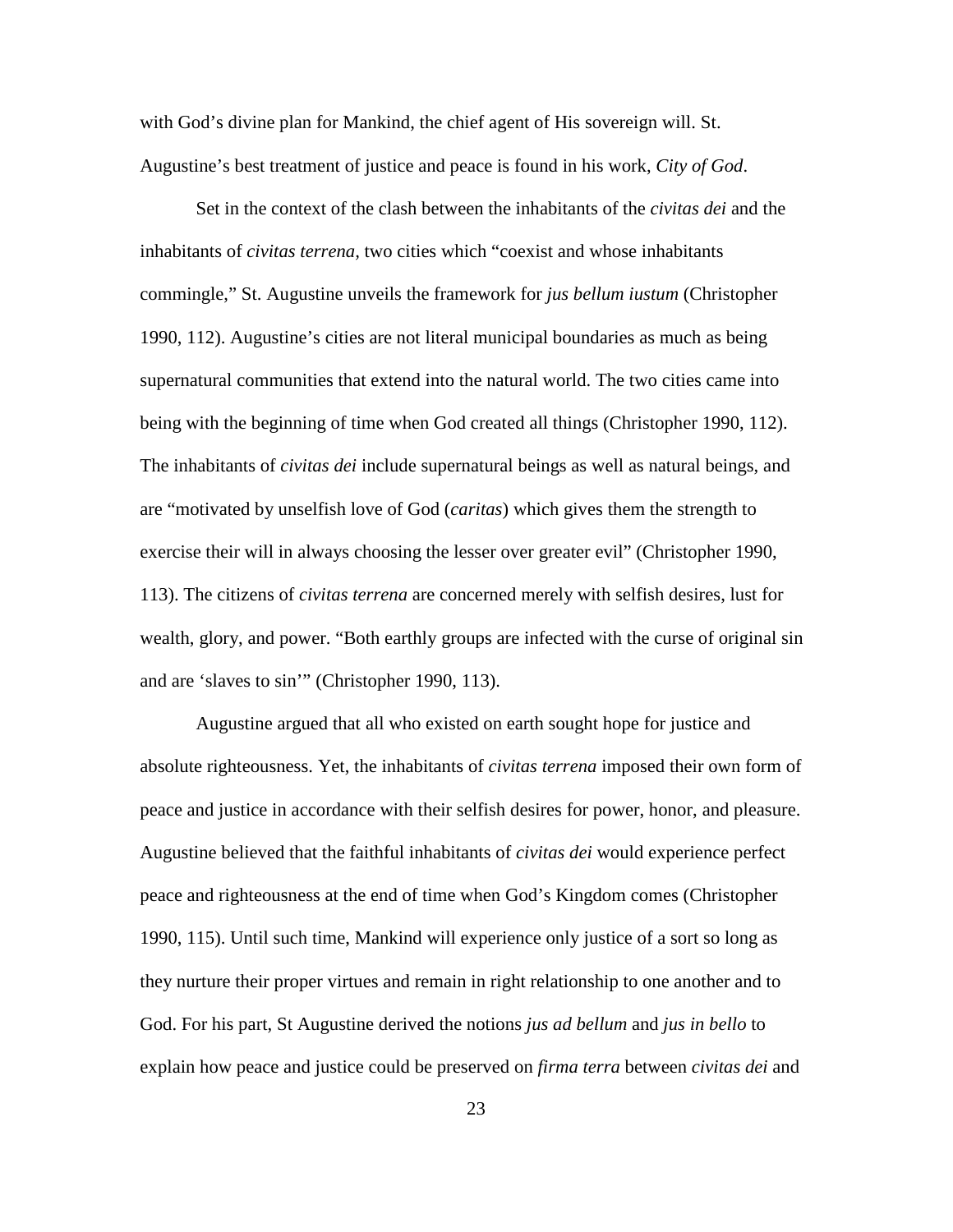with God's divine plan for Mankind, the chief agent of His sovereign will. St. Augustine's best treatment of justice and peace is found in his work, *City of God*.

Set in the context of the clash between the inhabitants of the *civitas dei* and the inhabitants of *civitas terrena*, two cities which "coexist and whose inhabitants commingle," St. Augustine unveils the framework for *jus bellum iustum* (Christopher 1990, 112). Augustine's cities are not literal municipal boundaries as much as being supernatural communities that extend into the natural world. The two cities came into being with the beginning of time when God created all things (Christopher 1990, 112). The inhabitants of *civitas dei* include supernatural beings as well as natural beings, and are "motivated by unselfish love of God (*caritas*) which gives them the strength to exercise their will in always choosing the lesser over greater evil" (Christopher 1990, 113). The citizens of *civitas terrena* are concerned merely with selfish desires, lust for wealth, glory, and power. "Both earthly groups are infected with the curse of original sin and are 'slaves to sin'" (Christopher 1990, 113).

Augustine argued that all who existed on earth sought hope for justice and absolute righteousness. Yet, the inhabitants of *civitas terrena* imposed their own form of peace and justice in accordance with their selfish desires for power, honor, and pleasure. Augustine believed that the faithful inhabitants of *civitas dei* would experience perfect peace and righteousness at the end of time when God's Kingdom comes (Christopher 1990, 115). Until such time, Mankind will experience only justice of a sort so long as they nurture their proper virtues and remain in right relationship to one another and to God. For his part, St Augustine derived the notions *jus ad bellum* and *jus in bello* to explain how peace and justice could be preserved on *firma terra* between *civitas dei* and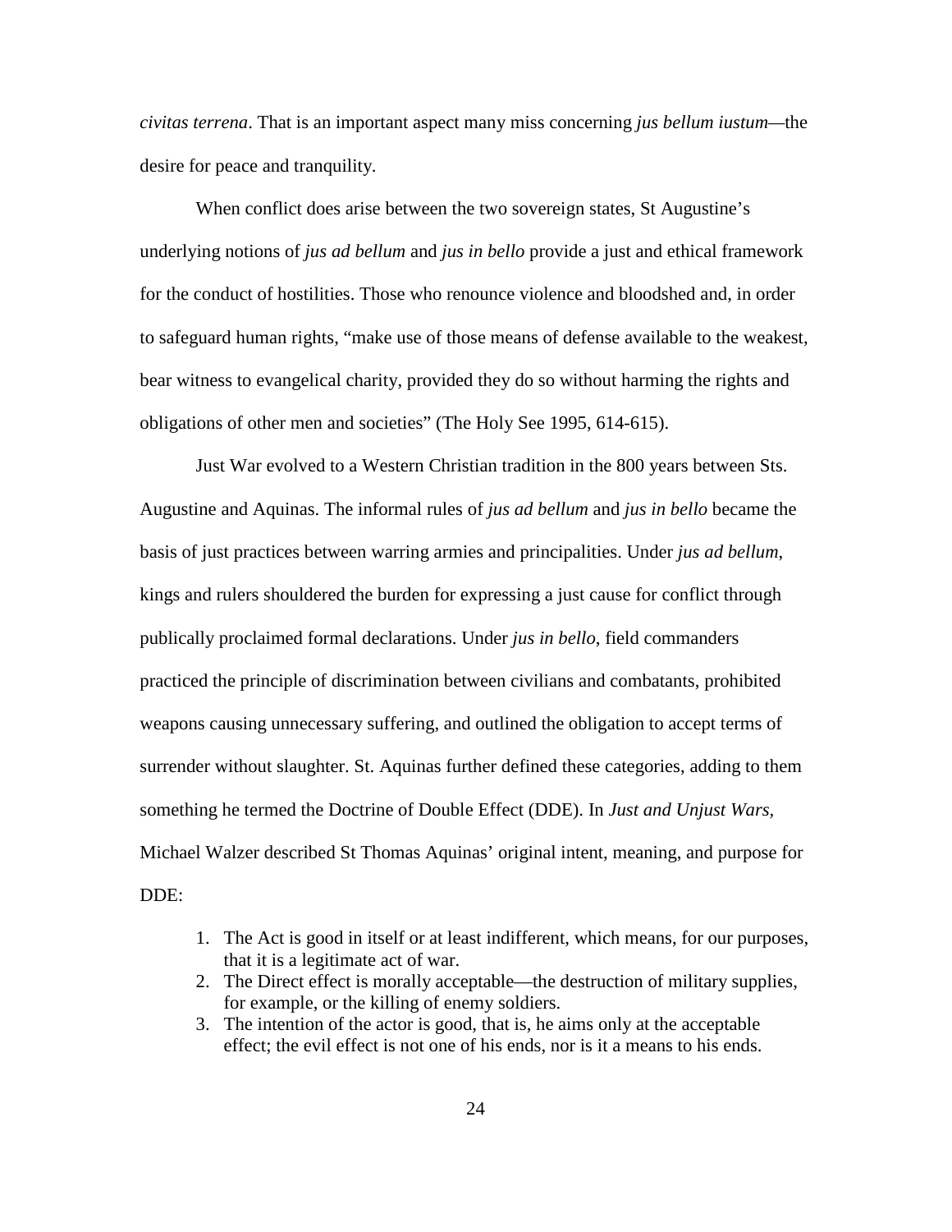*civitas terrena*. That is an important aspect many miss concerning *jus bellum iustum*—the desire for peace and tranquility.

When conflict does arise between the two sovereign states, St Augustine's underlying notions of *jus ad bellum* and *jus in bello* provide a just and ethical framework for the conduct of hostilities. Those who renounce violence and bloodshed and, in order to safeguard human rights, "make use of those means of defense available to the weakest, bear witness to evangelical charity, provided they do so without harming the rights and obligations of other men and societies" (The Holy See 1995, 614-615).

Just War evolved to a Western Christian tradition in the 800 years between Sts. Augustine and Aquinas. The informal rules of *jus ad bellum* and *jus in bello* became the basis of just practices between warring armies and principalities. Under *jus ad bellum*, kings and rulers shouldered the burden for expressing a just cause for conflict through publically proclaimed formal declarations. Under *jus in bello*, field commanders practiced the principle of discrimination between civilians and combatants, prohibited weapons causing unnecessary suffering, and outlined the obligation to accept terms of surrender without slaughter. St. Aquinas further defined these categories, adding to them something he termed the Doctrine of Double Effect (DDE). In *Just and Unjust Wars*, Michael Walzer described St Thomas Aquinas' original intent, meaning, and purpose for DDE:

1. The Act is good in itself or at least indifferent, which means, for our purposes, that it is a legitimate act of war.
2. The Direct effect is morally acceptable—the destruction of military supplies, for example, or the killing of enemy soldiers.
3. The intention of the actor is good, that is, he aims only at the acceptable effect; the evil effect is not one of his ends, nor is it a means to his ends.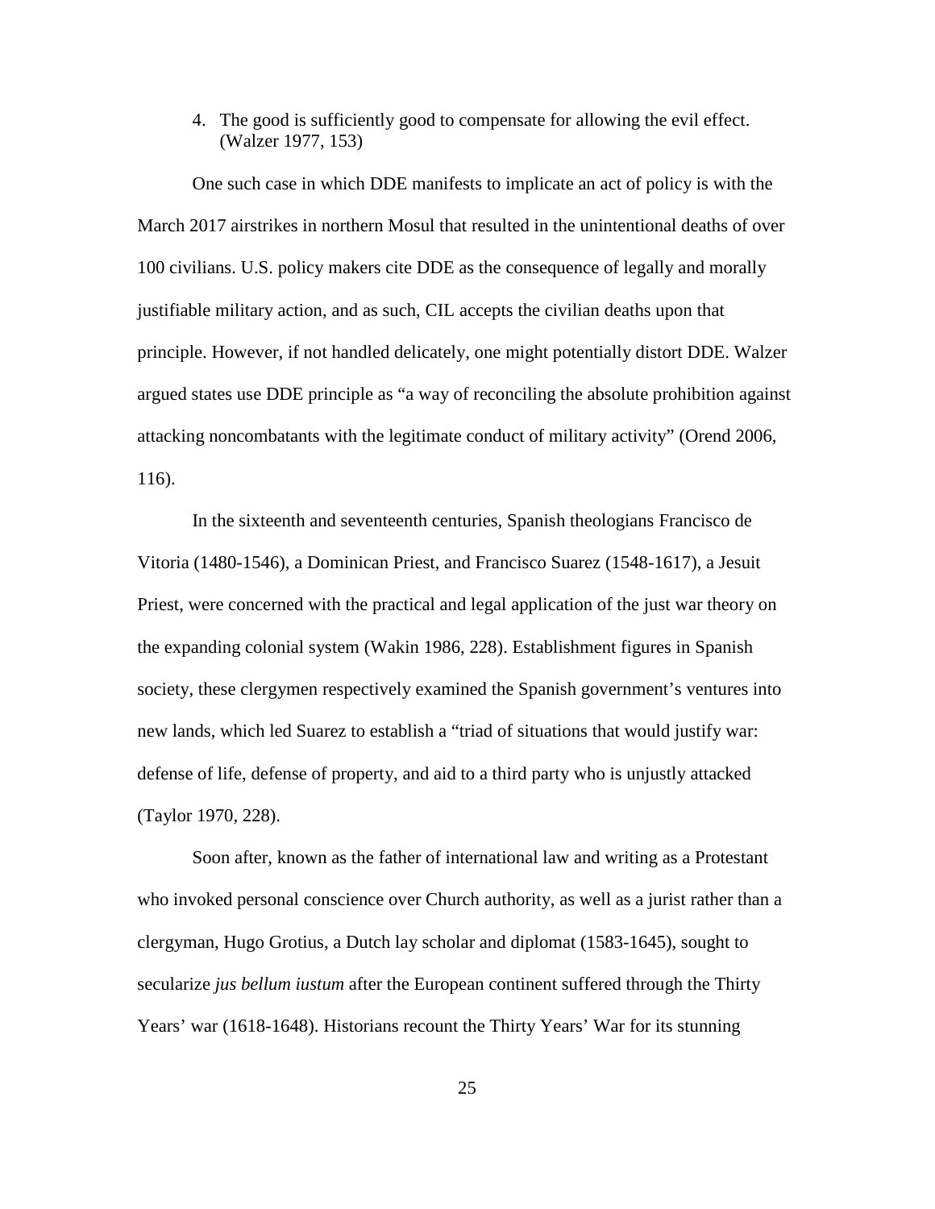4. The good is sufficiently good to compensate for allowing the evil effect. (Walzer 1977, 153)

One such case in which DDE manifests to implicate an act of policy is with the March 2017 airstrikes in northern Mosul that resulted in the unintentional deaths of over 100 civilians. U.S. policy makers cite DDE as the consequence of legally and morally justifiable military action, and as such, CIL accepts the civilian deaths upon that principle. However, if not handled delicately, one might potentially distort DDE. Walzer argued states use DDE principle as "a way of reconciling the absolute prohibition against attacking noncombatants with the legitimate conduct of military activity" (Orend 2006, 116).

In the sixteenth and seventeenth centuries, Spanish theologians Francisco de Vitoria (1480-1546), a Dominican Priest, and Francisco Suarez (1548-1617), a Jesuit Priest, were concerned with the practical and legal application of the just war theory on the expanding colonial system (Wakin 1986, 228). Establishment figures in Spanish society, these clergymen respectively examined the Spanish government's ventures into new lands, which led Suarez to establish a "triad of situations that would justify war: defense of life, defense of property, and aid to a third party who is unjustly attacked (Taylor 1970, 228).

Soon after, known as the father of international law and writing as a Protestant who invoked personal conscience over Church authority, as well as a jurist rather than a clergyman, Hugo Grotius, a Dutch lay scholar and diplomat (1583-1645), sought to secularize *jus bellum iustum* after the European continent suffered through the Thirty Years' war (1618-1648). Historians recount the Thirty Years' War for its stunning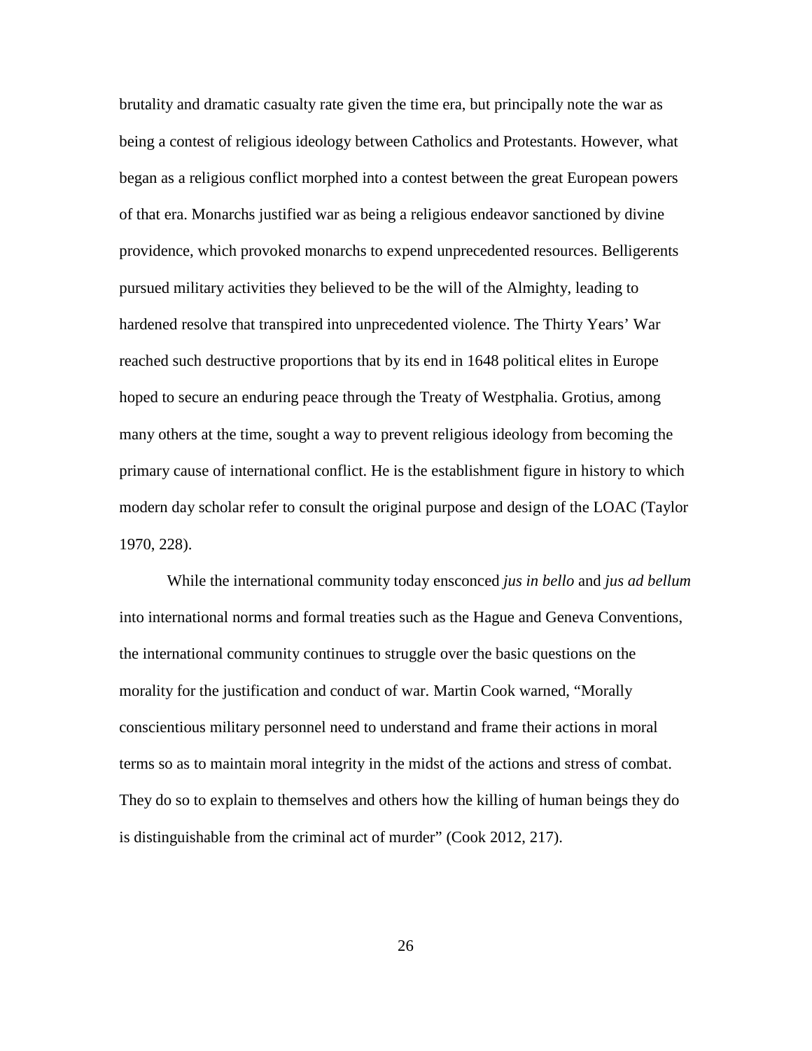brutality and dramatic casualty rate given the time era, but principally note the war as being a contest of religious ideology between Catholics and Protestants. However, what began as a religious conflict morphed into a contest between the great European powers of that era. Monarchs justified war as being a religious endeavor sanctioned by divine providence, which provoked monarchs to expend unprecedented resources. Belligerents pursued military activities they believed to be the will of the Almighty, leading to hardened resolve that transpired into unprecedented violence. The Thirty Years' War reached such destructive proportions that by its end in 1648 political elites in Europe hoped to secure an enduring peace through the Treaty of Westphalia. Grotius, among many others at the time, sought a way to prevent religious ideology from becoming the primary cause of international conflict. He is the establishment figure in history to which modern day scholar refer to consult the original purpose and design of the LOAC (Taylor 1970, 228).

While the international community today ensconced *jus in bello* and *jus ad bellum* into international norms and formal treaties such as the Hague and Geneva Conventions, the international community continues to struggle over the basic questions on the morality for the justification and conduct of war. Martin Cook warned, "Morally conscientious military personnel need to understand and frame their actions in moral terms so as to maintain moral integrity in the midst of the actions and stress of combat. They do so to explain to themselves and others how the killing of human beings they do is distinguishable from the criminal act of murder" (Cook 2012, 217).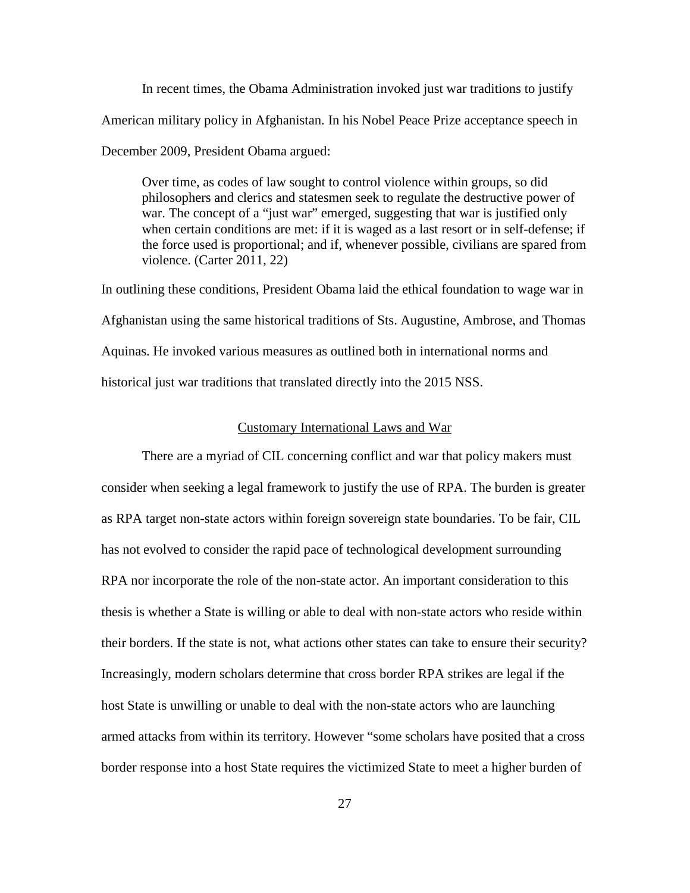In recent times, the Obama Administration invoked just war traditions to justify American military policy in Afghanistan. In his Nobel Peace Prize acceptance speech in December 2009, President Obama argued:

> Over time, as codes of law sought to control violence within groups, so did philosophers and clerics and statesmen seek to regulate the destructive power of war. The concept of a "just war" emerged, suggesting that war is justified only when certain conditions are met: if it is waged as a last resort or in self-defense; if the force used is proportional; and if, whenever possible, civilians are spared from violence. (Carter 2011, 22)

In outlining these conditions, President Obama laid the ethical foundation to wage war in Afghanistan using the same historical traditions of Sts. Augustine, Ambrose, and Thomas Aquinas. He invoked various measures as outlined both in international norms and historical just war traditions that translated directly into the 2015 NSS.

## Customary International Laws and War

There are a myriad of CIL concerning conflict and war that policy makers must consider when seeking a legal framework to justify the use of RPA. The burden is greater as RPA target non-state actors within foreign sovereign state boundaries. To be fair, CIL has not evolved to consider the rapid pace of technological development surrounding RPA nor incorporate the role of the non-state actor. An important consideration to this thesis is whether a State is willing or able to deal with non-state actors who reside within their borders. If the state is not, what actions other states can take to ensure their security? Increasingly, modern scholars determine that cross border RPA strikes are legal if the host State is unwilling or unable to deal with the non-state actors who are launching armed attacks from within its territory. However "some scholars have posited that a cross border response into a host State requires the victimized State to meet a higher burden of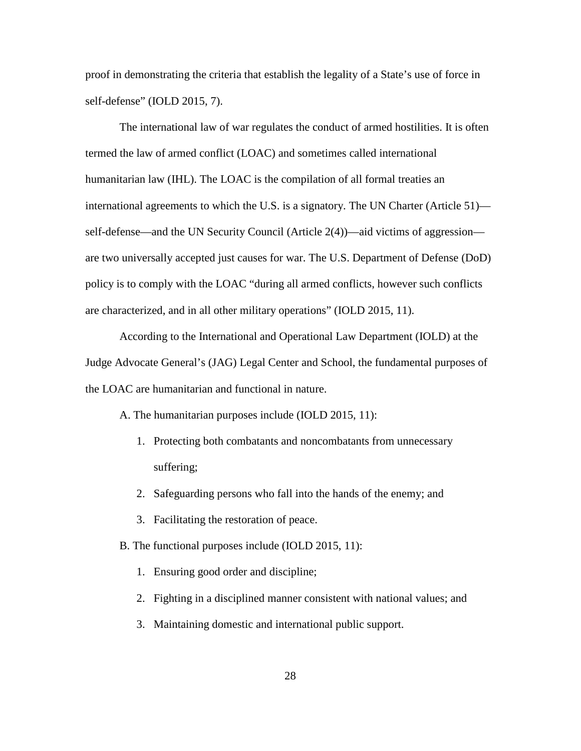proof in demonstrating the criteria that establish the legality of a State's use of force in self-defense" (IOLD 2015, 7).

The international law of war regulates the conduct of armed hostilities. It is often termed the law of armed conflict (LOAC) and sometimes called international humanitarian law (IHL). The LOAC is the compilation of all formal treaties an international agreements to which the U.S. is a signatory. The UN Charter (Article 51)—self-defense—and the UN Security Council (Article 2(4))—aid victims of aggression—are two universally accepted just causes for war. The U.S. Department of Defense (DoD) policy is to comply with the LOAC "during all armed conflicts, however such conflicts are characterized, and in all other military operations" (IOLD 2015, 11).

According to the International and Operational Law Department (IOLD) at the Judge Advocate General's (JAG) Legal Center and School, the fundamental purposes of the LOAC are humanitarian and functional in nature.

A. The humanitarian purposes include (IOLD 2015, 11):

1. Protecting both combatants and noncombatants from unnecessary suffering;
2. Safeguarding persons who fall into the hands of the enemy; and
3. Facilitating the restoration of peace.

B. The functional purposes include (IOLD 2015, 11):

1. Ensuring good order and discipline;
2. Fighting in a disciplined manner consistent with national values; and
3. Maintaining domestic and international public support.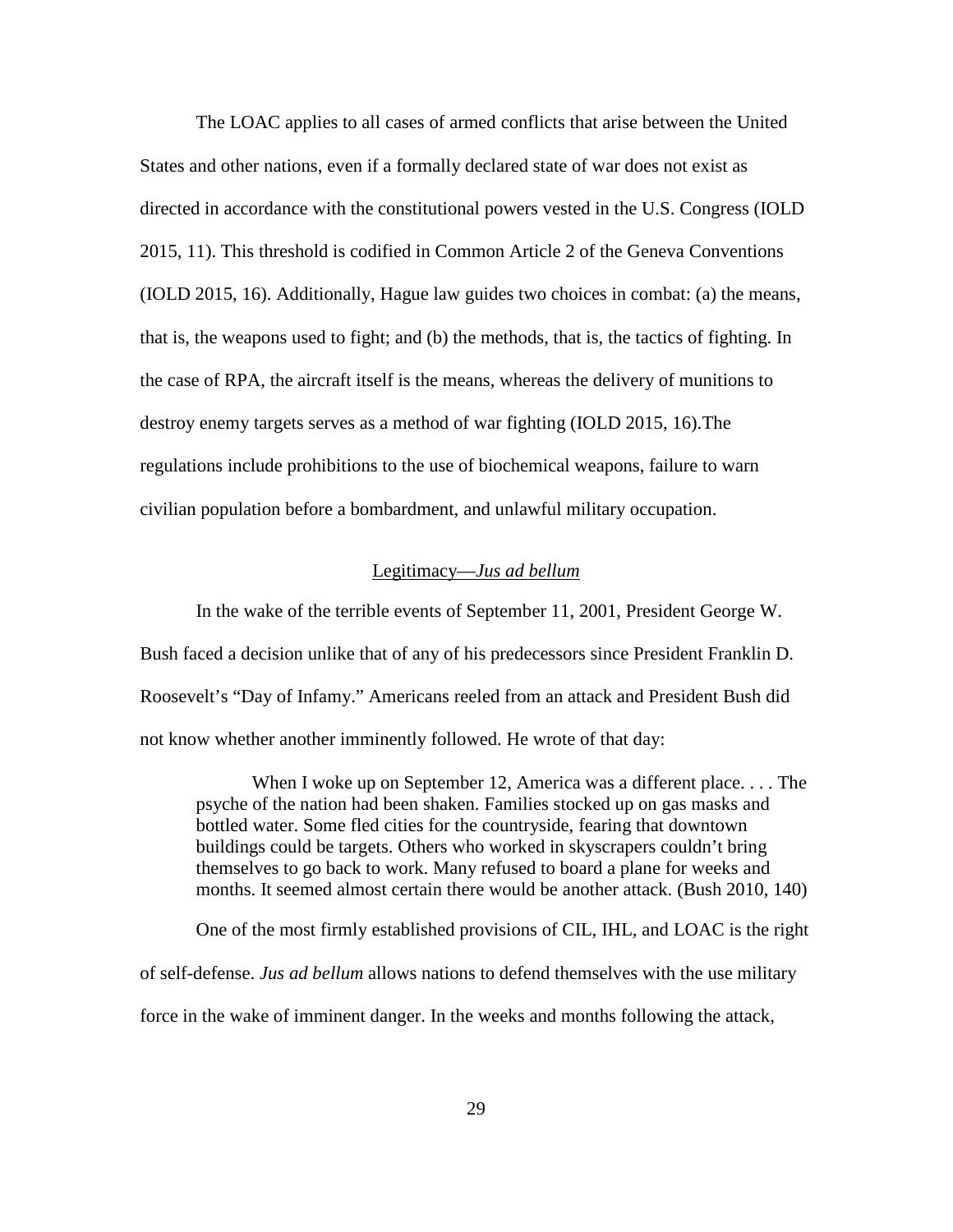The LOAC applies to all cases of armed conflicts that arise between the United States and other nations, even if a formally declared state of war does not exist as directed in accordance with the constitutional powers vested in the U.S. Congress (IOLD 2015, 11). This threshold is codified in Common Article 2 of the Geneva Conventions (IOLD 2015, 16). Additionally, Hague law guides two choices in combat: (a) the means, that is, the weapons used to fight; and (b) the methods, that is, the tactics of fighting. In the case of RPA, the aircraft itself is the means, whereas the delivery of munitions to destroy enemy targets serves as a method of war fighting (IOLD 2015, 16).The regulations include prohibitions to the use of biochemical weapons, failure to warn civilian population before a bombardment, and unlawful military occupation.

## Legitimacy—*Jus ad bellum*

In the wake of the terrible events of September 11, 2001, President George W. Bush faced a decision unlike that of any of his predecessors since President Franklin D. Roosevelt's "Day of Infamy." Americans reeled from an attack and President Bush did not know whether another imminently followed. He wrote of that day:

> When I woke up on September 12, America was a different place. . . . The psyche of the nation had been shaken. Families stocked up on gas masks and bottled water. Some fled cities for the countryside, fearing that downtown buildings could be targets. Others who worked in skyscrapers couldn't bring themselves to go back to work. Many refused to board a plane for weeks and months. It seemed almost certain there would be another attack. (Bush 2010, 140)

One of the most firmly established provisions of CIL, IHL, and LOAC is the right of self-defense. *Jus ad bellum* allows nations to defend themselves with the use military force in the wake of imminent danger. In the weeks and months following the attack,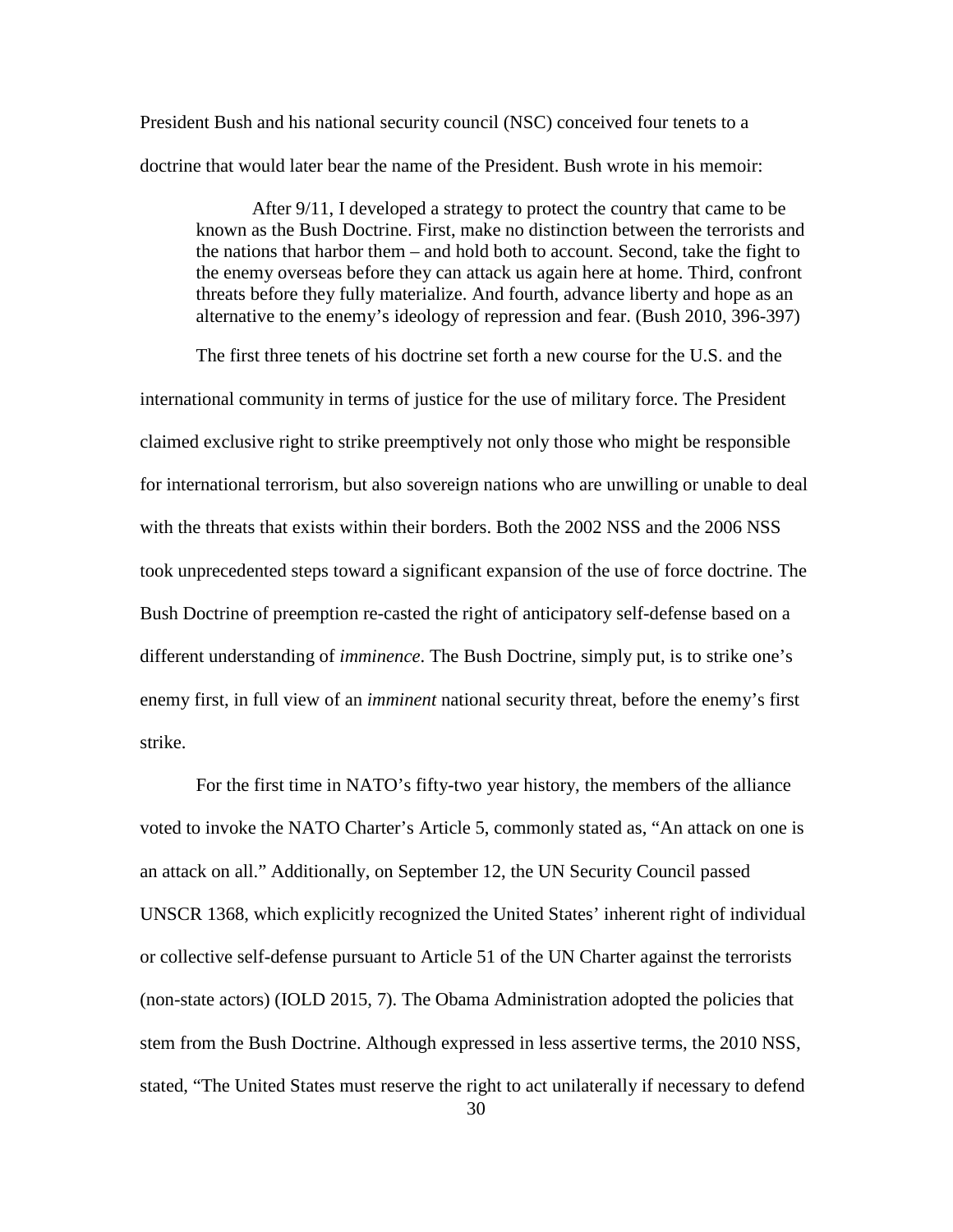President Bush and his national security council (NSC) conceived four tenets to a doctrine that would later bear the name of the President. Bush wrote in his memoir:

> After 9/11, I developed a strategy to protect the country that came to be known as the Bush Doctrine. First, make no distinction between the terrorists and the nations that harbor them – and hold both to account. Second, take the fight to the enemy overseas before they can attack us again here at home. Third, confront threats before they fully materialize. And fourth, advance liberty and hope as an alternative to the enemy's ideology of repression and fear. (Bush 2010, 396-397)

The first three tenets of his doctrine set forth a new course for the U.S. and the international community in terms of justice for the use of military force. The President claimed exclusive right to strike preemptively not only those who might be responsible for international terrorism, but also sovereign nations who are unwilling or unable to deal with the threats that exists within their borders. Both the 2002 NSS and the 2006 NSS took unprecedented steps toward a significant expansion of the use of force doctrine. The Bush Doctrine of preemption re-casted the right of anticipatory self-defense based on a different understanding of *imminence*. The Bush Doctrine, simply put, is to strike one's enemy first, in full view of an *imminent* national security threat, before the enemy's first strike.

For the first time in NATO's fifty-two year history, the members of the alliance voted to invoke the NATO Charter's Article 5, commonly stated as, "An attack on one is an attack on all." Additionally, on September 12, the UN Security Council passed UNSCR 1368, which explicitly recognized the United States' inherent right of individual or collective self-defense pursuant to Article 51 of the UN Charter against the terrorists (non-state actors) (IOLD 2015, 7). The Obama Administration adopted the policies that stem from the Bush Doctrine. Although expressed in less assertive terms, the 2010 NSS, stated, "The United States must reserve the right to act unilaterally if necessary to defend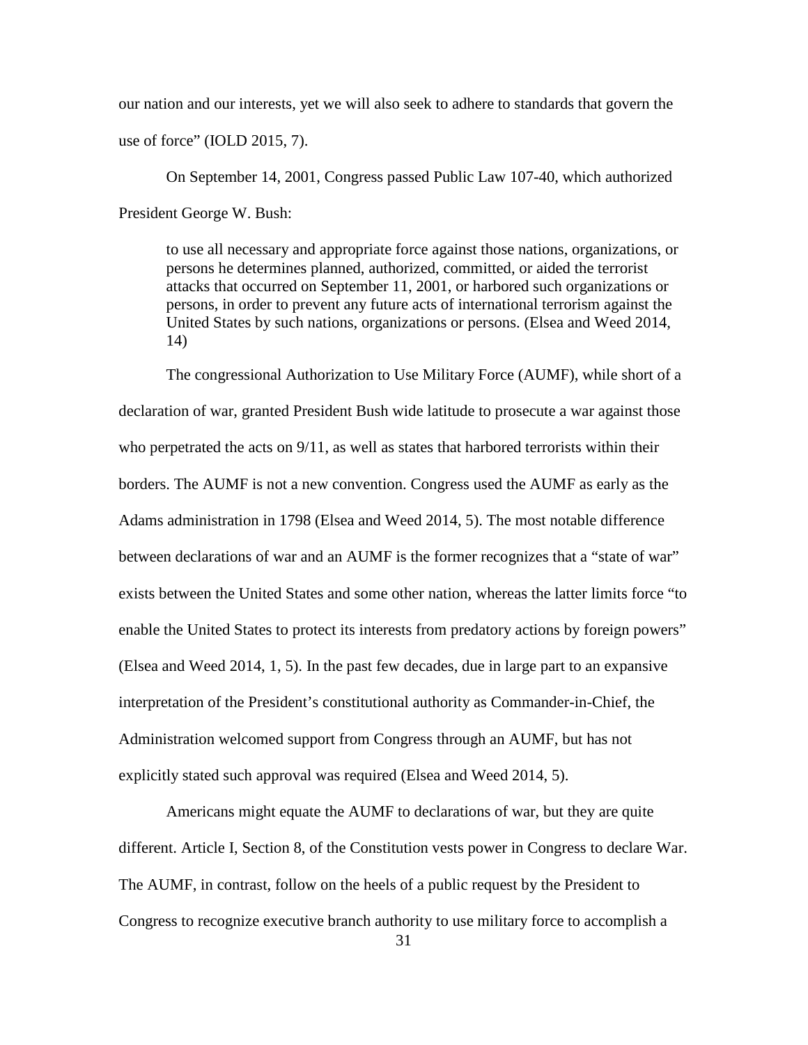our nation and our interests, yet we will also seek to adhere to standards that govern the use of force" (IOLD 2015, 7).

On September 14, 2001, Congress passed Public Law 107-40, which authorized President George W. Bush:

> to use all necessary and appropriate force against those nations, organizations, or persons he determines planned, authorized, committed, or aided the terrorist attacks that occurred on September 11, 2001, or harbored such organizations or persons, in order to prevent any future acts of international terrorism against the United States by such nations, organizations or persons. (Elsea and Weed 2014, 14)

The congressional Authorization to Use Military Force (AUMF), while short of a declaration of war, granted President Bush wide latitude to prosecute a war against those who perpetrated the acts on 9/11, as well as states that harbored terrorists within their borders. The AUMF is not a new convention. Congress used the AUMF as early as the Adams administration in 1798 (Elsea and Weed 2014, 5). The most notable difference between declarations of war and an AUMF is the former recognizes that a "state of war" exists between the United States and some other nation, whereas the latter limits force "to enable the United States to protect its interests from predatory actions by foreign powers" (Elsea and Weed 2014, 1, 5). In the past few decades, due in large part to an expansive interpretation of the President's constitutional authority as Commander-in-Chief, the Administration welcomed support from Congress through an AUMF, but has not explicitly stated such approval was required (Elsea and Weed 2014, 5).

Americans might equate the AUMF to declarations of war, but they are quite different. Article I, Section 8, of the Constitution vests power in Congress to declare War. The AUMF, in contrast, follow on the heels of a public request by the President to Congress to recognize executive branch authority to use military force to accomplish a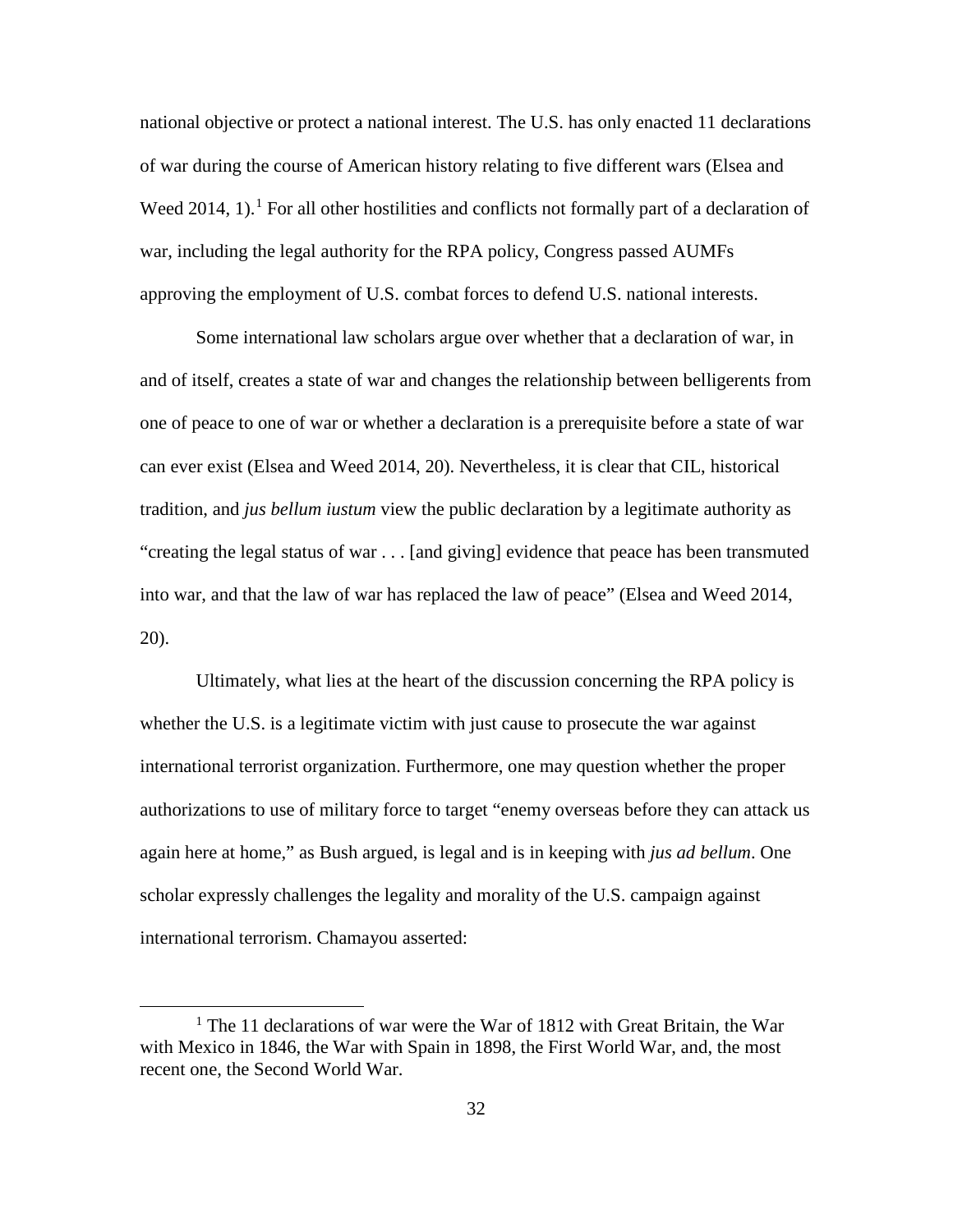national objective or protect a national interest. The U.S. has only enacted 11 declarations of war during the course of American history relating to five different wars (Elsea and Weed 2014, 1).[1] For all other hostilities and conflicts not formally part of a declaration of war, including the legal authority for the RPA policy, Congress passed AUMFs approving the employment of U.S. combat forces to defend U.S. national interests.

Some international law scholars argue over whether that a declaration of war, in and of itself, creates a state of war and changes the relationship between belligerents from one of peace to one of war or whether a declaration is a prerequisite before a state of war can ever exist (Elsea and Weed 2014, 20). Nevertheless, it is clear that CIL, historical tradition, and *jus bellum iustum* view the public declaration by a legitimate authority as "creating the legal status of war . . . [and giving] evidence that peace has been transmuted into war, and that the law of war has replaced the law of peace" (Elsea and Weed 2014, 20).

Ultimately, what lies at the heart of the discussion concerning the RPA policy is whether the U.S. is a legitimate victim with just cause to prosecute the war against international terrorist organization. Furthermore, one may question whether the proper authorizations to use of military force to target "enemy overseas before they can attack us again here at home," as Bush argued, is legal and is in keeping with *jus ad bellum*. One scholar expressly challenges the legality and morality of the U.S. campaign against international terrorism. Chamayou asserted:

[1] The 11 declarations of war were the War of 1812 with Great Britain, the War with Mexico in 1846, the War with Spain in 1898, the First World War, and, the most recent one, the Second World War.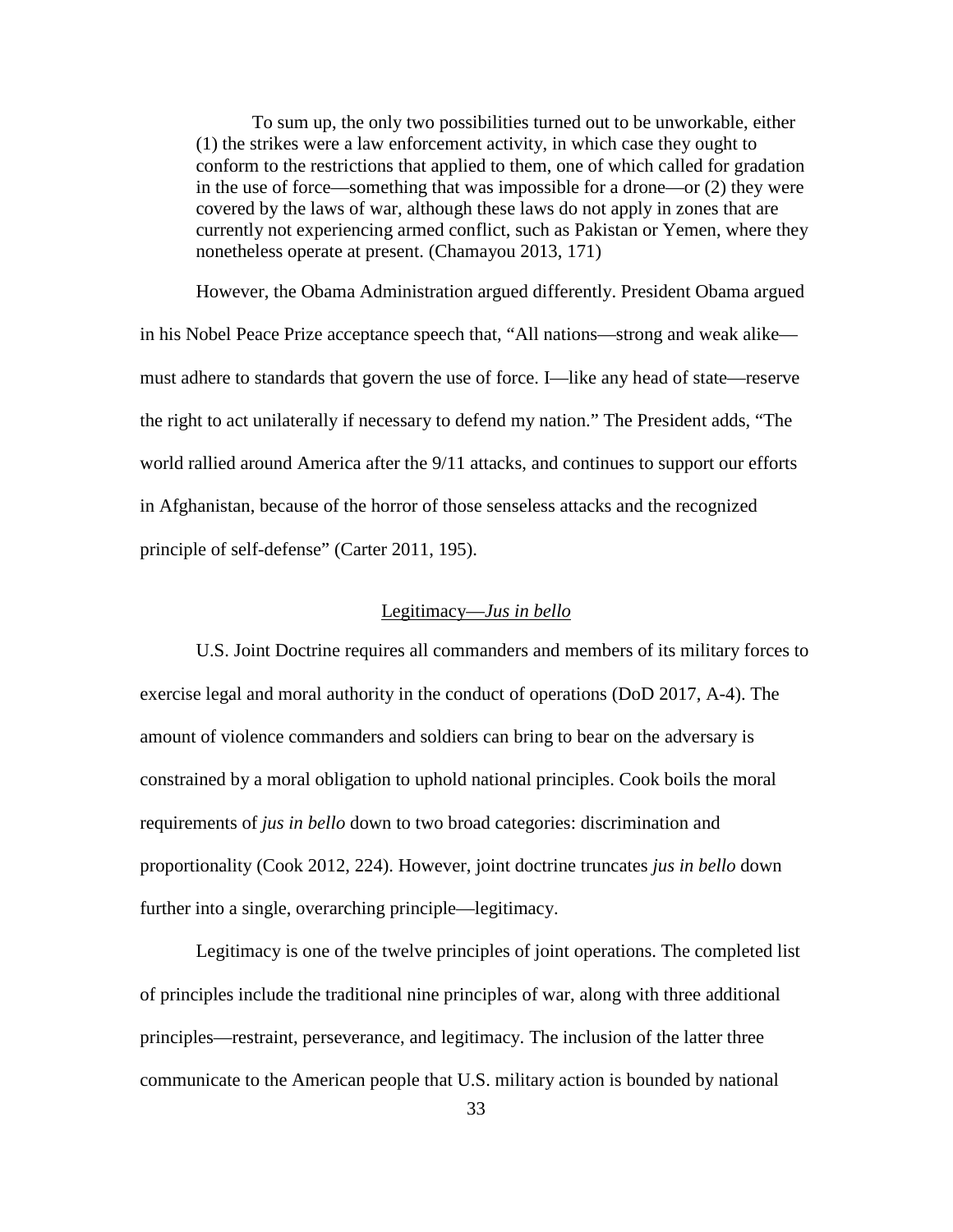> To sum up, the only two possibilities turned out to be unworkable, either (1) the strikes were a law enforcement activity, in which case they ought to conform to the restrictions that applied to them, one of which called for gradation in the use of force—something that was impossible for a drone—or (2) they were covered by the laws of war, although these laws do not apply in zones that are currently not experiencing armed conflict, such as Pakistan or Yemen, where they nonetheless operate at present. (Chamayou 2013, 171)

However, the Obama Administration argued differently. President Obama argued in his Nobel Peace Prize acceptance speech that, "All nations—strong and weak alike—must adhere to standards that govern the use of force. I—like any head of state—reserve the right to act unilaterally if necessary to defend my nation." The President adds, "The world rallied around America after the 9/11 attacks, and continues to support our efforts in Afghanistan, because of the horror of those senseless attacks and the recognized principle of self-defense" (Carter 2011, 195).

## Legitimacy—*Jus in bello*

U.S. Joint Doctrine requires all commanders and members of its military forces to exercise legal and moral authority in the conduct of operations (DoD 2017, A-4). The amount of violence commanders and soldiers can bring to bear on the adversary is constrained by a moral obligation to uphold national principles. Cook boils the moral requirements of *jus in bello* down to two broad categories: discrimination and proportionality (Cook 2012, 224). However, joint doctrine truncates *jus in bello* down further into a single, overarching principle—legitimacy.

Legitimacy is one of the twelve principles of joint operations. The completed list of principles include the traditional nine principles of war, along with three additional principles—restraint, perseverance, and legitimacy. The inclusion of the latter three communicate to the American people that U.S. military action is bounded by national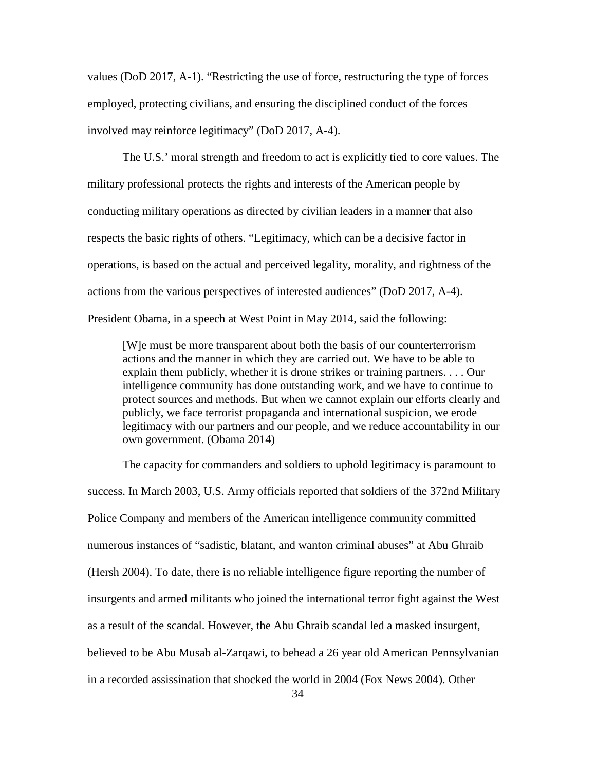values (DoD 2017, A-1). "Restricting the use of force, restructuring the type of forces employed, protecting civilians, and ensuring the disciplined conduct of the forces involved may reinforce legitimacy" (DoD 2017, A-4).

The U.S.' moral strength and freedom to act is explicitly tied to core values. The military professional protects the rights and interests of the American people by conducting military operations as directed by civilian leaders in a manner that also respects the basic rights of others. "Legitimacy, which can be a decisive factor in operations, is based on the actual and perceived legality, morality, and rightness of the actions from the various perspectives of interested audiences" (DoD 2017, A-4). President Obama, in a speech at West Point in May 2014, said the following:

> [W]e must be more transparent about both the basis of our counterterrorism actions and the manner in which they are carried out. We have to be able to explain them publicly, whether it is drone strikes or training partners. . . . Our intelligence community has done outstanding work, and we have to continue to protect sources and methods. But when we cannot explain our efforts clearly and publicly, we face terrorist propaganda and international suspicion, we erode legitimacy with our partners and our people, and we reduce accountability in our own government. (Obama 2014)

The capacity for commanders and soldiers to uphold legitimacy is paramount to success. In March 2003, U.S. Army officials reported that soldiers of the 372nd Military Police Company and members of the American intelligence community committed numerous instances of "sadistic, blatant, and wanton criminal abuses" at Abu Ghraib (Hersh 2004). To date, there is no reliable intelligence figure reporting the number of insurgents and armed militants who joined the international terror fight against the West as a result of the scandal. However, the Abu Ghraib scandal led a masked insurgent, believed to be Abu Musab al-Zarqawi, to behead a 26 year old American Pennsylvanian in a recorded assissination that shocked the world in 2004 (Fox News 2004). Other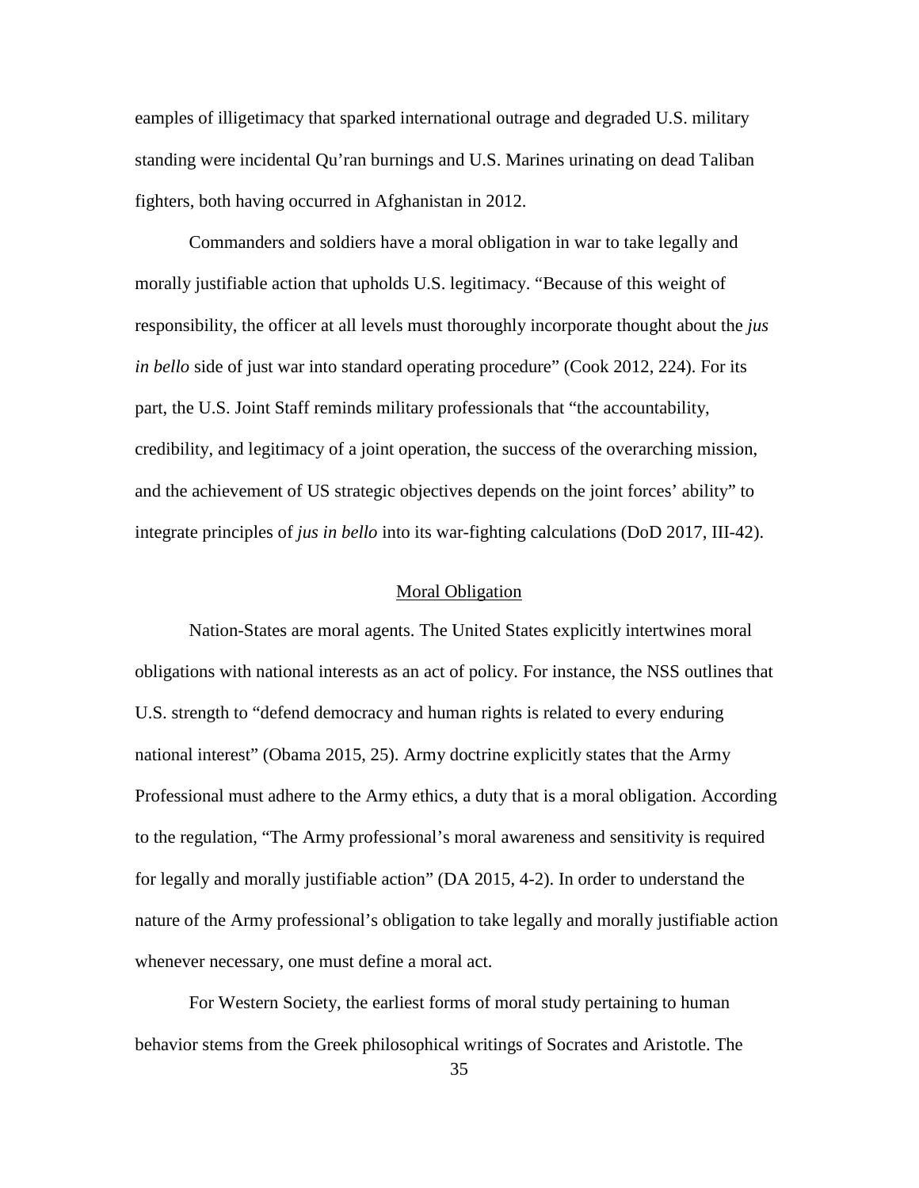eamples of illigetimacy that sparked international outrage and degraded U.S. military standing were incidental Qu'ran burnings and U.S. Marines urinating on dead Taliban fighters, both having occurred in Afghanistan in 2012.

Commanders and soldiers have a moral obligation in war to take legally and morally justifiable action that upholds U.S. legitimacy. "Because of this weight of responsibility, the officer at all levels must thoroughly incorporate thought about the *jus in bello* side of just war into standard operating procedure" (Cook 2012, 224). For its part, the U.S. Joint Staff reminds military professionals that "the accountability, credibility, and legitimacy of a joint operation, the success of the overarching mission, and the achievement of US strategic objectives depends on the joint forces' ability" to integrate principles of *jus in bello* into its war-fighting calculations (DoD 2017, III-42).

## Moral Obligation

Nation-States are moral agents. The United States explicitly intertwines moral obligations with national interests as an act of policy. For instance, the NSS outlines that U.S. strength to "defend democracy and human rights is related to every enduring national interest" (Obama 2015, 25). Army doctrine explicitly states that the Army Professional must adhere to the Army ethics, a duty that is a moral obligation. According to the regulation, "The Army professional's moral awareness and sensitivity is required for legally and morally justifiable action" (DA 2015, 4-2). In order to understand the nature of the Army professional's obligation to take legally and morally justifiable action whenever necessary, one must define a moral act.

For Western Society, the earliest forms of moral study pertaining to human behavior stems from the Greek philosophical writings of Socrates and Aristotle. The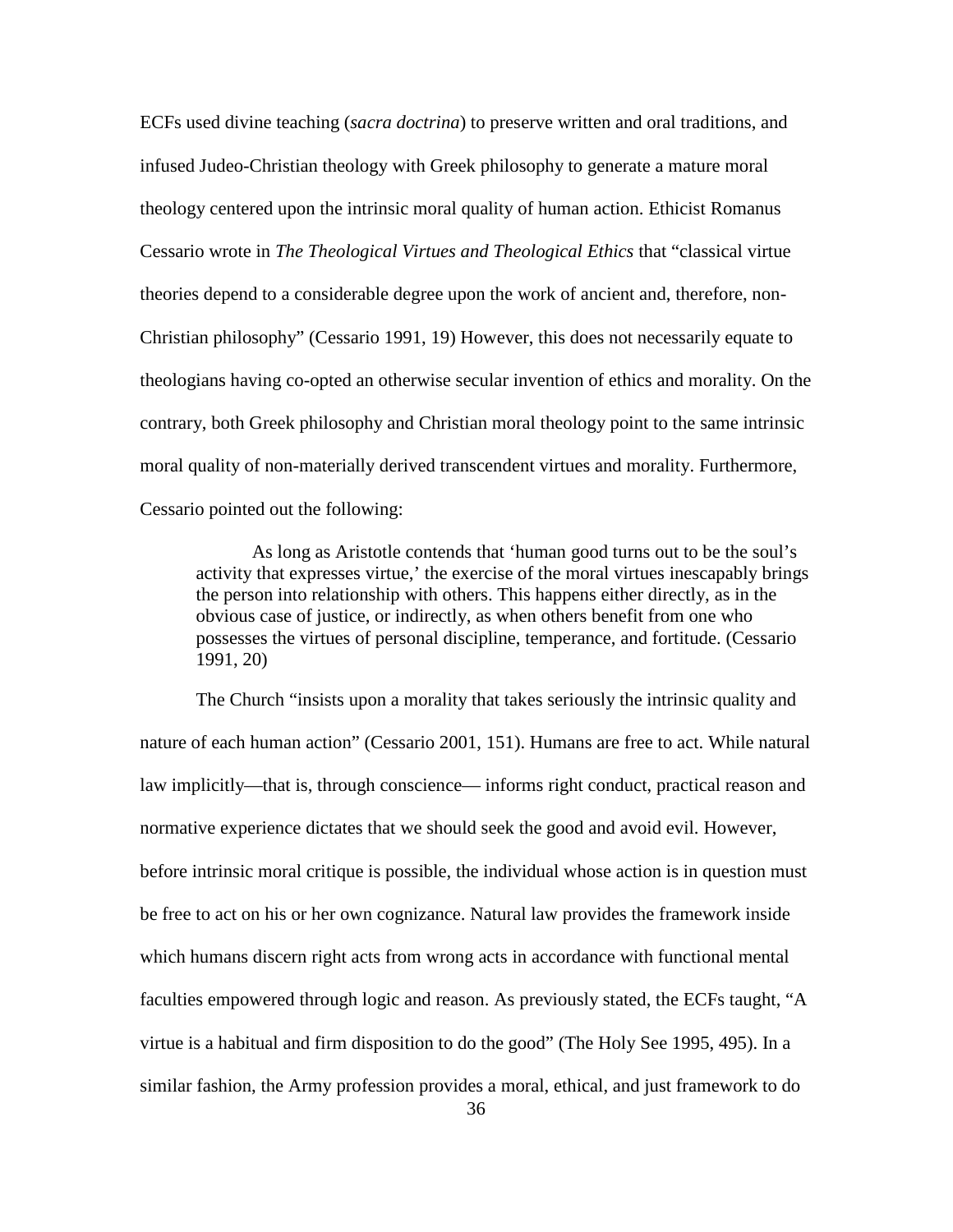ECFs used divine teaching (*sacra doctrina*) to preserve written and oral traditions, and infused Judeo-Christian theology with Greek philosophy to generate a mature moral theology centered upon the intrinsic moral quality of human action. Ethicist Romanus Cessario wrote in *The Theological Virtues and Theological Ethics* that "classical virtue theories depend to a considerable degree upon the work of ancient and, therefore, non-Christian philosophy" (Cessario 1991, 19) However, this does not necessarily equate to theologians having co-opted an otherwise secular invention of ethics and morality. On the contrary, both Greek philosophy and Christian moral theology point to the same intrinsic moral quality of non-materially derived transcendent virtues and morality. Furthermore, Cessario pointed out the following:

> As long as Aristotle contends that 'human good turns out to be the soul's activity that expresses virtue,' the exercise of the moral virtues inescapably brings the person into relationship with others. This happens either directly, as in the obvious case of justice, or indirectly, as when others benefit from one who possesses the virtues of personal discipline, temperance, and fortitude. (Cessario 1991, 20)

The Church "insists upon a morality that takes seriously the intrinsic quality and nature of each human action" (Cessario 2001, 151). Humans are free to act. While natural law implicitly—that is, through conscience— informs right conduct, practical reason and normative experience dictates that we should seek the good and avoid evil. However, before intrinsic moral critique is possible, the individual whose action is in question must be free to act on his or her own cognizance. Natural law provides the framework inside which humans discern right acts from wrong acts in accordance with functional mental faculties empowered through logic and reason. As previously stated, the ECFs taught, "A virtue is a habitual and firm disposition to do the good" (The Holy See 1995, 495). In a similar fashion, the Army profession provides a moral, ethical, and just framework to do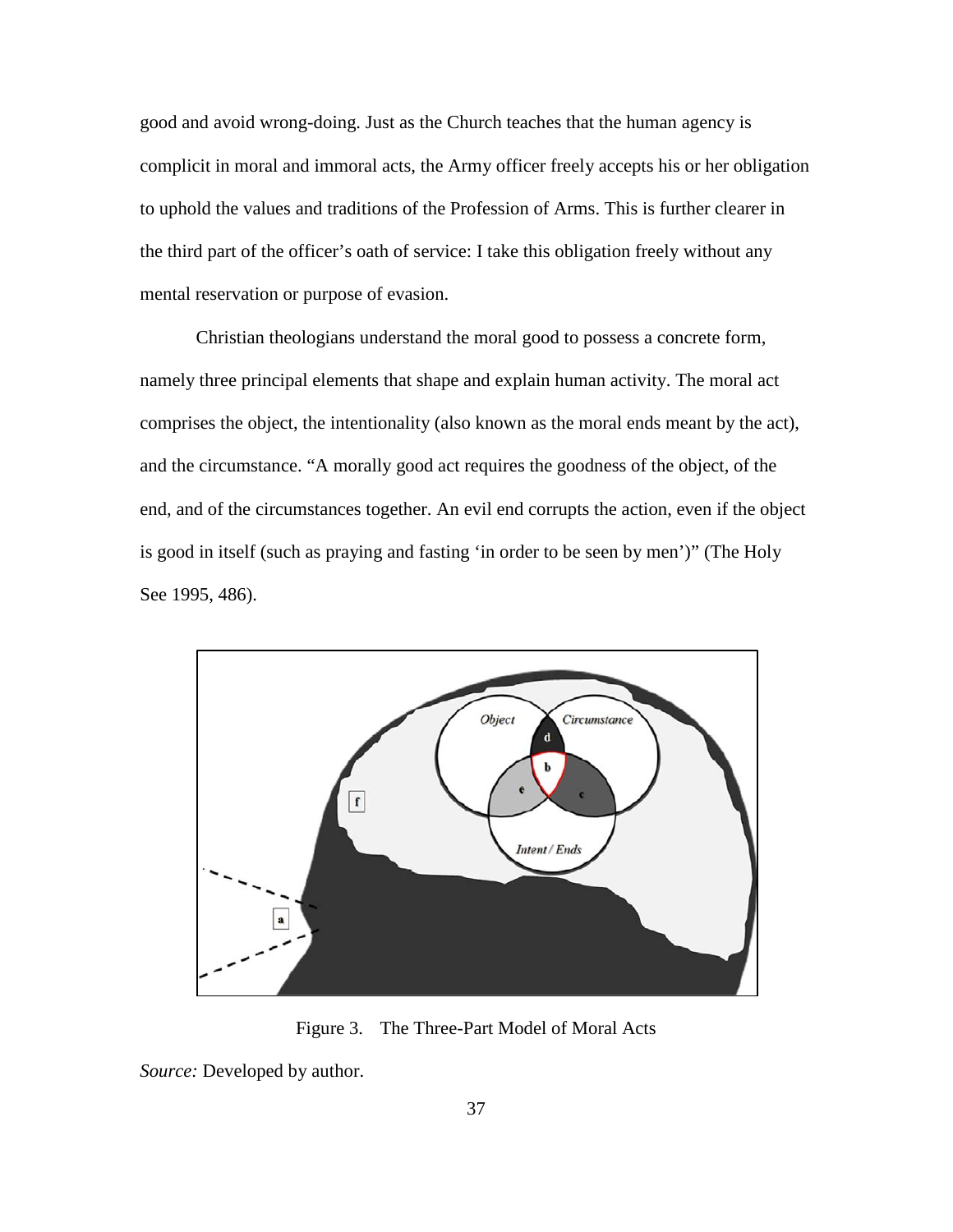good and avoid wrong-doing. Just as the Church teaches that the human agency is complicit in moral and immoral acts, the Army officer freely accepts his or her obligation to uphold the values and traditions of the Profession of Arms. This is further clearer in the third part of the officer's oath of service: I take this obligation freely without any mental reservation or purpose of evasion.

Christian theologians understand the moral good to possess a concrete form, namely three principal elements that shape and explain human activity. The moral act comprises the object, the intentionality (also known as the moral ends meant by the act), and the circumstance. "A morally good act requires the goodness of the object, of the end, and of the circumstances together. An evil end corrupts the action, even if the object is good in itself (such as praying and fasting 'in order to be seen by men')" (The Holy See 1995, 486).

Figure 3. The Three-Part Model of Moral Acts

*Source:* Developed by author.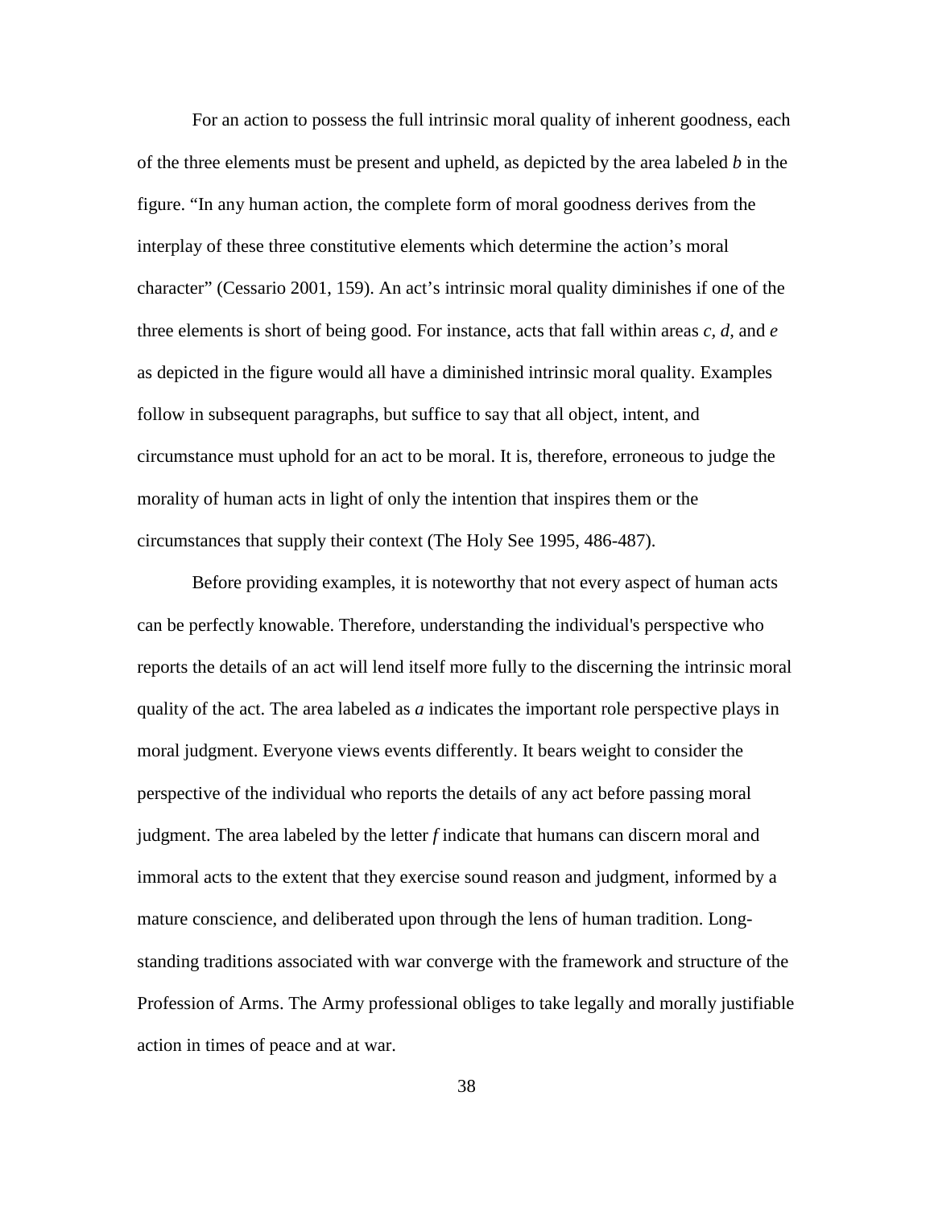For an action to possess the full intrinsic moral quality of inherent goodness, each of the three elements must be present and upheld, as depicted by the area labeled *b* in the figure. "In any human action, the complete form of moral goodness derives from the interplay of these three constitutive elements which determine the action's moral character" (Cessario 2001, 159). An act's intrinsic moral quality diminishes if one of the three elements is short of being good. For instance, acts that fall within areas *c*, *d*, and *e* as depicted in the figure would all have a diminished intrinsic moral quality. Examples follow in subsequent paragraphs, but suffice to say that all object, intent, and circumstance must uphold for an act to be moral. It is, therefore, erroneous to judge the morality of human acts in light of only the intention that inspires them or the circumstances that supply their context (The Holy See 1995, 486-487).

Before providing examples, it is noteworthy that not every aspect of human acts can be perfectly knowable. Therefore, understanding the individual's perspective who reports the details of an act will lend itself more fully to the discerning the intrinsic moral quality of the act. The area labeled as *a* indicates the important role perspective plays in moral judgment. Everyone views events differently. It bears weight to consider the perspective of the individual who reports the details of any act before passing moral judgment. The area labeled by the letter *f* indicate that humans can discern moral and immoral acts to the extent that they exercise sound reason and judgment, informed by a mature conscience, and deliberated upon through the lens of human tradition. Long-standing traditions associated with war converge with the framework and structure of the Profession of Arms. The Army professional obliges to take legally and morally justifiable action in times of peace and at war.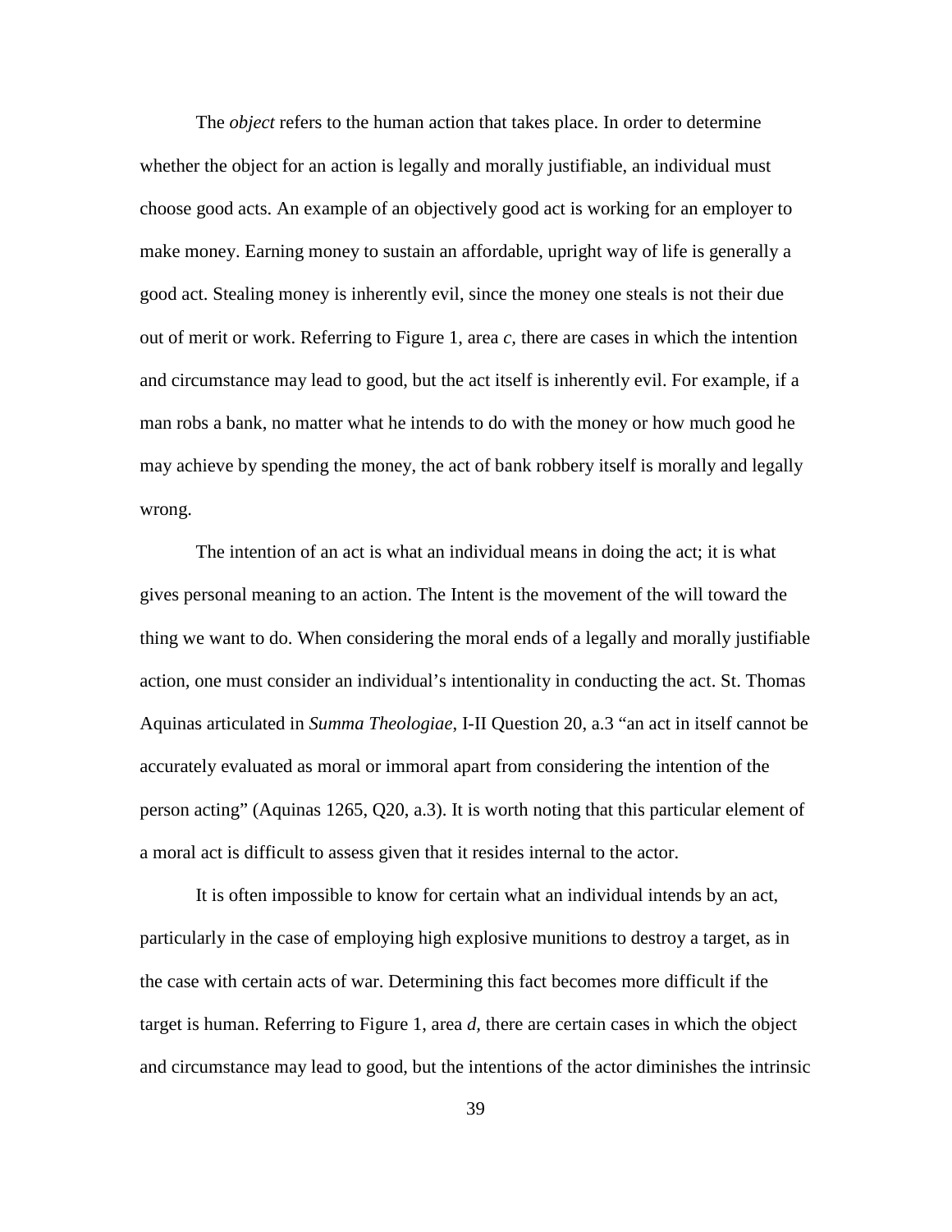The *object* refers to the human action that takes place. In order to determine whether the object for an action is legally and morally justifiable, an individual must choose good acts. An example of an objectively good act is working for an employer to make money. Earning money to sustain an affordable, upright way of life is generally a good act. Stealing money is inherently evil, since the money one steals is not their due out of merit or work. Referring to Figure 1, area *c*, there are cases in which the intention and circumstance may lead to good, but the act itself is inherently evil. For example, if a man robs a bank, no matter what he intends to do with the money or how much good he may achieve by spending the money, the act of bank robbery itself is morally and legally wrong.

The intention of an act is what an individual means in doing the act; it is what gives personal meaning to an action. The Intent is the movement of the will toward the thing we want to do. When considering the moral ends of a legally and morally justifiable action, one must consider an individual's intentionality in conducting the act. St. Thomas Aquinas articulated in *Summa Theologiae*, I-II Question 20, a.3 "an act in itself cannot be accurately evaluated as moral or immoral apart from considering the intention of the person acting" (Aquinas 1265, Q20, a.3). It is worth noting that this particular element of a moral act is difficult to assess given that it resides internal to the actor.

It is often impossible to know for certain what an individual intends by an act, particularly in the case of employing high explosive munitions to destroy a target, as in the case with certain acts of war. Determining this fact becomes more difficult if the target is human. Referring to Figure 1, area *d*, there are certain cases in which the object and circumstance may lead to good, but the intentions of the actor diminishes the intrinsic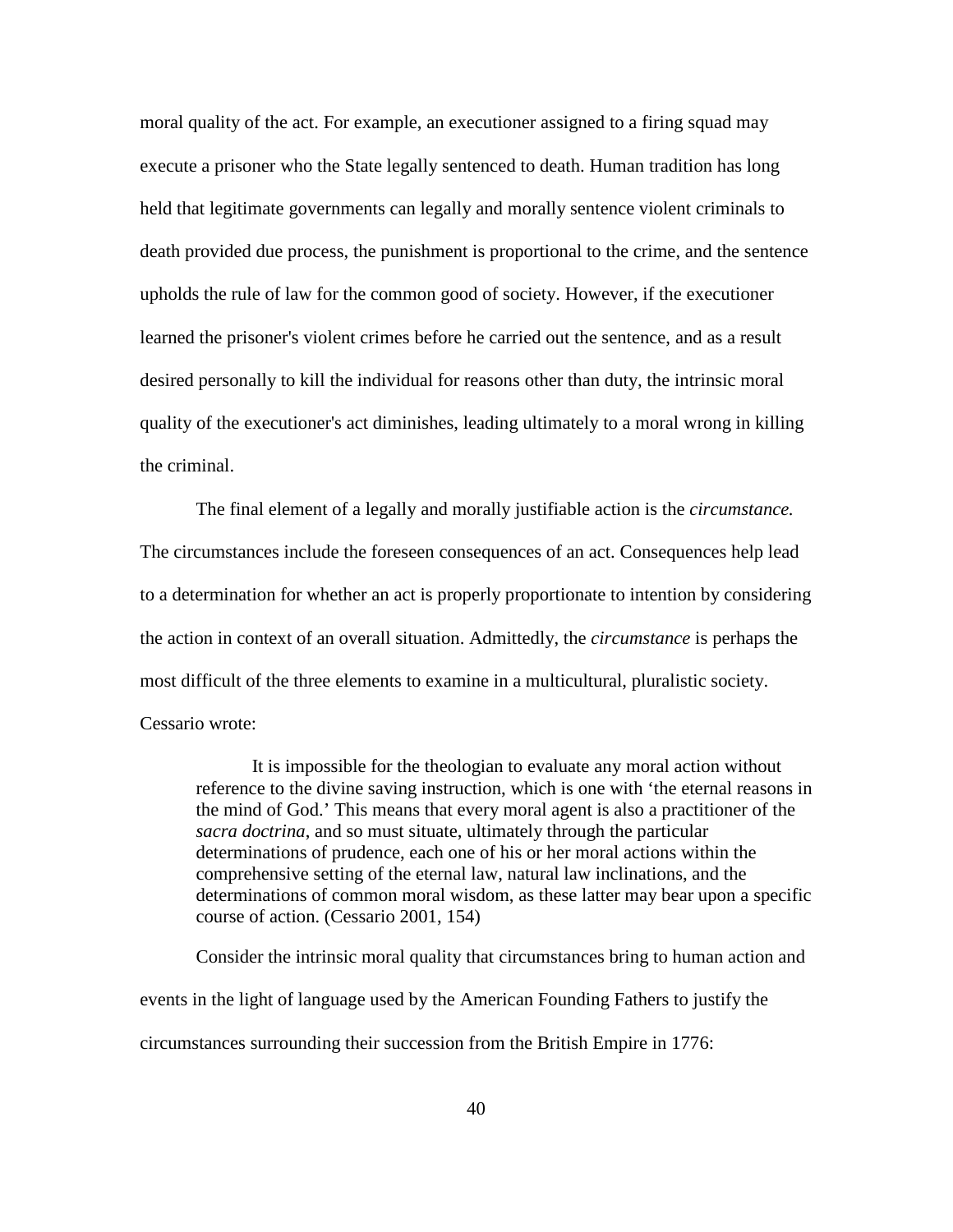moral quality of the act. For example, an executioner assigned to a firing squad may execute a prisoner who the State legally sentenced to death. Human tradition has long held that legitimate governments can legally and morally sentence violent criminals to death provided due process, the punishment is proportional to the crime, and the sentence upholds the rule of law for the common good of society. However, if the executioner learned the prisoner's violent crimes before he carried out the sentence, and as a result desired personally to kill the individual for reasons other than duty, the intrinsic moral quality of the executioner's act diminishes, leading ultimately to a moral wrong in killing the criminal.

The final element of a legally and morally justifiable action is the *circumstance.* The circumstances include the foreseen consequences of an act. Consequences help lead to a determination for whether an act is properly proportionate to intention by considering the action in context of an overall situation. Admittedly, the *circumstance* is perhaps the most difficult of the three elements to examine in a multicultural, pluralistic society. Cessario wrote:

> It is impossible for the theologian to evaluate any moral action without reference to the divine saving instruction, which is one with 'the eternal reasons in the mind of God.' This means that every moral agent is also a practitioner of the *sacra doctrina*, and so must situate, ultimately through the particular determinations of prudence, each one of his or her moral actions within the comprehensive setting of the eternal law, natural law inclinations, and the determinations of common moral wisdom, as these latter may bear upon a specific course of action. (Cessario 2001, 154)

Consider the intrinsic moral quality that circumstances bring to human action and events in the light of language used by the American Founding Fathers to justify the circumstances surrounding their succession from the British Empire in 1776: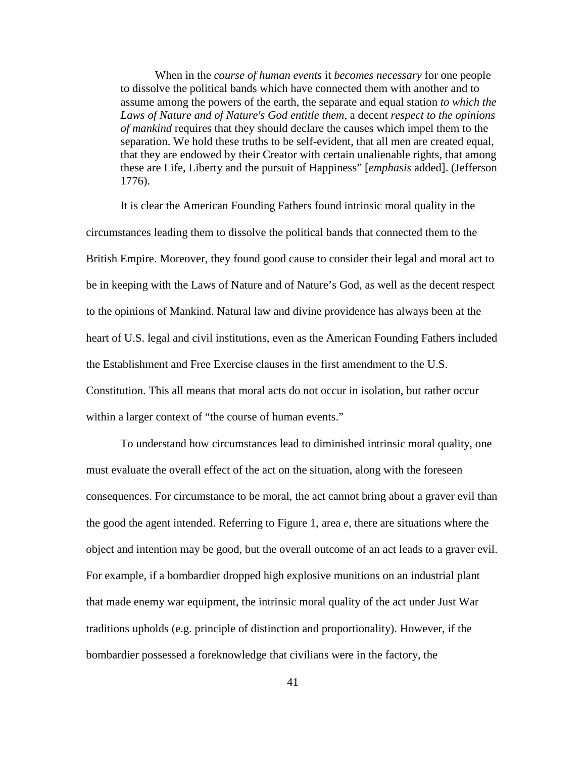> When in the *course of human events* it *becomes necessary* for one people to dissolve the political bands which have connected them with another and to assume among the powers of the earth, the separate and equal station *to which the Laws of Nature and of Nature's God entitle them*, a decent *respect to the opinions of mankind* requires that they should declare the causes which impel them to the separation. We hold these truths to be self-evident, that all men are created equal, that they are endowed by their Creator with certain unalienable rights, that among these are Life, Liberty and the pursuit of Happiness" [*emphasis* added]. (Jefferson 1776).

It is clear the American Founding Fathers found intrinsic moral quality in the circumstances leading them to dissolve the political bands that connected them to the British Empire. Moreover, they found good cause to consider their legal and moral act to be in keeping with the Laws of Nature and of Nature's God, as well as the decent respect to the opinions of Mankind. Natural law and divine providence has always been at the heart of U.S. legal and civil institutions, even as the American Founding Fathers included the Establishment and Free Exercise clauses in the first amendment to the U.S. Constitution. This all means that moral acts do not occur in isolation, but rather occur within a larger context of "the course of human events."

To understand how circumstances lead to diminished intrinsic moral quality, one must evaluate the overall effect of the act on the situation, along with the foreseen consequences. For circumstance to be moral, the act cannot bring about a graver evil than the good the agent intended. Referring to Figure 1, area *e,* there are situations where the object and intention may be good, but the overall outcome of an act leads to a graver evil. For example, if a bombardier dropped high explosive munitions on an industrial plant that made enemy war equipment, the intrinsic moral quality of the act under Just War traditions upholds (e.g. principle of distinction and proportionality). However, if the bombardier possessed a foreknowledge that civilians were in the factory, the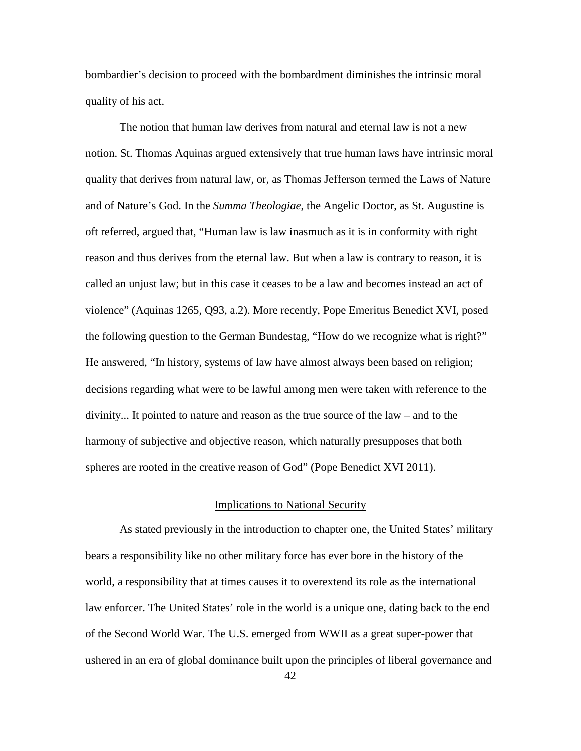bombardier's decision to proceed with the bombardment diminishes the intrinsic moral quality of his act.

The notion that human law derives from natural and eternal law is not a new notion. St. Thomas Aquinas argued extensively that true human laws have intrinsic moral quality that derives from natural law, or, as Thomas Jefferson termed the Laws of Nature and of Nature's God. In the *Summa Theologiae*, the Angelic Doctor, as St. Augustine is oft referred, argued that, "Human law is law inasmuch as it is in conformity with right reason and thus derives from the eternal law. But when a law is contrary to reason, it is called an unjust law; but in this case it ceases to be a law and becomes instead an act of violence" (Aquinas 1265, Q93, a.2). More recently, Pope Emeritus Benedict XVI, posed the following question to the German Bundestag, "How do we recognize what is right?" He answered, "In history, systems of law have almost always been based on religion; decisions regarding what were to be lawful among men were taken with reference to the divinity... It pointed to nature and reason as the true source of the law – and to the harmony of subjective and objective reason, which naturally presupposes that both spheres are rooted in the creative reason of God" (Pope Benedict XVI 2011).

## Implications to National Security

As stated previously in the introduction to chapter one, the United States' military bears a responsibility like no other military force has ever bore in the history of the world, a responsibility that at times causes it to overextend its role as the international law enforcer. The United States' role in the world is a unique one, dating back to the end of the Second World War. The U.S. emerged from WWII as a great super-power that ushered in an era of global dominance built upon the principles of liberal governance and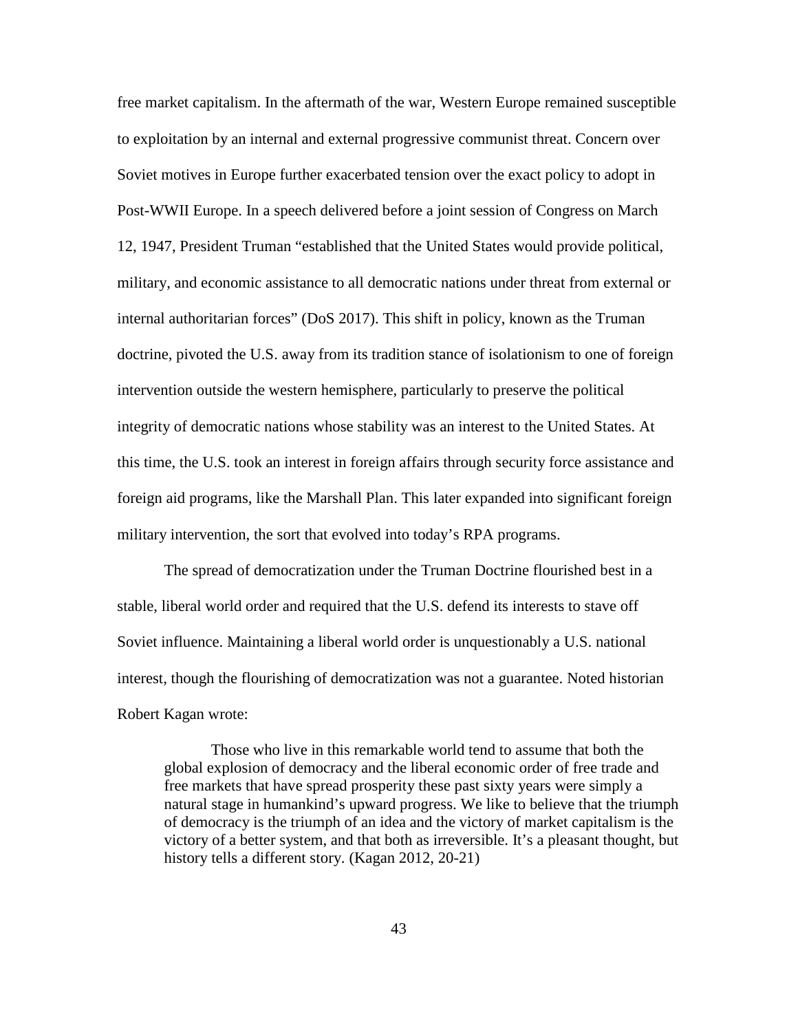free market capitalism. In the aftermath of the war, Western Europe remained susceptible to exploitation by an internal and external progressive communist threat. Concern over Soviet motives in Europe further exacerbated tension over the exact policy to adopt in Post-WWII Europe. In a speech delivered before a joint session of Congress on March 12, 1947, President Truman "established that the United States would provide political, military, and economic assistance to all democratic nations under threat from external or internal authoritarian forces" (DoS 2017). This shift in policy, known as the Truman doctrine, pivoted the U.S. away from its tradition stance of isolationism to one of foreign intervention outside the western hemisphere, particularly to preserve the political integrity of democratic nations whose stability was an interest to the United States. At this time, the U.S. took an interest in foreign affairs through security force assistance and foreign aid programs, like the Marshall Plan. This later expanded into significant foreign military intervention, the sort that evolved into today's RPA programs.

The spread of democratization under the Truman Doctrine flourished best in a stable, liberal world order and required that the U.S. defend its interests to stave off Soviet influence. Maintaining a liberal world order is unquestionably a U.S. national interest, though the flourishing of democratization was not a guarantee. Noted historian Robert Kagan wrote:

> Those who live in this remarkable world tend to assume that both the global explosion of democracy and the liberal economic order of free trade and free markets that have spread prosperity these past sixty years were simply a natural stage in humankind's upward progress. We like to believe that the triumph of democracy is the triumph of an idea and the victory of market capitalism is the victory of a better system, and that both as irreversible. It's a pleasant thought, but history tells a different story. (Kagan 2012, 20-21)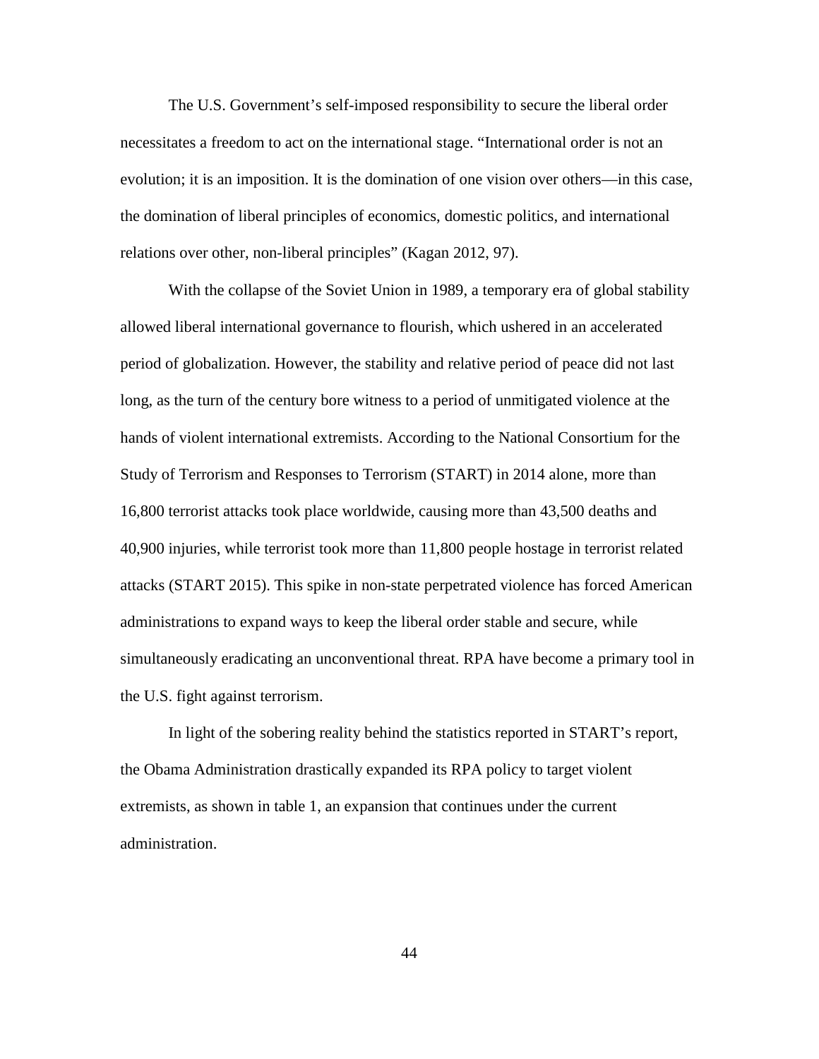The U.S. Government's self-imposed responsibility to secure the liberal order necessitates a freedom to act on the international stage. "International order is not an evolution; it is an imposition. It is the domination of one vision over others—in this case, the domination of liberal principles of economics, domestic politics, and international relations over other, non-liberal principles" (Kagan 2012, 97).

With the collapse of the Soviet Union in 1989, a temporary era of global stability allowed liberal international governance to flourish, which ushered in an accelerated period of globalization. However, the stability and relative period of peace did not last long, as the turn of the century bore witness to a period of unmitigated violence at the hands of violent international extremists. According to the National Consortium for the Study of Terrorism and Responses to Terrorism (START) in 2014 alone, more than 16,800 terrorist attacks took place worldwide, causing more than 43,500 deaths and 40,900 injuries, while terrorist took more than 11,800 people hostage in terrorist related attacks (START 2015). This spike in non-state perpetrated violence has forced American administrations to expand ways to keep the liberal order stable and secure, while simultaneously eradicating an unconventional threat. RPA have become a primary tool in the U.S. fight against terrorism.

In light of the sobering reality behind the statistics reported in START's report, the Obama Administration drastically expanded its RPA policy to target violent extremists, as shown in table 1, an expansion that continues under the current administration.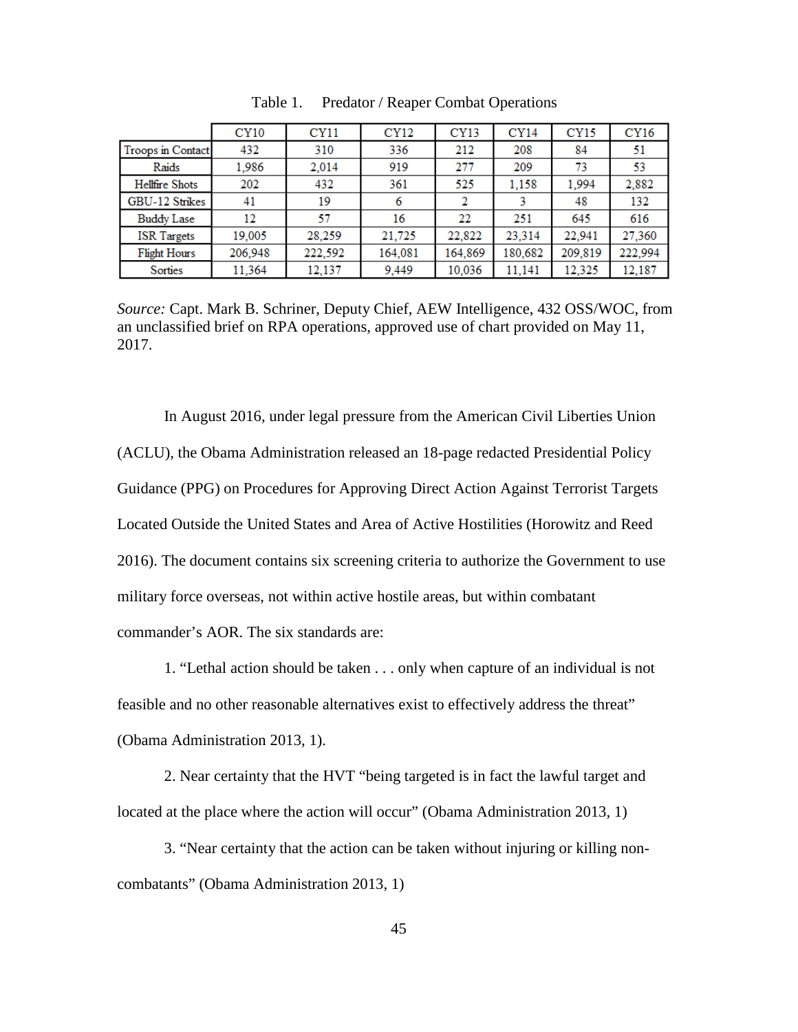Table 1. Predator / Reaper Combat Operations

| | CY10 | CY11 | CY12 | CY13 | CY14 | CY15 | CY16 |
|---|---|---|---|---|---|---|---|
| Troops in Contact | 432 | 310 | 336 | 212 | 208 | 84 | 51 |
| Raids | 1,986 | 2,014 | 919 | 277 | 209 | 73 | 53 |
| Hellfire Shots | 202 | 432 | 361 | 525 | 1,158 | 1,994 | 2,882 |
| GBU-12 Strikes | 41 | 19 | 6 | 2 | 3 | 48 | 132 |
| Buddy Lase | 12 | 57 | 16 | 22 | 251 | 645 | 616 |
| ISR Targets | 19,005 | 28,259 | 21,725 | 22,822 | 23,314 | 22,941 | 27,360 |
| Flight Hours | 206,948 | 222,592 | 164,081 | 164,869 | 180,682 | 209,819 | 222,994 |
| Sorties | 11,364 | 12,137 | 9,449 | 10,036 | 11,141 | 12,325 | 12,187 |

*Source:* Capt. Mark B. Schriner, Deputy Chief, AEW Intelligence, 432 OSS/WOC, from an unclassified brief on RPA operations, approved use of chart provided on May 11, 2017.

In August 2016, under legal pressure from the American Civil Liberties Union (ACLU), the Obama Administration released an 18-page redacted Presidential Policy Guidance (PPG) on Procedures for Approving Direct Action Against Terrorist Targets Located Outside the United States and Area of Active Hostilities (Horowitz and Reed 2016). The document contains six screening criteria to authorize the Government to use military force overseas, not within active hostile areas, but within combatant commander's AOR. The six standards are:

1. "Lethal action should be taken . . . only when capture of an individual is not feasible and no other reasonable alternatives exist to effectively address the threat" (Obama Administration 2013, 1).

2. Near certainty that the HVT "being targeted is in fact the lawful target and located at the place where the action will occur" (Obama Administration 2013, 1)

3. "Near certainty that the action can be taken without injuring or killing non-combatants" (Obama Administration 2013, 1)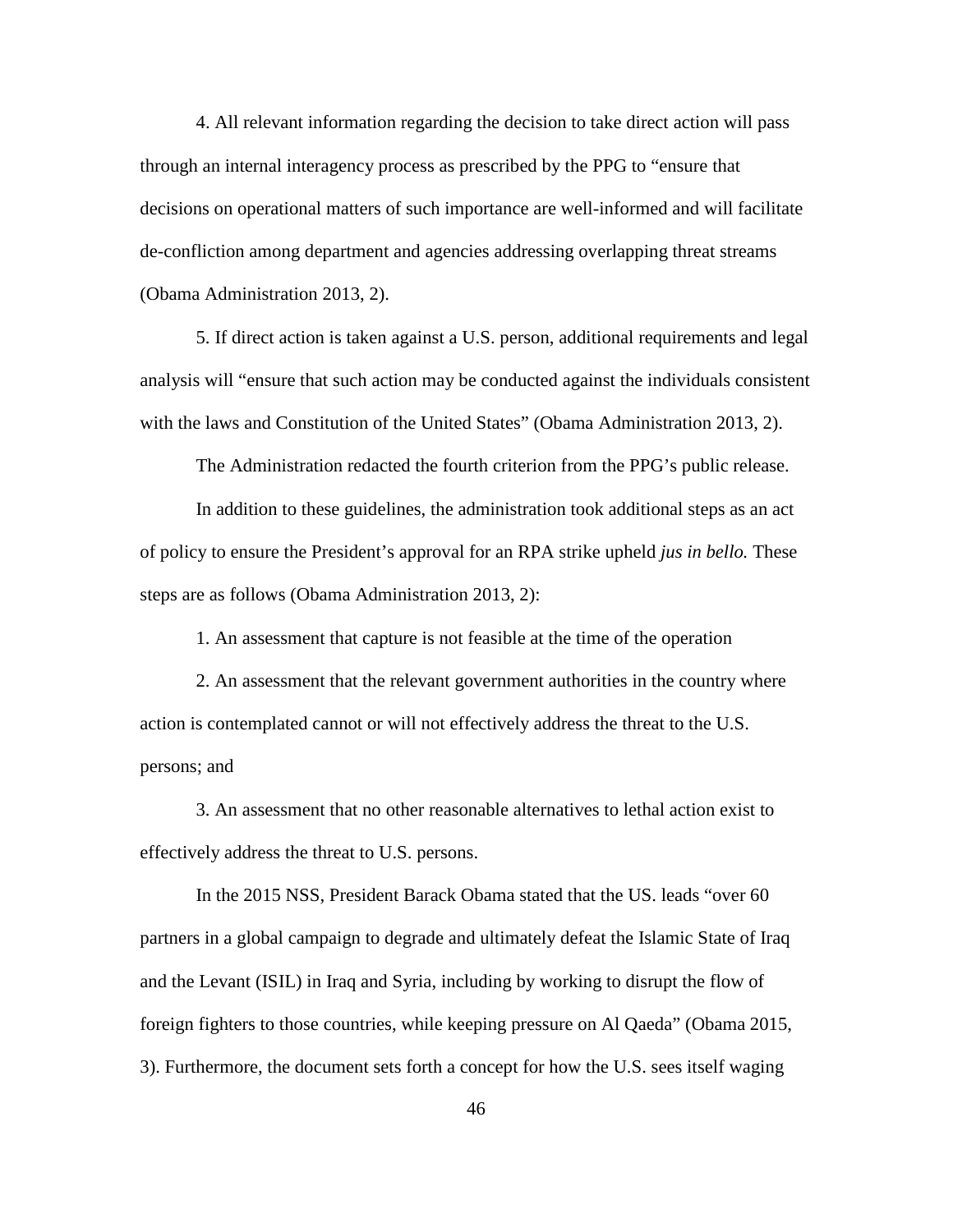4. All relevant information regarding the decision to take direct action will pass through an internal interagency process as prescribed by the PPG to "ensure that decisions on operational matters of such importance are well-informed and will facilitate de-confliction among department and agencies addressing overlapping threat streams (Obama Administration 2013, 2).

5. If direct action is taken against a U.S. person, additional requirements and legal analysis will "ensure that such action may be conducted against the individuals consistent with the laws and Constitution of the United States" (Obama Administration 2013, 2).

The Administration redacted the fourth criterion from the PPG's public release.

In addition to these guidelines, the administration took additional steps as an act of policy to ensure the President's approval for an RPA strike upheld *jus in bello.* These steps are as follows (Obama Administration 2013, 2):

1. An assessment that capture is not feasible at the time of the operation

2. An assessment that the relevant government authorities in the country where action is contemplated cannot or will not effectively address the threat to the U.S. persons; and

3. An assessment that no other reasonable alternatives to lethal action exist to effectively address the threat to U.S. persons.

In the 2015 NSS, President Barack Obama stated that the US. leads "over 60 partners in a global campaign to degrade and ultimately defeat the Islamic State of Iraq and the Levant (ISIL) in Iraq and Syria, including by working to disrupt the flow of foreign fighters to those countries, while keeping pressure on Al Qaeda" (Obama 2015, 3). Furthermore, the document sets forth a concept for how the U.S. sees itself waging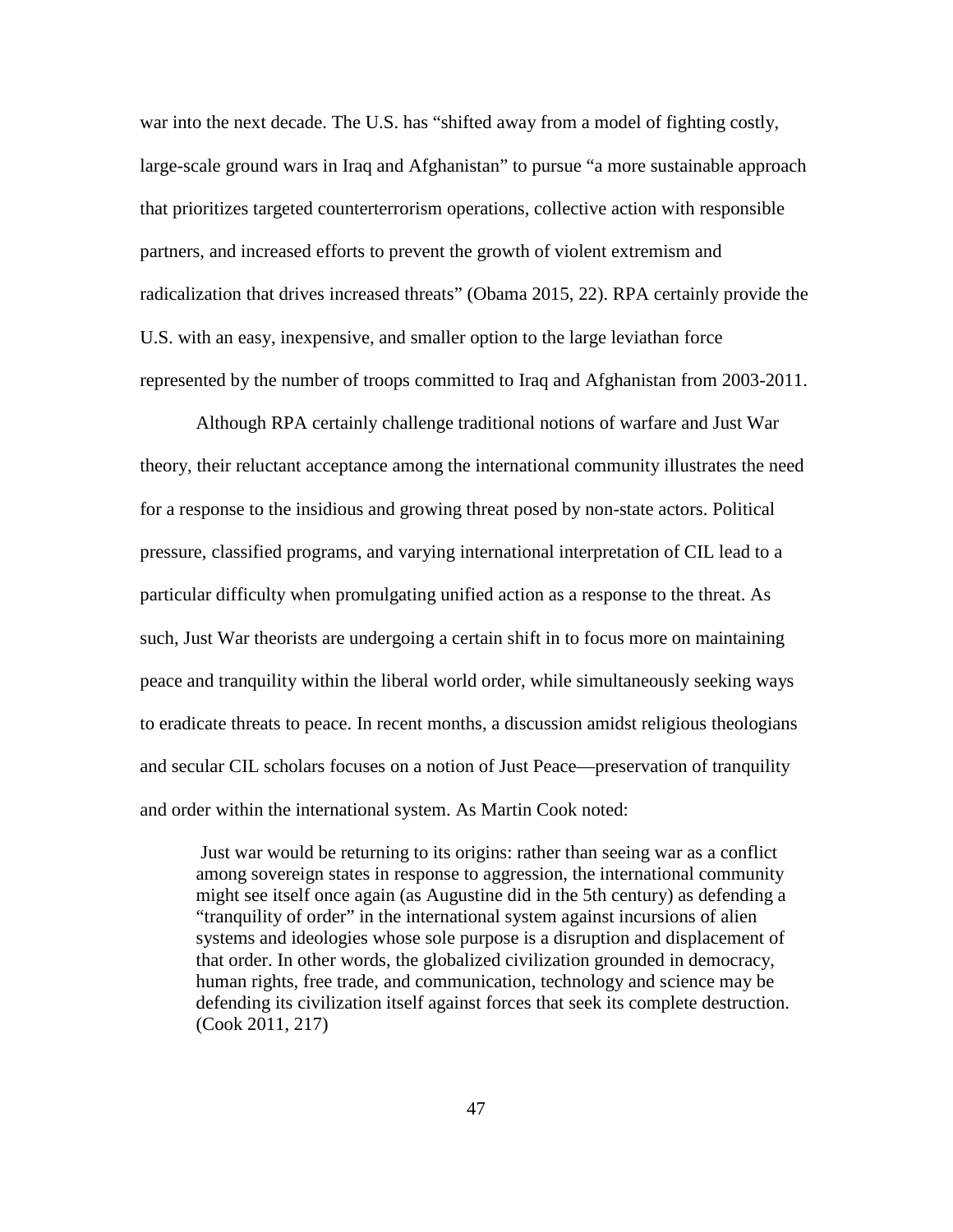war into the next decade. The U.S. has "shifted away from a model of fighting costly, large-scale ground wars in Iraq and Afghanistan" to pursue "a more sustainable approach that prioritizes targeted counterterrorism operations, collective action with responsible partners, and increased efforts to prevent the growth of violent extremism and radicalization that drives increased threats" (Obama 2015, 22). RPA certainly provide the U.S. with an easy, inexpensive, and smaller option to the large leviathan force represented by the number of troops committed to Iraq and Afghanistan from 2003-2011.

Although RPA certainly challenge traditional notions of warfare and Just War theory, their reluctant acceptance among the international community illustrates the need for a response to the insidious and growing threat posed by non-state actors. Political pressure, classified programs, and varying international interpretation of CIL lead to a particular difficulty when promulgating unified action as a response to the threat. As such, Just War theorists are undergoing a certain shift in to focus more on maintaining peace and tranquility within the liberal world order, while simultaneously seeking ways to eradicate threats to peace. In recent months, a discussion amidst religious theologians and secular CIL scholars focuses on a notion of Just Peace—preservation of tranquility and order within the international system. As Martin Cook noted:

> Just war would be returning to its origins: rather than seeing war as a conflict among sovereign states in response to aggression, the international community might see itself once again (as Augustine did in the 5th century) as defending a "tranquility of order" in the international system against incursions of alien systems and ideologies whose sole purpose is a disruption and displacement of that order. In other words, the globalized civilization grounded in democracy, human rights, free trade, and communication, technology and science may be defending its civilization itself against forces that seek its complete destruction. (Cook 2011, 217)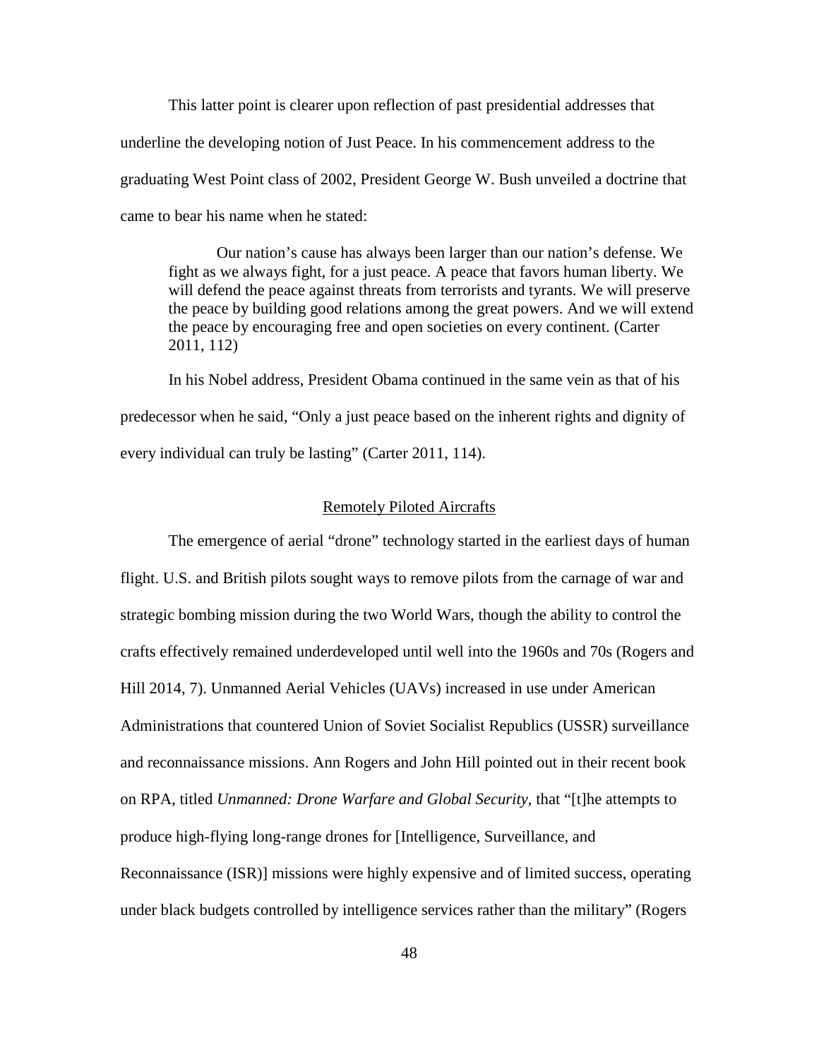This latter point is clearer upon reflection of past presidential addresses that underline the developing notion of Just Peace. In his commencement address to the graduating West Point class of 2002, President George W. Bush unveiled a doctrine that came to bear his name when he stated:

> Our nation's cause has always been larger than our nation's defense. We fight as we always fight, for a just peace. A peace that favors human liberty. We will defend the peace against threats from terrorists and tyrants. We will preserve the peace by building good relations among the great powers. And we will extend the peace by encouraging free and open societies on every continent. (Carter 2011, 112)

In his Nobel address, President Obama continued in the same vein as that of his predecessor when he said, "Only a just peace based on the inherent rights and dignity of every individual can truly be lasting" (Carter 2011, 114).

## Remotely Piloted Aircrafts

The emergence of aerial "drone" technology started in the earliest days of human flight. U.S. and British pilots sought ways to remove pilots from the carnage of war and strategic bombing mission during the two World Wars, though the ability to control the crafts effectively remained underdeveloped until well into the 1960s and 70s (Rogers and Hill 2014, 7). Unmanned Aerial Vehicles (UAVs) increased in use under American Administrations that countered Union of Soviet Socialist Republics (USSR) surveillance and reconnaissance missions. Ann Rogers and John Hill pointed out in their recent book on RPA, titled *Unmanned: Drone Warfare and Global Security*, that "[t]he attempts to produce high-flying long-range drones for [Intelligence, Surveillance, and Reconnaissance (ISR)] missions were highly expensive and of limited success, operating under black budgets controlled by intelligence services rather than the military" (Rogers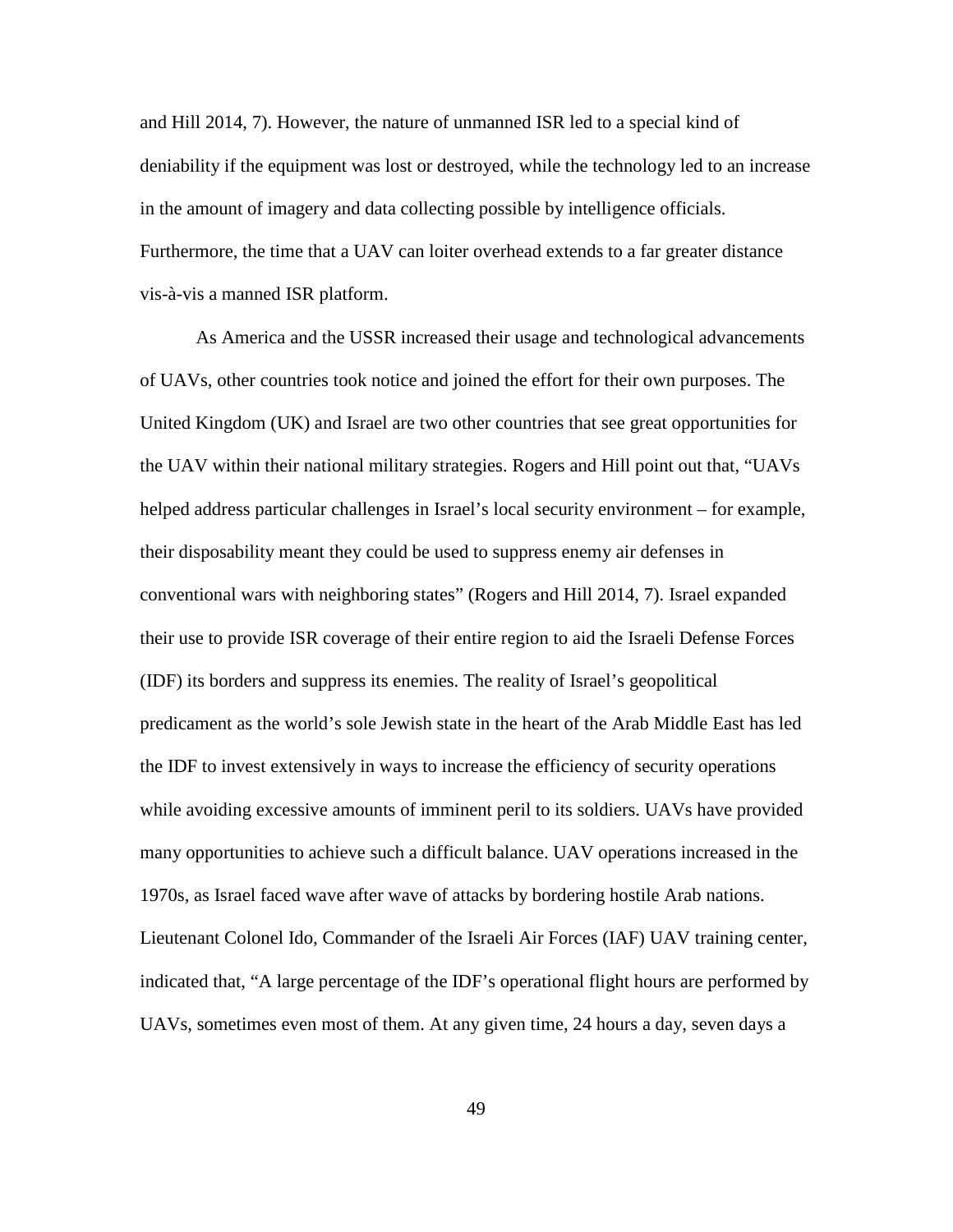and Hill 2014, 7). However, the nature of unmanned ISR led to a special kind of deniability if the equipment was lost or destroyed, while the technology led to an increase in the amount of imagery and data collecting possible by intelligence officials. Furthermore, the time that a UAV can loiter overhead extends to a far greater distance vis-à-vis a manned ISR platform.

As America and the USSR increased their usage and technological advancements of UAVs, other countries took notice and joined the effort for their own purposes. The United Kingdom (UK) and Israel are two other countries that see great opportunities for the UAV within their national military strategies. Rogers and Hill point out that, "UAVs helped address particular challenges in Israel's local security environment – for example, their disposability meant they could be used to suppress enemy air defenses in conventional wars with neighboring states" (Rogers and Hill 2014, 7). Israel expanded their use to provide ISR coverage of their entire region to aid the Israeli Defense Forces (IDF) its borders and suppress its enemies. The reality of Israel's geopolitical predicament as the world's sole Jewish state in the heart of the Arab Middle East has led the IDF to invest extensively in ways to increase the efficiency of security operations while avoiding excessive amounts of imminent peril to its soldiers. UAVs have provided many opportunities to achieve such a difficult balance. UAV operations increased in the 1970s, as Israel faced wave after wave of attacks by bordering hostile Arab nations. Lieutenant Colonel Ido, Commander of the Israeli Air Forces (IAF) UAV training center, indicated that, "A large percentage of the IDF's operational flight hours are performed by UAVs, sometimes even most of them. At any given time, 24 hours a day, seven days a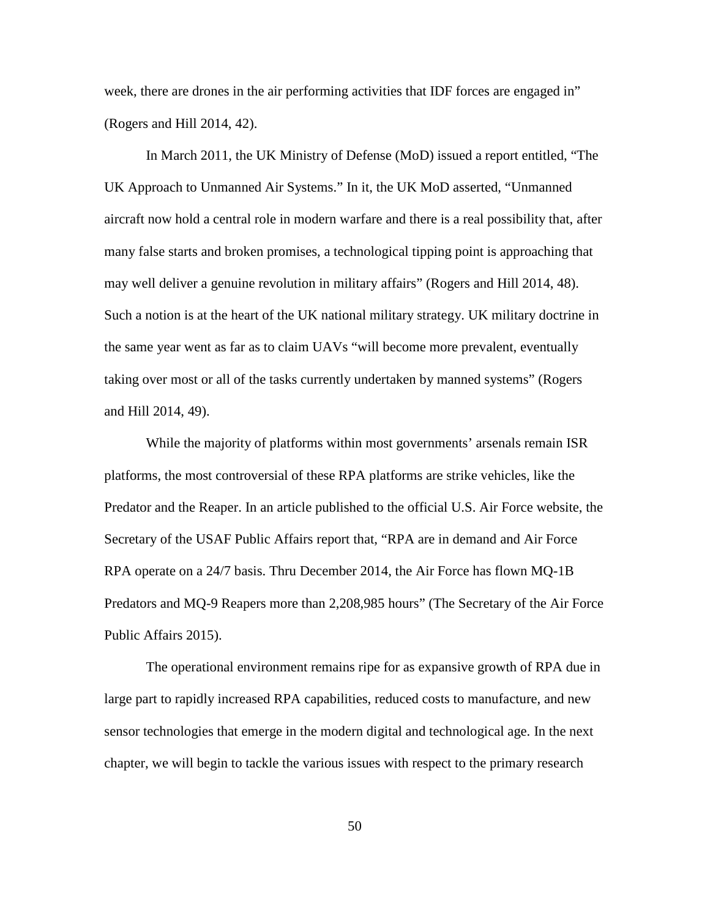week, there are drones in the air performing activities that IDF forces are engaged in" (Rogers and Hill 2014, 42).

In March 2011, the UK Ministry of Defense (MoD) issued a report entitled, "The UK Approach to Unmanned Air Systems." In it, the UK MoD asserted, "Unmanned aircraft now hold a central role in modern warfare and there is a real possibility that, after many false starts and broken promises, a technological tipping point is approaching that may well deliver a genuine revolution in military affairs" (Rogers and Hill 2014, 48). Such a notion is at the heart of the UK national military strategy. UK military doctrine in the same year went as far as to claim UAVs "will become more prevalent, eventually taking over most or all of the tasks currently undertaken by manned systems" (Rogers and Hill 2014, 49).

While the majority of platforms within most governments' arsenals remain ISR platforms, the most controversial of these RPA platforms are strike vehicles, like the Predator and the Reaper. In an article published to the official U.S. Air Force website, the Secretary of the USAF Public Affairs report that, "RPA are in demand and Air Force RPA operate on a 24/7 basis. Thru December 2014, the Air Force has flown MQ-1B Predators and MQ-9 Reapers more than 2,208,985 hours" (The Secretary of the Air Force Public Affairs 2015).

The operational environment remains ripe for as expansive growth of RPA due in large part to rapidly increased RPA capabilities, reduced costs to manufacture, and new sensor technologies that emerge in the modern digital and technological age. In the next chapter, we will begin to tackle the various issues with respect to the primary research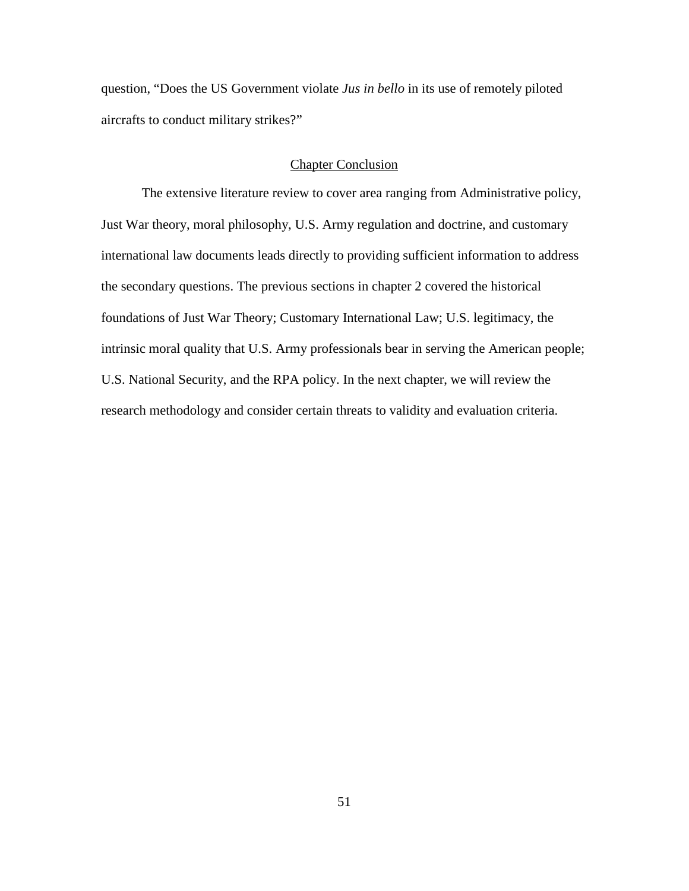question, “Does the US Government violate *Jus in bello* in its use of remotely piloted aircrafts to conduct military strikes?”

## Chapter Conclusion

The extensive literature review to cover area ranging from Administrative policy, Just War theory, moral philosophy, U.S. Army regulation and doctrine, and customary international law documents leads directly to providing sufficient information to address the secondary questions. The previous sections in chapter 2 covered the historical foundations of Just War Theory; Customary International Law; U.S. legitimacy, the intrinsic moral quality that U.S. Army professionals bear in serving the American people; U.S. National Security, and the RPA policy. In the next chapter, we will review the research methodology and consider certain threats to validity and evaluation criteria.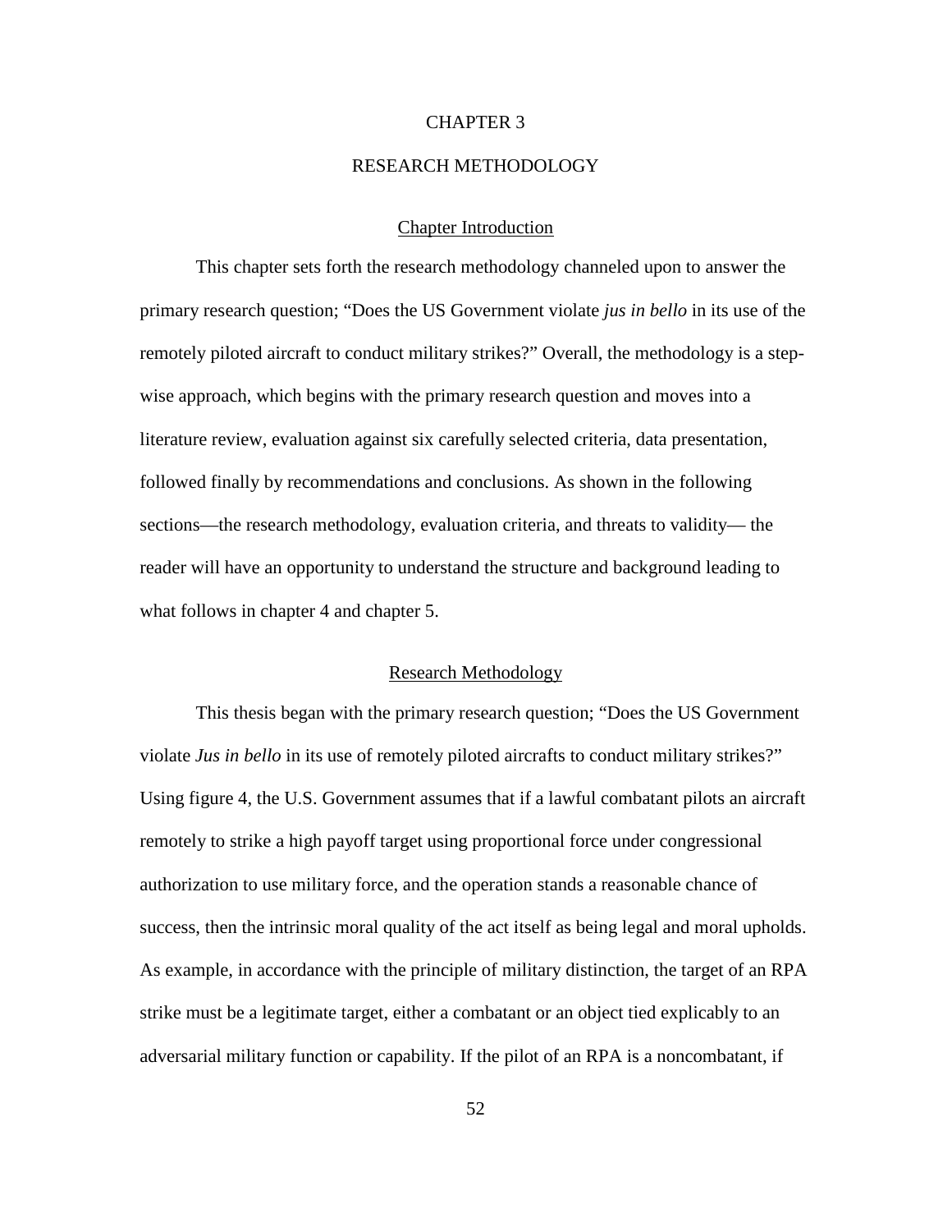# CHAPTER 3

# RESEARCH METHODOLOGY

## Chapter Introduction

This chapter sets forth the research methodology channeled upon to answer the primary research question; "Does the US Government violate *jus in bello* in its use of the remotely piloted aircraft to conduct military strikes?" Overall, the methodology is a step-wise approach, which begins with the primary research question and moves into a literature review, evaluation against six carefully selected criteria, data presentation, followed finally by recommendations and conclusions. As shown in the following sections—the research methodology, evaluation criteria, and threats to validity— the reader will have an opportunity to understand the structure and background leading to what follows in chapter 4 and chapter 5.

## Research Methodology

This thesis began with the primary research question; "Does the US Government violate *Jus in bello* in its use of remotely piloted aircrafts to conduct military strikes?" Using figure 4, the U.S. Government assumes that if a lawful combatant pilots an aircraft remotely to strike a high payoff target using proportional force under congressional authorization to use military force, and the operation stands a reasonable chance of success, then the intrinsic moral quality of the act itself as being legal and moral upholds. As example, in accordance with the principle of military distinction, the target of an RPA strike must be a legitimate target, either a combatant or an object tied explicably to an adversarial military function or capability. If the pilot of an RPA is a noncombatant, if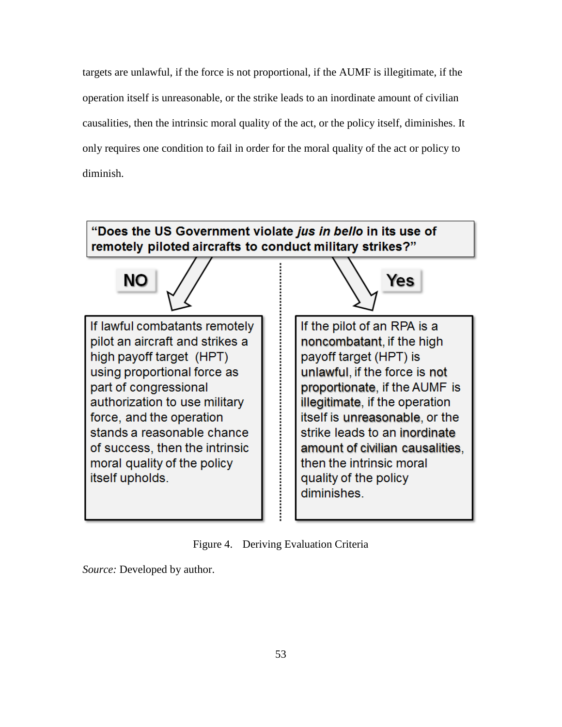targets are unlawful, if the force is not proportional, if the AUMF is illegitimate, if the operation itself is unreasonable, or the strike leads to an inordinate amount of civilian causalities, then the intrinsic moral quality of the act, or the policy itself, diminishes. It only requires one condition to fail in order for the moral quality of the act or policy to diminish.

**"Does the US Government violate *jus in bello* in its use of remotely piloted aircrafts to conduct military strikes?"**

**NO**

If lawful combatants remotely pilot an aircraft and strikes a high payoff target (HPT) using proportional force as part of congressional authorization to use military force, and the operation stands a reasonable chance of success, then the intrinsic moral quality of the policy itself upholds.

**Yes**

If the pilot of an RPA is a **noncombatant**, if the high payoff target (HPT) is **unlawful**, if the force is **not proportionate**, if the AUMF is **illegitimate**, if the operation itself is **unreasonable**, or the strike leads to an **inordinate amount of civilian causalities**, then the intrinsic moral quality of the policy diminishes.

Figure 4. Deriving Evaluation Criteria

*Source:* Developed by author.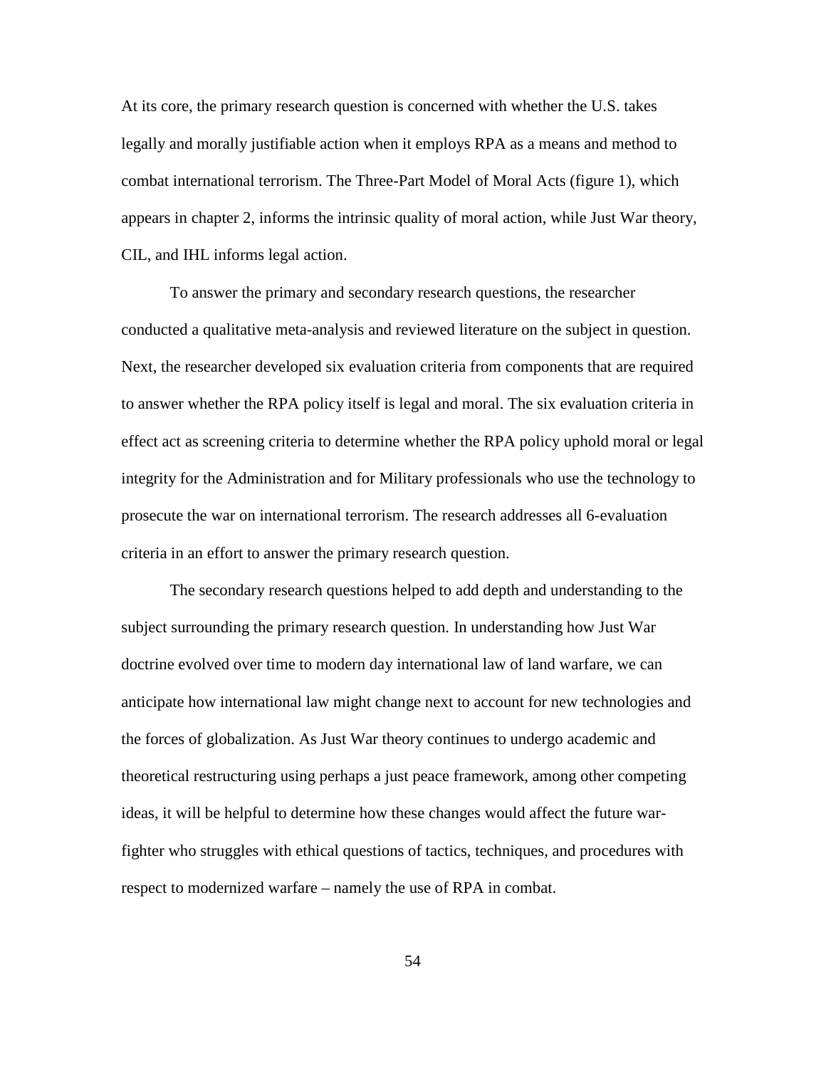At its core, the primary research question is concerned with whether the U.S. takes legally and morally justifiable action when it employs RPA as a means and method to combat international terrorism. The Three-Part Model of Moral Acts (figure 1), which appears in chapter 2, informs the intrinsic quality of moral action, while Just War theory, CIL, and IHL informs legal action.

To answer the primary and secondary research questions, the researcher conducted a qualitative meta-analysis and reviewed literature on the subject in question. Next, the researcher developed six evaluation criteria from components that are required to answer whether the RPA policy itself is legal and moral. The six evaluation criteria in effect act as screening criteria to determine whether the RPA policy uphold moral or legal integrity for the Administration and for Military professionals who use the technology to prosecute the war on international terrorism. The research addresses all 6-evaluation criteria in an effort to answer the primary research question.

The secondary research questions helped to add depth and understanding to the subject surrounding the primary research question. In understanding how Just War doctrine evolved over time to modern day international law of land warfare, we can anticipate how international law might change next to account for new technologies and the forces of globalization. As Just War theory continues to undergo academic and theoretical restructuring using perhaps a just peace framework, among other competing ideas, it will be helpful to determine how these changes would affect the future war-fighter who struggles with ethical questions of tactics, techniques, and procedures with respect to modernized warfare – namely the use of RPA in combat.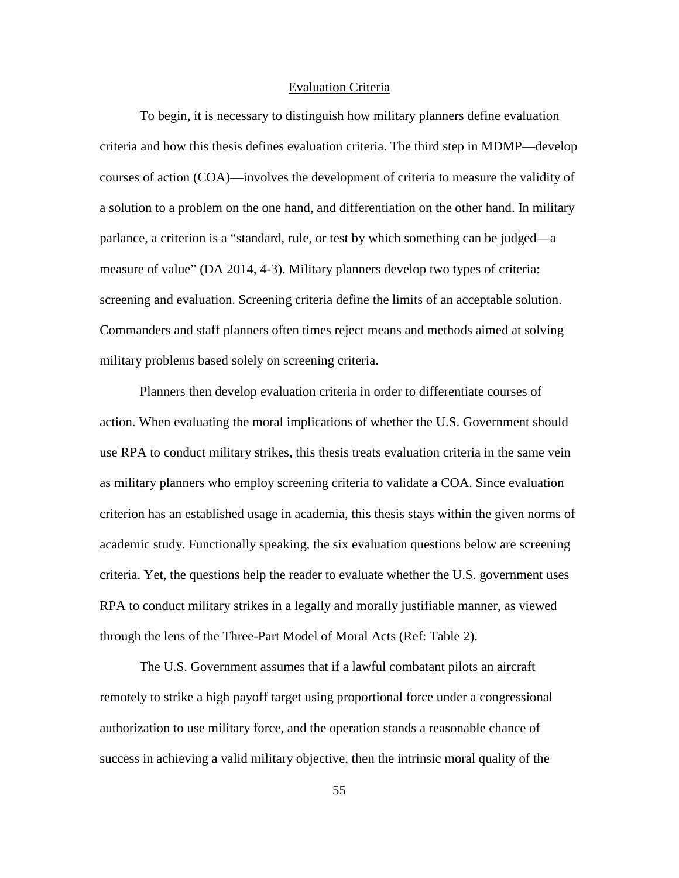## Evaluation Criteria

To begin, it is necessary to distinguish how military planners define evaluation criteria and how this thesis defines evaluation criteria. The third step in MDMP—develop courses of action (COA)—involves the development of criteria to measure the validity of a solution to a problem on the one hand, and differentiation on the other hand. In military parlance, a criterion is a "standard, rule, or test by which something can be judged—a measure of value" (DA 2014, 4-3). Military planners develop two types of criteria: screening and evaluation. Screening criteria define the limits of an acceptable solution. Commanders and staff planners often times reject means and methods aimed at solving military problems based solely on screening criteria.

Planners then develop evaluation criteria in order to differentiate courses of action. When evaluating the moral implications of whether the U.S. Government should use RPA to conduct military strikes, this thesis treats evaluation criteria in the same vein as military planners who employ screening criteria to validate a COA. Since evaluation criterion has an established usage in academia, this thesis stays within the given norms of academic study. Functionally speaking, the six evaluation questions below are screening criteria. Yet, the questions help the reader to evaluate whether the U.S. government uses RPA to conduct military strikes in a legally and morally justifiable manner, as viewed through the lens of the Three-Part Model of Moral Acts (Ref: Table 2).

The U.S. Government assumes that if a lawful combatant pilots an aircraft remotely to strike a high payoff target using proportional force under a congressional authorization to use military force, and the operation stands a reasonable chance of success in achieving a valid military objective, then the intrinsic moral quality of the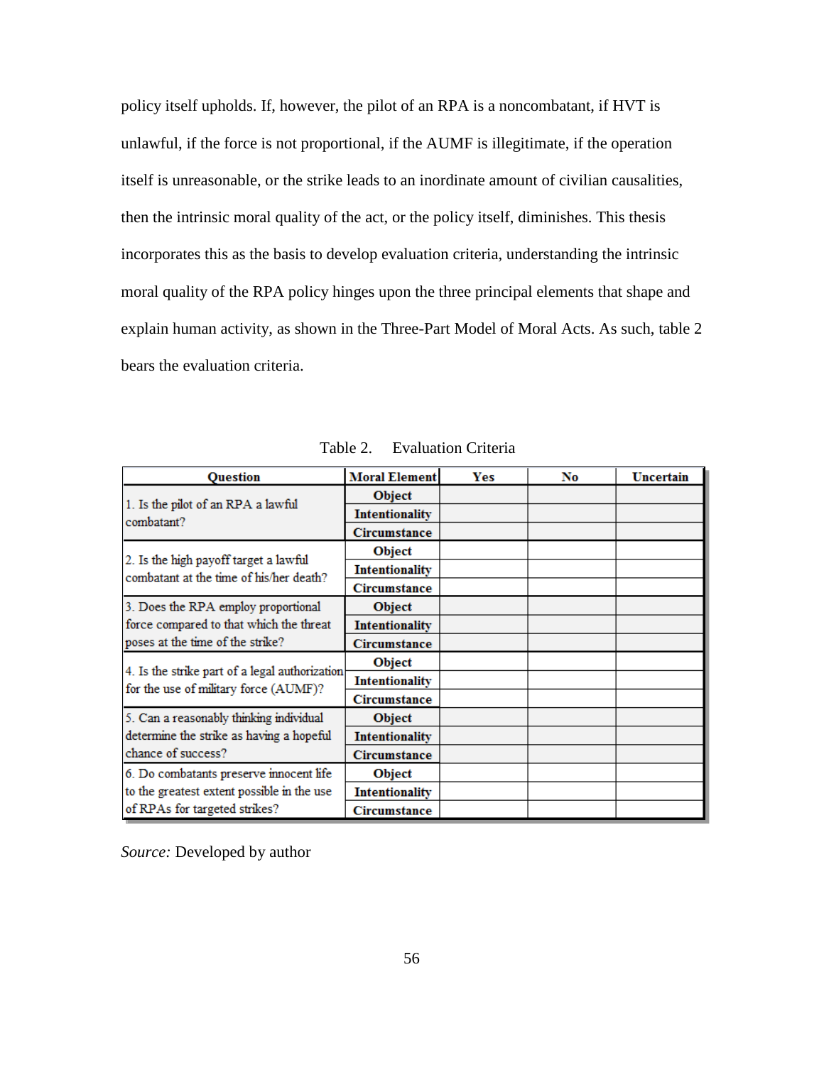policy itself upholds. If, however, the pilot of an RPA is a noncombatant, if HVT is unlawful, if the force is not proportional, if the AUMF is illegitimate, if the operation itself is unreasonable, or the strike leads to an inordinate amount of civilian causalities, then the intrinsic moral quality of the act, or the policy itself, diminishes. This thesis incorporates this as the basis to develop evaluation criteria, understanding the intrinsic moral quality of the RPA policy hinges upon the three principal elements that shape and explain human activity, as shown in the Three-Part Model of Moral Acts. As such, table 2 bears the evaluation criteria.

Table 2. Evaluation Criteria

| Question | Moral Element | Yes | No | Uncertain |
|---|---|---|---|---|
| 1. Is the pilot of an RPA a lawful combatant? | Object | | | |
| | Intentionality | | | |
| | Circumstance | | | |
| 2. Is the high payoff target a lawful combatant at the time of his/her death? | Object | | | |
| | Intentionality | | | |
| | Circumstance | | | |
| 3. Does the RPA employ proportional force compared to that which the threat poses at the time of the strike? | Object | | | |
| | Intentionality | | | |
| | Circumstance | | | |
| 4. Is the strike part of a legal authorization for the use of military force (AUMF)? | Object | | | |
| | Intentionality | | | |
| | Circumstance | | | |
| 5. Can a reasonably thinking individual determine the strike as having a hopeful chance of success? | Object | | | |
| | Intentionality | | | |
| | Circumstance | | | |
| 6. Do combatants preserve innocent life to the greatest extent possible in the use of RPAs for targeted strikes? | Object | | | |
| | Intentionality | | | |
| | Circumstance | | | |

*Source:* Developed by author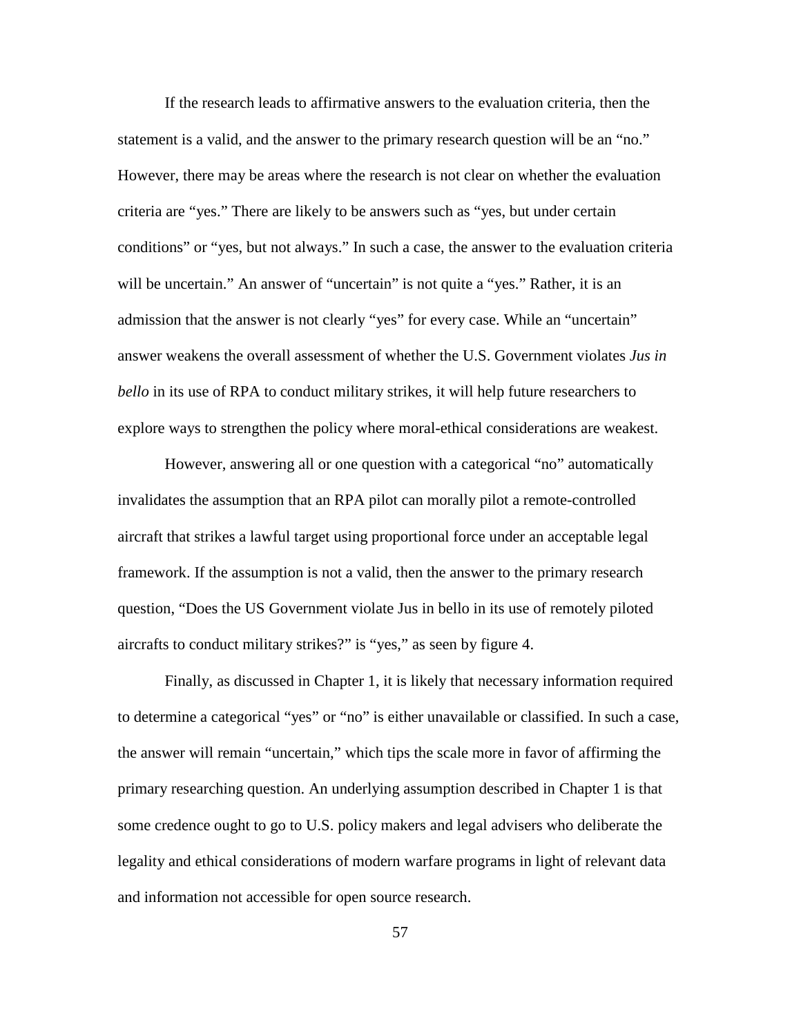If the research leads to affirmative answers to the evaluation criteria, then the statement is a valid, and the answer to the primary research question will be an "no." However, there may be areas where the research is not clear on whether the evaluation criteria are "yes." There are likely to be answers such as "yes, but under certain conditions" or "yes, but not always." In such a case, the answer to the evaluation criteria will be uncertain." An answer of "uncertain" is not quite a "yes." Rather, it is an admission that the answer is not clearly "yes" for every case. While an "uncertain" answer weakens the overall assessment of whether the U.S. Government violates *Jus in bello* in its use of RPA to conduct military strikes, it will help future researchers to explore ways to strengthen the policy where moral-ethical considerations are weakest.

However, answering all or one question with a categorical "no" automatically invalidates the assumption that an RPA pilot can morally pilot a remote-controlled aircraft that strikes a lawful target using proportional force under an acceptable legal framework. If the assumption is not a valid, then the answer to the primary research question, "Does the US Government violate Jus in bello in its use of remotely piloted aircrafts to conduct military strikes?" is "yes," as seen by figure 4.

Finally, as discussed in Chapter 1, it is likely that necessary information required to determine a categorical "yes" or "no" is either unavailable or classified. In such a case, the answer will remain "uncertain," which tips the scale more in favor of affirming the primary researching question. An underlying assumption described in Chapter 1 is that some credence ought to go to U.S. policy makers and legal advisers who deliberate the legality and ethical considerations of modern warfare programs in light of relevant data and information not accessible for open source research.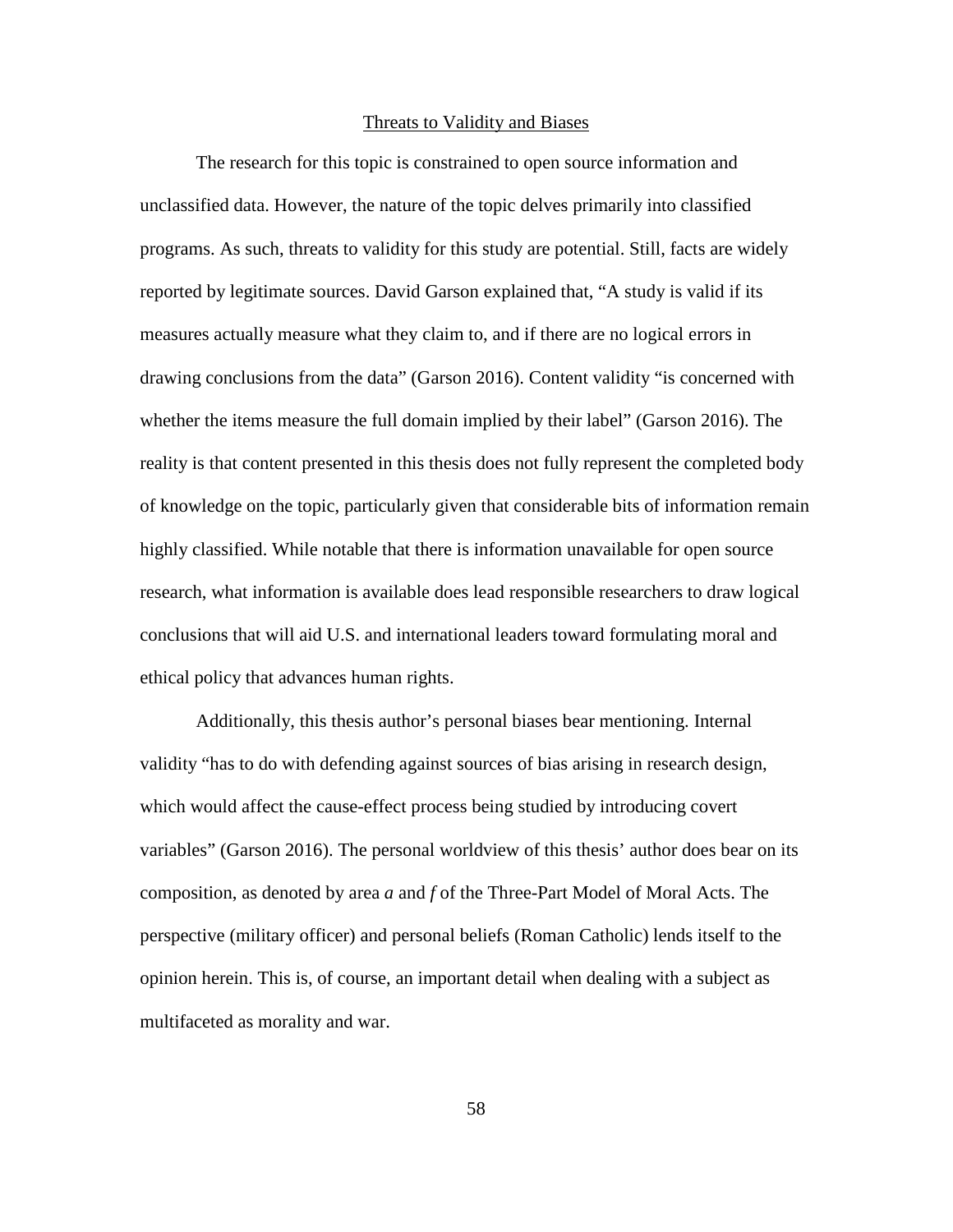## Threats to Validity and Biases

The research for this topic is constrained to open source information and unclassified data. However, the nature of the topic delves primarily into classified programs. As such, threats to validity for this study are potential. Still, facts are widely reported by legitimate sources. David Garson explained that, "A study is valid if its measures actually measure what they claim to, and if there are no logical errors in drawing conclusions from the data" (Garson 2016). Content validity "is concerned with whether the items measure the full domain implied by their label" (Garson 2016). The reality is that content presented in this thesis does not fully represent the completed body of knowledge on the topic, particularly given that considerable bits of information remain highly classified. While notable that there is information unavailable for open source research, what information is available does lead responsible researchers to draw logical conclusions that will aid U.S. and international leaders toward formulating moral and ethical policy that advances human rights.

Additionally, this thesis author's personal biases bear mentioning. Internal validity "has to do with defending against sources of bias arising in research design, which would affect the cause-effect process being studied by introducing covert variables" (Garson 2016). The personal worldview of this thesis' author does bear on its composition, as denoted by area *a* and *f* of the Three-Part Model of Moral Acts. The perspective (military officer) and personal beliefs (Roman Catholic) lends itself to the opinion herein. This is, of course, an important detail when dealing with a subject as multifaceted as morality and war.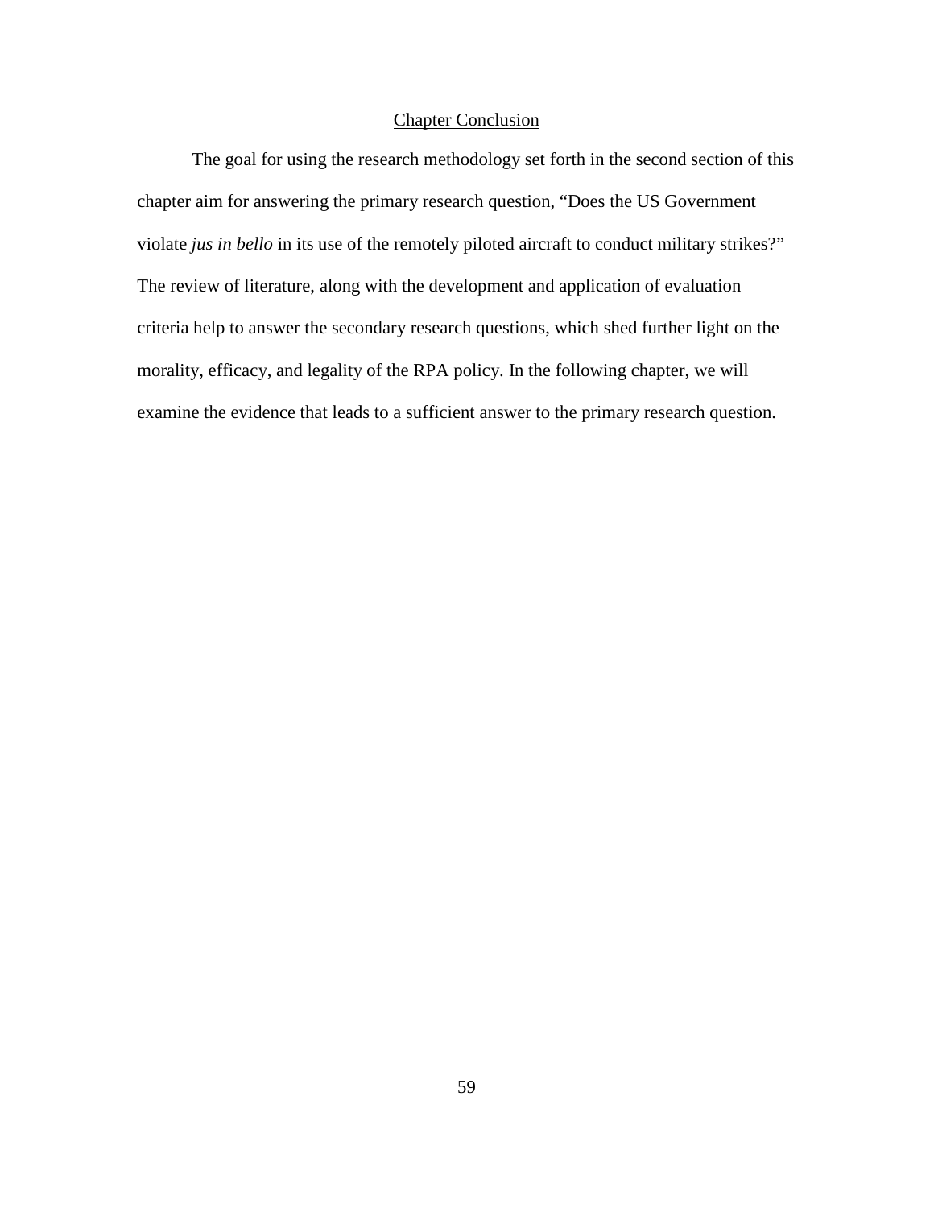## Chapter Conclusion

The goal for using the research methodology set forth in the second section of this chapter aim for answering the primary research question, "Does the US Government violate *jus in bello* in its use of the remotely piloted aircraft to conduct military strikes?" The review of literature, along with the development and application of evaluation criteria help to answer the secondary research questions, which shed further light on the morality, efficacy, and legality of the RPA policy. In the following chapter, we will examine the evidence that leads to a sufficient answer to the primary research question.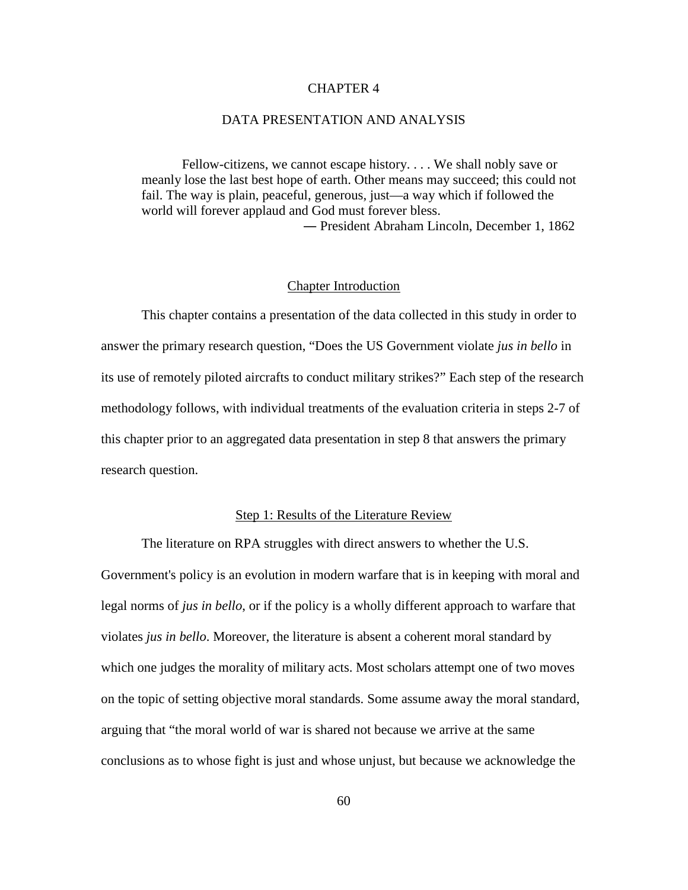# CHAPTER 4

# DATA PRESENTATION AND ANALYSIS

> Fellow-citizens, we cannot escape history. . . . We shall nobly save or meanly lose the last best hope of earth. Other means may succeed; this could not fail. The way is plain, peaceful, generous, just—a way which if followed the world will forever applaud and God must forever bless.
>
> ― President Abraham Lincoln, December 1, 1862

## Chapter Introduction

This chapter contains a presentation of the data collected in this study in order to answer the primary research question, "Does the US Government violate *jus in bello* in its use of remotely piloted aircrafts to conduct military strikes?" Each step of the research methodology follows, with individual treatments of the evaluation criteria in steps 2-7 of this chapter prior to an aggregated data presentation in step 8 that answers the primary research question.

## Step 1: Results of the Literature Review

The literature on RPA struggles with direct answers to whether the U.S. Government's policy is an evolution in modern warfare that is in keeping with moral and legal norms of *jus in bello*, or if the policy is a wholly different approach to warfare that violates *jus in bello*. Moreover, the literature is absent a coherent moral standard by which one judges the morality of military acts. Most scholars attempt one of two moves on the topic of setting objective moral standards. Some assume away the moral standard, arguing that "the moral world of war is shared not because we arrive at the same conclusions as to whose fight is just and whose unjust, but because we acknowledge the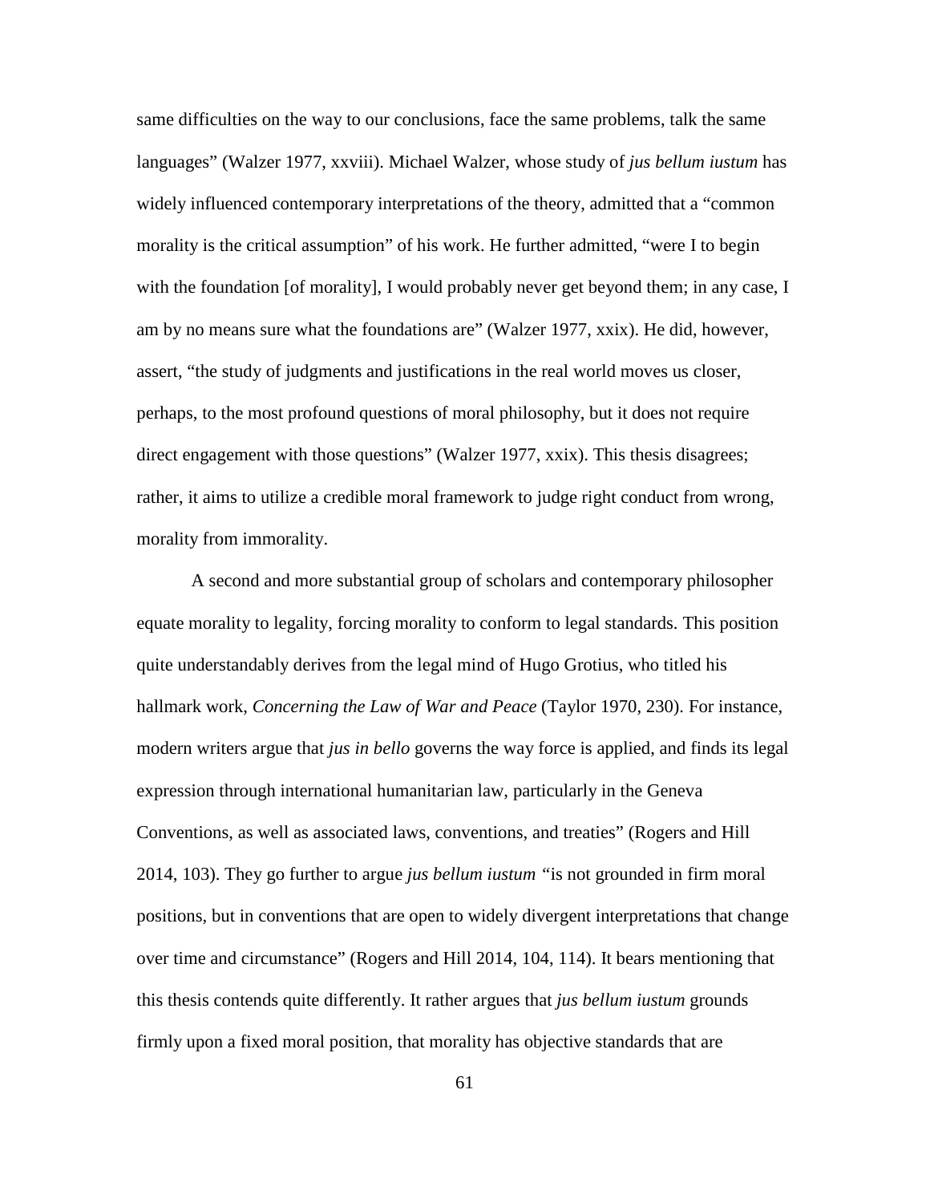same difficulties on the way to our conclusions, face the same problems, talk the same languages" (Walzer 1977, xxviii). Michael Walzer, whose study of *jus bellum iustum* has widely influenced contemporary interpretations of the theory, admitted that a "common morality is the critical assumption" of his work. He further admitted, "were I to begin with the foundation [of morality], I would probably never get beyond them; in any case, I am by no means sure what the foundations are" (Walzer 1977, xxix). He did, however, assert, "the study of judgments and justifications in the real world moves us closer, perhaps, to the most profound questions of moral philosophy, but it does not require direct engagement with those questions" (Walzer 1977, xxix). This thesis disagrees; rather, it aims to utilize a credible moral framework to judge right conduct from wrong, morality from immorality.

A second and more substantial group of scholars and contemporary philosopher equate morality to legality, forcing morality to conform to legal standards. This position quite understandably derives from the legal mind of Hugo Grotius, who titled his hallmark work, *Concerning the Law of War and Peace* (Taylor 1970, 230). For instance, modern writers argue that *jus in bello* governs the way force is applied, and finds its legal expression through international humanitarian law, particularly in the Geneva Conventions, as well as associated laws, conventions, and treaties" (Rogers and Hill 2014, 103). They go further to argue *jus bellum iustum* "is not grounded in firm moral positions, but in conventions that are open to widely divergent interpretations that change over time and circumstance" (Rogers and Hill 2014, 104, 114). It bears mentioning that this thesis contends quite differently. It rather argues that *jus bellum iustum* grounds firmly upon a fixed moral position, that morality has objective standards that are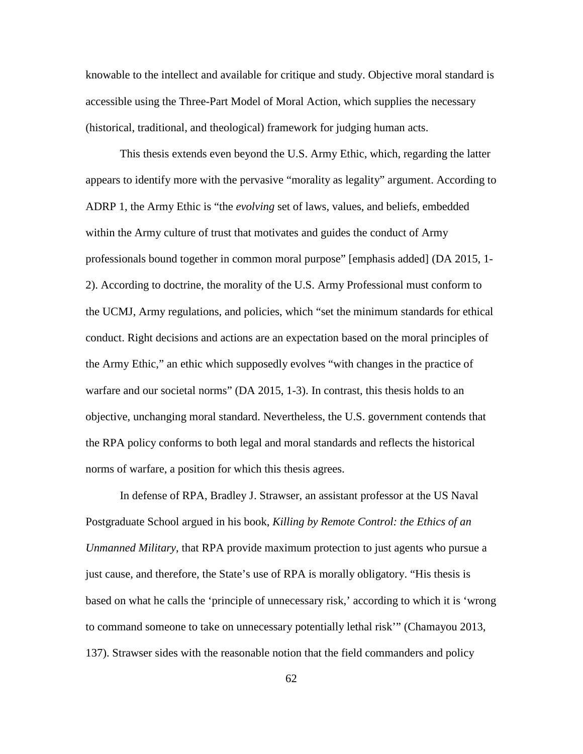knowable to the intellect and available for critique and study. Objective moral standard is accessible using the Three-Part Model of Moral Action, which supplies the necessary (historical, traditional, and theological) framework for judging human acts.

This thesis extends even beyond the U.S. Army Ethic, which, regarding the latter appears to identify more with the pervasive "morality as legality" argument. According to ADRP 1, the Army Ethic is "the *evolving* set of laws, values, and beliefs, embedded within the Army culture of trust that motivates and guides the conduct of Army professionals bound together in common moral purpose" [emphasis added] (DA 2015, 1-2). According to doctrine, the morality of the U.S. Army Professional must conform to the UCMJ, Army regulations, and policies, which "set the minimum standards for ethical conduct. Right decisions and actions are an expectation based on the moral principles of the Army Ethic," an ethic which supposedly evolves "with changes in the practice of warfare and our societal norms" (DA 2015, 1-3). In contrast, this thesis holds to an objective, unchanging moral standard. Nevertheless, the U.S. government contends that the RPA policy conforms to both legal and moral standards and reflects the historical norms of warfare, a position for which this thesis agrees.

In defense of RPA, Bradley J. Strawser, an assistant professor at the US Naval Postgraduate School argued in his book, *Killing by Remote Control: the Ethics of an Unmanned Military*, that RPA provide maximum protection to just agents who pursue a just cause, and therefore, the State's use of RPA is morally obligatory. "His thesis is based on what he calls the 'principle of unnecessary risk,' according to which it is 'wrong to command someone to take on unnecessary potentially lethal risk'" (Chamayou 2013, 137). Strawser sides with the reasonable notion that the field commanders and policy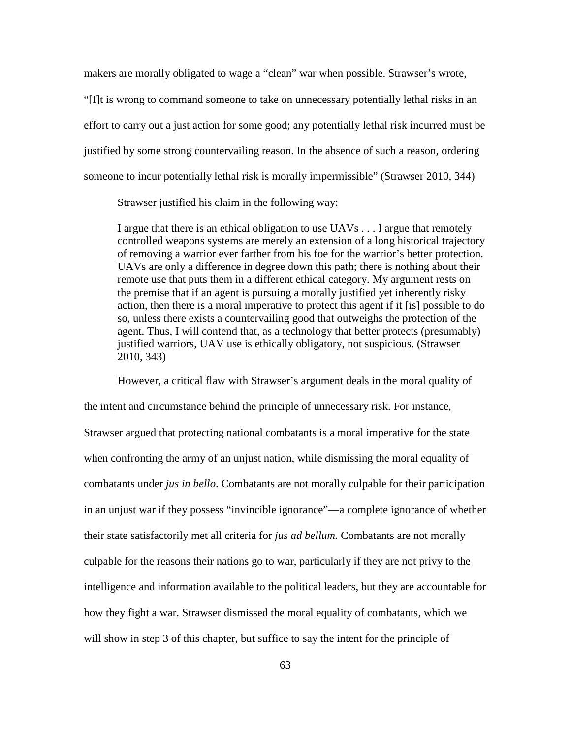makers are morally obligated to wage a "clean" war when possible. Strawser's wrote, "[I]t is wrong to command someone to take on unnecessary potentially lethal risks in an effort to carry out a just action for some good; any potentially lethal risk incurred must be justified by some strong countervailing reason. In the absence of such a reason, ordering someone to incur potentially lethal risk is morally impermissible" (Strawser 2010, 344)

Strawser justified his claim in the following way:

> I argue that there is an ethical obligation to use UAVs . . . I argue that remotely controlled weapons systems are merely an extension of a long historical trajectory of removing a warrior ever farther from his foe for the warrior's better protection. UAVs are only a difference in degree down this path; there is nothing about their remote use that puts them in a different ethical category. My argument rests on the premise that if an agent is pursuing a morally justified yet inherently risky action, then there is a moral imperative to protect this agent if it [is] possible to do so, unless there exists a countervailing good that outweighs the protection of the agent. Thus, I will contend that, as a technology that better protects (presumably) justified warriors, UAV use is ethically obligatory, not suspicious. (Strawser 2010, 343)

However, a critical flaw with Strawser's argument deals in the moral quality of the intent and circumstance behind the principle of unnecessary risk. For instance, Strawser argued that protecting national combatants is a moral imperative for the state when confronting the army of an unjust nation, while dismissing the moral equality of combatants under *jus in bello*. Combatants are not morally culpable for their participation in an unjust war if they possess "invincible ignorance"—a complete ignorance of whether their state satisfactorily met all criteria for *jus ad bellum.* Combatants are not morally culpable for the reasons their nations go to war, particularly if they are not privy to the intelligence and information available to the political leaders, but they are accountable for how they fight a war. Strawser dismissed the moral equality of combatants, which we will show in step 3 of this chapter, but suffice to say the intent for the principle of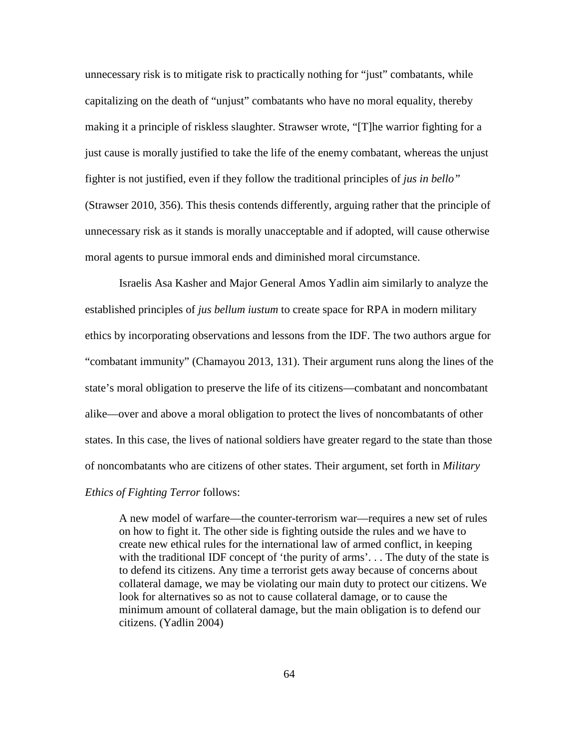unnecessary risk is to mitigate risk to practically nothing for "just" combatants, while capitalizing on the death of "unjust" combatants who have no moral equality, thereby making it a principle of riskless slaughter. Strawser wrote, "[T]he warrior fighting for a just cause is morally justified to take the life of the enemy combatant, whereas the unjust fighter is not justified, even if they follow the traditional principles of *jus in bello"* (Strawser 2010, 356). This thesis contends differently, arguing rather that the principle of unnecessary risk as it stands is morally unacceptable and if adopted, will cause otherwise moral agents to pursue immoral ends and diminished moral circumstance.

Israelis Asa Kasher and Major General Amos Yadlin aim similarly to analyze the established principles of *jus bellum iustum* to create space for RPA in modern military ethics by incorporating observations and lessons from the IDF. The two authors argue for "combatant immunity" (Chamayou 2013, 131). Their argument runs along the lines of the state's moral obligation to preserve the life of its citizens—combatant and noncombatant alike—over and above a moral obligation to protect the lives of noncombatants of other states. In this case, the lives of national soldiers have greater regard to the state than those of noncombatants who are citizens of other states. Their argument, set forth in *Military Ethics of Fighting Terror* follows:

> A new model of warfare—the counter-terrorism war—requires a new set of rules on how to fight it. The other side is fighting outside the rules and we have to create new ethical rules for the international law of armed conflict, in keeping with the traditional IDF concept of 'the purity of arms'. . . The duty of the state is to defend its citizens. Any time a terrorist gets away because of concerns about collateral damage, we may be violating our main duty to protect our citizens. We look for alternatives so as not to cause collateral damage, or to cause the minimum amount of collateral damage, but the main obligation is to defend our citizens. (Yadlin 2004)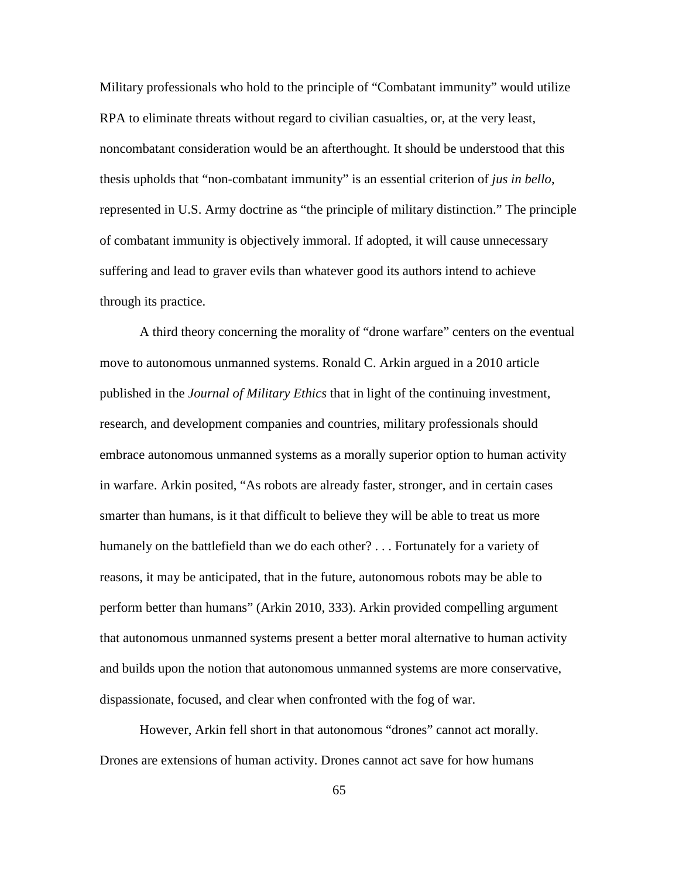Military professionals who hold to the principle of "Combatant immunity" would utilize RPA to eliminate threats without regard to civilian casualties, or, at the very least, noncombatant consideration would be an afterthought. It should be understood that this thesis upholds that "non-combatant immunity" is an essential criterion of *jus in bello*, represented in U.S. Army doctrine as "the principle of military distinction." The principle of combatant immunity is objectively immoral. If adopted, it will cause unnecessary suffering and lead to graver evils than whatever good its authors intend to achieve through its practice.

A third theory concerning the morality of "drone warfare" centers on the eventual move to autonomous unmanned systems. Ronald C. Arkin argued in a 2010 article published in the *Journal of Military Ethics* that in light of the continuing investment, research, and development companies and countries, military professionals should embrace autonomous unmanned systems as a morally superior option to human activity in warfare. Arkin posited, "As robots are already faster, stronger, and in certain cases smarter than humans, is it that difficult to believe they will be able to treat us more humanely on the battlefield than we do each other? . . . Fortunately for a variety of reasons, it may be anticipated, that in the future, autonomous robots may be able to perform better than humans" (Arkin 2010, 333). Arkin provided compelling argument that autonomous unmanned systems present a better moral alternative to human activity and builds upon the notion that autonomous unmanned systems are more conservative, dispassionate, focused, and clear when confronted with the fog of war.

However, Arkin fell short in that autonomous "drones" cannot act morally. Drones are extensions of human activity. Drones cannot act save for how humans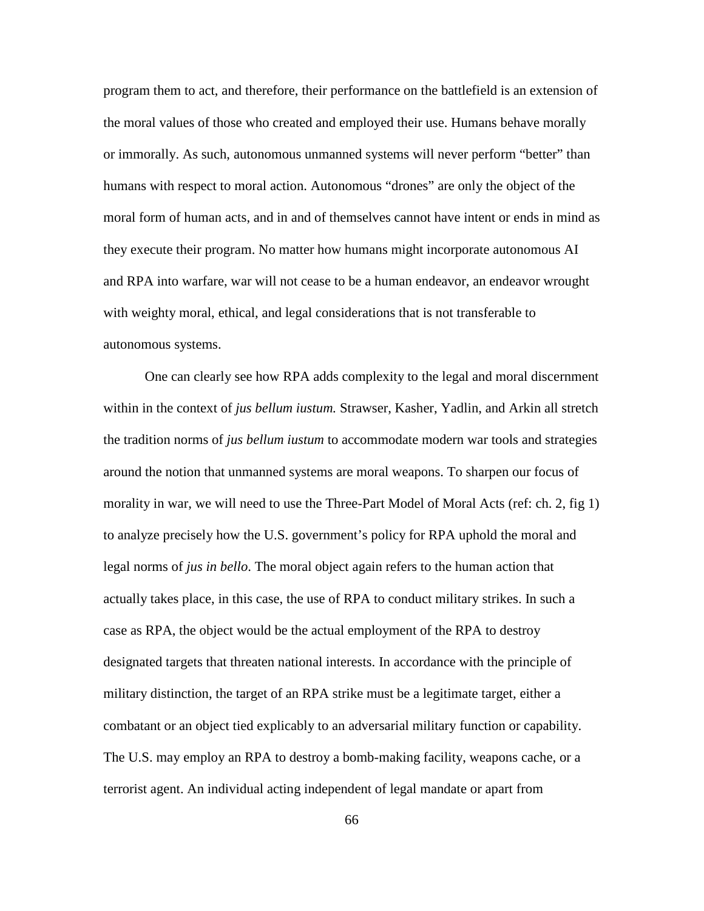program them to act, and therefore, their performance on the battlefield is an extension of the moral values of those who created and employed their use. Humans behave morally or immorally. As such, autonomous unmanned systems will never perform "better" than humans with respect to moral action. Autonomous "drones" are only the object of the moral form of human acts, and in and of themselves cannot have intent or ends in mind as they execute their program. No matter how humans might incorporate autonomous AI and RPA into warfare, war will not cease to be a human endeavor, an endeavor wrought with weighty moral, ethical, and legal considerations that is not transferable to autonomous systems.

One can clearly see how RPA adds complexity to the legal and moral discernment within in the context of *jus bellum iustum.* Strawser, Kasher, Yadlin, and Arkin all stretch the tradition norms of *jus bellum iustum* to accommodate modern war tools and strategies around the notion that unmanned systems are moral weapons. To sharpen our focus of morality in war, we will need to use the Three-Part Model of Moral Acts (ref: ch. 2, fig 1) to analyze precisely how the U.S. government's policy for RPA uphold the moral and legal norms of *jus in bello*. The moral object again refers to the human action that actually takes place, in this case, the use of RPA to conduct military strikes. In such a case as RPA, the object would be the actual employment of the RPA to destroy designated targets that threaten national interests. In accordance with the principle of military distinction, the target of an RPA strike must be a legitimate target, either a combatant or an object tied explicably to an adversarial military function or capability. The U.S. may employ an RPA to destroy a bomb-making facility, weapons cache, or a terrorist agent. An individual acting independent of legal mandate or apart from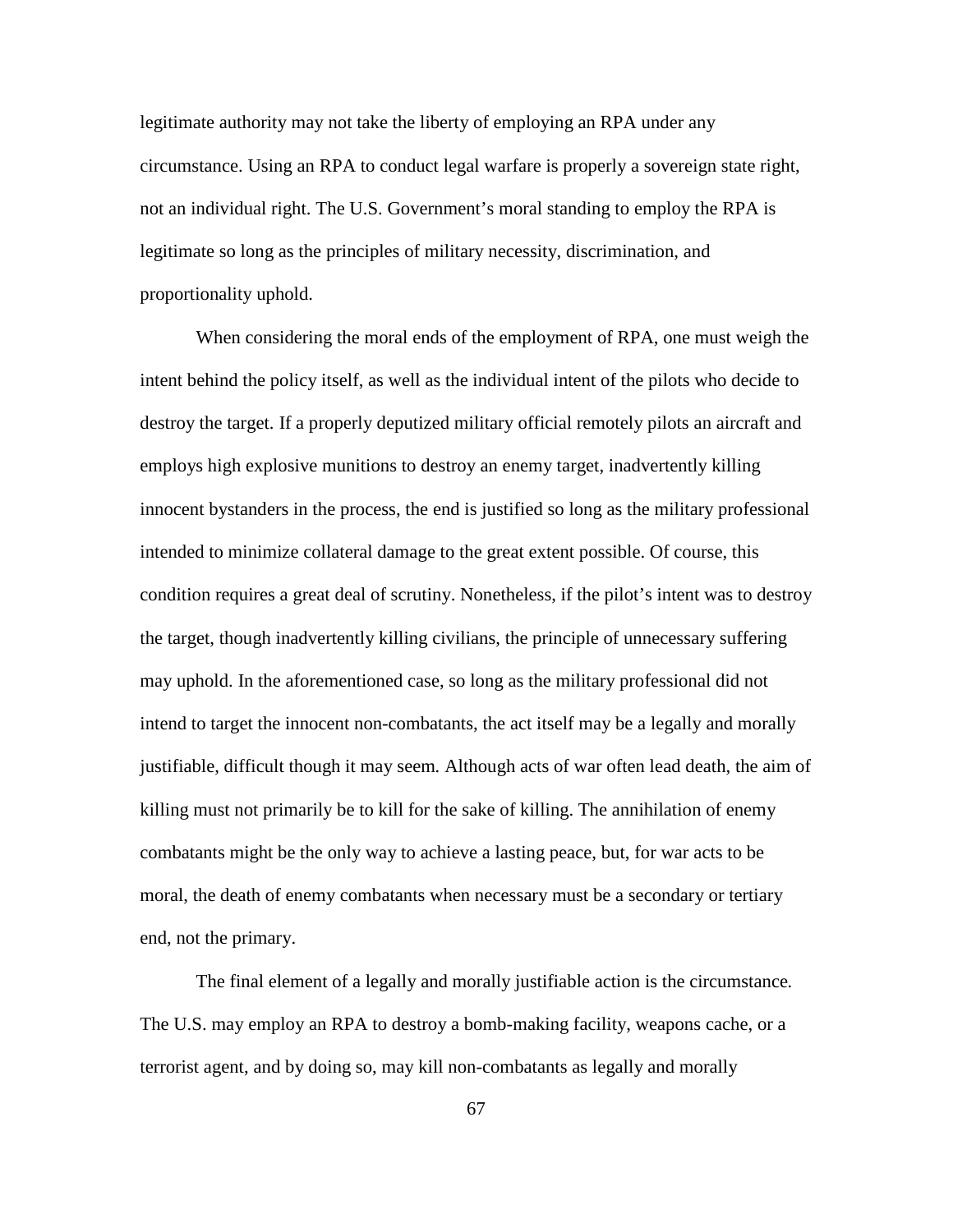legitimate authority may not take the liberty of employing an RPA under any circumstance. Using an RPA to conduct legal warfare is properly a sovereign state right, not an individual right. The U.S. Government's moral standing to employ the RPA is legitimate so long as the principles of military necessity, discrimination, and proportionality uphold.

When considering the moral ends of the employment of RPA, one must weigh the intent behind the policy itself, as well as the individual intent of the pilots who decide to destroy the target. If a properly deputized military official remotely pilots an aircraft and employs high explosive munitions to destroy an enemy target, inadvertently killing innocent bystanders in the process, the end is justified so long as the military professional intended to minimize collateral damage to the great extent possible. Of course, this condition requires a great deal of scrutiny. Nonetheless, if the pilot's intent was to destroy the target, though inadvertently killing civilians, the principle of unnecessary suffering may uphold. In the aforementioned case, so long as the military professional did not intend to target the innocent non-combatants, the act itself may be a legally and morally justifiable, difficult though it may seem. Although acts of war often lead death, the aim of killing must not primarily be to kill for the sake of killing. The annihilation of enemy combatants might be the only way to achieve a lasting peace, but, for war acts to be moral, the death of enemy combatants when necessary must be a secondary or tertiary end, not the primary.

The final element of a legally and morally justifiable action is the circumstance. The U.S. may employ an RPA to destroy a bomb-making facility, weapons cache, or a terrorist agent, and by doing so, may kill non-combatants as legally and morally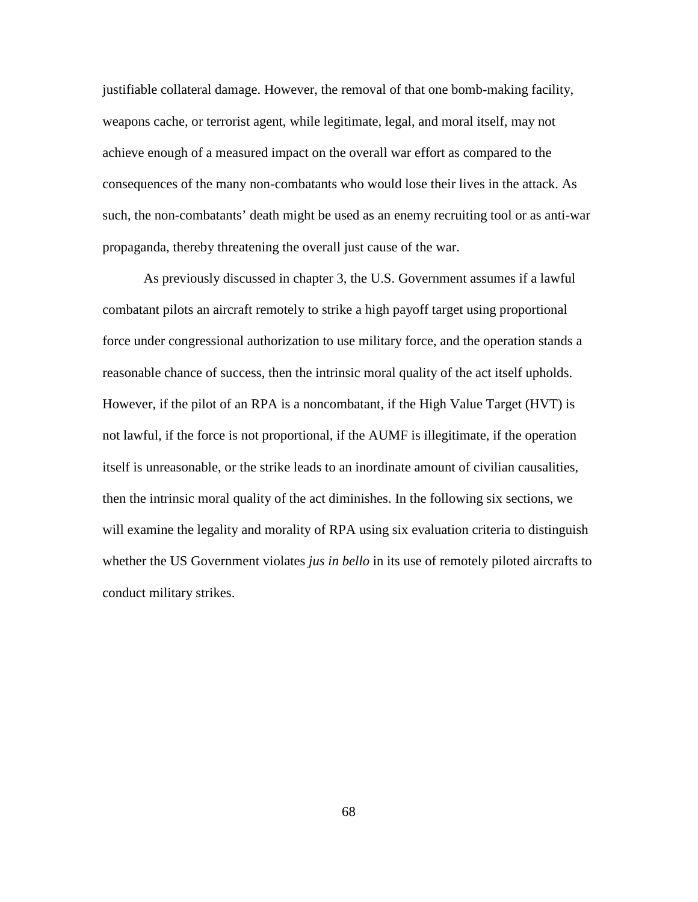justifiable collateral damage. However, the removal of that one bomb-making facility, weapons cache, or terrorist agent, while legitimate, legal, and moral itself, may not achieve enough of a measured impact on the overall war effort as compared to the consequences of the many non-combatants who would lose their lives in the attack. As such, the non-combatants' death might be used as an enemy recruiting tool or as anti-war propaganda, thereby threatening the overall just cause of the war.

As previously discussed in chapter 3, the U.S. Government assumes if a lawful combatant pilots an aircraft remotely to strike a high payoff target using proportional force under congressional authorization to use military force, and the operation stands a reasonable chance of success, then the intrinsic moral quality of the act itself upholds. However, if the pilot of an RPA is a noncombatant, if the High Value Target (HVT) is not lawful, if the force is not proportional, if the AUMF is illegitimate, if the operation itself is unreasonable, or the strike leads to an inordinate amount of civilian causalities, then the intrinsic moral quality of the act diminishes. In the following six sections, we will examine the legality and morality of RPA using six evaluation criteria to distinguish whether the US Government violates *jus in bello* in its use of remotely piloted aircrafts to conduct military strikes.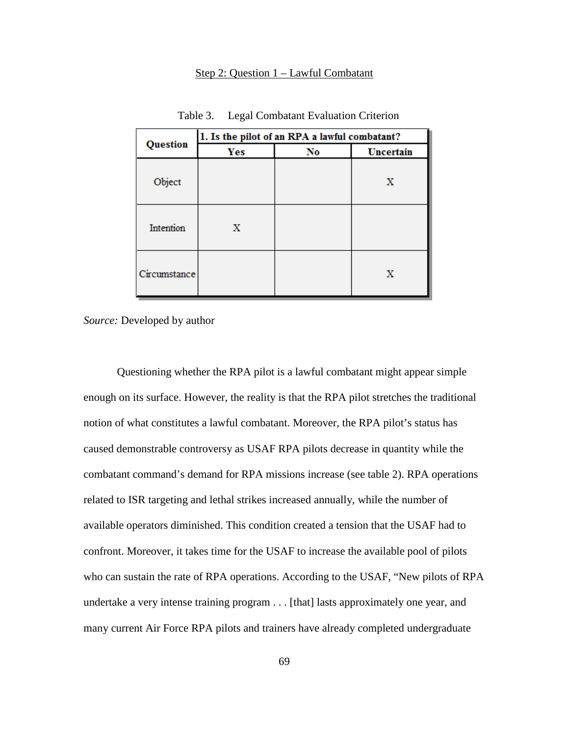Step 2: Question 1 – Lawful Combatant

Table 3. Legal Combatant Evaluation Criterion

| Question | 1. Is the pilot of an RPA a lawful combatant? | | |
|---|---|---|---|
| | **Yes** | **No** | **Uncertain** |
| Object | | | X |
| Intention | X | | |
| Circumstance | | | X |

*Source:* Developed by author

Questioning whether the RPA pilot is a lawful combatant might appear simple enough on its surface. However, the reality is that the RPA pilot stretches the traditional notion of what constitutes a lawful combatant. Moreover, the RPA pilot's status has caused demonstrable controversy as USAF RPA pilots decrease in quantity while the combatant command's demand for RPA missions increase (see table 2). RPA operations related to ISR targeting and lethal strikes increased annually, while the number of available operators diminished. This condition created a tension that the USAF had to confront. Moreover, it takes time for the USAF to increase the available pool of pilots who can sustain the rate of RPA operations. According to the USAF, "New pilots of RPA undertake a very intense training program . . . [that] lasts approximately one year, and many current Air Force RPA pilots and trainers have already completed undergraduate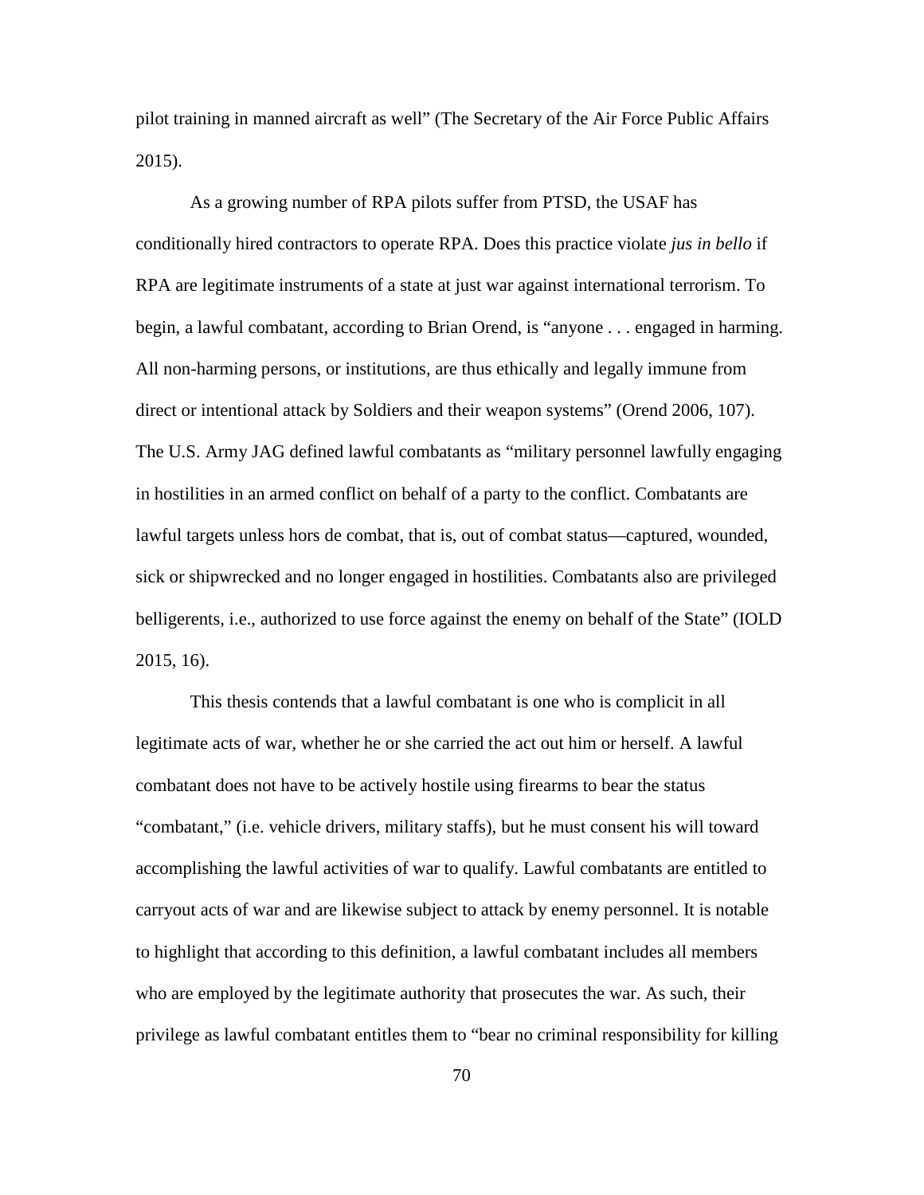pilot training in manned aircraft as well" (The Secretary of the Air Force Public Affairs 2015).

As a growing number of RPA pilots suffer from PTSD, the USAF has conditionally hired contractors to operate RPA. Does this practice violate *jus in bello* if RPA are legitimate instruments of a state at just war against international terrorism. To begin, a lawful combatant, according to Brian Orend, is "anyone . . . engaged in harming. All non-harming persons, or institutions, are thus ethically and legally immune from direct or intentional attack by Soldiers and their weapon systems" (Orend 2006, 107). The U.S. Army JAG defined lawful combatants as "military personnel lawfully engaging in hostilities in an armed conflict on behalf of a party to the conflict. Combatants are lawful targets unless hors de combat, that is, out of combat status—captured, wounded, sick or shipwrecked and no longer engaged in hostilities. Combatants also are privileged belligerents, i.e., authorized to use force against the enemy on behalf of the State" (IOLD 2015, 16).

This thesis contends that a lawful combatant is one who is complicit in all legitimate acts of war, whether he or she carried the act out him or herself. A lawful combatant does not have to be actively hostile using firearms to bear the status "combatant," (i.e. vehicle drivers, military staffs), but he must consent his will toward accomplishing the lawful activities of war to qualify. Lawful combatants are entitled to carryout acts of war and are likewise subject to attack by enemy personnel. It is notable to highlight that according to this definition, a lawful combatant includes all members who are employed by the legitimate authority that prosecutes the war. As such, their privilege as lawful combatant entitles them to "bear no criminal responsibility for killing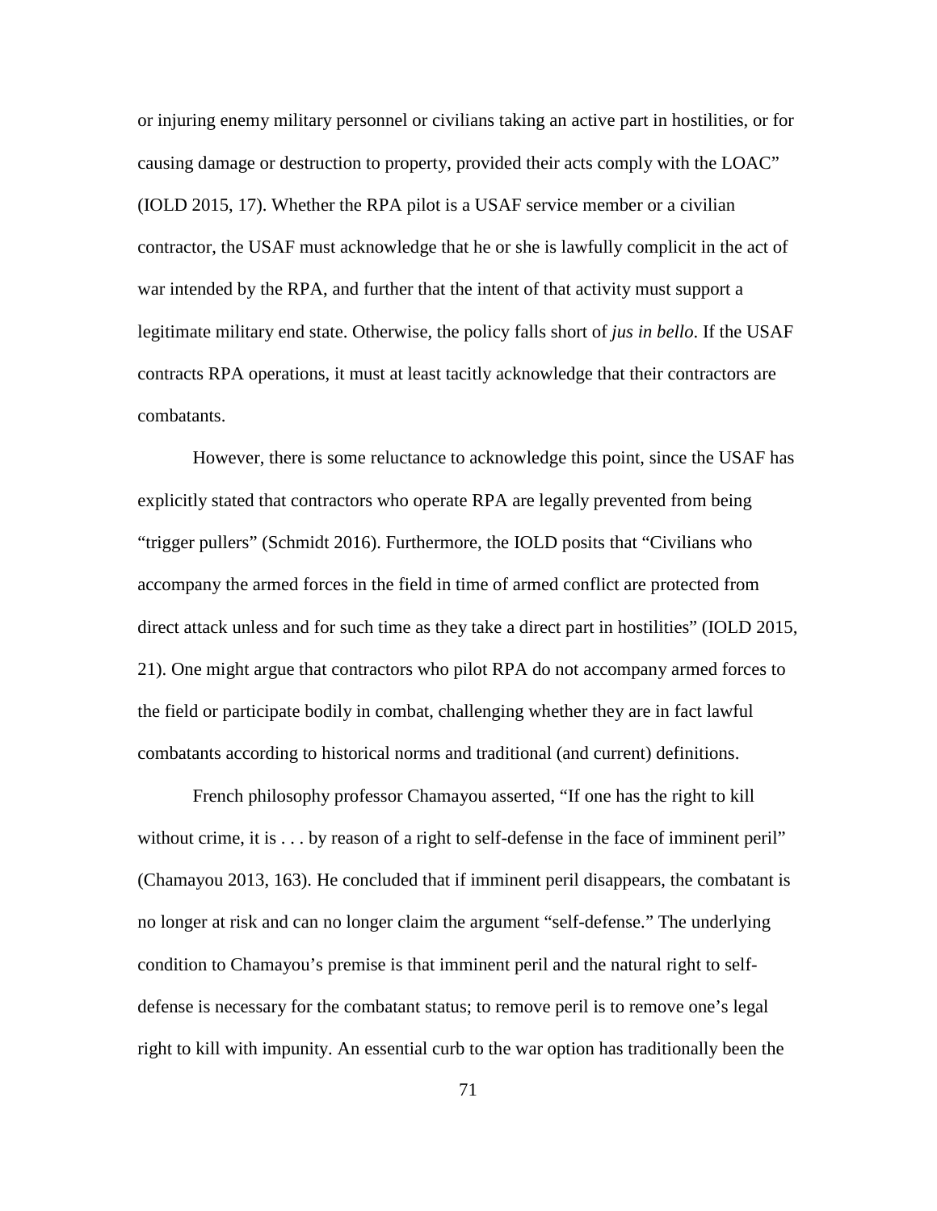or injuring enemy military personnel or civilians taking an active part in hostilities, or for causing damage or destruction to property, provided their acts comply with the LOAC" (IOLD 2015, 17). Whether the RPA pilot is a USAF service member or a civilian contractor, the USAF must acknowledge that he or she is lawfully complicit in the act of war intended by the RPA, and further that the intent of that activity must support a legitimate military end state. Otherwise, the policy falls short of *jus in bello*. If the USAF contracts RPA operations, it must at least tacitly acknowledge that their contractors are combatants.

However, there is some reluctance to acknowledge this point, since the USAF has explicitly stated that contractors who operate RPA are legally prevented from being "trigger pullers" (Schmidt 2016). Furthermore, the IOLD posits that "Civilians who accompany the armed forces in the field in time of armed conflict are protected from direct attack unless and for such time as they take a direct part in hostilities" (IOLD 2015, 21). One might argue that contractors who pilot RPA do not accompany armed forces to the field or participate bodily in combat, challenging whether they are in fact lawful combatants according to historical norms and traditional (and current) definitions.

French philosophy professor Chamayou asserted, "If one has the right to kill without crime, it is . . . by reason of a right to self-defense in the face of imminent peril" (Chamayou 2013, 163). He concluded that if imminent peril disappears, the combatant is no longer at risk and can no longer claim the argument "self-defense." The underlying condition to Chamayou's premise is that imminent peril and the natural right to self-defense is necessary for the combatant status; to remove peril is to remove one's legal right to kill with impunity. An essential curb to the war option has traditionally been the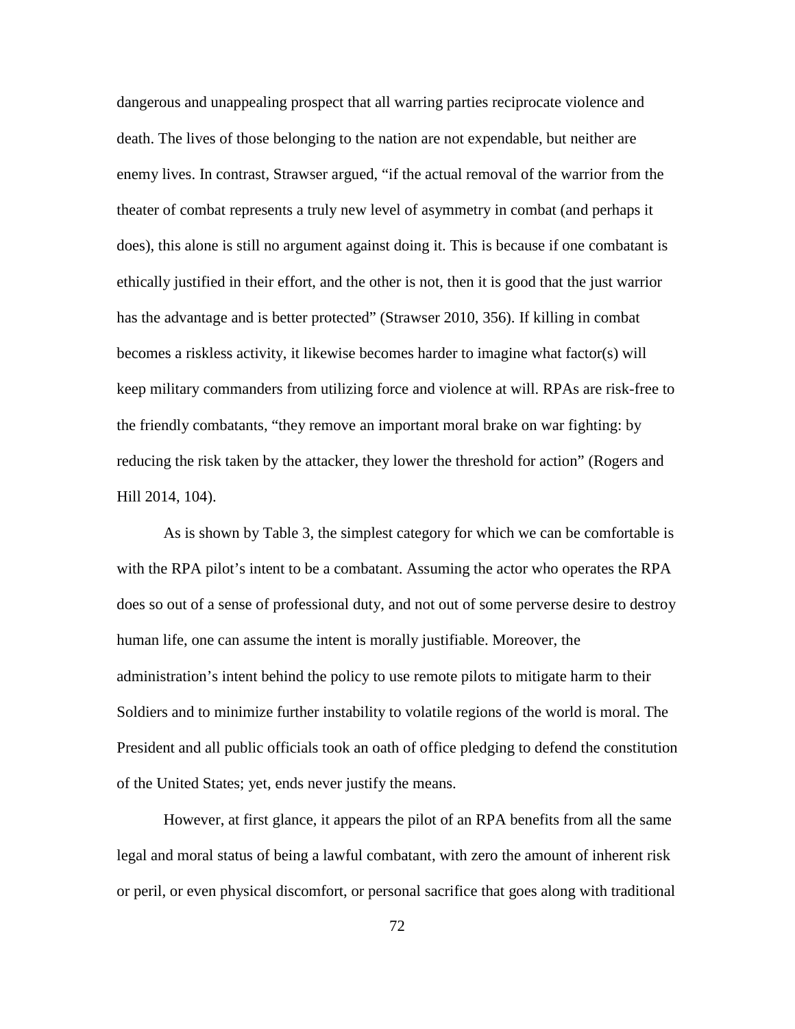dangerous and unappealing prospect that all warring parties reciprocate violence and death. The lives of those belonging to the nation are not expendable, but neither are enemy lives. In contrast, Strawser argued, "if the actual removal of the warrior from the theater of combat represents a truly new level of asymmetry in combat (and perhaps it does), this alone is still no argument against doing it. This is because if one combatant is ethically justified in their effort, and the other is not, then it is good that the just warrior has the advantage and is better protected" (Strawser 2010, 356). If killing in combat becomes a riskless activity, it likewise becomes harder to imagine what factor(s) will keep military commanders from utilizing force and violence at will. RPAs are risk-free to the friendly combatants, "they remove an important moral brake on war fighting: by reducing the risk taken by the attacker, they lower the threshold for action" (Rogers and Hill 2014, 104).

As is shown by Table 3, the simplest category for which we can be comfortable is with the RPA pilot's intent to be a combatant. Assuming the actor who operates the RPA does so out of a sense of professional duty, and not out of some perverse desire to destroy human life, one can assume the intent is morally justifiable. Moreover, the administration's intent behind the policy to use remote pilots to mitigate harm to their Soldiers and to minimize further instability to volatile regions of the world is moral. The President and all public officials took an oath of office pledging to defend the constitution of the United States; yet, ends never justify the means.

However, at first glance, it appears the pilot of an RPA benefits from all the same legal and moral status of being a lawful combatant, with zero the amount of inherent risk or peril, or even physical discomfort, or personal sacrifice that goes along with traditional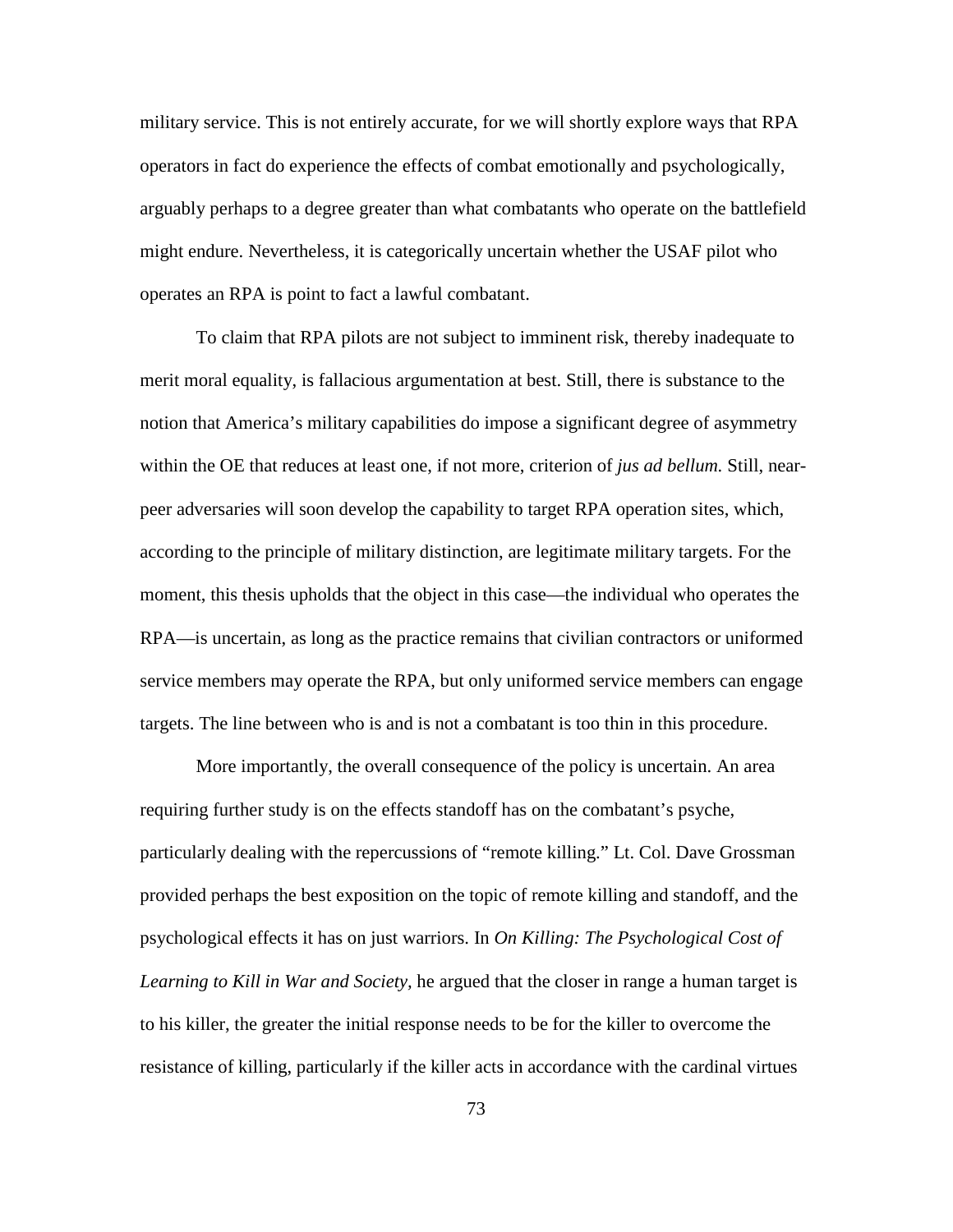military service. This is not entirely accurate, for we will shortly explore ways that RPA operators in fact do experience the effects of combat emotionally and psychologically, arguably perhaps to a degree greater than what combatants who operate on the battlefield might endure. Nevertheless, it is categorically uncertain whether the USAF pilot who operates an RPA is point to fact a lawful combatant.

To claim that RPA pilots are not subject to imminent risk, thereby inadequate to merit moral equality, is fallacious argumentation at best. Still, there is substance to the notion that America's military capabilities do impose a significant degree of asymmetry within the OE that reduces at least one, if not more, criterion of *jus ad bellum.* Still, near-peer adversaries will soon develop the capability to target RPA operation sites, which, according to the principle of military distinction, are legitimate military targets. For the moment, this thesis upholds that the object in this case—the individual who operates the RPA—is uncertain, as long as the practice remains that civilian contractors or uniformed service members may operate the RPA, but only uniformed service members can engage targets. The line between who is and is not a combatant is too thin in this procedure.

More importantly, the overall consequence of the policy is uncertain. An area requiring further study is on the effects standoff has on the combatant's psyche, particularly dealing with the repercussions of "remote killing." Lt. Col. Dave Grossman provided perhaps the best exposition on the topic of remote killing and standoff, and the psychological effects it has on just warriors. In *On Killing: The Psychological Cost of Learning to Kill in War and Society*, he argued that the closer in range a human target is to his killer, the greater the initial response needs to be for the killer to overcome the resistance of killing, particularly if the killer acts in accordance with the cardinal virtues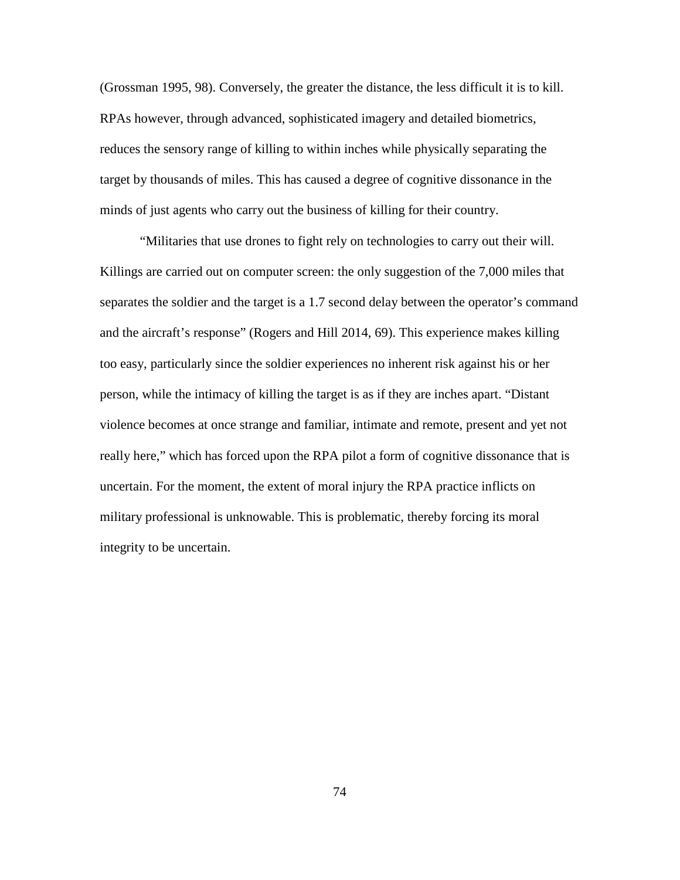(Grossman 1995, 98). Conversely, the greater the distance, the less difficult it is to kill. RPAs however, through advanced, sophisticated imagery and detailed biometrics, reduces the sensory range of killing to within inches while physically separating the target by thousands of miles. This has caused a degree of cognitive dissonance in the minds of just agents who carry out the business of killing for their country.

"Militaries that use drones to fight rely on technologies to carry out their will. Killings are carried out on computer screen: the only suggestion of the 7,000 miles that separates the soldier and the target is a 1.7 second delay between the operator's command and the aircraft's response" (Rogers and Hill 2014, 69). This experience makes killing too easy, particularly since the soldier experiences no inherent risk against his or her person, while the intimacy of killing the target is as if they are inches apart. "Distant violence becomes at once strange and familiar, intimate and remote, present and yet not really here," which has forced upon the RPA pilot a form of cognitive dissonance that is uncertain. For the moment, the extent of moral injury the RPA practice inflicts on military professional is unknowable. This is problematic, thereby forcing its moral integrity to be uncertain.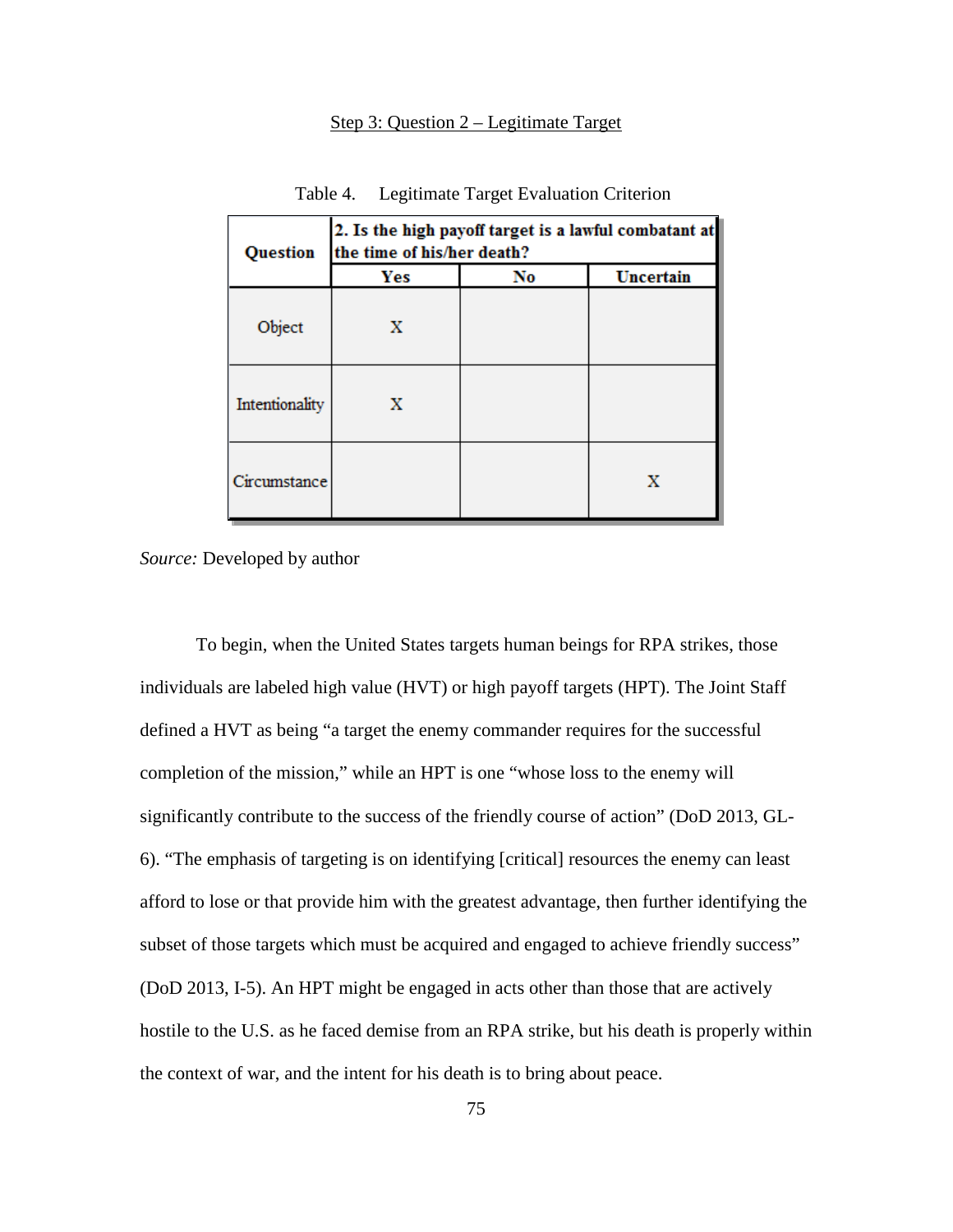Step 3: Question 2 – Legitimate Target

Table 4. Legitimate Target Evaluation Criterion

| Question | 2. Is the high payoff target is a lawful combatant at the time of his/her death? | | |
|---|---|---|---|
| | Yes | No | Uncertain |
| Object | X | | |
| Intentionality | X | | |
| Circumstance | | | X |

*Source:* Developed by author

To begin, when the United States targets human beings for RPA strikes, those individuals are labeled high value (HVT) or high payoff targets (HPT). The Joint Staff defined a HVT as being "a target the enemy commander requires for the successful completion of the mission," while an HPT is one "whose loss to the enemy will significantly contribute to the success of the friendly course of action" (DoD 2013, GL-6). "The emphasis of targeting is on identifying [critical] resources the enemy can least afford to lose or that provide him with the greatest advantage, then further identifying the subset of those targets which must be acquired and engaged to achieve friendly success" (DoD 2013, I-5). An HPT might be engaged in acts other than those that are actively hostile to the U.S. as he faced demise from an RPA strike, but his death is properly within the context of war, and the intent for his death is to bring about peace.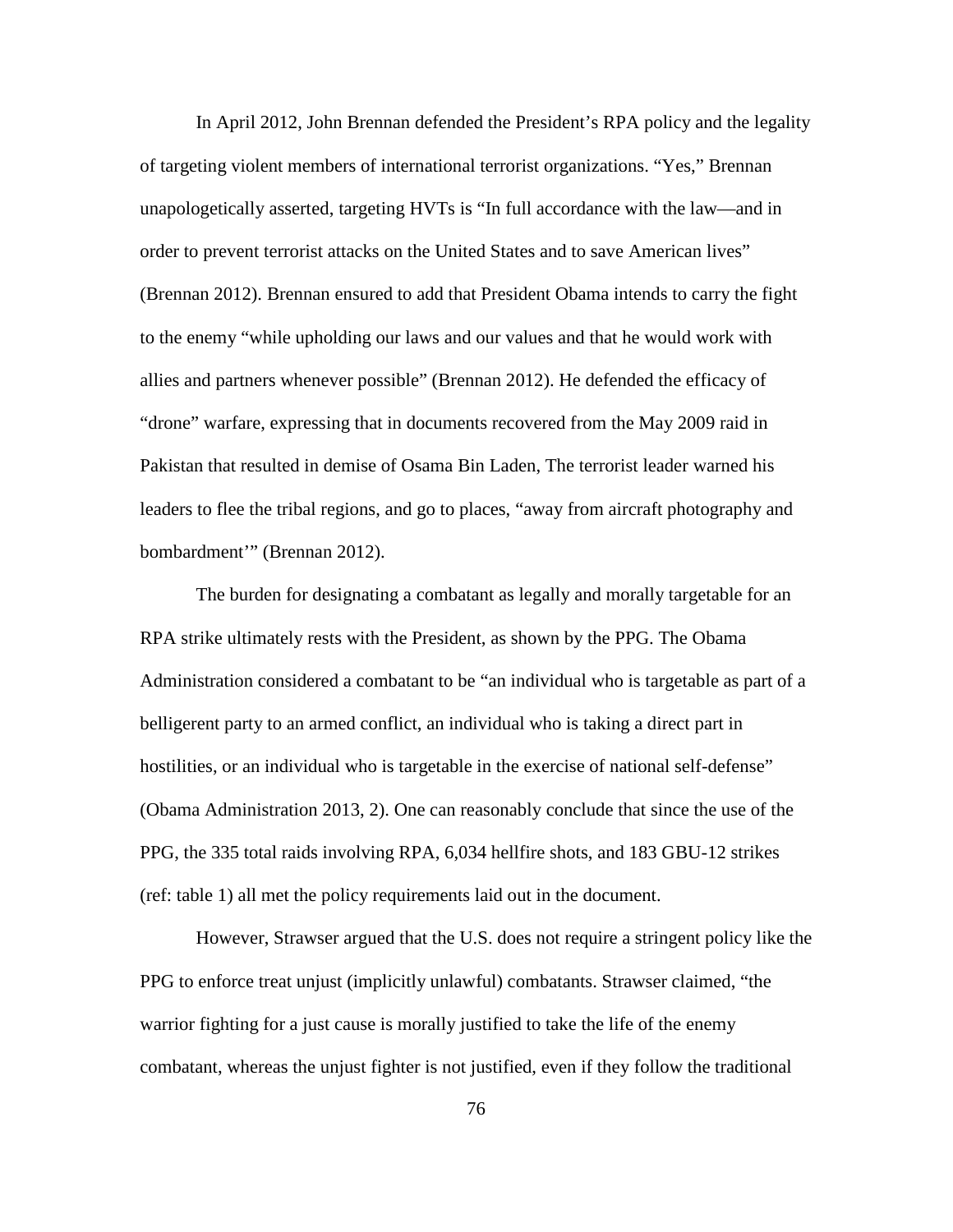In April 2012, John Brennan defended the President's RPA policy and the legality of targeting violent members of international terrorist organizations. "Yes," Brennan unapologetically asserted, targeting HVTs is "In full accordance with the law—and in order to prevent terrorist attacks on the United States and to save American lives" (Brennan 2012). Brennan ensured to add that President Obama intends to carry the fight to the enemy "while upholding our laws and our values and that he would work with allies and partners whenever possible" (Brennan 2012). He defended the efficacy of "drone" warfare, expressing that in documents recovered from the May 2009 raid in Pakistan that resulted in demise of Osama Bin Laden, The terrorist leader warned his leaders to flee the tribal regions, and go to places, "away from aircraft photography and bombardment'" (Brennan 2012).

The burden for designating a combatant as legally and morally targetable for an RPA strike ultimately rests with the President, as shown by the PPG. The Obama Administration considered a combatant to be "an individual who is targetable as part of a belligerent party to an armed conflict, an individual who is taking a direct part in hostilities, or an individual who is targetable in the exercise of national self-defense" (Obama Administration 2013, 2). One can reasonably conclude that since the use of the PPG, the 335 total raids involving RPA, 6,034 hellfire shots, and 183 GBU-12 strikes (ref: table 1) all met the policy requirements laid out in the document.

However, Strawser argued that the U.S. does not require a stringent policy like the PPG to enforce treat unjust (implicitly unlawful) combatants. Strawser claimed, "the warrior fighting for a just cause is morally justified to take the life of the enemy combatant, whereas the unjust fighter is not justified, even if they follow the traditional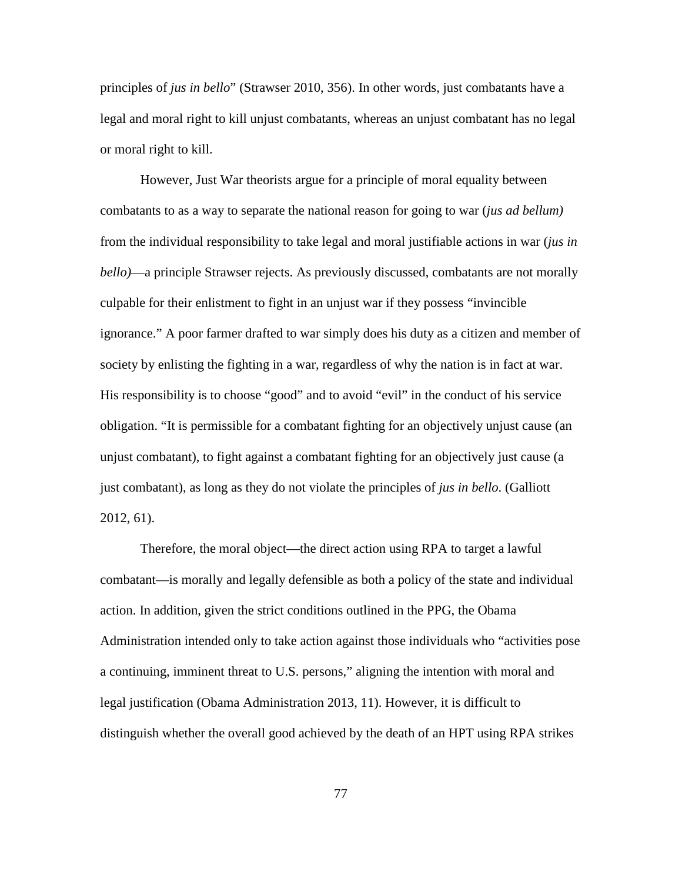principles of *jus in bello*" (Strawser 2010, 356). In other words, just combatants have a legal and moral right to kill unjust combatants, whereas an unjust combatant has no legal or moral right to kill.

However, Just War theorists argue for a principle of moral equality between combatants to as a way to separate the national reason for going to war (*jus ad bellum)* from the individual responsibility to take legal and moral justifiable actions in war (*jus in bello)*—a principle Strawser rejects. As previously discussed, combatants are not morally culpable for their enlistment to fight in an unjust war if they possess "invincible ignorance." A poor farmer drafted to war simply does his duty as a citizen and member of society by enlisting the fighting in a war, regardless of why the nation is in fact at war. His responsibility is to choose "good" and to avoid "evil" in the conduct of his service obligation. "It is permissible for a combatant fighting for an objectively unjust cause (an unjust combatant), to fight against a combatant fighting for an objectively just cause (a just combatant), as long as they do not violate the principles of *jus in bello*. (Galliott 2012, 61).

Therefore, the moral object—the direct action using RPA to target a lawful combatant—is morally and legally defensible as both a policy of the state and individual action. In addition, given the strict conditions outlined in the PPG, the Obama Administration intended only to take action against those individuals who "activities pose a continuing, imminent threat to U.S. persons," aligning the intention with moral and legal justification (Obama Administration 2013, 11). However, it is difficult to distinguish whether the overall good achieved by the death of an HPT using RPA strikes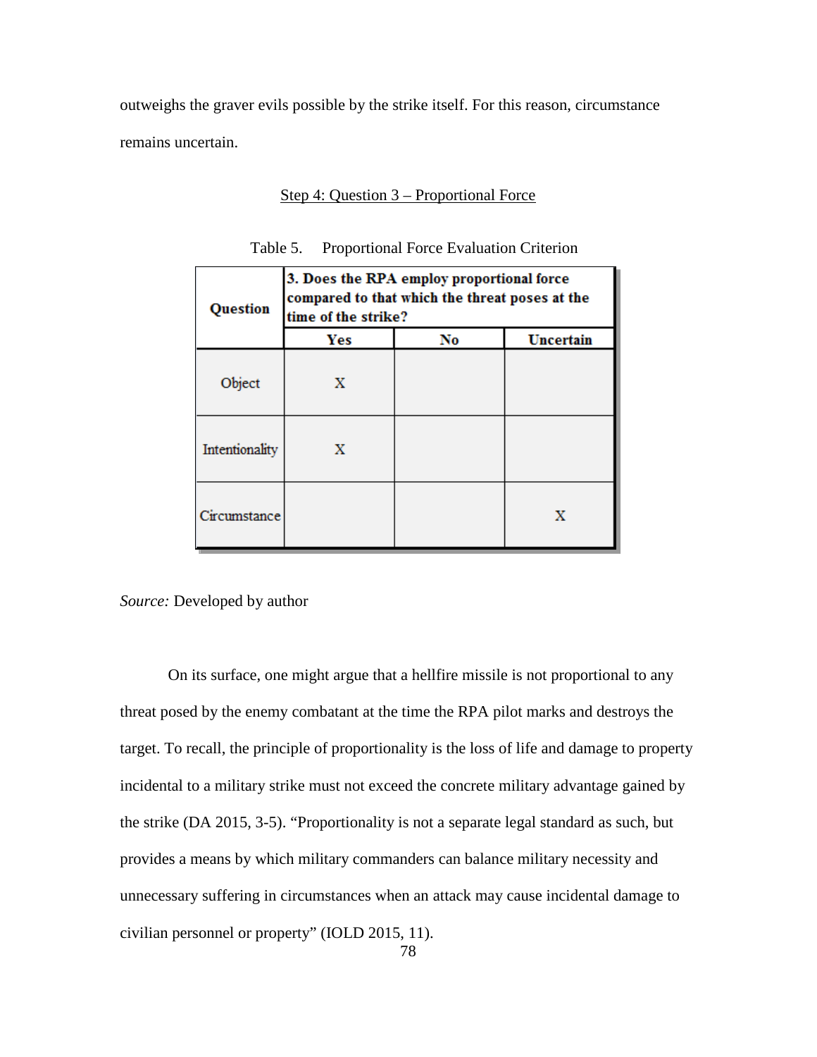outweighs the graver evils possible by the strike itself. For this reason, circumstance remains uncertain.

Step 4: Question 3 – Proportional Force

Table 5. Proportional Force Evaluation Criterion

| Question | 3. Does the RPA employ proportional force compared to that which the threat poses at the time of the strike? | | |
|---|---|---|---|
| | **Yes** | **No** | **Uncertain** |
| Object | X | | |
| Intentionality | X | | |
| Circumstance | | | X |

*Source:* Developed by author

On its surface, one might argue that a hellfire missile is not proportional to any threat posed by the enemy combatant at the time the RPA pilot marks and destroys the target. To recall, the principle of proportionality is the loss of life and damage to property incidental to a military strike must not exceed the concrete military advantage gained by the strike (DA 2015, 3-5). "Proportionality is not a separate legal standard as such, but provides a means by which military commanders can balance military necessity and unnecessary suffering in circumstances when an attack may cause incidental damage to civilian personnel or property" (IOLD 2015, 11).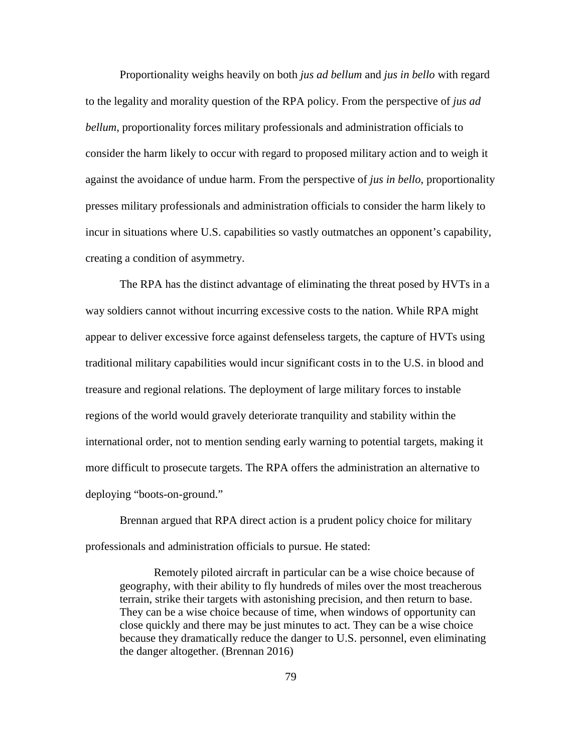Proportionality weighs heavily on both *jus ad bellum* and *jus in bello* with regard to the legality and morality question of the RPA policy. From the perspective of *jus ad bellum*, proportionality forces military professionals and administration officials to consider the harm likely to occur with regard to proposed military action and to weigh it against the avoidance of undue harm. From the perspective of *jus in bello*, proportionality presses military professionals and administration officials to consider the harm likely to incur in situations where U.S. capabilities so vastly outmatches an opponent's capability, creating a condition of asymmetry.

The RPA has the distinct advantage of eliminating the threat posed by HVTs in a way soldiers cannot without incurring excessive costs to the nation. While RPA might appear to deliver excessive force against defenseless targets, the capture of HVTs using traditional military capabilities would incur significant costs in to the U.S. in blood and treasure and regional relations. The deployment of large military forces to instable regions of the world would gravely deteriorate tranquility and stability within the international order, not to mention sending early warning to potential targets, making it more difficult to prosecute targets. The RPA offers the administration an alternative to deploying "boots-on-ground."

Brennan argued that RPA direct action is a prudent policy choice for military professionals and administration officials to pursue. He stated:

> Remotely piloted aircraft in particular can be a wise choice because of geography, with their ability to fly hundreds of miles over the most treacherous terrain, strike their targets with astonishing precision, and then return to base. They can be a wise choice because of time, when windows of opportunity can close quickly and there may be just minutes to act. They can be a wise choice because they dramatically reduce the danger to U.S. personnel, even eliminating the danger altogether. (Brennan 2016)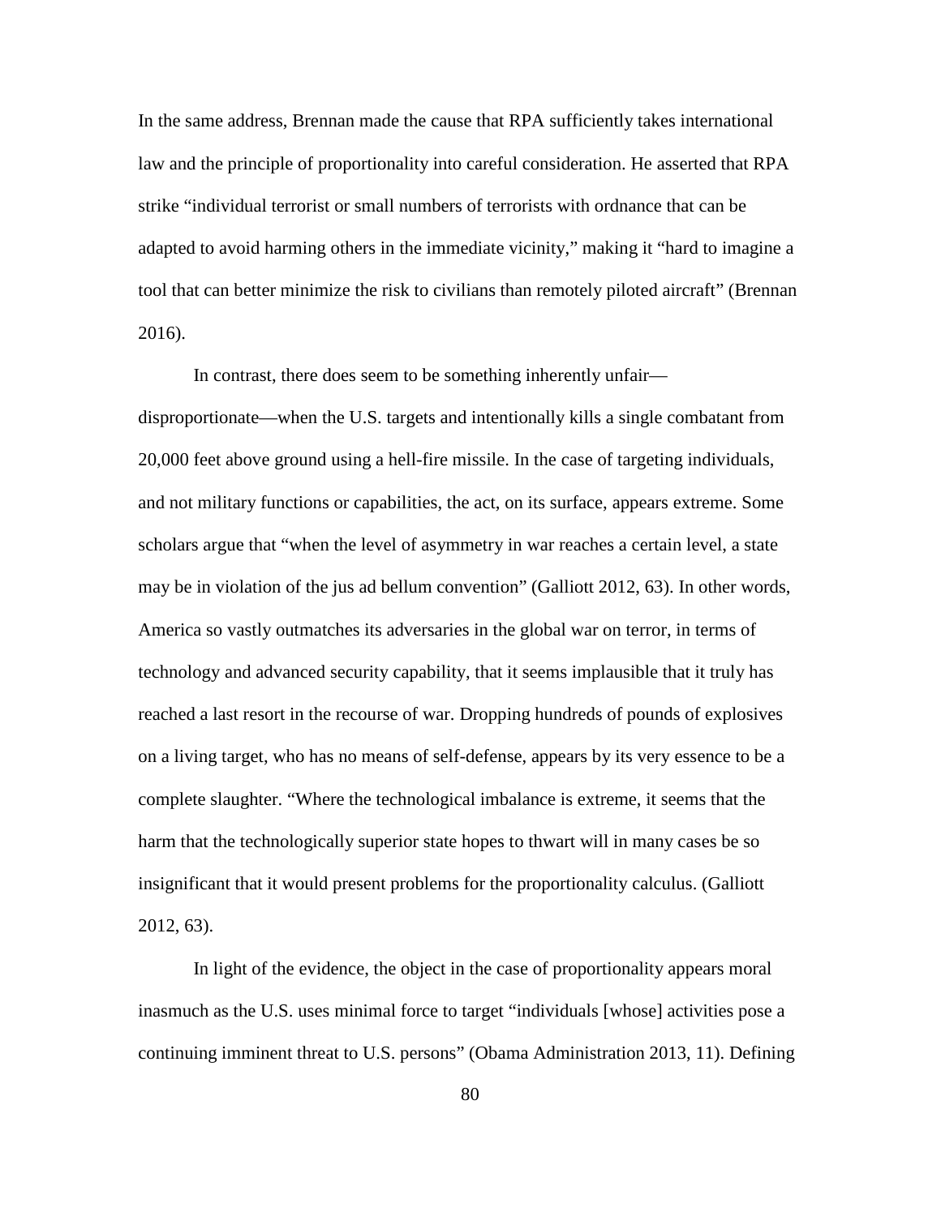In the same address, Brennan made the cause that RPA sufficiently takes international law and the principle of proportionality into careful consideration. He asserted that RPA strike "individual terrorist or small numbers of terrorists with ordnance that can be adapted to avoid harming others in the immediate vicinity," making it "hard to imagine a tool that can better minimize the risk to civilians than remotely piloted aircraft" (Brennan 2016).

In contrast, there does seem to be something inherently unfair—disproportionate—when the U.S. targets and intentionally kills a single combatant from 20,000 feet above ground using a hell-fire missile. In the case of targeting individuals, and not military functions or capabilities, the act, on its surface, appears extreme. Some scholars argue that "when the level of asymmetry in war reaches a certain level, a state may be in violation of the jus ad bellum convention" (Galliott 2012, 63). In other words, America so vastly outmatches its adversaries in the global war on terror, in terms of technology and advanced security capability, that it seems implausible that it truly has reached a last resort in the recourse of war. Dropping hundreds of pounds of explosives on a living target, who has no means of self-defense, appears by its very essence to be a complete slaughter. "Where the technological imbalance is extreme, it seems that the harm that the technologically superior state hopes to thwart will in many cases be so insignificant that it would present problems for the proportionality calculus. (Galliott 2012, 63).

In light of the evidence, the object in the case of proportionality appears moral inasmuch as the U.S. uses minimal force to target "individuals [whose] activities pose a continuing imminent threat to U.S. persons" (Obama Administration 2013, 11). Defining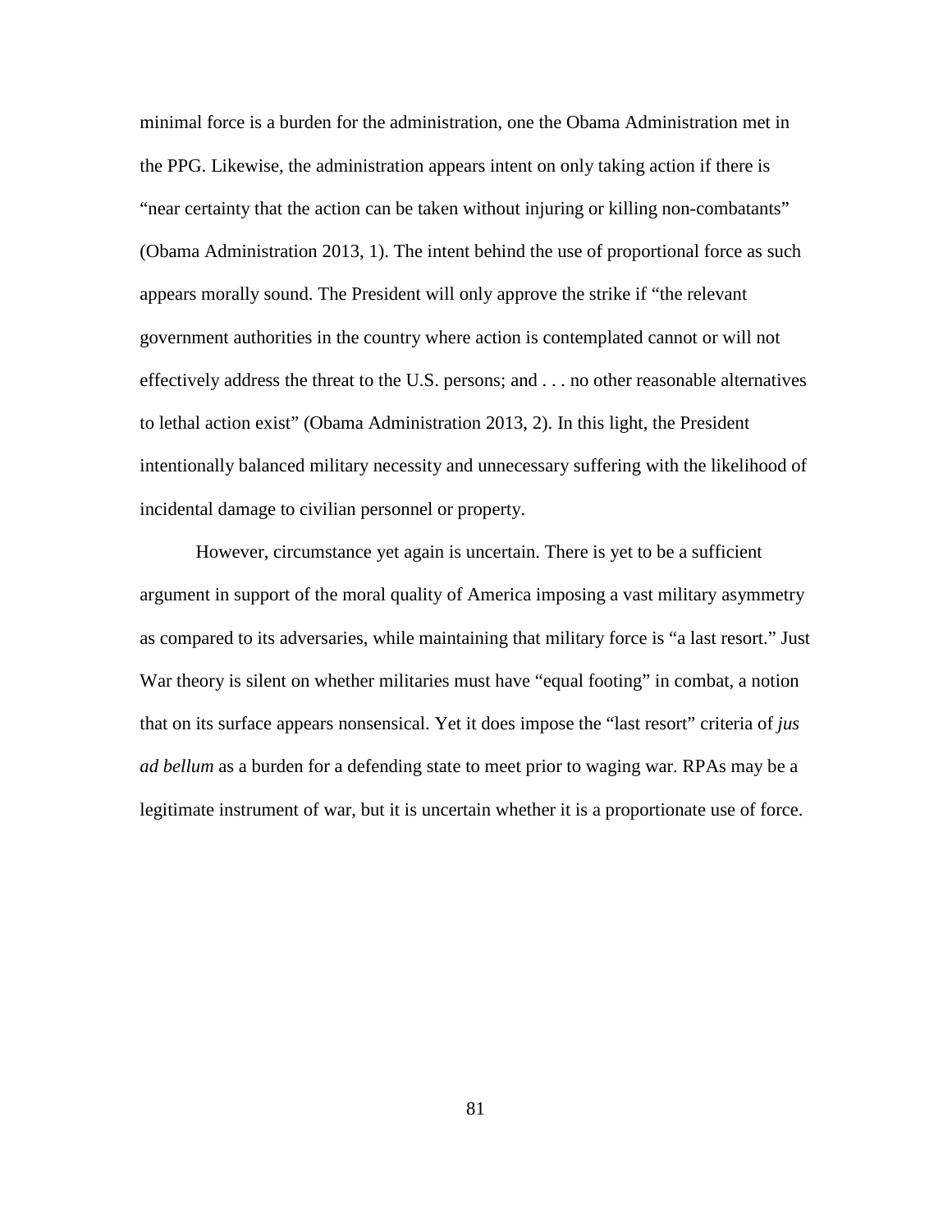minimal force is a burden for the administration, one the Obama Administration met in the PPG. Likewise, the administration appears intent on only taking action if there is "near certainty that the action can be taken without injuring or killing non-combatants" (Obama Administration 2013, 1). The intent behind the use of proportional force as such appears morally sound. The President will only approve the strike if "the relevant government authorities in the country where action is contemplated cannot or will not effectively address the threat to the U.S. persons; and . . . no other reasonable alternatives to lethal action exist" (Obama Administration 2013, 2). In this light, the President intentionally balanced military necessity and unnecessary suffering with the likelihood of incidental damage to civilian personnel or property.

However, circumstance yet again is uncertain. There is yet to be a sufficient argument in support of the moral quality of America imposing a vast military asymmetry as compared to its adversaries, while maintaining that military force is "a last resort." Just War theory is silent on whether militaries must have "equal footing" in combat, a notion that on its surface appears nonsensical. Yet it does impose the "last resort" criteria of *jus ad bellum* as a burden for a defending state to meet prior to waging war. RPAs may be a legitimate instrument of war, but it is uncertain whether it is a proportionate use of force.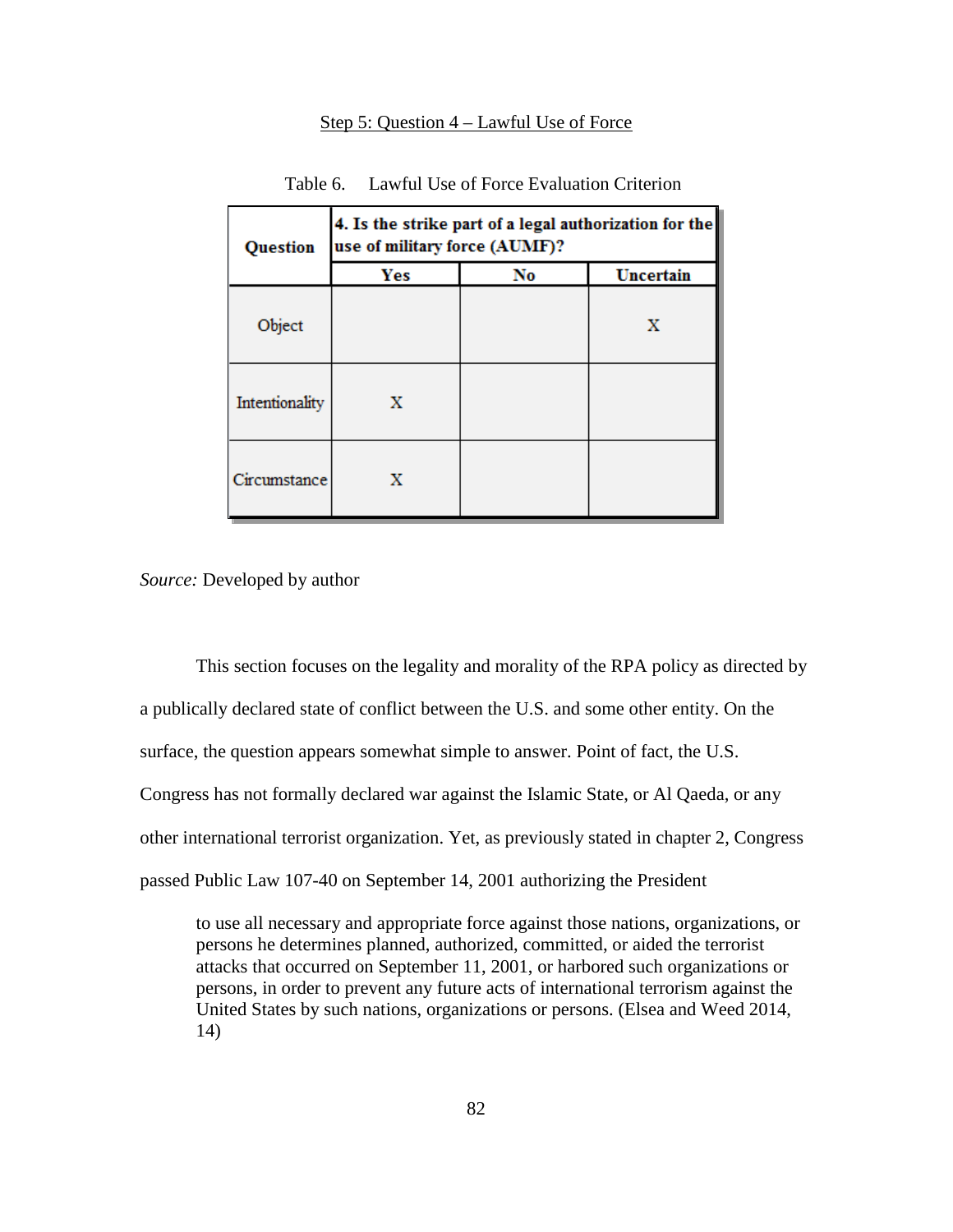Step 5: Question 4 – Lawful Use of Force

Table 6. Lawful Use of Force Evaluation Criterion

| Question | 4. Is the strike part of a legal authorization for the use of military force (AUMF)? | | |
|---|---|---|---|
| | **Yes** | **No** | **Uncertain** |
| Object | | | X |
| Intentionality | X | | |
| Circumstance | X | | |

*Source:* Developed by author

This section focuses on the legality and morality of the RPA policy as directed by a publically declared state of conflict between the U.S. and some other entity. On the surface, the question appears somewhat simple to answer. Point of fact, the U.S. Congress has not formally declared war against the Islamic State, or Al Qaeda, or any other international terrorist organization. Yet, as previously stated in chapter 2, Congress passed Public Law 107-40 on September 14, 2001 authorizing the President

> to use all necessary and appropriate force against those nations, organizations, or persons he determines planned, authorized, committed, or aided the terrorist attacks that occurred on September 11, 2001, or harbored such organizations or persons, in order to prevent any future acts of international terrorism against the United States by such nations, organizations or persons. (Elsea and Weed 2014, 14)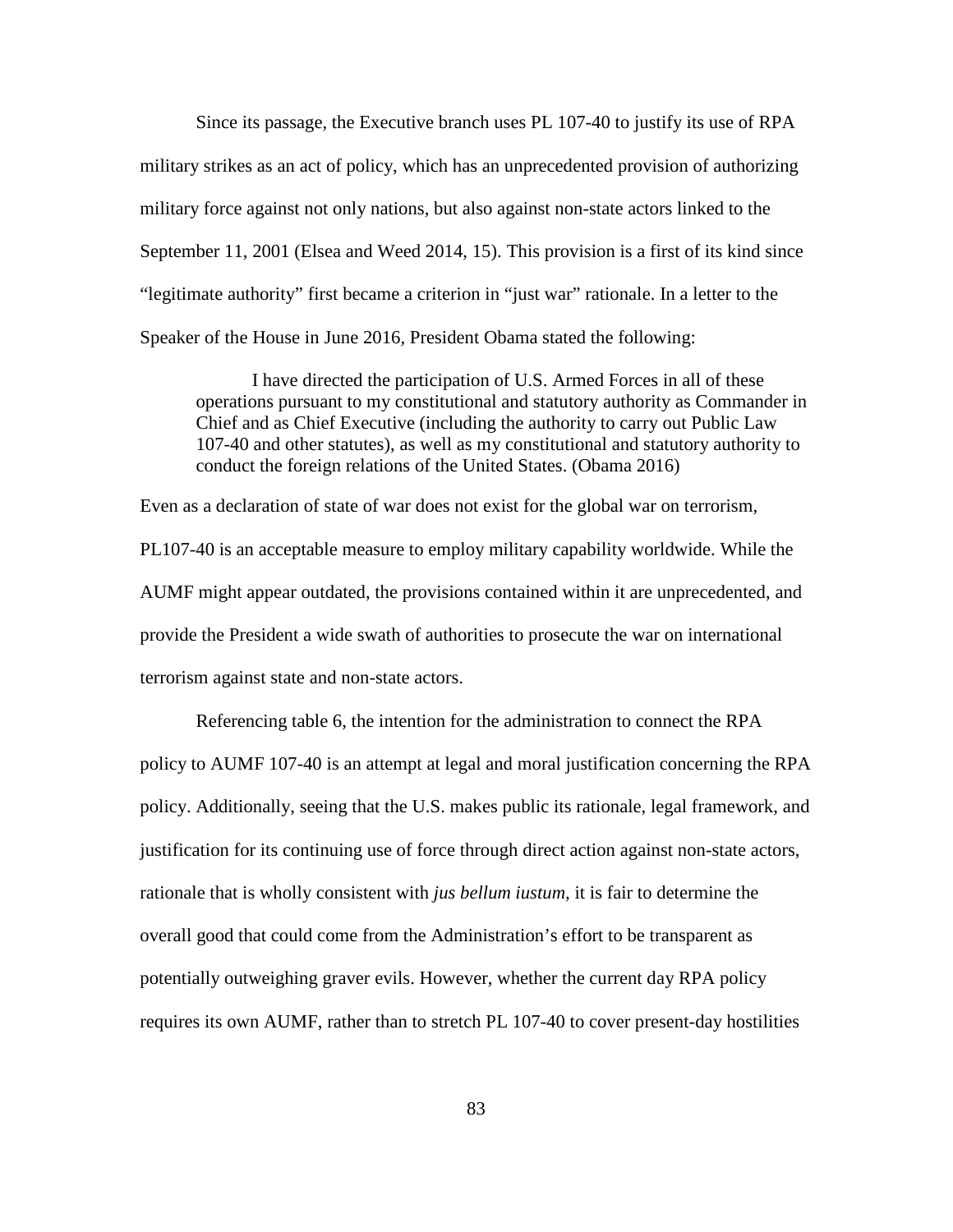Since its passage, the Executive branch uses PL 107-40 to justify its use of RPA military strikes as an act of policy, which has an unprecedented provision of authorizing military force against not only nations, but also against non-state actors linked to the September 11, 2001 (Elsea and Weed 2014, 15). This provision is a first of its kind since "legitimate authority" first became a criterion in "just war" rationale. In a letter to the Speaker of the House in June 2016, President Obama stated the following:

> I have directed the participation of U.S. Armed Forces in all of these operations pursuant to my constitutional and statutory authority as Commander in Chief and as Chief Executive (including the authority to carry out Public Law 107-40 and other statutes), as well as my constitutional and statutory authority to conduct the foreign relations of the United States. (Obama 2016)

Even as a declaration of state of war does not exist for the global war on terrorism, PL107-40 is an acceptable measure to employ military capability worldwide. While the AUMF might appear outdated, the provisions contained within it are unprecedented, and provide the President a wide swath of authorities to prosecute the war on international terrorism against state and non-state actors.

Referencing table 6, the intention for the administration to connect the RPA policy to AUMF 107-40 is an attempt at legal and moral justification concerning the RPA policy. Additionally, seeing that the U.S. makes public its rationale, legal framework, and justification for its continuing use of force through direct action against non-state actors, rationale that is wholly consistent with *jus bellum iustum*, it is fair to determine the overall good that could come from the Administration's effort to be transparent as potentially outweighing graver evils. However, whether the current day RPA policy requires its own AUMF, rather than to stretch PL 107-40 to cover present-day hostilities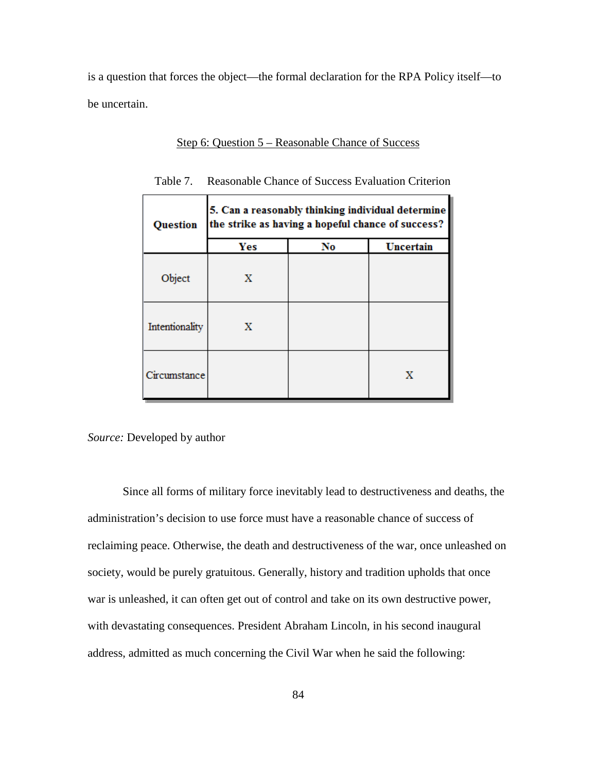is a question that forces the object—the formal declaration for the RPA Policy itself—to be uncertain.

Step 6: Question 5 – Reasonable Chance of Success

Table 7. Reasonable Chance of Success Evaluation Criterion

| **Question** | **5. Can a reasonably thinking individual determine the strike as having a hopeful chance of success?** | | |
|---|---|---|---|
| | **Yes** | **No** | **Uncertain** |
| Object | X | | |
| Intentionality | X | | |
| Circumstance | | | X |

*Source:* Developed by author

Since all forms of military force inevitably lead to destructiveness and deaths, the administration's decision to use force must have a reasonable chance of success of reclaiming peace. Otherwise, the death and destructiveness of the war, once unleashed on society, would be purely gratuitous. Generally, history and tradition upholds that once war is unleashed, it can often get out of control and take on its own destructive power, with devastating consequences. President Abraham Lincoln, in his second inaugural address, admitted as much concerning the Civil War when he said the following: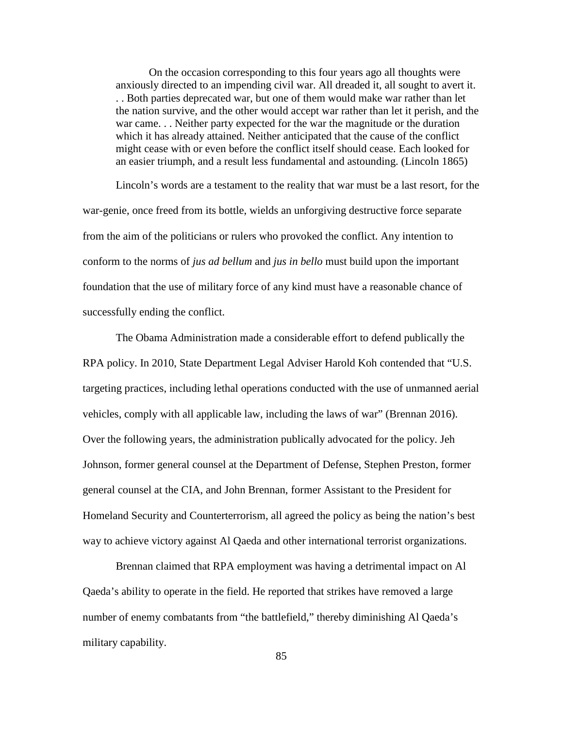> On the occasion corresponding to this four years ago all thoughts were anxiously directed to an impending civil war. All dreaded it, all sought to avert it. . . Both parties deprecated war, but one of them would make war rather than let the nation survive, and the other would accept war rather than let it perish, and the war came. . . Neither party expected for the war the magnitude or the duration which it has already attained. Neither anticipated that the cause of the conflict might cease with or even before the conflict itself should cease. Each looked for an easier triumph, and a result less fundamental and astounding. (Lincoln 1865)

Lincoln's words are a testament to the reality that war must be a last resort, for the war-genie, once freed from its bottle, wields an unforgiving destructive force separate from the aim of the politicians or rulers who provoked the conflict. Any intention to conform to the norms of *jus ad bellum* and *jus in bello* must build upon the important foundation that the use of military force of any kind must have a reasonable chance of successfully ending the conflict.

The Obama Administration made a considerable effort to defend publically the RPA policy. In 2010, State Department Legal Adviser Harold Koh contended that "U.S. targeting practices, including lethal operations conducted with the use of unmanned aerial vehicles, comply with all applicable law, including the laws of war" (Brennan 2016). Over the following years, the administration publically advocated for the policy. Jeh Johnson, former general counsel at the Department of Defense, Stephen Preston, former general counsel at the CIA, and John Brennan, former Assistant to the President for Homeland Security and Counterterrorism, all agreed the policy as being the nation's best way to achieve victory against Al Qaeda and other international terrorist organizations.

Brennan claimed that RPA employment was having a detrimental impact on Al Qaeda's ability to operate in the field. He reported that strikes have removed a large number of enemy combatants from "the battlefield," thereby diminishing Al Qaeda's military capability.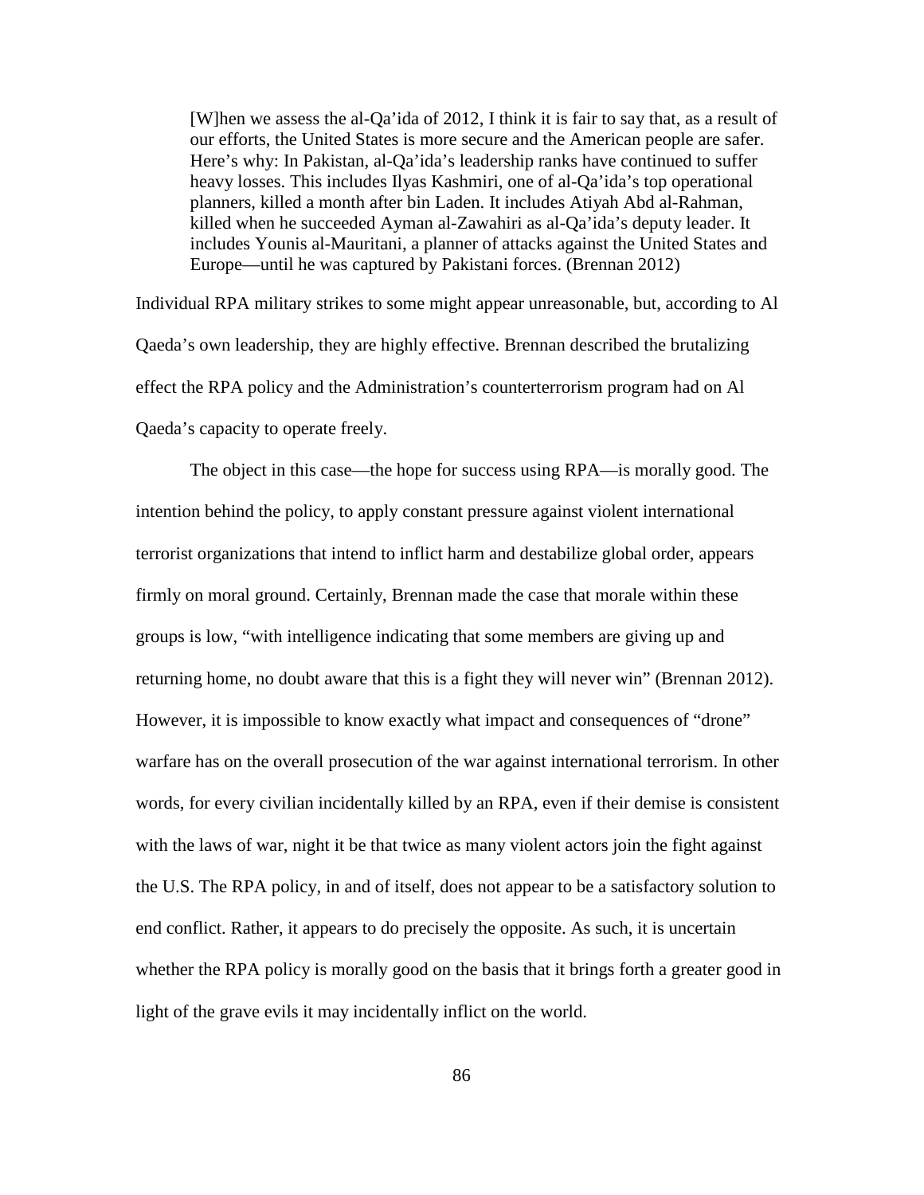> [W]hen we assess the al-Qa'ida of 2012, I think it is fair to say that, as a result of our efforts, the United States is more secure and the American people are safer. Here's why: In Pakistan, al-Qa'ida's leadership ranks have continued to suffer heavy losses. This includes Ilyas Kashmiri, one of al-Qa'ida's top operational planners, killed a month after bin Laden. It includes Atiyah Abd al-Rahman, killed when he succeeded Ayman al-Zawahiri as al-Qa'ida's deputy leader. It includes Younis al-Mauritani, a planner of attacks against the United States and Europe—until he was captured by Pakistani forces. (Brennan 2012)

Individual RPA military strikes to some might appear unreasonable, but, according to Al Qaeda's own leadership, they are highly effective. Brennan described the brutalizing effect the RPA policy and the Administration's counterterrorism program had on Al Qaeda's capacity to operate freely.

The object in this case—the hope for success using RPA—is morally good. The intention behind the policy, to apply constant pressure against violent international terrorist organizations that intend to inflict harm and destabilize global order, appears firmly on moral ground. Certainly, Brennan made the case that morale within these groups is low, "with intelligence indicating that some members are giving up and returning home, no doubt aware that this is a fight they will never win" (Brennan 2012). However, it is impossible to know exactly what impact and consequences of "drone" warfare has on the overall prosecution of the war against international terrorism. In other words, for every civilian incidentally killed by an RPA, even if their demise is consistent with the laws of war, night it be that twice as many violent actors join the fight against the U.S. The RPA policy, in and of itself, does not appear to be a satisfactory solution to end conflict. Rather, it appears to do precisely the opposite. As such, it is uncertain whether the RPA policy is morally good on the basis that it brings forth a greater good in light of the grave evils it may incidentally inflict on the world.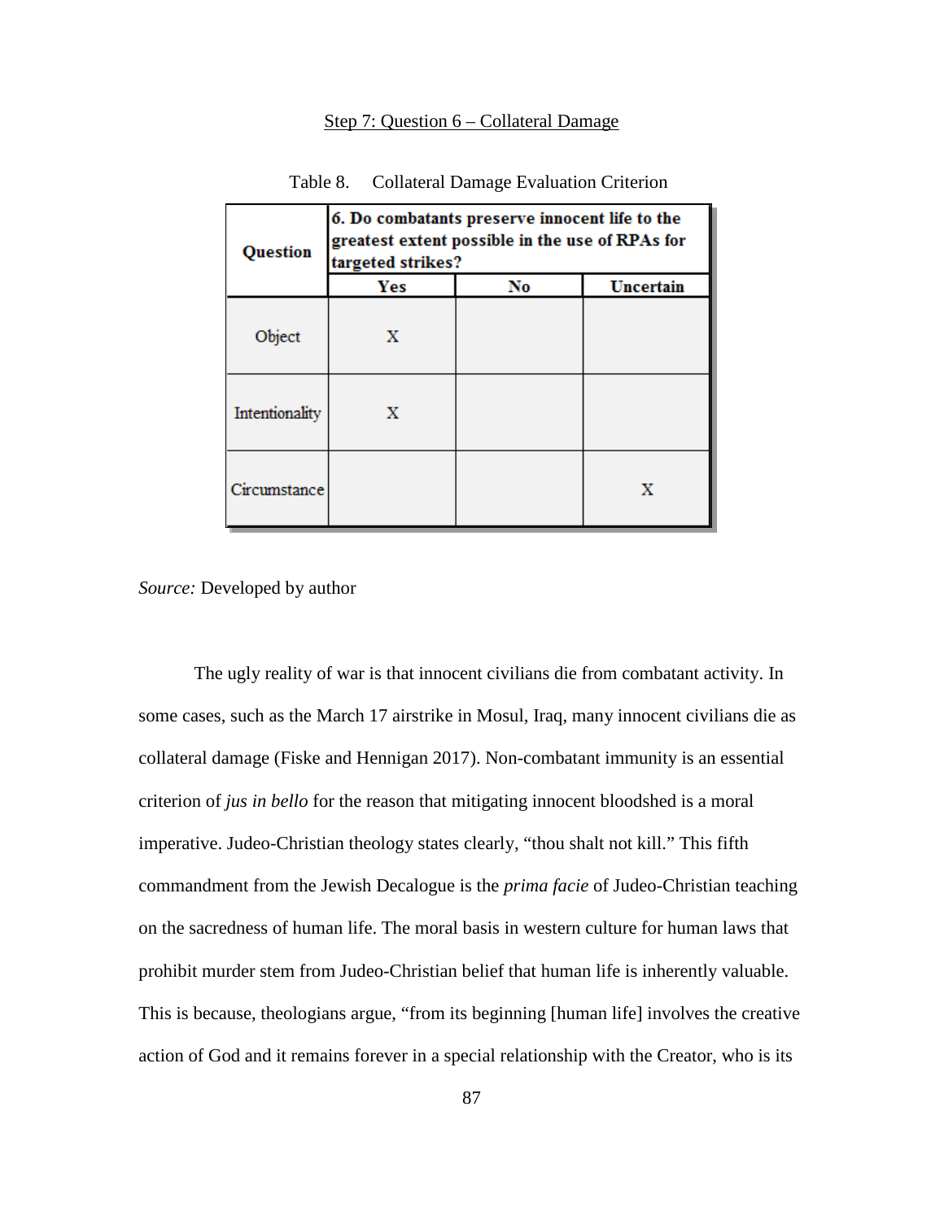Step 7: Question 6 – Collateral Damage

Table 8. Collateral Damage Evaluation Criterion

| Question | 6. Do combatants preserve innocent life to the greatest extent possible in the use of RPAs for targeted strikes? | | |
|---|---|---|---|
| | **Yes** | **No** | **Uncertain** |
| Object | X | | |
| Intentionality | X | | |
| Circumstance | | | X |

*Source:* Developed by author

The ugly reality of war is that innocent civilians die from combatant activity. In some cases, such as the March 17 airstrike in Mosul, Iraq, many innocent civilians die as collateral damage (Fiske and Hennigan 2017). Non-combatant immunity is an essential criterion of *jus in bello* for the reason that mitigating innocent bloodshed is a moral imperative. Judeo-Christian theology states clearly, "thou shalt not kill." This fifth commandment from the Jewish Decalogue is the *prima facie* of Judeo-Christian teaching on the sacredness of human life. The moral basis in western culture for human laws that prohibit murder stem from Judeo-Christian belief that human life is inherently valuable. This is because, theologians argue, "from its beginning [human life] involves the creative action of God and it remains forever in a special relationship with the Creator, who is its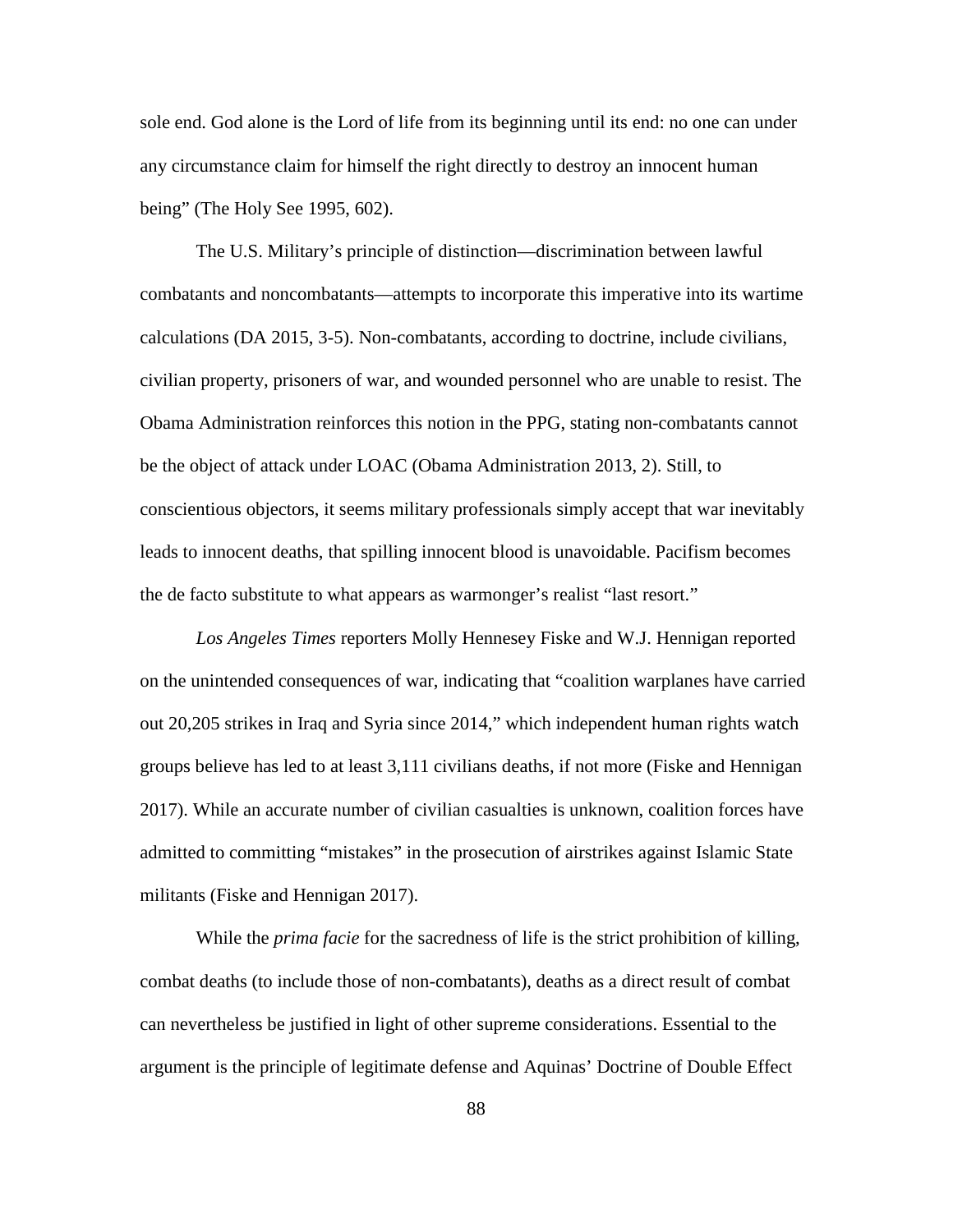sole end. God alone is the Lord of life from its beginning until its end: no one can under any circumstance claim for himself the right directly to destroy an innocent human being" (The Holy See 1995, 602).

The U.S. Military's principle of distinction—discrimination between lawful combatants and noncombatants—attempts to incorporate this imperative into its wartime calculations (DA 2015, 3-5). Non-combatants, according to doctrine, include civilians, civilian property, prisoners of war, and wounded personnel who are unable to resist. The Obama Administration reinforces this notion in the PPG, stating non-combatants cannot be the object of attack under LOAC (Obama Administration 2013, 2). Still, to conscientious objectors, it seems military professionals simply accept that war inevitably leads to innocent deaths, that spilling innocent blood is unavoidable. Pacifism becomes the de facto substitute to what appears as warmonger's realist "last resort."

*Los Angeles Times* reporters Molly Hennesey Fiske and W.J. Hennigan reported on the unintended consequences of war, indicating that "coalition warplanes have carried out 20,205 strikes in Iraq and Syria since 2014," which independent human rights watch groups believe has led to at least 3,111 civilians deaths, if not more (Fiske and Hennigan 2017). While an accurate number of civilian casualties is unknown, coalition forces have admitted to committing "mistakes" in the prosecution of airstrikes against Islamic State militants (Fiske and Hennigan 2017).

While the *prima facie* for the sacredness of life is the strict prohibition of killing, combat deaths (to include those of non-combatants), deaths as a direct result of combat can nevertheless be justified in light of other supreme considerations. Essential to the argument is the principle of legitimate defense and Aquinas' Doctrine of Double Effect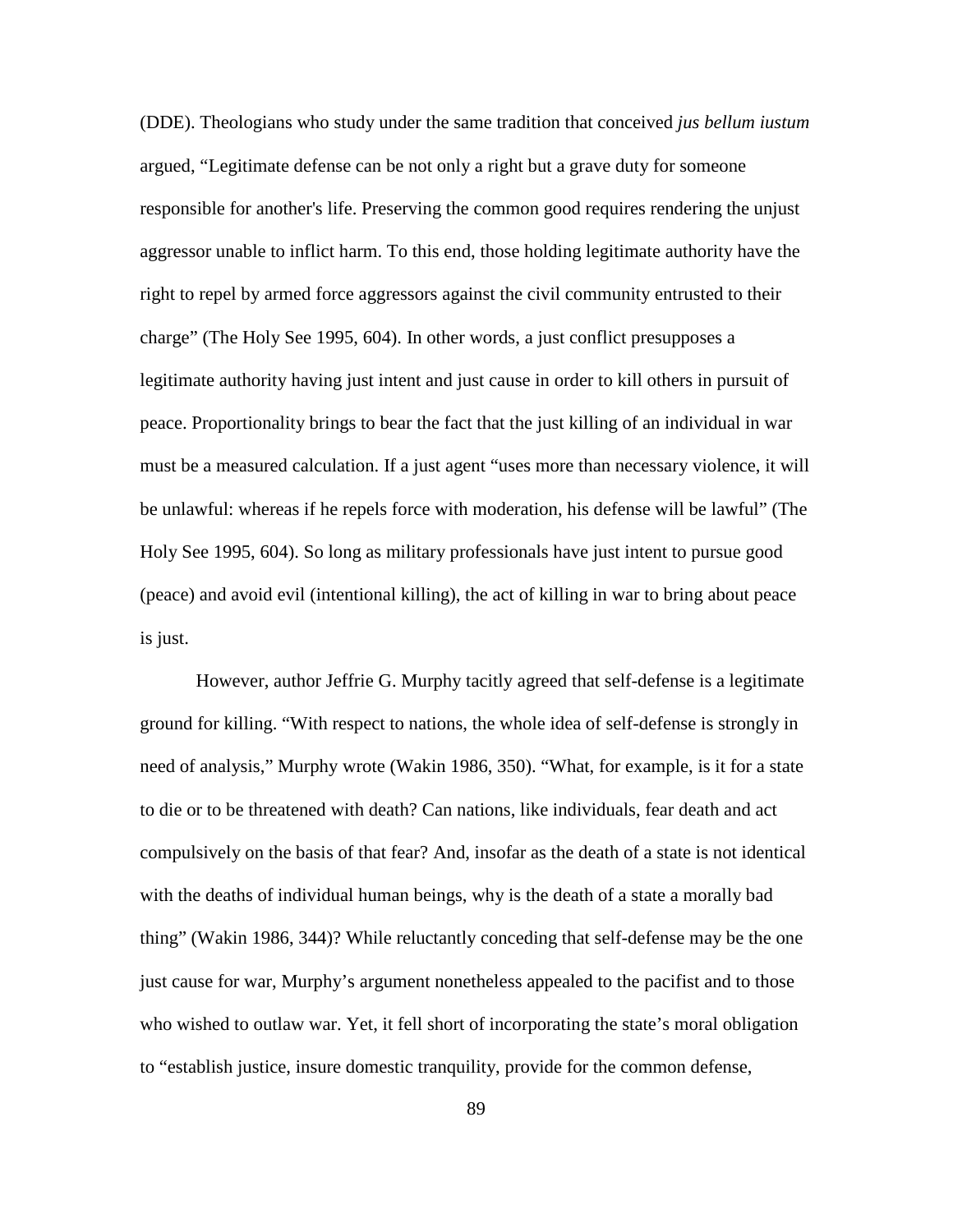(DDE). Theologians who study under the same tradition that conceived *jus bellum iustum* argued, "Legitimate defense can be not only a right but a grave duty for someone responsible for another's life. Preserving the common good requires rendering the unjust aggressor unable to inflict harm. To this end, those holding legitimate authority have the right to repel by armed force aggressors against the civil community entrusted to their charge" (The Holy See 1995, 604). In other words, a just conflict presupposes a legitimate authority having just intent and just cause in order to kill others in pursuit of peace. Proportionality brings to bear the fact that the just killing of an individual in war must be a measured calculation. If a just agent "uses more than necessary violence, it will be unlawful: whereas if he repels force with moderation, his defense will be lawful" (The Holy See 1995, 604). So long as military professionals have just intent to pursue good (peace) and avoid evil (intentional killing), the act of killing in war to bring about peace is just.

However, author Jeffrie G. Murphy tacitly agreed that self-defense is a legitimate ground for killing. "With respect to nations, the whole idea of self-defense is strongly in need of analysis," Murphy wrote (Wakin 1986, 350). "What, for example, is it for a state to die or to be threatened with death? Can nations, like individuals, fear death and act compulsively on the basis of that fear? And, insofar as the death of a state is not identical with the deaths of individual human beings, why is the death of a state a morally bad thing" (Wakin 1986, 344)? While reluctantly conceding that self-defense may be the one just cause for war, Murphy's argument nonetheless appealed to the pacifist and to those who wished to outlaw war. Yet, it fell short of incorporating the state's moral obligation to "establish justice, insure domestic tranquility, provide for the common defense,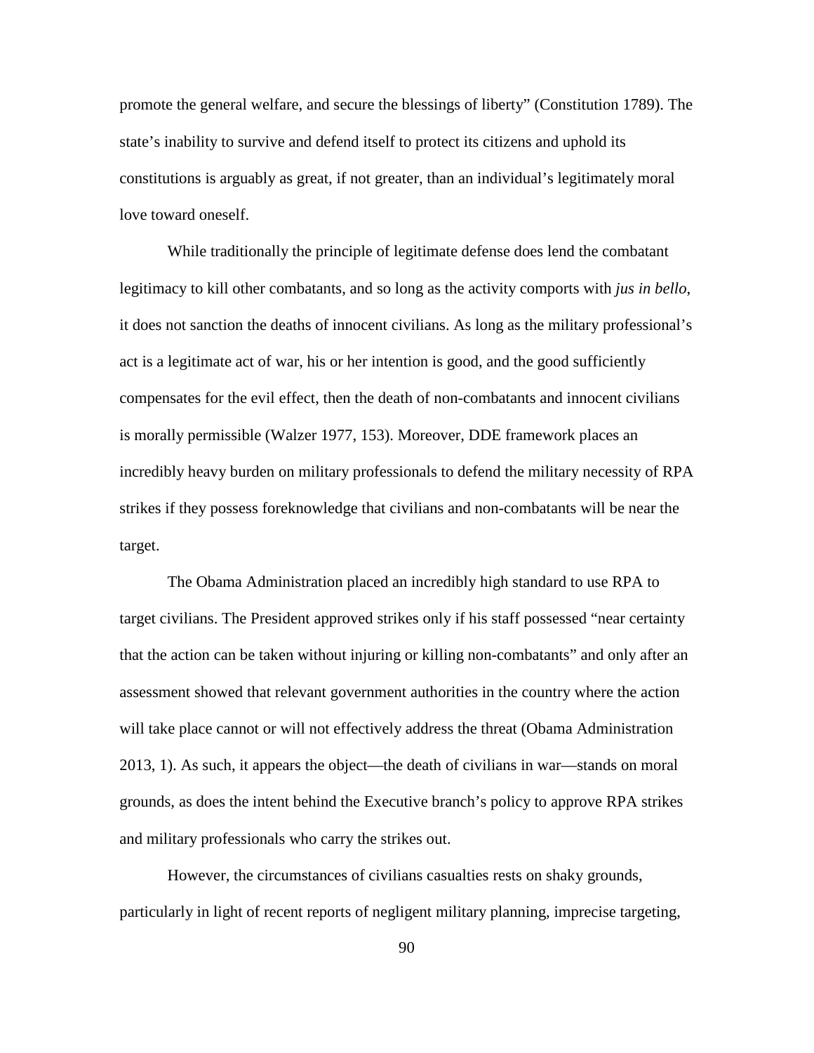promote the general welfare, and secure the blessings of liberty" (Constitution 1789). The state's inability to survive and defend itself to protect its citizens and uphold its constitutions is arguably as great, if not greater, than an individual's legitimately moral love toward oneself.

While traditionally the principle of legitimate defense does lend the combatant legitimacy to kill other combatants, and so long as the activity comports with *jus in bello*, it does not sanction the deaths of innocent civilians. As long as the military professional's act is a legitimate act of war, his or her intention is good, and the good sufficiently compensates for the evil effect, then the death of non-combatants and innocent civilians is morally permissible (Walzer 1977, 153). Moreover, DDE framework places an incredibly heavy burden on military professionals to defend the military necessity of RPA strikes if they possess foreknowledge that civilians and non-combatants will be near the target.

The Obama Administration placed an incredibly high standard to use RPA to target civilians. The President approved strikes only if his staff possessed "near certainty that the action can be taken without injuring or killing non-combatants" and only after an assessment showed that relevant government authorities in the country where the action will take place cannot or will not effectively address the threat (Obama Administration 2013, 1). As such, it appears the object—the death of civilians in war—stands on moral grounds, as does the intent behind the Executive branch's policy to approve RPA strikes and military professionals who carry the strikes out.

However, the circumstances of civilians casualties rests on shaky grounds, particularly in light of recent reports of negligent military planning, imprecise targeting,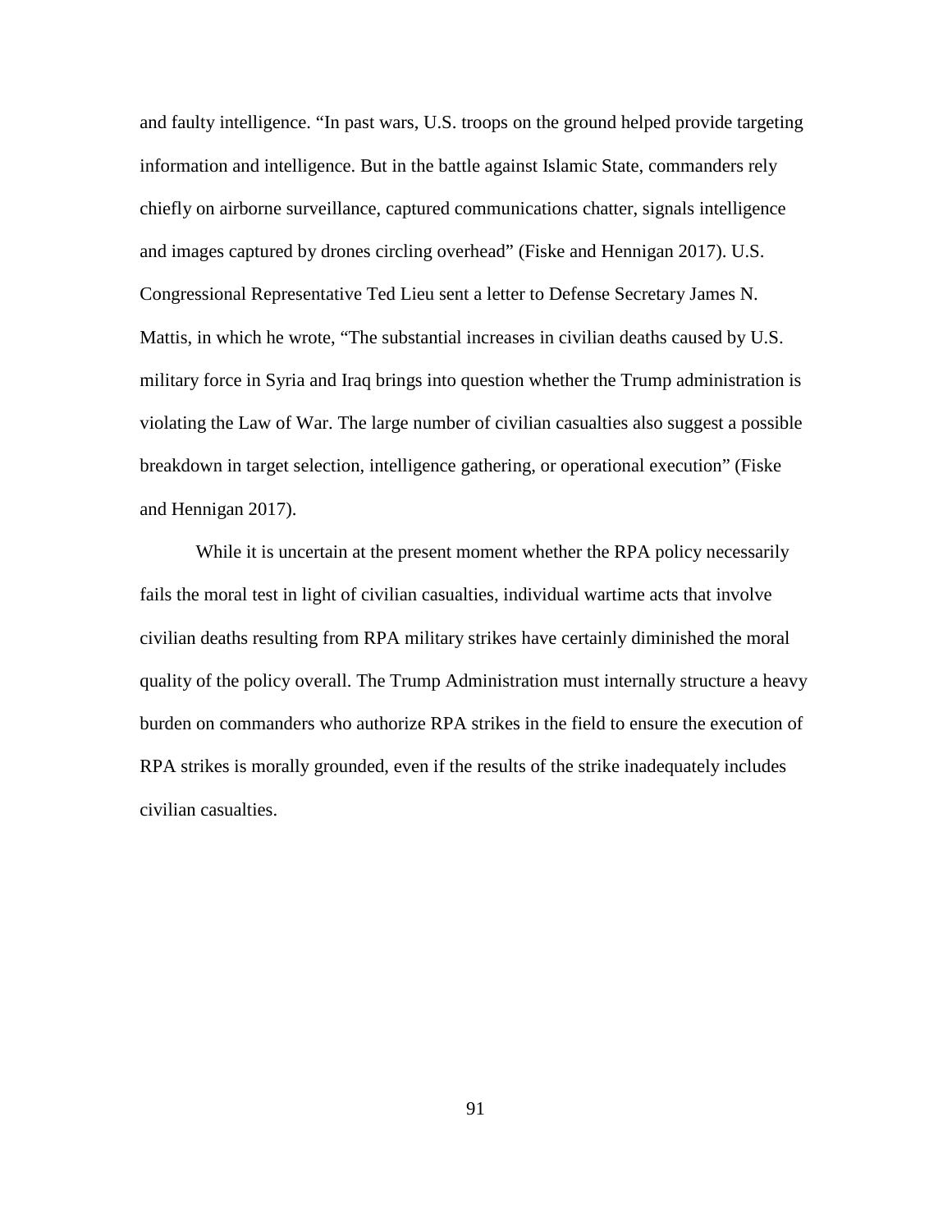and faulty intelligence. “In past wars, U.S. troops on the ground helped provide targeting information and intelligence. But in the battle against Islamic State, commanders rely chiefly on airborne surveillance, captured communications chatter, signals intelligence and images captured by drones circling overhead” (Fiske and Hennigan 2017). U.S. Congressional Representative Ted Lieu sent a letter to Defense Secretary James N. Mattis, in which he wrote, “The substantial increases in civilian deaths caused by U.S. military force in Syria and Iraq brings into question whether the Trump administration is violating the Law of War. The large number of civilian casualties also suggest a possible breakdown in target selection, intelligence gathering, or operational execution” (Fiske and Hennigan 2017).

While it is uncertain at the present moment whether the RPA policy necessarily fails the moral test in light of civilian casualties, individual wartime acts that involve civilian deaths resulting from RPA military strikes have certainly diminished the moral quality of the policy overall. The Trump Administration must internally structure a heavy burden on commanders who authorize RPA strikes in the field to ensure the execution of RPA strikes is morally grounded, even if the results of the strike inadequately includes civilian casualties.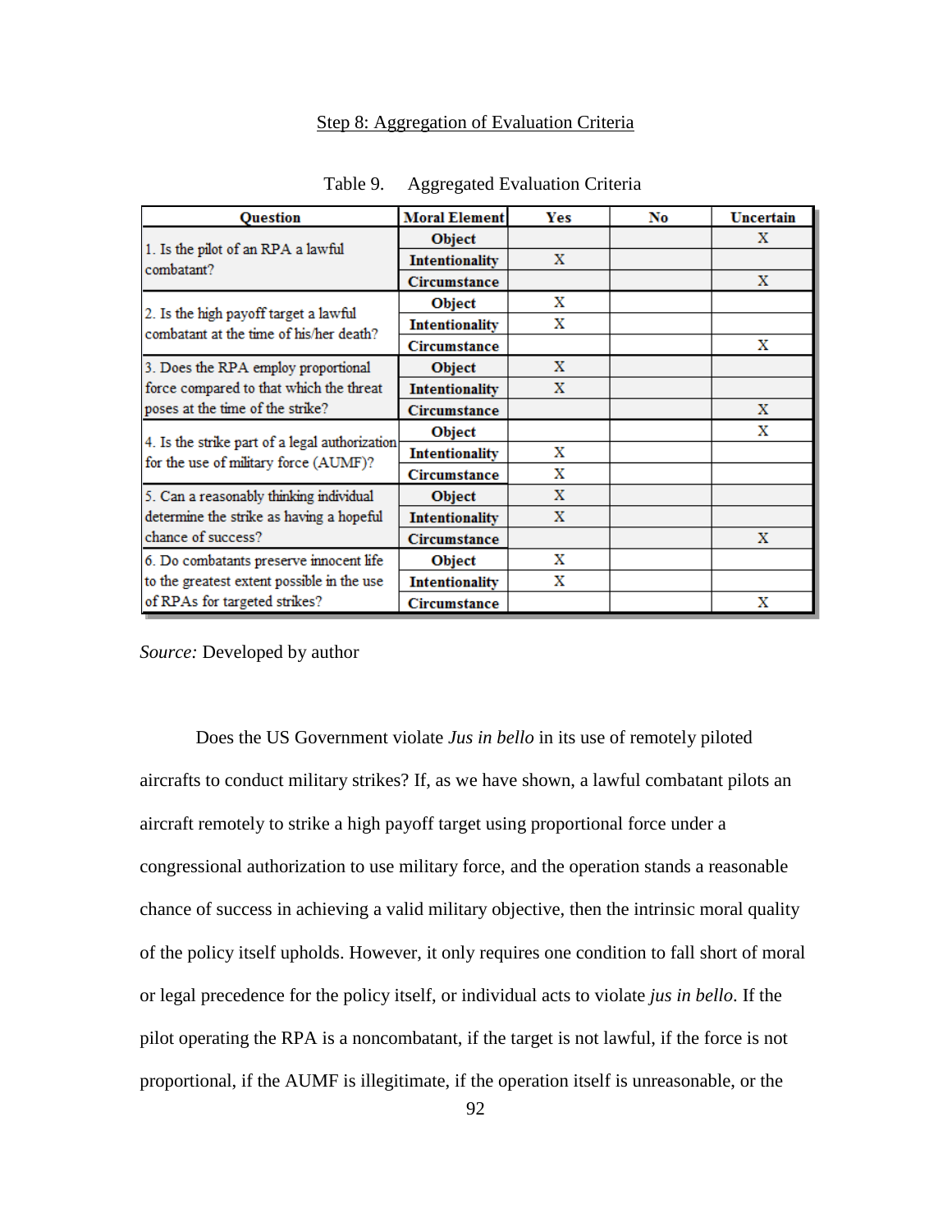Step 8: Aggregation of Evaluation Criteria

Table 9. Aggregated Evaluation Criteria

| Question | Moral Element | Yes | No | Uncertain |
|---|---|---|---|---|
| 1. Is the pilot of an RPA a lawful combatant? | Object | | | X |
| | Intentionality | X | | |
| | Circumstance | | | X |
| 2. Is the high payoff target a lawful combatant at the time of his/her death? | Object | X | | |
| | Intentionality | X | | |
| | Circumstance | | | X |
| 3. Does the RPA employ proportional force compared to that which the threat poses at the time of the strike? | Object | X | | |
| | Intentionality | X | | |
| | Circumstance | | | X |
| 4. Is the strike part of a legal authorization for the use of military force (AUMF)? | Object | | | X |
| | Intentionality | X | | |
| | Circumstance | X | | |
| 5. Can a reasonably thinking individual determine the strike as having a hopeful chance of success? | Object | X | | |
| | Intentionality | X | | |
| | Circumstance | | | X |
| 6. Do combatants preserve innocent life to the greatest extent possible in the use of RPAs for targeted strikes? | Object | X | | |
| | Intentionality | X | | |
| | Circumstance | | | X |

*Source:* Developed by author

Does the US Government violate *Jus in bello* in its use of remotely piloted aircrafts to conduct military strikes? If, as we have shown, a lawful combatant pilots an aircraft remotely to strike a high payoff target using proportional force under a congressional authorization to use military force, and the operation stands a reasonable chance of success in achieving a valid military objective, then the intrinsic moral quality of the policy itself upholds. However, it only requires one condition to fall short of moral or legal precedence for the policy itself, or individual acts to violate *jus in bello*. If the pilot operating the RPA is a noncombatant, if the target is not lawful, if the force is not proportional, if the AUMF is illegitimate, if the operation itself is unreasonable, or the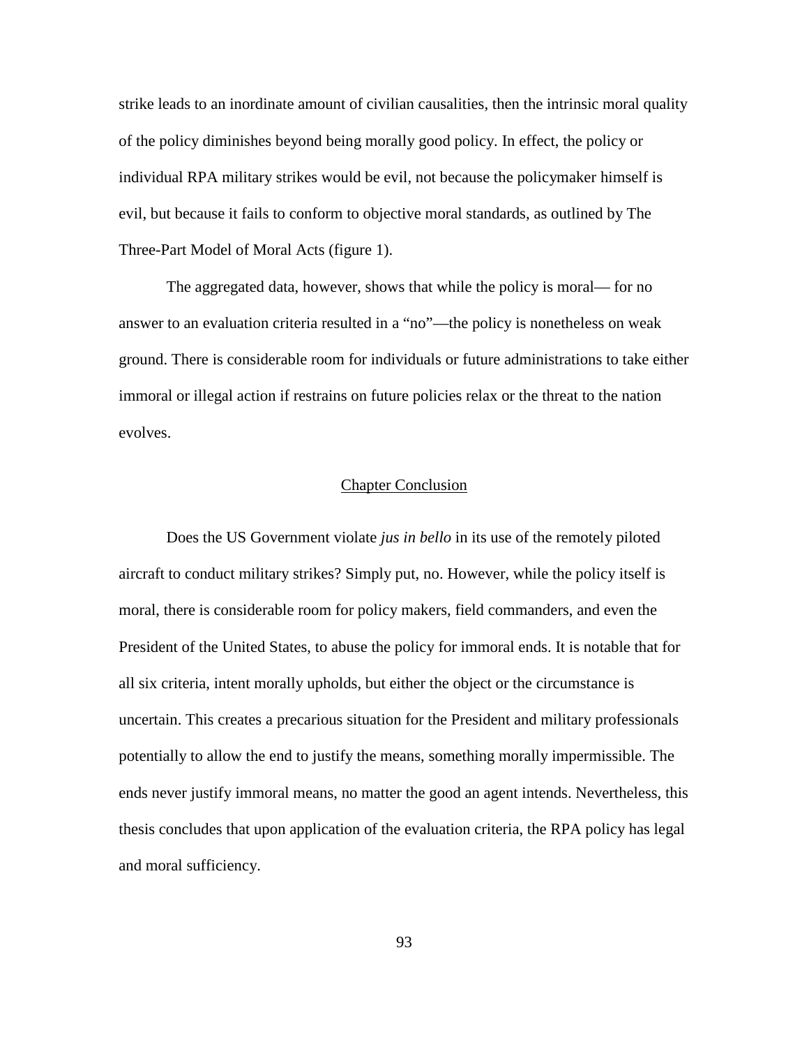strike leads to an inordinate amount of civilian causalities, then the intrinsic moral quality of the policy diminishes beyond being morally good policy. In effect, the policy or individual RPA military strikes would be evil, not because the policymaker himself is evil, but because it fails to conform to objective moral standards, as outlined by The Three-Part Model of Moral Acts (figure 1).

The aggregated data, however, shows that while the policy is moral— for no answer to an evaluation criteria resulted in a "no"—the policy is nonetheless on weak ground. There is considerable room for individuals or future administrations to take either immoral or illegal action if restrains on future policies relax or the threat to the nation evolves.

## Chapter Conclusion

Does the US Government violate *jus in bello* in its use of the remotely piloted aircraft to conduct military strikes? Simply put, no. However, while the policy itself is moral, there is considerable room for policy makers, field commanders, and even the President of the United States, to abuse the policy for immoral ends. It is notable that for all six criteria, intent morally upholds, but either the object or the circumstance is uncertain. This creates a precarious situation for the President and military professionals potentially to allow the end to justify the means, something morally impermissible. The ends never justify immoral means, no matter the good an agent intends. Nevertheless, this thesis concludes that upon application of the evaluation criteria, the RPA policy has legal and moral sufficiency.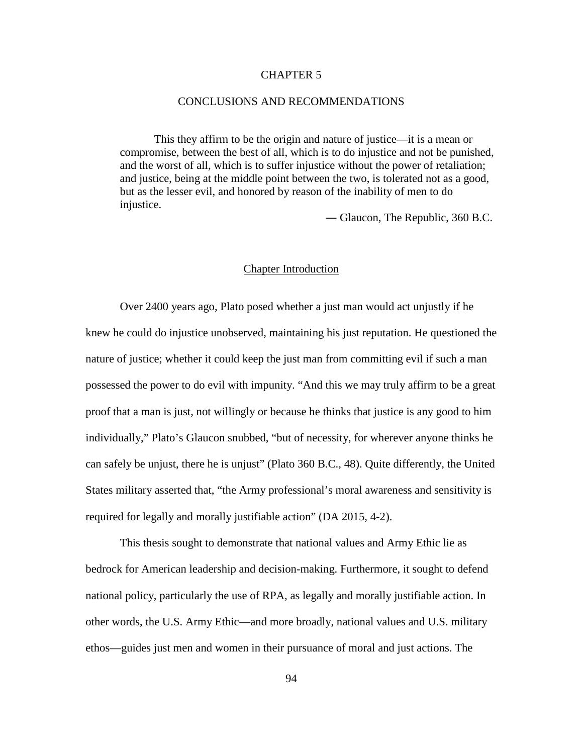# CHAPTER 5

# CONCLUSIONS AND RECOMMENDATIONS

> This they affirm to be the origin and nature of justice—it is a mean or compromise, between the best of all, which is to do injustice and not be punished, and the worst of all, which is to suffer injustice without the power of retaliation; and justice, being at the middle point between the two, is tolerated not as a good, but as the lesser evil, and honored by reason of the inability of men to do injustice.
>
> — Glaucon, The Republic, 360 B.C.

## Chapter Introduction

Over 2400 years ago, Plato posed whether a just man would act unjustly if he knew he could do injustice unobserved, maintaining his just reputation. He questioned the nature of justice; whether it could keep the just man from committing evil if such a man possessed the power to do evil with impunity. "And this we may truly affirm to be a great proof that a man is just, not willingly or because he thinks that justice is any good to him individually," Plato's Glaucon snubbed, "but of necessity, for wherever anyone thinks he can safely be unjust, there he is unjust" (Plato 360 B.C., 48). Quite differently, the United States military asserted that, "the Army professional's moral awareness and sensitivity is required for legally and morally justifiable action" (DA 2015, 4-2).

This thesis sought to demonstrate that national values and Army Ethic lie as bedrock for American leadership and decision-making. Furthermore, it sought to defend national policy, particularly the use of RPA, as legally and morally justifiable action. In other words, the U.S. Army Ethic—and more broadly, national values and U.S. military ethos—guides just men and women in their pursuance of moral and just actions. The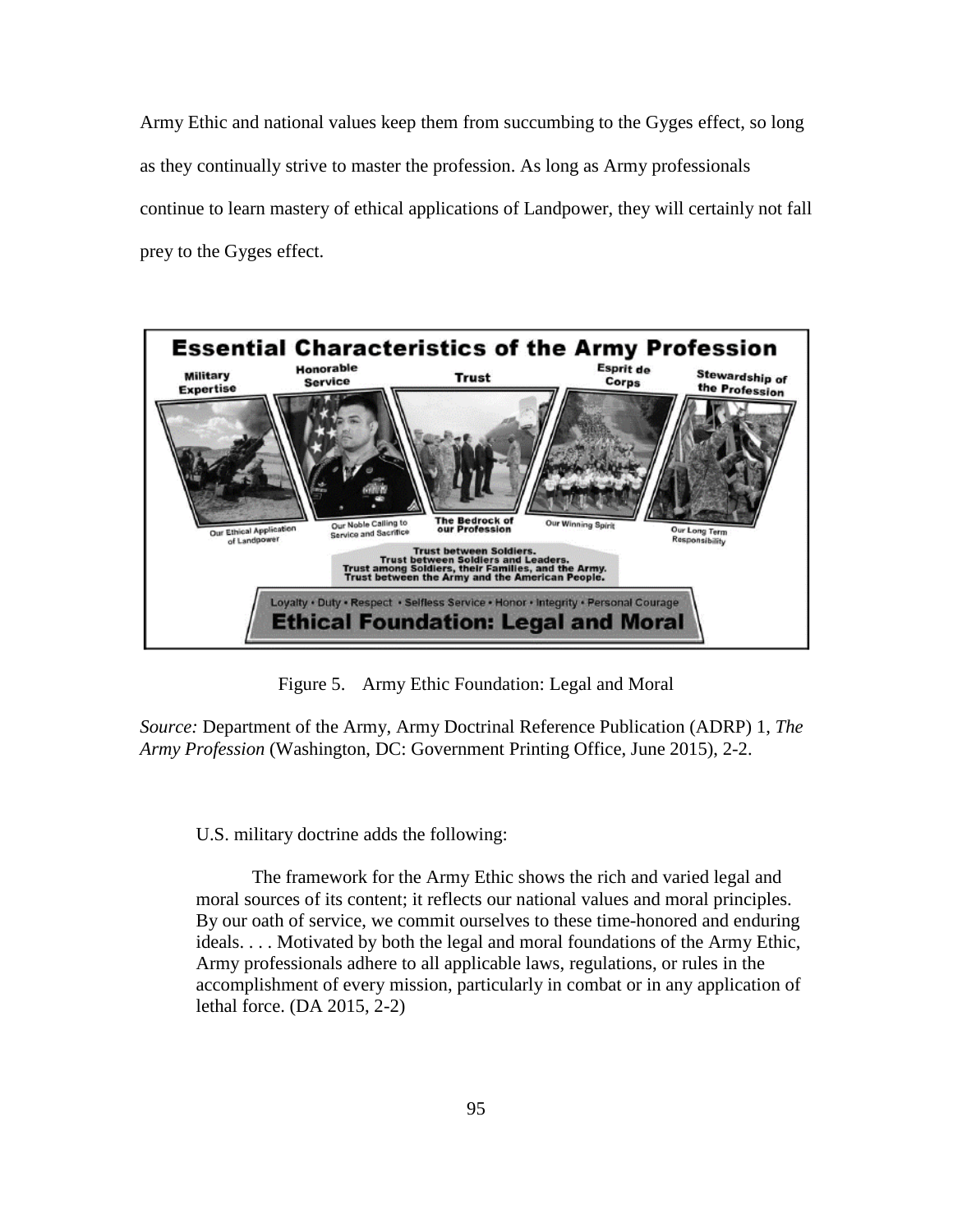Army Ethic and national values keep them from succumbing to the Gyges effect, so long as they continually strive to master the profession. As long as Army professionals continue to learn mastery of ethical applications of Landpower, they will certainly not fall prey to the Gyges effect.

Figure 5. Army Ethic Foundation: Legal and Moral

*Source:* Department of the Army, Army Doctrinal Reference Publication (ADRP) 1, *The Army Profession* (Washington, DC: Government Printing Office, June 2015), 2-2.

U.S. military doctrine adds the following:

> The framework for the Army Ethic shows the rich and varied legal and moral sources of its content; it reflects our national values and moral principles. By our oath of service, we commit ourselves to these time-honored and enduring ideals. . . . Motivated by both the legal and moral foundations of the Army Ethic, Army professionals adhere to all applicable laws, regulations, or rules in the accomplishment of every mission, particularly in combat or in any application of lethal force. (DA 2015, 2-2)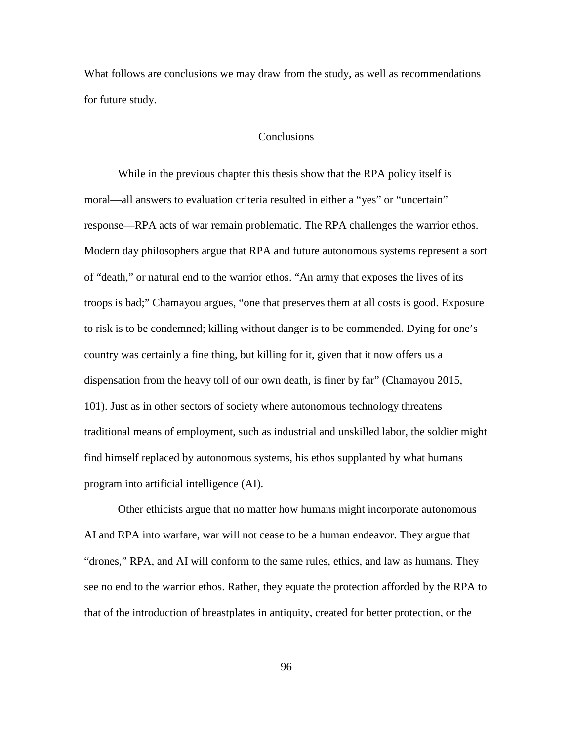What follows are conclusions we may draw from the study, as well as recommendations for future study.

## Conclusions

While in the previous chapter this thesis show that the RPA policy itself is moral—all answers to evaluation criteria resulted in either a "yes" or "uncertain" response—RPA acts of war remain problematic. The RPA challenges the warrior ethos. Modern day philosophers argue that RPA and future autonomous systems represent a sort of "death," or natural end to the warrior ethos. "An army that exposes the lives of its troops is bad;" Chamayou argues, "one that preserves them at all costs is good. Exposure to risk is to be condemned; killing without danger is to be commended. Dying for one's country was certainly a fine thing, but killing for it, given that it now offers us a dispensation from the heavy toll of our own death, is finer by far" (Chamayou 2015, 101). Just as in other sectors of society where autonomous technology threatens traditional means of employment, such as industrial and unskilled labor, the soldier might find himself replaced by autonomous systems, his ethos supplanted by what humans program into artificial intelligence (AI).

Other ethicists argue that no matter how humans might incorporate autonomous AI and RPA into warfare, war will not cease to be a human endeavor. They argue that "drones," RPA, and AI will conform to the same rules, ethics, and law as humans. They see no end to the warrior ethos. Rather, they equate the protection afforded by the RPA to that of the introduction of breastplates in antiquity, created for better protection, or the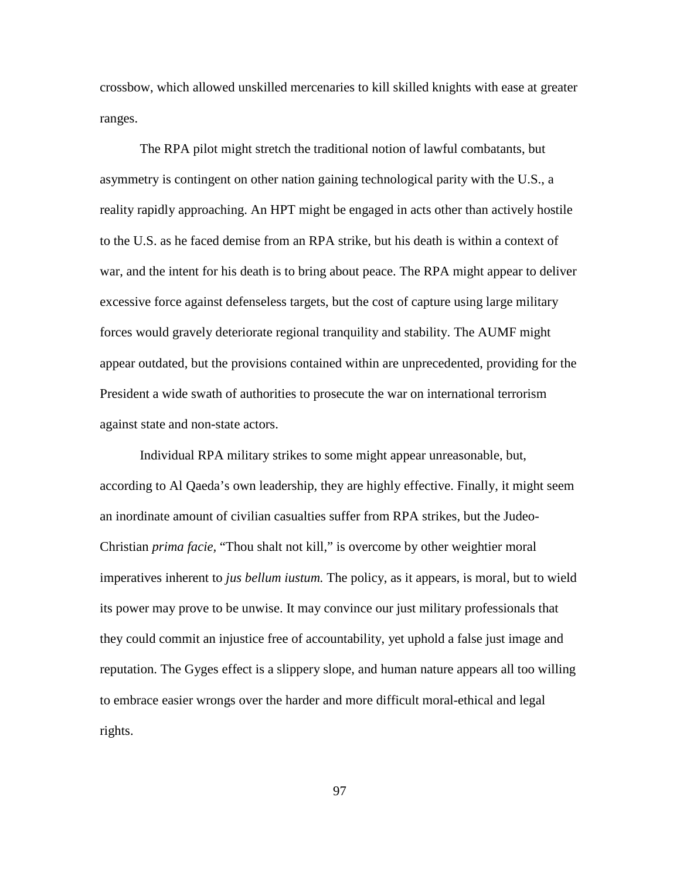crossbow, which allowed unskilled mercenaries to kill skilled knights with ease at greater ranges.

The RPA pilot might stretch the traditional notion of lawful combatants, but asymmetry is contingent on other nation gaining technological parity with the U.S., a reality rapidly approaching. An HPT might be engaged in acts other than actively hostile to the U.S. as he faced demise from an RPA strike, but his death is within a context of war, and the intent for his death is to bring about peace. The RPA might appear to deliver excessive force against defenseless targets, but the cost of capture using large military forces would gravely deteriorate regional tranquility and stability. The AUMF might appear outdated, but the provisions contained within are unprecedented, providing for the President a wide swath of authorities to prosecute the war on international terrorism against state and non-state actors.

Individual RPA military strikes to some might appear unreasonable, but, according to Al Qaeda's own leadership, they are highly effective. Finally, it might seem an inordinate amount of civilian casualties suffer from RPA strikes, but the Judeo-Christian *prima facie*, "Thou shalt not kill," is overcome by other weightier moral imperatives inherent to *jus bellum iustum.* The policy, as it appears, is moral, but to wield its power may prove to be unwise. It may convince our just military professionals that they could commit an injustice free of accountability, yet uphold a false just image and reputation. The Gyges effect is a slippery slope, and human nature appears all too willing to embrace easier wrongs over the harder and more difficult moral-ethical and legal rights.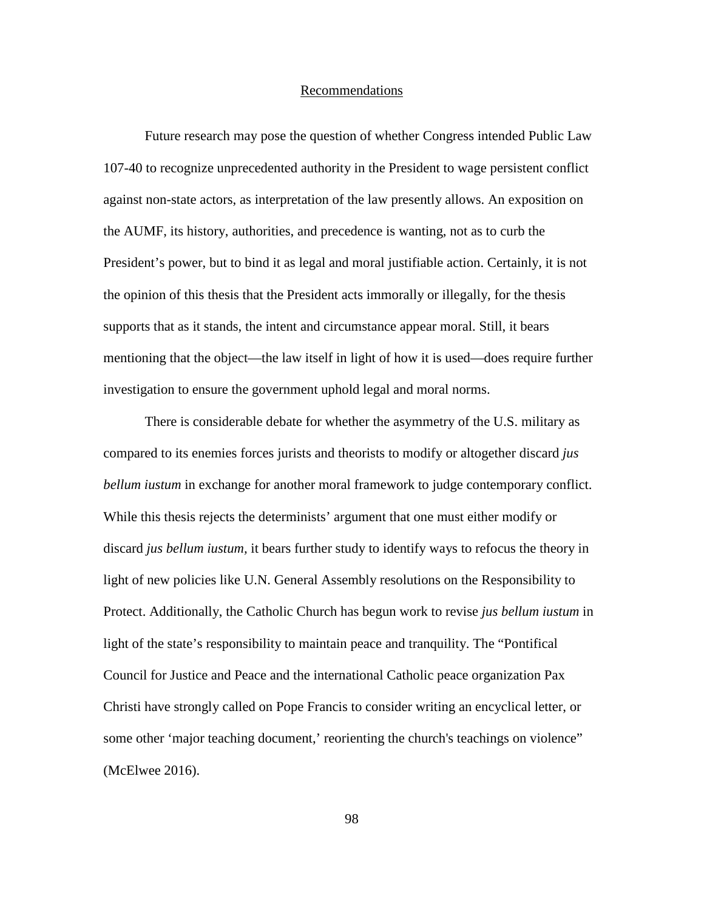## Recommendations

Future research may pose the question of whether Congress intended Public Law 107-40 to recognize unprecedented authority in the President to wage persistent conflict against non-state actors, as interpretation of the law presently allows. An exposition on the AUMF, its history, authorities, and precedence is wanting, not as to curb the President's power, but to bind it as legal and moral justifiable action. Certainly, it is not the opinion of this thesis that the President acts immorally or illegally, for the thesis supports that as it stands, the intent and circumstance appear moral. Still, it bears mentioning that the object—the law itself in light of how it is used—does require further investigation to ensure the government uphold legal and moral norms.

There is considerable debate for whether the asymmetry of the U.S. military as compared to its enemies forces jurists and theorists to modify or altogether discard *jus bellum iustum* in exchange for another moral framework to judge contemporary conflict. While this thesis rejects the determinists' argument that one must either modify or discard *jus bellum iustum*, it bears further study to identify ways to refocus the theory in light of new policies like U.N. General Assembly resolutions on the Responsibility to Protect. Additionally, the Catholic Church has begun work to revise *jus bellum iustum* in light of the state's responsibility to maintain peace and tranquility. The "Pontifical Council for Justice and Peace and the international Catholic peace organization Pax Christi have strongly called on Pope Francis to consider writing an encyclical letter, or some other 'major teaching document,' reorienting the church's teachings on violence" (McElwee 2016).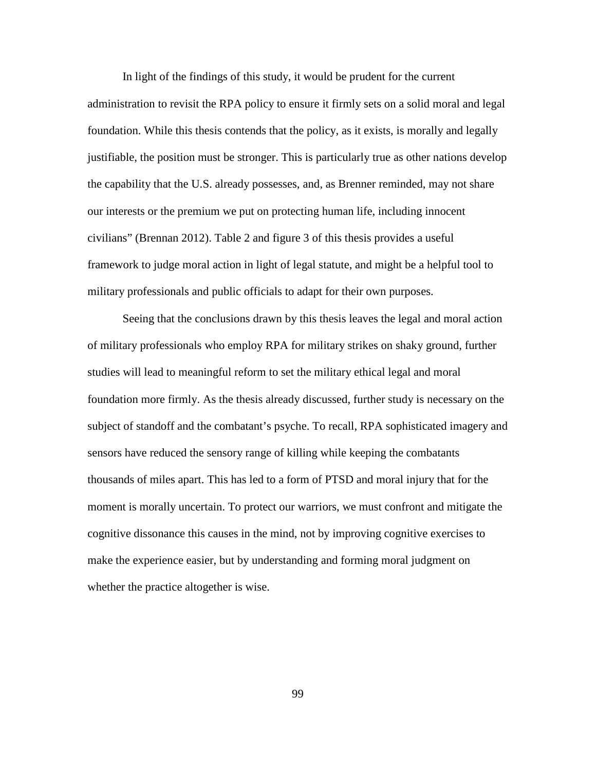In light of the findings of this study, it would be prudent for the current administration to revisit the RPA policy to ensure it firmly sets on a solid moral and legal foundation. While this thesis contends that the policy, as it exists, is morally and legally justifiable, the position must be stronger. This is particularly true as other nations develop the capability that the U.S. already possesses, and, as Brenner reminded, may not share our interests or the premium we put on protecting human life, including innocent civilians" (Brennan 2012). Table 2 and figure 3 of this thesis provides a useful framework to judge moral action in light of legal statute, and might be a helpful tool to military professionals and public officials to adapt for their own purposes.

Seeing that the conclusions drawn by this thesis leaves the legal and moral action of military professionals who employ RPA for military strikes on shaky ground, further studies will lead to meaningful reform to set the military ethical legal and moral foundation more firmly. As the thesis already discussed, further study is necessary on the subject of standoff and the combatant's psyche. To recall, RPA sophisticated imagery and sensors have reduced the sensory range of killing while keeping the combatants thousands of miles apart. This has led to a form of PTSD and moral injury that for the moment is morally uncertain. To protect our warriors, we must confront and mitigate the cognitive dissonance this causes in the mind, not by improving cognitive exercises to make the experience easier, but by understanding and forming moral judgment on whether the practice altogether is wise.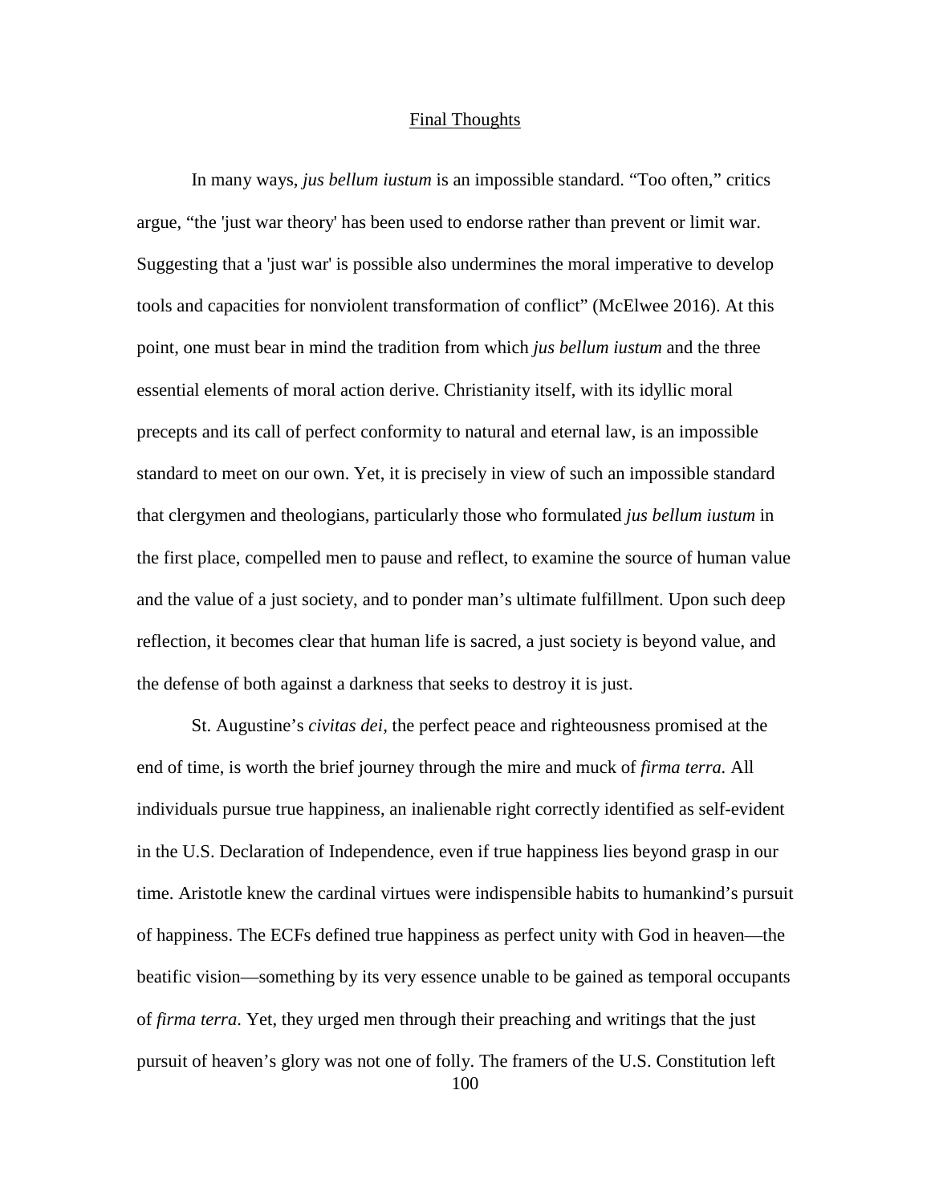## Final Thoughts

In many ways, *jus bellum iustum* is an impossible standard. "Too often," critics argue, "the 'just war theory' has been used to endorse rather than prevent or limit war. Suggesting that a 'just war' is possible also undermines the moral imperative to develop tools and capacities for nonviolent transformation of conflict" (McElwee 2016). At this point, one must bear in mind the tradition from which *jus bellum iustum* and the three essential elements of moral action derive. Christianity itself, with its idyllic moral precepts and its call of perfect conformity to natural and eternal law, is an impossible standard to meet on our own. Yet, it is precisely in view of such an impossible standard that clergymen and theologians, particularly those who formulated *jus bellum iustum* in the first place, compelled men to pause and reflect, to examine the source of human value and the value of a just society, and to ponder man's ultimate fulfillment. Upon such deep reflection, it becomes clear that human life is sacred, a just society is beyond value, and the defense of both against a darkness that seeks to destroy it is just.

St. Augustine's *civitas dei,* the perfect peace and righteousness promised at the end of time, is worth the brief journey through the mire and muck of *firma terra.* All individuals pursue true happiness, an inalienable right correctly identified as self-evident in the U.S. Declaration of Independence, even if true happiness lies beyond grasp in our time. Aristotle knew the cardinal virtues were indispensible habits to humankind's pursuit of happiness. The ECFs defined true happiness as perfect unity with God in heaven—the beatific vision—something by its very essence unable to be gained as temporal occupants of *firma terra*. Yet, they urged men through their preaching and writings that the just pursuit of heaven's glory was not one of folly. The framers of the U.S. Constitution left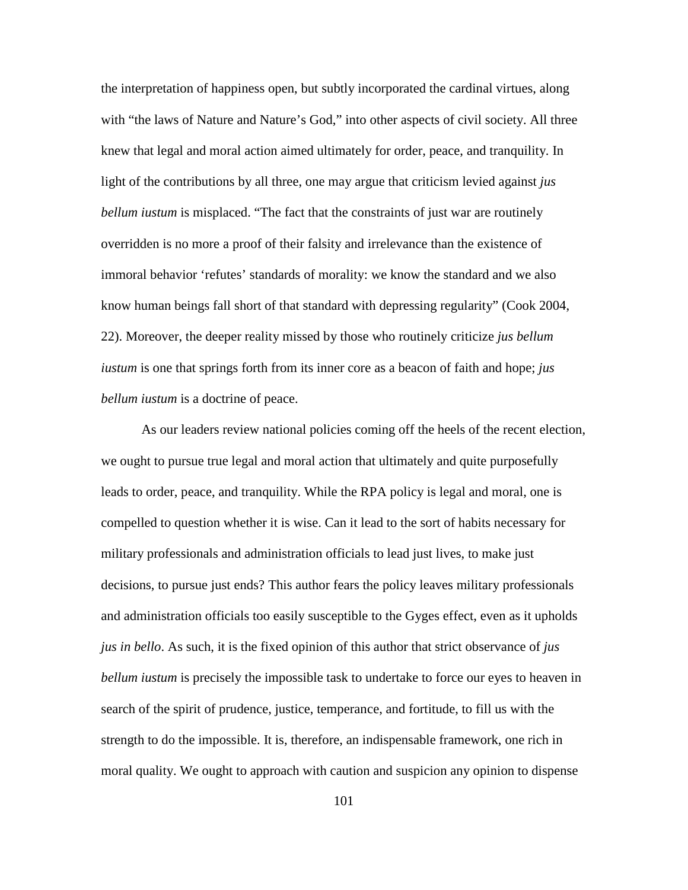the interpretation of happiness open, but subtly incorporated the cardinal virtues, along with "the laws of Nature and Nature's God," into other aspects of civil society. All three knew that legal and moral action aimed ultimately for order, peace, and tranquility. In light of the contributions by all three, one may argue that criticism levied against *jus bellum iustum* is misplaced. "The fact that the constraints of just war are routinely overridden is no more a proof of their falsity and irrelevance than the existence of immoral behavior 'refutes' standards of morality: we know the standard and we also know human beings fall short of that standard with depressing regularity" (Cook 2004, 22). Moreover, the deeper reality missed by those who routinely criticize *jus bellum iustum* is one that springs forth from its inner core as a beacon of faith and hope; *jus bellum iustum* is a doctrine of peace.

As our leaders review national policies coming off the heels of the recent election, we ought to pursue true legal and moral action that ultimately and quite purposefully leads to order, peace, and tranquility. While the RPA policy is legal and moral, one is compelled to question whether it is wise. Can it lead to the sort of habits necessary for military professionals and administration officials to lead just lives, to make just decisions, to pursue just ends? This author fears the policy leaves military professionals and administration officials too easily susceptible to the Gyges effect, even as it upholds *jus in bello*. As such, it is the fixed opinion of this author that strict observance of *jus bellum iustum* is precisely the impossible task to undertake to force our eyes to heaven in search of the spirit of prudence, justice, temperance, and fortitude, to fill us with the strength to do the impossible. It is, therefore, an indispensable framework, one rich in moral quality. We ought to approach with caution and suspicion any opinion to dispense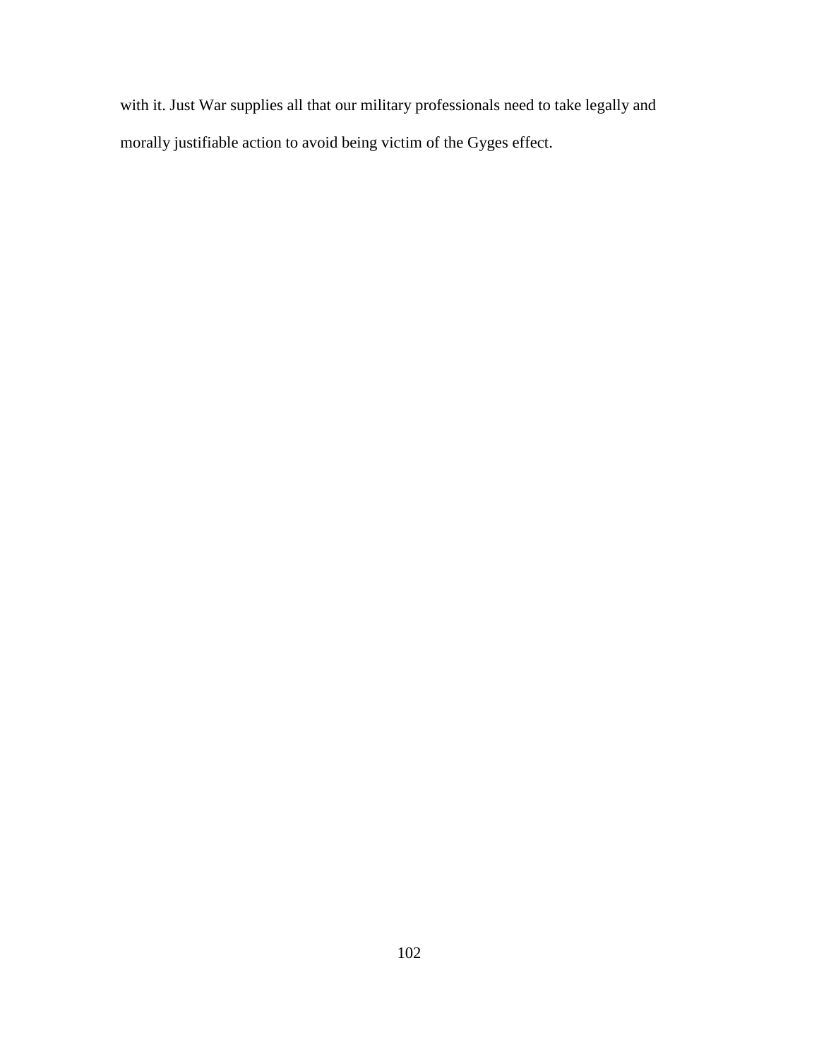with it. Just War supplies all that our military professionals need to take legally and morally justifiable action to avoid being victim of the Gyges effect.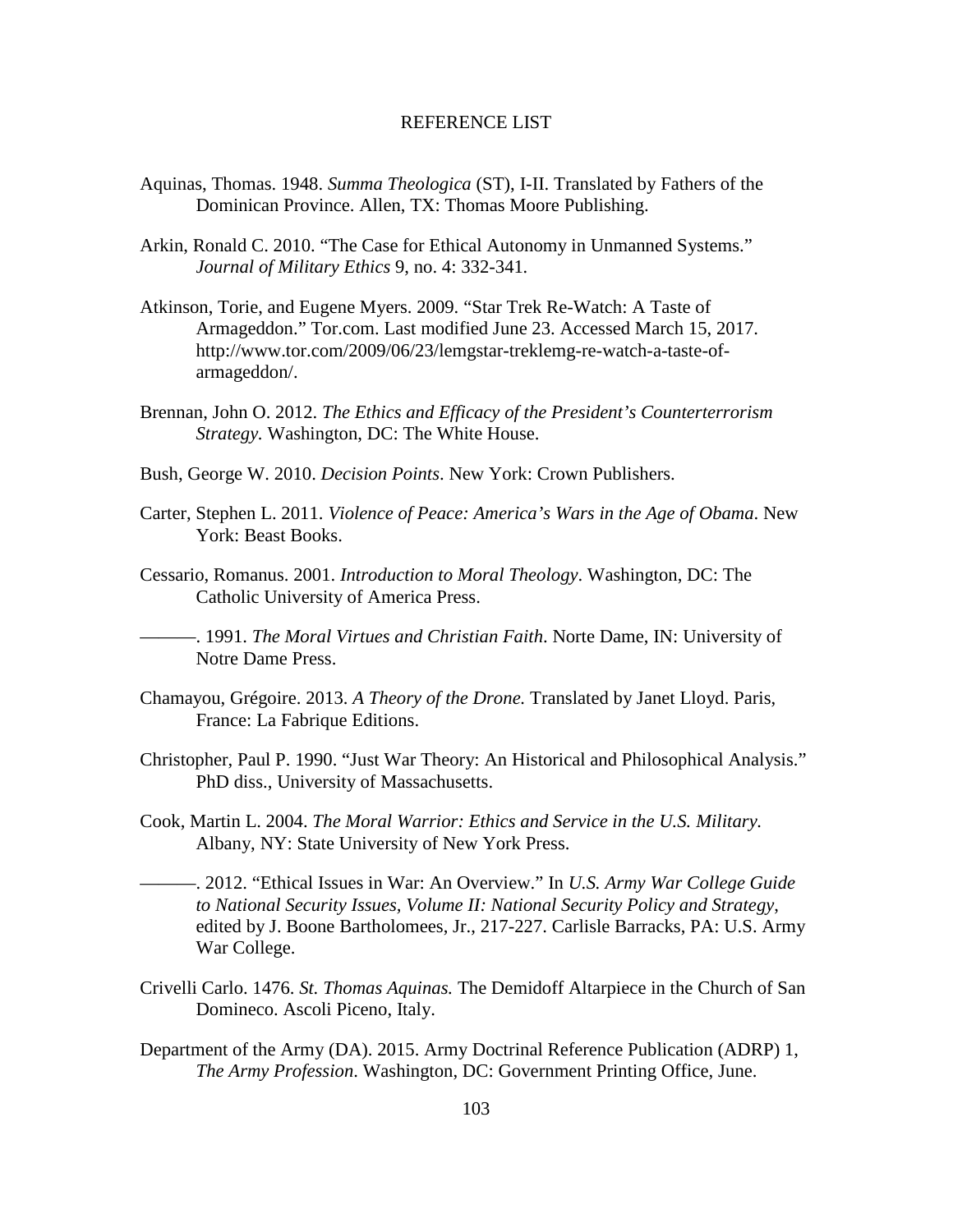# REFERENCE LIST

Aquinas, Thomas. 1948. *Summa Theologica* (ST), I-II. Translated by Fathers of the Dominican Province. Allen, TX: Thomas Moore Publishing.

Arkin, Ronald C. 2010. "The Case for Ethical Autonomy in Unmanned Systems." *Journal of Military Ethics* 9, no. 4: 332-341.

Atkinson, Torie, and Eugene Myers. 2009. "Star Trek Re-Watch: A Taste of Armageddon." Tor.com. Last modified June 23. Accessed March 15, 2017. http://www.tor.com/2009/06/23/lemgstar-treklemg-re-watch-a-taste-of-armageddon/.

Brennan, John O. 2012. *The Ethics and Efficacy of the President's Counterterrorism Strategy.* Washington, DC: The White House.

Bush, George W. 2010. *Decision Points*. New York: Crown Publishers.

Carter, Stephen L. 2011. *Violence of Peace: America's Wars in the Age of Obama*. New York: Beast Books.

Cessario, Romanus. 2001. *Introduction to Moral Theology*. Washington, DC: The Catholic University of America Press.

———. 1991. *The Moral Virtues and Christian Faith*. Norte Dame, IN: University of Notre Dame Press.

Chamayou, Grégoire. 2013. *A Theory of the Drone.* Translated by Janet Lloyd. Paris, France: La Fabrique Editions.

Christopher, Paul P. 1990. "Just War Theory: An Historical and Philosophical Analysis." PhD diss., University of Massachusetts.

Cook, Martin L. 2004. *The Moral Warrior: Ethics and Service in the U.S. Military.* Albany, NY: State University of New York Press.

———. 2012. "Ethical Issues in War: An Overview." In *U.S. Army War College Guide to National Security Issues, Volume II: National Security Policy and Strategy*, edited by J. Boone Bartholomees, Jr., 217-227. Carlisle Barracks, PA: U.S. Army War College.

Crivelli Carlo. 1476. *St. Thomas Aquinas.* The Demidoff Altarpiece in the Church of San Domineco. Ascoli Piceno, Italy.

Department of the Army (DA). 2015. Army Doctrinal Reference Publication (ADRP) 1, *The Army Profession*. Washington, DC: Government Printing Office, June.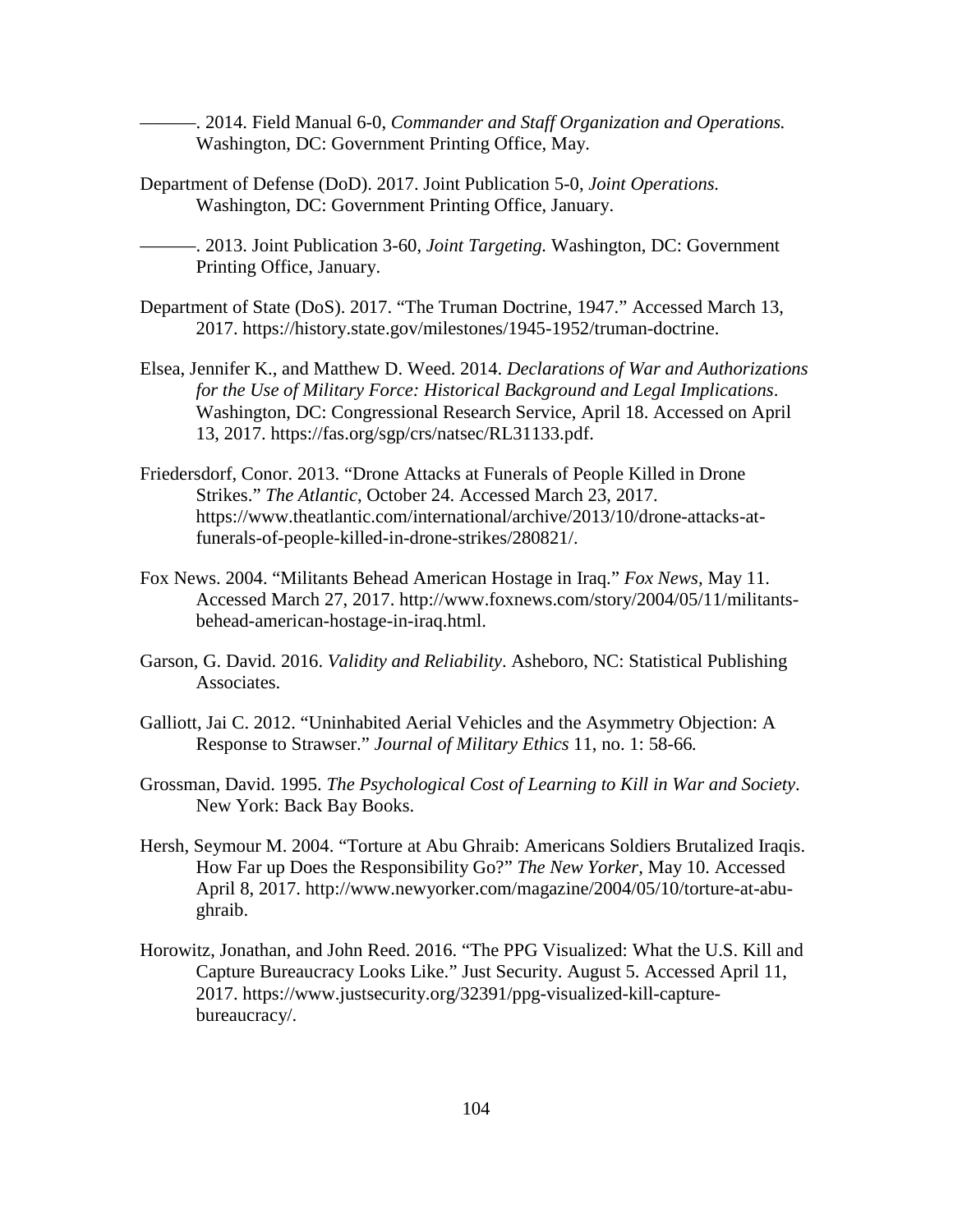———. 2014. Field Manual 6-0, *Commander and Staff Organization and Operations.* Washington, DC: Government Printing Office, May.

Department of Defense (DoD). 2017. Joint Publication 5-0, *Joint Operations.* Washington, DC: Government Printing Office, January.

———. 2013. Joint Publication 3-60, *Joint Targeting.* Washington, DC: Government Printing Office, January.

Department of State (DoS). 2017. "The Truman Doctrine, 1947." Accessed March 13, 2017. https://history.state.gov/milestones/1945-1952/truman-doctrine.

Elsea, Jennifer K., and Matthew D. Weed. 2014. *Declarations of War and Authorizations for the Use of Military Force: Historical Background and Legal Implications*. Washington, DC: Congressional Research Service, April 18. Accessed on April 13, 2017. https://fas.org/sgp/crs/natsec/RL31133.pdf.

Friedersdorf, Conor. 2013. "Drone Attacks at Funerals of People Killed in Drone Strikes." *The Atlantic*, October 24. Accessed March 23, 2017. https://www.theatlantic.com/international/archive/2013/10/drone-attacks-at-funerals-of-people-killed-in-drone-strikes/280821/.

Fox News. 2004. "Militants Behead American Hostage in Iraq." *Fox News*, May 11. Accessed March 27, 2017. http://www.foxnews.com/story/2004/05/11/militants-behead-american-hostage-in-iraq.html.

Garson, G. David. 2016. *Validity and Reliability*. Asheboro, NC: Statistical Publishing Associates.

Galliott, Jai C. 2012. "Uninhabited Aerial Vehicles and the Asymmetry Objection: A Response to Strawser." *Journal of Military Ethics* 11, no. 1: 58-66.

Grossman, David. 1995. *The Psychological Cost of Learning to Kill in War and Society*. New York: Back Bay Books.

Hersh, Seymour M. 2004. "Torture at Abu Ghraib: Americans Soldiers Brutalized Iraqis. How Far up Does the Responsibility Go?" *The New Yorker*, May 10. Accessed April 8, 2017. http://www.newyorker.com/magazine/2004/05/10/torture-at-abu-ghraib.

Horowitz, Jonathan, and John Reed. 2016. "The PPG Visualized: What the U.S. Kill and Capture Bureaucracy Looks Like." Just Security. August 5. Accessed April 11, 2017. https://www.justsecurity.org/32391/ppg-visualized-kill-capture-bureaucracy/.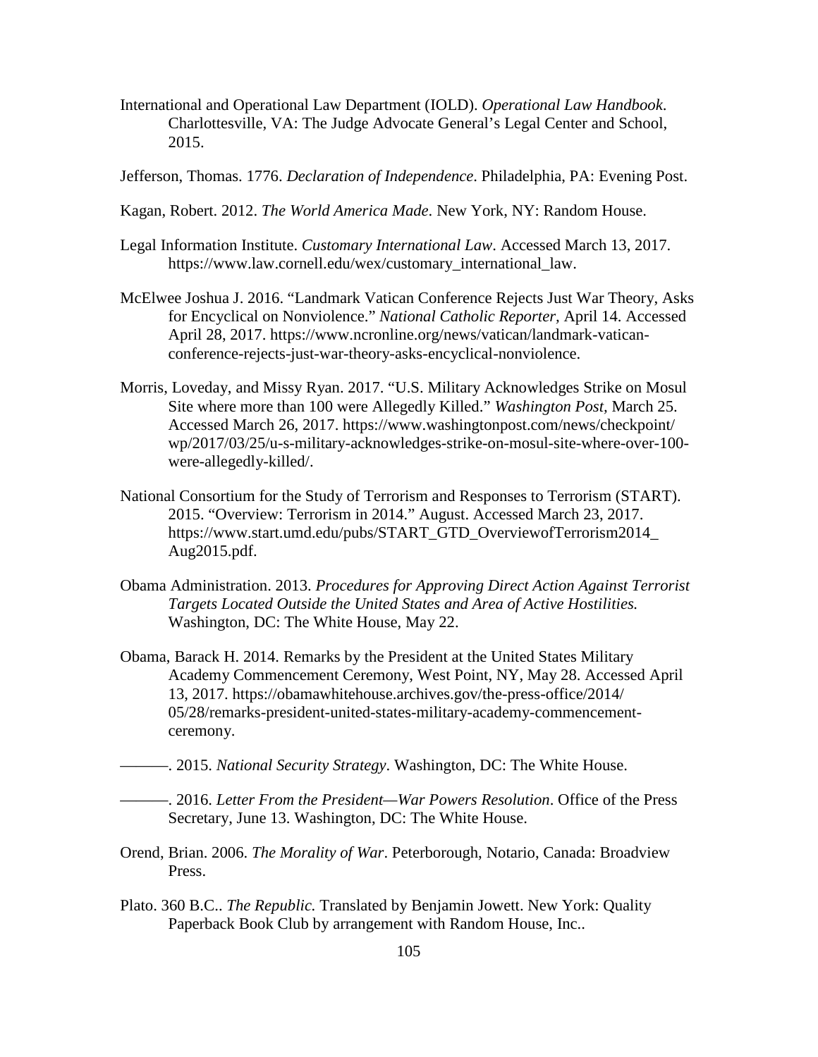International and Operational Law Department (IOLD). *Operational Law Handbook*. Charlottesville, VA: The Judge Advocate General's Legal Center and School, 2015.

Jefferson, Thomas. 1776. *Declaration of Independence*. Philadelphia, PA: Evening Post.

Kagan, Robert. 2012. *The World America Made*. New York, NY: Random House.

Legal Information Institute. *Customary International Law*. Accessed March 13, 2017. https://www.law.cornell.edu/wex/customary_international_law.

McElwee Joshua J. 2016. "Landmark Vatican Conference Rejects Just War Theory, Asks for Encyclical on Nonviolence." *National Catholic Reporter*, April 14. Accessed April 28, 2017. https://www.ncronline.org/news/vatican/landmark-vatican-conference-rejects-just-war-theory-asks-encyclical-nonviolence.

Morris, Loveday, and Missy Ryan. 2017. "U.S. Military Acknowledges Strike on Mosul Site where more than 100 were Allegedly Killed." *Washington Post*, March 25. Accessed March 26, 2017. https://www.washingtonpost.com/news/checkpoint/wp/2017/03/25/u-s-military-acknowledges-strike-on-mosul-site-where-over-100-were-allegedly-killed/.

National Consortium for the Study of Terrorism and Responses to Terrorism (START). 2015. "Overview: Terrorism in 2014." August. Accessed March 23, 2017. https://www.start.umd.edu/pubs/START_GTD_OverviewofTerrorism2014_Aug2015.pdf.

Obama Administration. 2013. *Procedures for Approving Direct Action Against Terrorist Targets Located Outside the United States and Area of Active Hostilities.* Washington, DC: The White House, May 22.

Obama, Barack H. 2014. Remarks by the President at the United States Military Academy Commencement Ceremony, West Point, NY, May 28. Accessed April 13, 2017. https://obamawhitehouse.archives.gov/the-press-office/2014/05/28/remarks-president-united-states-military-academy-commencement-ceremony.

———. 2015. *National Security Strategy*. Washington, DC: The White House.

———. 2016. *Letter From the President—War Powers Resolution*. Office of the Press Secretary, June 13. Washington, DC: The White House.

Orend, Brian. 2006. *The Morality of War*. Peterborough, Notario, Canada: Broadview Press.

Plato. 360 B.C.. *The Republic.* Translated by Benjamin Jowett. New York: Quality Paperback Book Club by arrangement with Random House, Inc..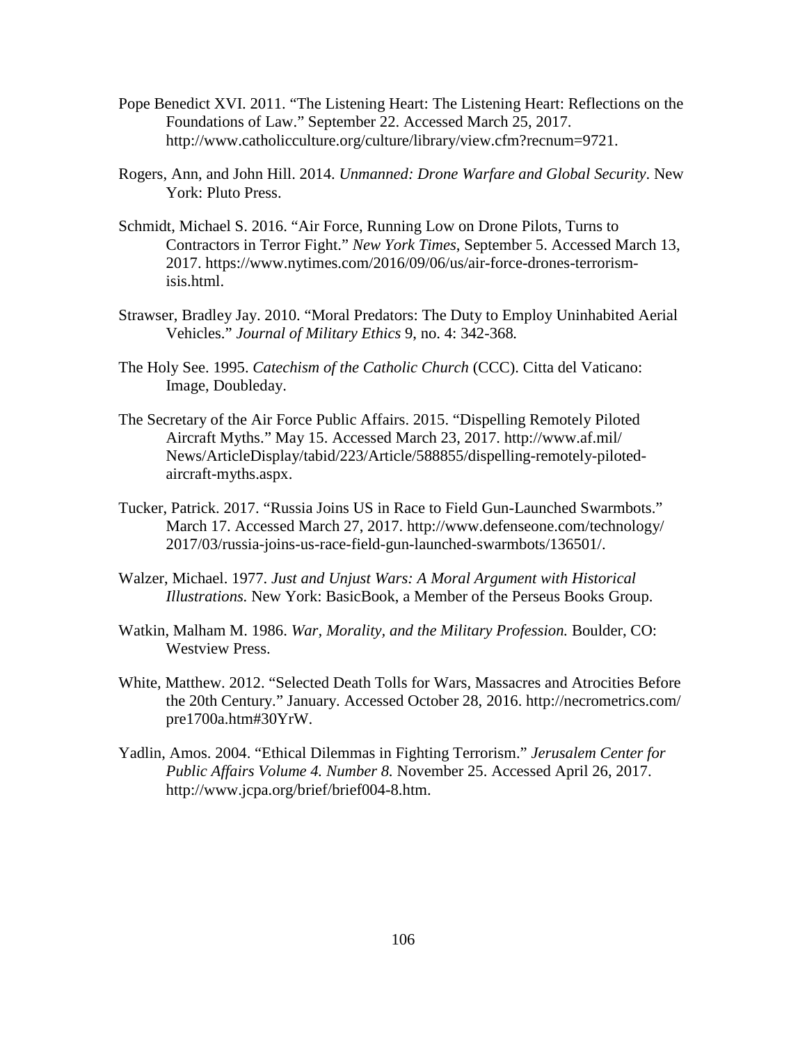Pope Benedict XVI. 2011. "The Listening Heart: The Listening Heart: Reflections on the Foundations of Law." September 22. Accessed March 25, 2017. http://www.catholicculture.org/culture/library/view.cfm?recnum=9721.

Rogers, Ann, and John Hill. 2014. *Unmanned: Drone Warfare and Global Security*. New York: Pluto Press.

Schmidt, Michael S. 2016. "Air Force, Running Low on Drone Pilots, Turns to Contractors in Terror Fight." *New York Times*, September 5. Accessed March 13, 2017. https://www.nytimes.com/2016/09/06/us/air-force-drones-terrorism-isis.html.

Strawser, Bradley Jay. 2010. "Moral Predators: The Duty to Employ Uninhabited Aerial Vehicles." *Journal of Military Ethics* 9, no. 4: 342-368*.*

The Holy See. 1995. *Catechism of the Catholic Church* (CCC). Citta del Vaticano: Image, Doubleday.

The Secretary of the Air Force Public Affairs. 2015. "Dispelling Remotely Piloted Aircraft Myths." May 15. Accessed March 23, 2017. http://www.af.mil/News/ArticleDisplay/tabid/223/Article/588855/dispelling-remotely-piloted-aircraft-myths.aspx.

Tucker, Patrick. 2017. "Russia Joins US in Race to Field Gun-Launched Swarmbots." March 17. Accessed March 27, 2017. http://www.defenseone.com/technology/2017/03/russia-joins-us-race-field-gun-launched-swarmbots/136501/.

Walzer, Michael. 1977. *Just and Unjust Wars: A Moral Argument with Historical Illustrations.* New York: BasicBook, a Member of the Perseus Books Group.

Watkin, Malham M. 1986. *War, Morality, and the Military Profession.* Boulder, CO: Westview Press.

White, Matthew. 2012. "Selected Death Tolls for Wars, Massacres and Atrocities Before the 20th Century." January. Accessed October 28, 2016. http://necrometrics.com/pre1700a.htm#30YrW.

Yadlin, Amos. 2004. "Ethical Dilemmas in Fighting Terrorism." *Jerusalem Center for Public Affairs Volume 4. Number 8.* November 25. Accessed April 26, 2017. http://www.jcpa.org/brief/brief004-8.htm.